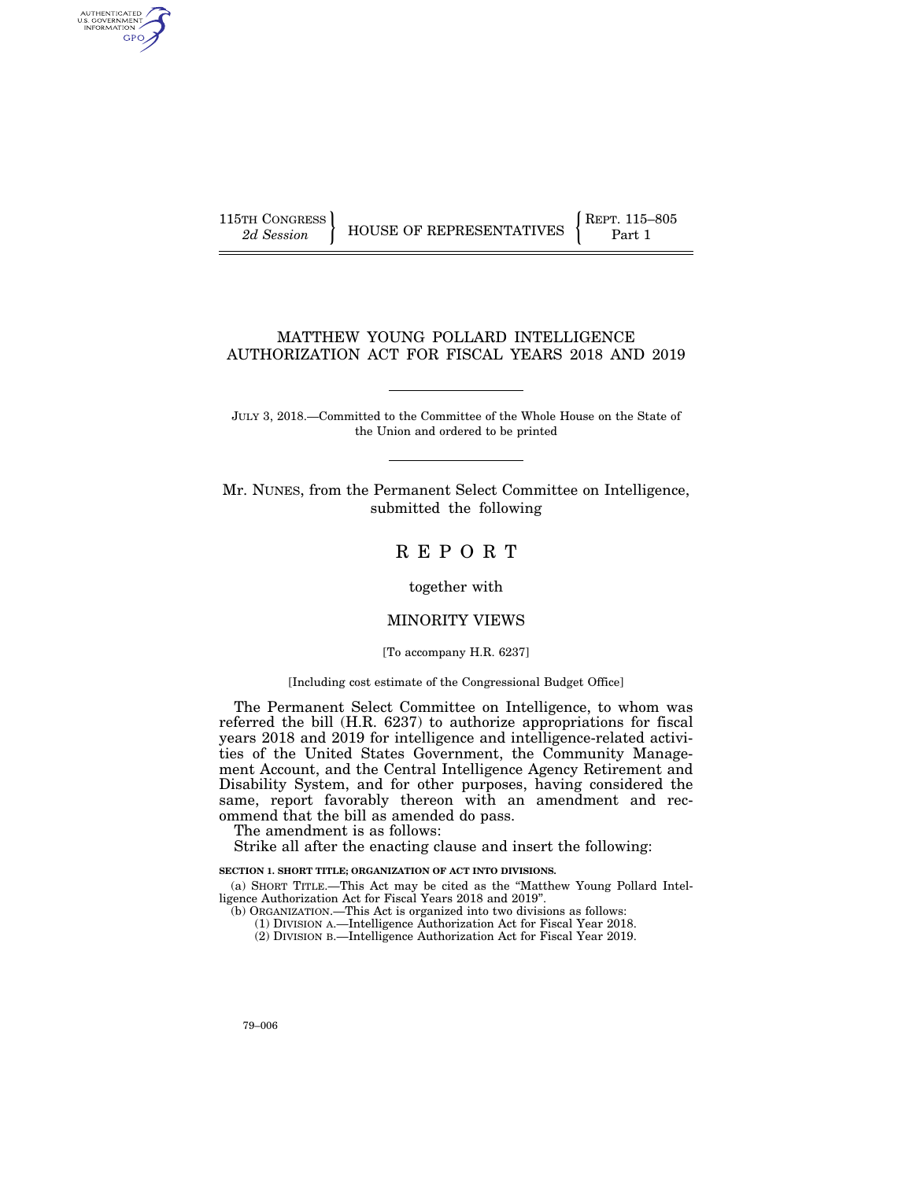115TH CONGRESS 2d Session | HOUSE OF REPRESENTATIVES | REPT. 115–805 Part 1

# MATTHEW YOUNG POLLARD INTELLIGENCE AUTHORIZATION ACT FOR FISCAL YEARS 2018 AND 2019

JULY 3, 2018.—Committed to the Committee of the Whole House on the State of the Union and ordered to be printed

Mr. NUNES, from the Permanent Select Committee on Intelligence, submitted the following

# R E P O R T

together with

## MINORITY VIEWS

[To accompany H.R. 6237]

[Including cost estimate of the Congressional Budget Office]

The Permanent Select Committee on Intelligence, to whom was referred the bill (H.R. 6237) to authorize appropriations for fiscal years 2018 and 2019 for intelligence and intelligence-related activities of the United States Government, the Community Management Account, and the Central Intelligence Agency Retirement and Disability System, and for other purposes, having considered the same, report favorably thereon with an amendment and recommend that the bill as amended do pass.

The amendment is as follows:

Strike all after the enacting clause and insert the following:

**SECTION 1. SHORT TITLE; ORGANIZATION OF ACT INTO DIVISIONS.**

(a) SHORT TITLE.—This Act may be cited as the "Matthew Young Pollard Intelligence Authorization Act for Fiscal Years 2018 and 2019".

(b) ORGANIZATION.—This Act is organized into two divisions as follows:

(1) DIVISION A.—Intelligence Authorization Act for Fiscal Year 2018.

(2) DIVISION B.—Intelligence Authorization Act for Fiscal Year 2019.

79–006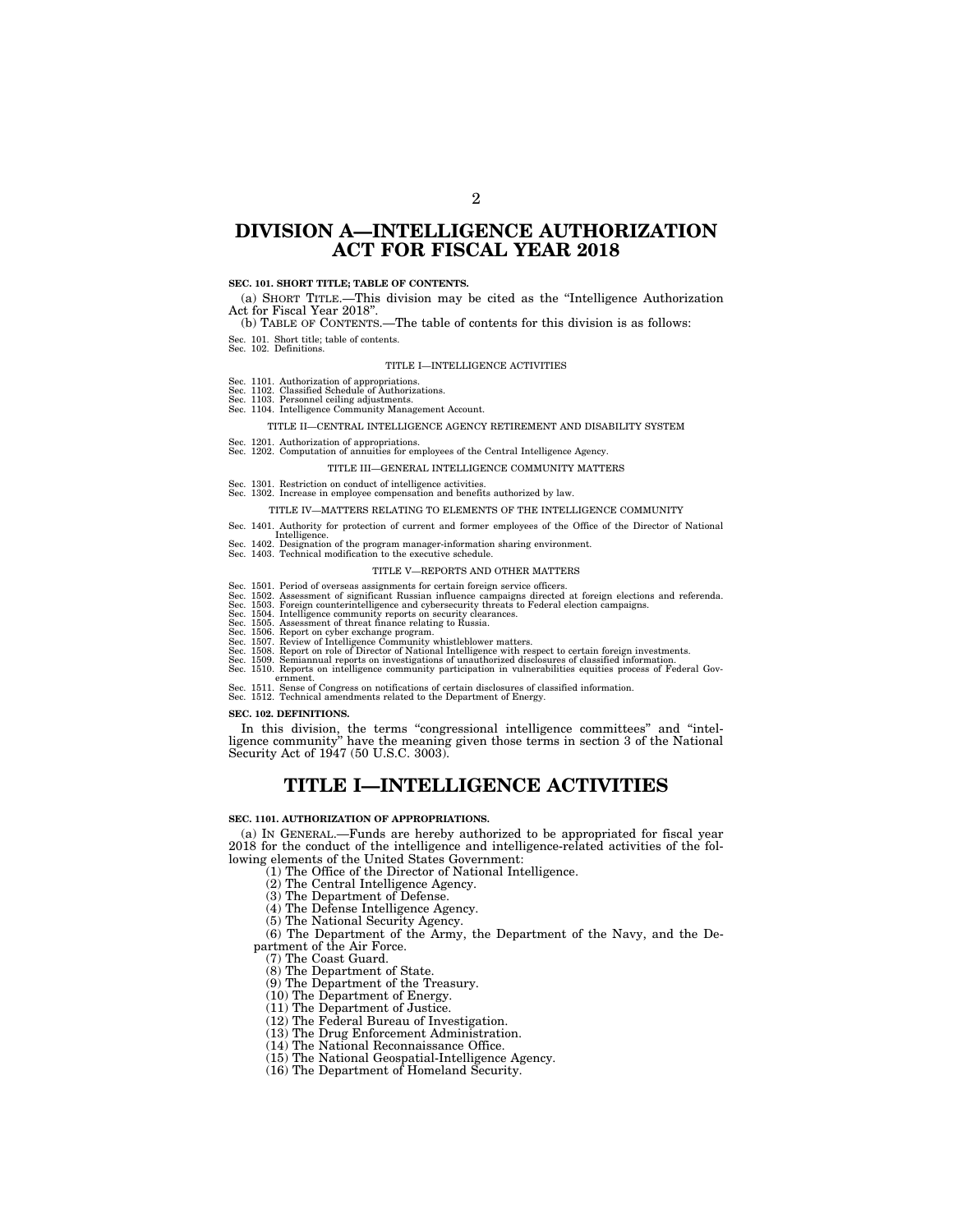# DIVISION A—INTELLIGENCE AUTHORIZATION ACT FOR FISCAL YEAR 2018

**SEC. 101. SHORT TITLE; TABLE OF CONTENTS.**

(a) SHORT TITLE.—This division may be cited as the "Intelligence Authorization Act for Fiscal Year 2018".

(b) TABLE OF CONTENTS.—The table of contents for this division is as follows:

Sec. 101. Short title; table of contents.
Sec. 102. Definitions.

TITLE I—INTELLIGENCE ACTIVITIES

Sec. 1101. Authorization of appropriations.
Sec. 1102. Classified Schedule of Authorizations.
Sec. 1103. Personnel ceiling adjustments.
Sec. 1104. Intelligence Community Management Account.

TITLE II—CENTRAL INTELLIGENCE AGENCY RETIREMENT AND DISABILITY SYSTEM

Sec. 1201. Authorization of appropriations.
Sec. 1202. Computation of annuities for employees of the Central Intelligence Agency.

TITLE III—GENERAL INTELLIGENCE COMMUNITY MATTERS

Sec. 1301. Restriction on conduct of intelligence activities.
Sec. 1302. Increase in employee compensation and benefits authorized by law.

TITLE IV—MATTERS RELATING TO ELEMENTS OF THE INTELLIGENCE COMMUNITY

Sec. 1401. Authority for protection of current and former employees of the Office of the Director of National Intelligence.
Sec. 1402. Designation of the program manager-information sharing environment.
Sec. 1403. Technical modification to the executive schedule.

TITLE V—REPORTS AND OTHER MATTERS

Sec. 1501. Period of overseas assignments for certain foreign service officers.
Sec. 1502. Assessment of significant Russian influence campaigns directed at foreign elections and referenda.
Sec. 1503. Foreign counterintelligence and cybersecurity threats to Federal election campaigns.
Sec. 1504. Intelligence community reports on security clearances.
Sec. 1505. Assessment of threat finance relating to Russia.
Sec. 1506. Report on cyber exchange program.
Sec. 1507. Review of Intelligence Community whistleblower matters.
Sec. 1508. Report on role of Director of National Intelligence with respect to certain foreign investments.
Sec. 1509. Semiannual reports on investigations of unauthorized disclosures of classified information.
Sec. 1510. Reports on intelligence community participation in vulnerabilities equities process of Federal Government.
Sec. 1511. Sense of Congress on notifications of certain disclosures of classified information.
Sec. 1512. Technical amendments related to the Department of Energy.

**SEC. 102. DEFINITIONS.**

In this division, the terms "congressional intelligence committees" and "intelligence community" have the meaning given those terms in section 3 of the National Security Act of 1947 (50 U.S.C. 3003).

# TITLE I—INTELLIGENCE ACTIVITIES

**SEC. 1101. AUTHORIZATION OF APPROPRIATIONS.**

(a) IN GENERAL.—Funds are hereby authorized to be appropriated for fiscal year 2018 for the conduct of the intelligence and intelligence-related activities of the following elements of the United States Government:

(1) The Office of the Director of National Intelligence.
(2) The Central Intelligence Agency.
(3) The Department of Defense.
(4) The Defense Intelligence Agency.
(5) The National Security Agency.
(6) The Department of the Army, the Department of the Navy, and the Department of the Air Force.
(7) The Coast Guard.
(8) The Department of State.
(9) The Department of the Treasury.
(10) The Department of Energy.
(11) The Department of Justice.
(12) The Federal Bureau of Investigation.
(13) The Drug Enforcement Administration.
(14) The National Reconnaissance Office.
(15) The National Geospatial-Intelligence Agency.
(16) The Department of Homeland Security.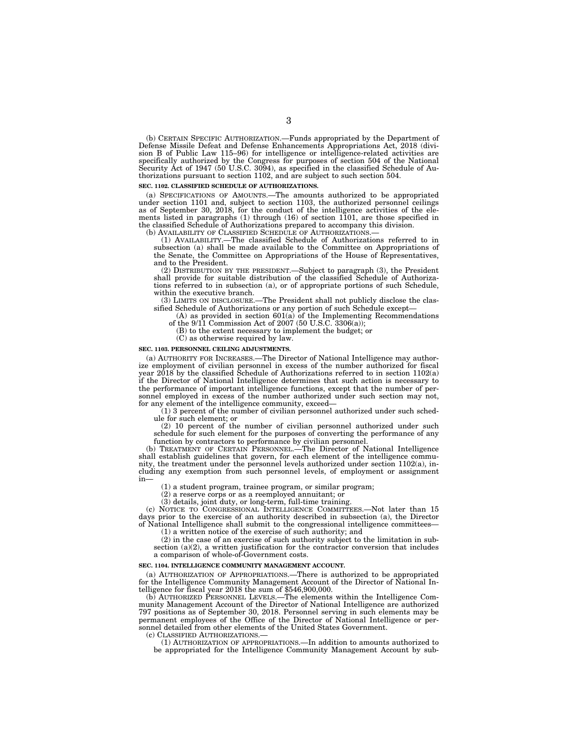(b) CERTAIN SPECIFIC AUTHORIZATION.—Funds appropriated by the Department of Defense Missile Defeat and Defense Enhancements Appropriations Act, 2018 (division B of Public Law 115–96) for intelligence or intelligence-related activities are specifically authorized by the Congress for purposes of section 504 of the National Security Act of 1947 (50 U.S.C. 3094), as specified in the classified Schedule of Authorizations pursuant to section 1102, and are subject to such section 504.

**SEC. 1102. CLASSIFIED SCHEDULE OF AUTHORIZATIONS.**

(a) SPECIFICATIONS OF AMOUNTS.—The amounts authorized to be appropriated under section 1101 and, subject to section 1103, the authorized personnel ceilings as of September 30, 2018, for the conduct of the intelligence activities of the elements listed in paragraphs (1) through (16) of section 1101, are those specified in the classified Schedule of Authorizations prepared to accompany this division.

(b) AVAILABILITY OF CLASSIFIED SCHEDULE OF AUTHORIZATIONS.—

(1) AVAILABILITY.—The classified Schedule of Authorizations referred to in subsection (a) shall be made available to the Committee on Appropriations of the Senate, the Committee on Appropriations of the House of Representatives, and to the President.

(2) DISTRIBUTION BY THE PRESIDENT.—Subject to paragraph (3), the President shall provide for suitable distribution of the classified Schedule of Authorizations referred to in subsection (a), or of appropriate portions of such Schedule, within the executive branch.

(3) LIMITS ON DISCLOSURE.—The President shall not publicly disclose the classified Schedule of Authorizations or any portion of such Schedule except—

(A) as provided in section 601(a) of the Implementing Recommendations of the 9/11 Commission Act of 2007 (50 U.S.C. 3306(a));

(B) to the extent necessary to implement the budget; or

(C) as otherwise required by law.

**SEC. 1103. PERSONNEL CEILING ADJUSTMENTS.**

(a) AUTHORITY FOR INCREASES.—The Director of National Intelligence may authorize employment of civilian personnel in excess of the number authorized for fiscal year 2018 by the classified Schedule of Authorizations referred to in section 1102(a) if the Director of National Intelligence determines that such action is necessary to the performance of important intelligence functions, except that the number of personnel employed in excess of the number authorized under such section may not, for any element of the intelligence community, exceed—

(1) 3 percent of the number of civilian personnel authorized under such schedule for such element; or

(2) 10 percent of the number of civilian personnel authorized under such schedule for such element for the purposes of converting the performance of any function by contractors to performance by civilian personnel.

(b) TREATMENT OF CERTAIN PERSONNEL.—The Director of National Intelligence shall establish guidelines that govern, for each element of the intelligence community, the treatment under the personnel levels authorized under section 1102(a), including any exemption from such personnel levels, of employment or assignment in—

(1) a student program, trainee program, or similar program;

(2) a reserve corps or as a reemployed annuitant; or

(3) details, joint duty, or long-term, full-time training.

(c) NOTICE TO CONGRESSIONAL INTELLIGENCE COMMITTEES.—Not later than 15 days prior to the exercise of an authority described in subsection (a), the Director of National Intelligence shall submit to the congressional intelligence committees—

(1) a written notice of the exercise of such authority; and

(2) in the case of an exercise of such authority subject to the limitation in subsection (a)(2), a written justification for the contractor conversion that includes a comparison of whole-of-Government costs.

**SEC. 1104. INTELLIGENCE COMMUNITY MANAGEMENT ACCOUNT.**

(a) AUTHORIZATION OF APPROPRIATIONS.—There is authorized to be appropriated for the Intelligence Community Management Account of the Director of National Intelligence for fiscal year 2018 the sum of $546,900,000.

(b) AUTHORIZED PERSONNEL LEVELS.—The elements within the Intelligence Community Management Account of the Director of National Intelligence are authorized 797 positions as of September 30, 2018. Personnel serving in such elements may be permanent employees of the Office of the Director of National Intelligence or personnel detailed from other elements of the United States Government.

(c) CLASSIFIED AUTHORIZATIONS.—

(1) AUTHORIZATION OF APPROPRIATIONS.—In addition to amounts authorized to be appropriated for the Intelligence Community Management Account by sub-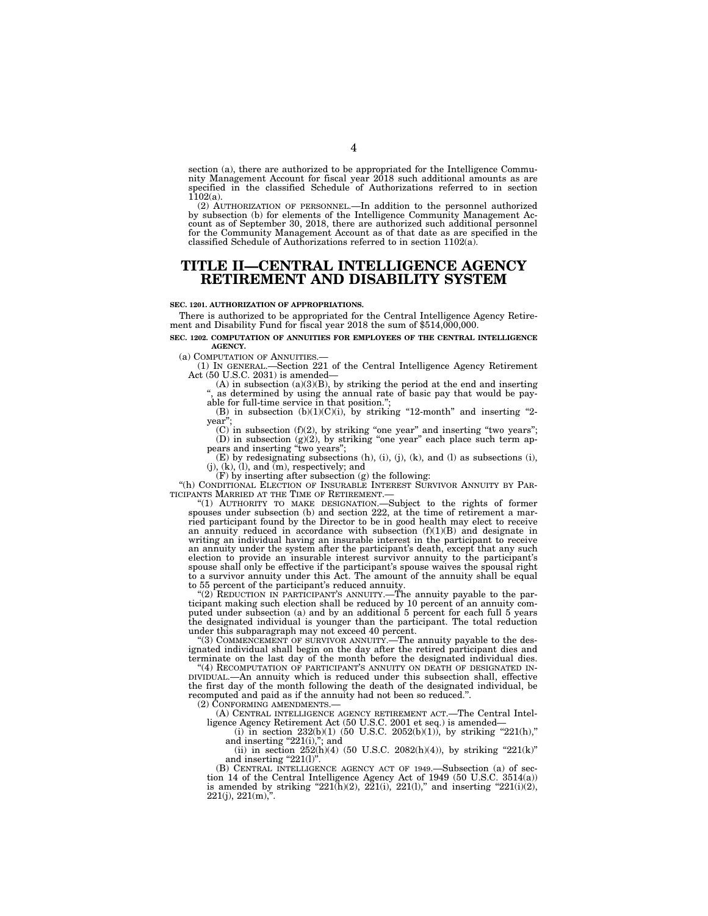section (a), there are authorized to be appropriated for the Intelligence Community Management Account for fiscal year 2018 such additional amounts as are specified in the classified Schedule of Authorizations referred to in section 1102(a).

(2) AUTHORIZATION OF PERSONNEL.—In addition to the personnel authorized by subsection (b) for elements of the Intelligence Community Management Account as of September 30, 2018, there are authorized such additional personnel for the Community Management Account as of that date as are specified in the classified Schedule of Authorizations referred to in section 1102(a).

# TITLE II—CENTRAL INTELLIGENCE AGENCY RETIREMENT AND DISABILITY SYSTEM

**SEC. 1201. AUTHORIZATION OF APPROPRIATIONS.**

There is authorized to be appropriated for the Central Intelligence Agency Retirement and Disability Fund for fiscal year 2018 the sum of $514,000,000.

**SEC. 1202. COMPUTATION OF ANNUITIES FOR EMPLOYEES OF THE CENTRAL INTELLIGENCE AGENCY.**

(a) COMPUTATION OF ANNUITIES.—

(1) IN GENERAL.—Section 221 of the Central Intelligence Agency Retirement Act (50 U.S.C. 2031) is amended—

(A) in subsection (a)(3)(B), by striking the period at the end and inserting ", as determined by using the annual rate of basic pay that would be payable for full-time service in that position.";

(B) in subsection (b)(1)(C)(i), by striking "12-month" and inserting "2-year";

(C) in subsection (f)(2), by striking "one year" and inserting "two years";

(D) in subsection (g)(2), by striking "one year" each place such term appears and inserting "two years";

(E) by redesignating subsections (h), (i), (j), (k), and (l) as subsections (i), (j), (k), (l), and (m), respectively; and

(F) by inserting after subsection (g) the following:

"(h) CONDITIONAL ELECTION OF INSURABLE INTEREST SURVIVOR ANNUITY BY PARTICIPANTS MARRIED AT THE TIME OF RETIREMENT.—

"(1) AUTHORITY TO MAKE DESIGNATION.—Subject to the rights of former spouses under subsection (b) and section 222, at the time of retirement a married participant found by the Director to be in good health may elect to receive an annuity reduced in accordance with subsection (f)(1)(B) and designate in writing an individual having an insurable interest in the participant to receive an annuity under the system after the participant's death, except that any such election to provide an insurable interest survivor annuity to the participant's spouse shall only be effective if the participant's spouse waives the spousal right to a survivor annuity under this Act. The amount of the annuity shall be equal to 55 percent of the participant's reduced annuity.

"(2) REDUCTION IN PARTICIPANT'S ANNUITY.—The annuity payable to the participant making such election shall be reduced by 10 percent of an annuity computed under subsection (a) and by an additional 5 percent for each full 5 years the designated individual is younger than the participant. The total reduction under this subparagraph may not exceed 40 percent.

"(3) COMMENCEMENT OF SURVIVOR ANNUITY.—The annuity payable to the designated individual shall begin on the day after the retired participant dies and terminate on the last day of the month before the designated individual dies.

"(4) RECOMPUTATION OF PARTICIPANT'S ANNUITY ON DEATH OF DESIGNATED INDIVIDUAL.—An annuity which is reduced under this subsection shall, effective the first day of the month following the death of the designated individual, be recomputed and paid as if the annuity had not been so reduced.".

(2) CONFORMING AMENDMENTS.—

(A) CENTRAL INTELLIGENCE AGENCY RETIREMENT ACT.—The Central Intelligence Agency Retirement Act (50 U.S.C. 2001 et seq.) is amended—

(i) in section 232(b)(1) (50 U.S.C. 2052(b)(1)), by striking "221(h)," and inserting "221(i),"; and

(ii) in section 252(h)(4) (50 U.S.C. 2082(h)(4)), by striking "221(k)" and inserting "221(l)".

(B) CENTRAL INTELLIGENCE AGENCY ACT OF 1949.—Subsection (a) of section 14 of the Central Intelligence Agency Act of 1949 (50 U.S.C. 3514(a)) is amended by striking "221(h)(2), 221(i), 221(l)," and inserting "221(i)(2), 221(j), 221(m),".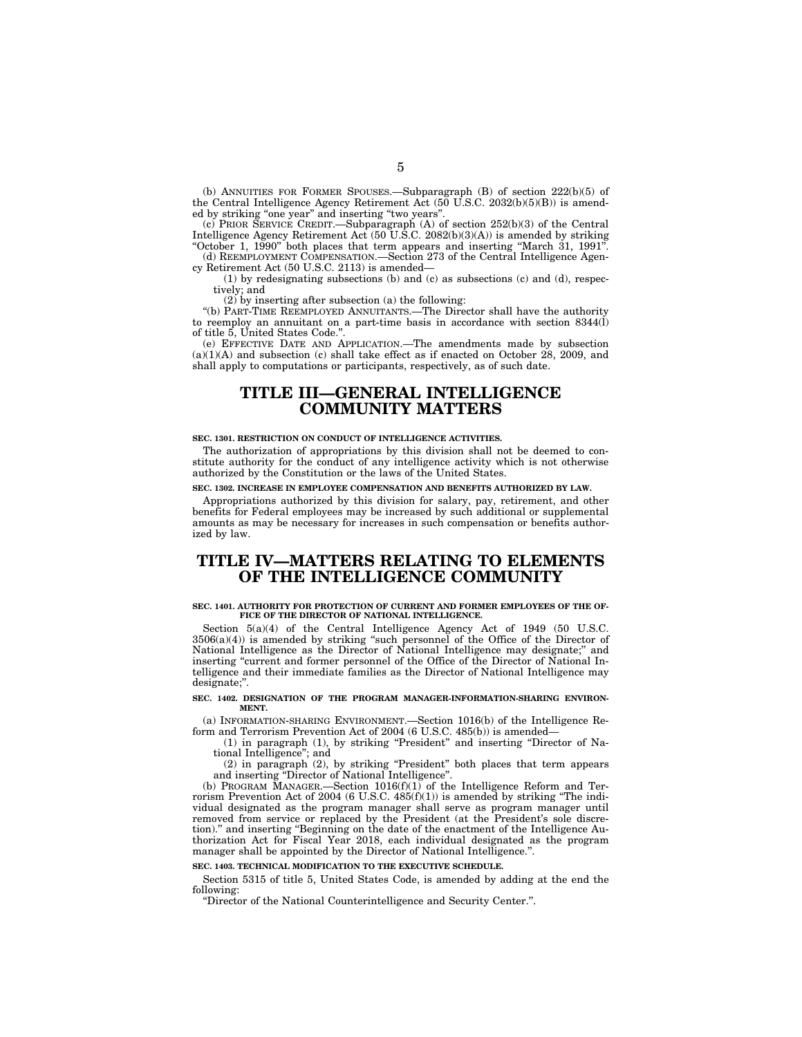(b) ANNUITIES FOR FORMER SPOUSES.—Subparagraph (B) of section 222(b)(5) of the Central Intelligence Agency Retirement Act (50 U.S.C. 2032(b)(5)(B)) is amended by striking "one year" and inserting "two years".

(c) PRIOR SERVICE CREDIT.—Subparagraph (A) of section 252(b)(3) of the Central Intelligence Agency Retirement Act (50 U.S.C. 2082(b)(3)(A)) is amended by striking "October 1, 1990" both places that term appears and inserting "March 31, 1991".

(d) REEMPLOYMENT COMPENSATION.—Section 273 of the Central Intelligence Agency Retirement Act (50 U.S.C. 2113) is amended—

(1) by redesignating subsections (b) and (c) as subsections (c) and (d), respectively; and

(2) by inserting after subsection (a) the following:

"(b) PART-TIME REEMPLOYED ANNUITANTS.—The Director shall have the authority to reemploy an annuitant on a part-time basis in accordance with section 8344(l) of title 5, United States Code.".

(e) EFFECTIVE DATE AND APPLICATION.—The amendments made by subsection (a)(1)(A) and subsection (c) shall take effect as if enacted on October 28, 2009, and shall apply to computations or participants, respectively, as of such date.

# TITLE III—GENERAL INTELLIGENCE COMMUNITY MATTERS

**SEC. 1301. RESTRICTION ON CONDUCT OF INTELLIGENCE ACTIVITIES.**

The authorization of appropriations by this division shall not be deemed to constitute authority for the conduct of any intelligence activity which is not otherwise authorized by the Constitution or the laws of the United States.

**SEC. 1302. INCREASE IN EMPLOYEE COMPENSATION AND BENEFITS AUTHORIZED BY LAW.**

Appropriations authorized by this division for salary, pay, retirement, and other benefits for Federal employees may be increased by such additional or supplemental amounts as may be necessary for increases in such compensation or benefits authorized by law.

# TITLE IV—MATTERS RELATING TO ELEMENTS OF THE INTELLIGENCE COMMUNITY

**SEC. 1401. AUTHORITY FOR PROTECTION OF CURRENT AND FORMER EMPLOYEES OF THE OFFICE OF THE DIRECTOR OF NATIONAL INTELLIGENCE.**

Section 5(a)(4) of the Central Intelligence Agency Act of 1949 (50 U.S.C. 3506(a)(4)) is amended by striking "such personnel of the Office of the Director of National Intelligence as the Director of National Intelligence may designate;" and inserting "current and former personnel of the Office of the Director of National Intelligence and their immediate families as the Director of National Intelligence may designate;".

**SEC. 1402. DESIGNATION OF THE PROGRAM MANAGER-INFORMATION-SHARING ENVIRONMENT.**

(a) INFORMATION-SHARING ENVIRONMENT.—Section 1016(b) of the Intelligence Reform and Terrorism Prevention Act of 2004 (6 U.S.C. 485(b)) is amended—

(1) in paragraph (1), by striking "President" and inserting "Director of National Intelligence"; and

(2) in paragraph (2), by striking "President" both places that term appears and inserting "Director of National Intelligence".

(b) PROGRAM MANAGER.—Section 1016(f)(1) of the Intelligence Reform and Terrorism Prevention Act of 2004 (6 U.S.C. 485(f)(1)) is amended by striking "The individual designated as the program manager shall serve as program manager until removed from service or replaced by the President (at the President's sole discretion)." and inserting "Beginning on the date of the enactment of the Intelligence Authorization Act for Fiscal Year 2018, each individual designated as the program manager shall be appointed by the Director of National Intelligence.".

**SEC. 1403. TECHNICAL MODIFICATION TO THE EXECUTIVE SCHEDULE.**

Section 5315 of title 5, United States Code, is amended by adding at the end the following:

"Director of the National Counterintelligence and Security Center.".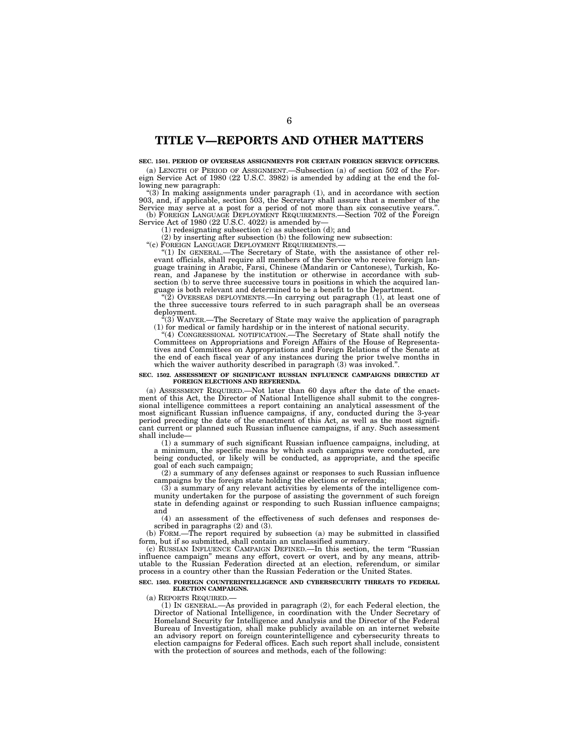# TITLE V—REPORTS AND OTHER MATTERS

**SEC. 1501. PERIOD OF OVERSEAS ASSIGNMENTS FOR CERTAIN FOREIGN SERVICE OFFICERS.**

(a) LENGTH OF PERIOD OF ASSIGNMENT.—Subsection (a) of section 502 of the Foreign Service Act of 1980 (22 U.S.C. 3982) is amended by adding at the end the following new paragraph:

"(3) In making assignments under paragraph (1), and in accordance with section 903, and, if applicable, section 503, the Secretary shall assure that a member of the Service may serve at a post for a period of not more than six consecutive years.".

(b) FOREIGN LANGUAGE DEPLOYMENT REQUIREMENTS.—Section 702 of the Foreign Service Act of 1980 (22 U.S.C. 4022) is amended by—

(1) redesignating subsection (c) as subsection (d); and

(2) by inserting after subsection (b) the following new subsection:

"(c) FOREIGN LANGUAGE DEPLOYMENT REQUIREMENTS.—

"(1) IN GENERAL.—The Secretary of State, with the assistance of other relevant officials, shall require all members of the Service who receive foreign language training in Arabic, Farsi, Chinese (Mandarin or Cantonese), Turkish, Korean, and Japanese by the institution or otherwise in accordance with subsection (b) to serve three successive tours in positions in which the acquired language is both relevant and determined to be a benefit to the Department.

"(2) OVERSEAS DEPLOYMENTS.—In carrying out paragraph (1), at least one of the three successive tours referred to in such paragraph shall be an overseas deployment.

"(3) WAIVER.—The Secretary of State may waive the application of paragraph (1) for medical or family hardship or in the interest of national security.

"(4) CONGRESSIONAL NOTIFICATION.—The Secretary of State shall notify the Committees on Appropriations and Foreign Affairs of the House of Representatives and Committees on Appropriations and Foreign Relations of the Senate at the end of each fiscal year of any instances during the prior twelve months in which the waiver authority described in paragraph (3) was invoked.".

**SEC. 1502. ASSESSMENT OF SIGNIFICANT RUSSIAN INFLUENCE CAMPAIGNS DIRECTED AT FOREIGN ELECTIONS AND REFERENDA.**

(a) ASSESSMENT REQUIRED.—Not later than 60 days after the date of the enactment of this Act, the Director of National Intelligence shall submit to the congressional intelligence committees a report containing an analytical assessment of the most significant Russian influence campaigns, if any, conducted during the 3-year period preceding the date of the enactment of this Act, as well as the most significant current or planned such Russian influence campaigns, if any. Such assessment shall include—

(1) a summary of such significant Russian influence campaigns, including, at a minimum, the specific means by which such campaigns were conducted, are being conducted, or likely will be conducted, as appropriate, and the specific goal of each such campaign;

(2) a summary of any defenses against or responses to such Russian influence campaigns by the foreign state holding the elections or referenda;

(3) a summary of any relevant activities by elements of the intelligence community undertaken for the purpose of assisting the government of such foreign state in defending against or responding to such Russian influence campaigns; and

(4) an assessment of the effectiveness of such defenses and responses described in paragraphs (2) and (3).

(b) FORM.—The report required by subsection (a) may be submitted in classified form, but if so submitted, shall contain an unclassified summary.

(c) RUSSIAN INFLUENCE CAMPAIGN DEFINED.—In this section, the term "Russian influence campaign" means any effort, covert or overt, and by any means, attributable to the Russian Federation directed at an election, referendum, or similar process in a country other than the Russian Federation or the United States.

**SEC. 1503. FOREIGN COUNTERINTELLIGENCE AND CYBERSECURITY THREATS TO FEDERAL ELECTION CAMPAIGNS.**

(a) REPORTS REQUIRED.—

(1) IN GENERAL.—As provided in paragraph (2), for each Federal election, the Director of National Intelligence, in coordination with the Under Secretary of Homeland Security for Intelligence and Analysis and the Director of the Federal Bureau of Investigation, shall make publicly available on an internet website an advisory report on foreign counterintelligence and cybersecurity threats to election campaigns for Federal offices. Each such report shall include, consistent with the protection of sources and methods, each of the following: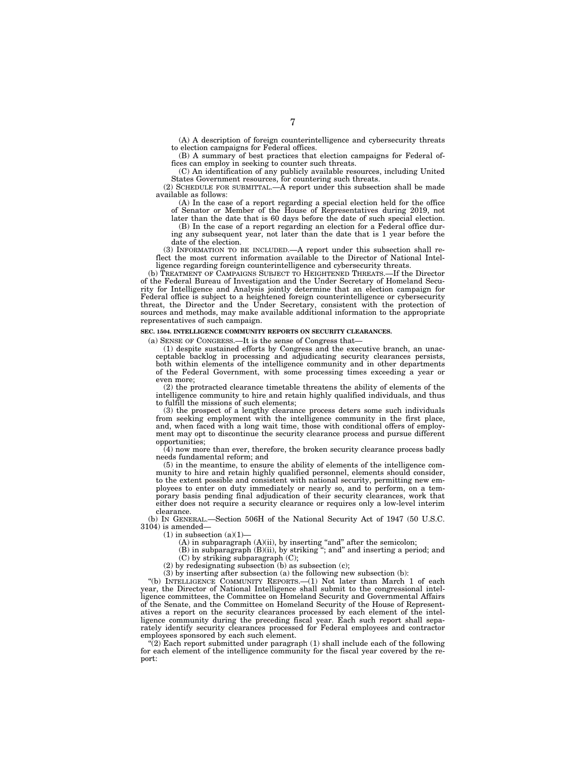(A) A description of foreign counterintelligence and cybersecurity threats to election campaigns for Federal offices.

(B) A summary of best practices that election campaigns for Federal offices can employ in seeking to counter such threats.

(C) An identification of any publicly available resources, including United States Government resources, for countering such threats.

(2) SCHEDULE FOR SUBMITTAL.—A report under this subsection shall be made available as follows:

(A) In the case of a report regarding a special election held for the office of Senator or Member of the House of Representatives during 2019, not later than the date that is 60 days before the date of such special election.

(B) In the case of a report regarding an election for a Federal office during any subsequent year, not later than the date that is 1 year before the date of the election.

(3) INFORMATION TO BE INCLUDED.—A report under this subsection shall reflect the most current information available to the Director of National Intelligence regarding foreign counterintelligence and cybersecurity threats.

(b) TREATMENT OF CAMPAIGNS SUBJECT TO HEIGHTENED THREATS.—If the Director of the Federal Bureau of Investigation and the Under Secretary of Homeland Security for Intelligence and Analysis jointly determine that an election campaign for Federal office is subject to a heightened foreign counterintelligence or cybersecurity threat, the Director and the Under Secretary, consistent with the protection of sources and methods, may make available additional information to the appropriate representatives of such campaign.

**SEC. 1504. INTELLIGENCE COMMUNITY REPORTS ON SECURITY CLEARANCES.**

(a) SENSE OF CONGRESS.—It is the sense of Congress that—

(1) despite sustained efforts by Congress and the executive branch, an unacceptable backlog in processing and adjudicating security clearances persists, both within elements of the intelligence community and in other departments of the Federal Government, with some processing times exceeding a year or even more;

(2) the protracted clearance timetable threatens the ability of elements of the intelligence community to hire and retain highly qualified individuals, and thus to fulfill the missions of such elements;

(3) the prospect of a lengthy clearance process deters some such individuals from seeking employment with the intelligence community in the first place, and, when faced with a long wait time, those with conditional offers of employment may opt to discontinue the security clearance process and pursue different opportunities;

(4) now more than ever, therefore, the broken security clearance process badly needs fundamental reform; and

(5) in the meantime, to ensure the ability of elements of the intelligence community to hire and retain highly qualified personnel, elements should consider, to the extent possible and consistent with national security, permitting new employees to enter on duty immediately or nearly so, and to perform, on a temporary basis pending final adjudication of their security clearances, work that either does not require a security clearance or requires only a low-level interim clearance.

(b) IN GENERAL.—Section 506H of the National Security Act of 1947 (50 U.S.C. 3104) is amended—

(1) in subsection (a)(1)—

(A) in subparagraph (A)(ii), by inserting "and" after the semicolon;

(B) in subparagraph (B)(ii), by striking "; and" and inserting a period; and

(C) by striking subparagraph (C);

(2) by redesignating subsection (b) as subsection (c);

(3) by inserting after subsection (a) the following new subsection (b):

"(b) INTELLIGENCE COMMUNITY REPORTS.—(1) Not later than March 1 of each year, the Director of National Intelligence shall submit to the congressional intelligence committees, the Committee on Homeland Security and Governmental Affairs of the Senate, and the Committee on Homeland Security of the House of Representatives a report on the security clearances processed by each element of the intelligence community during the preceding fiscal year. Each such report shall separately identify security clearances processed for Federal employees and contractor employees sponsored by each such element.

"(2) Each report submitted under paragraph (1) shall include each of the following for each element of the intelligence community for the fiscal year covered by the report: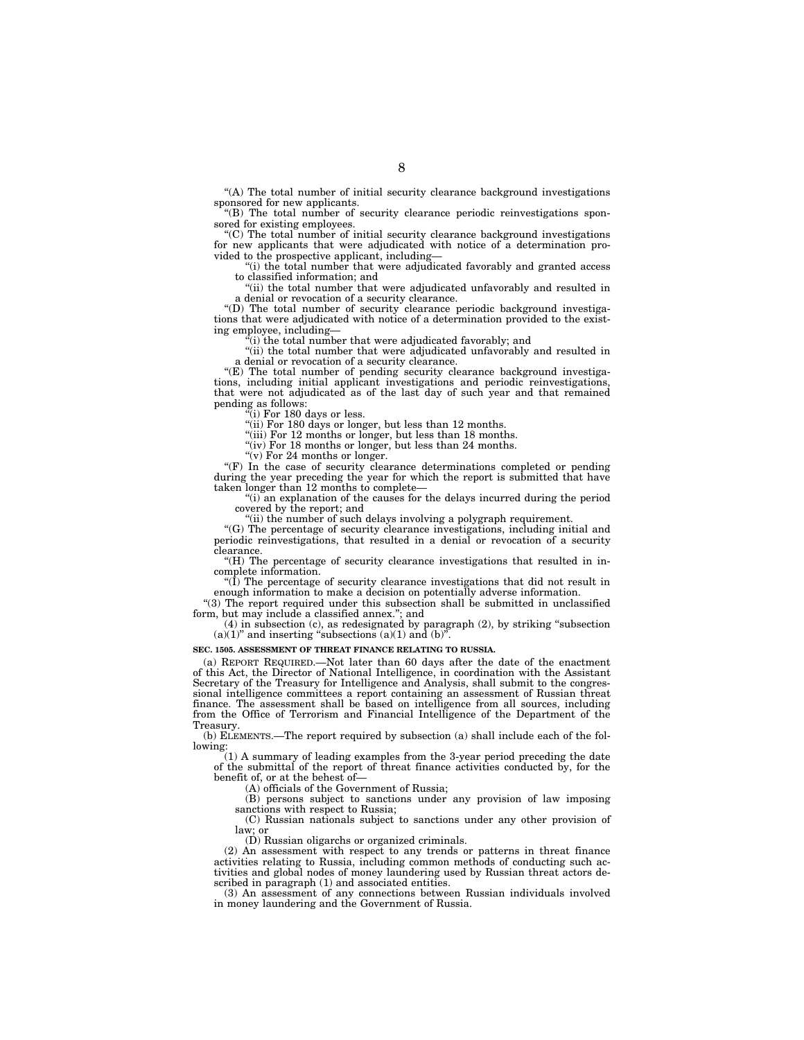"(A) The total number of initial security clearance background investigations sponsored for new applicants.

"(B) The total number of security clearance periodic reinvestigations sponsored for existing employees.

"(C) The total number of initial security clearance background investigations for new applicants that were adjudicated with notice of a determination provided to the prospective applicant, including—

"(i) the total number that were adjudicated favorably and granted access to classified information; and

"(ii) the total number that were adjudicated unfavorably and resulted in a denial or revocation of a security clearance.

"(D) The total number of security clearance periodic background investigations that were adjudicated with notice of a determination provided to the existing employee, including—

"(i) the total number that were adjudicated favorably; and

"(ii) the total number that were adjudicated unfavorably and resulted in a denial or revocation of a security clearance.

"(E) The total number of pending security clearance background investigations, including initial applicant investigations and periodic reinvestigations, that were not adjudicated as of the last day of such year and that remained pending as follows:

"(i) For 180 days or less.

"(ii) For 180 days or longer, but less than 12 months.

"(iii) For 12 months or longer, but less than 18 months.

"(iv) For 18 months or longer, but less than 24 months.

"(v) For 24 months or longer.

"(F) In the case of security clearance determinations completed or pending during the year preceding the year for which the report is submitted that have taken longer than 12 months to complete—

"(i) an explanation of the causes for the delays incurred during the period covered by the report; and

"(ii) the number of such delays involving a polygraph requirement.

"(G) The percentage of security clearance investigations, including initial and periodic reinvestigations, that resulted in a denial or revocation of a security clearance.

"(H) The percentage of security clearance investigations that resulted in incomplete information.

"(I) The percentage of security clearance investigations that did not result in enough information to make a decision on potentially adverse information.

"(3) The report required under this subsection shall be submitted in unclassified form, but may include a classified annex."; and

(4) in subsection (c), as redesignated by paragraph (2), by striking "subsection (a)(1)" and inserting "subsections (a)(1) and (b)".

**SEC. 1505. ASSESSMENT OF THREAT FINANCE RELATING TO RUSSIA.**

(a) REPORT REQUIRED.—Not later than 60 days after the date of the enactment of this Act, the Director of National Intelligence, in coordination with the Assistant Secretary of the Treasury for Intelligence and Analysis, shall submit to the congressional intelligence committees a report containing an assessment of Russian threat finance. The assessment shall be based on intelligence from all sources, including from the Office of Terrorism and Financial Intelligence of the Department of the Treasury.

(b) ELEMENTS.—The report required by subsection (a) shall include each of the following:

(1) A summary of leading examples from the 3-year period preceding the date of the submittal of the report of threat finance activities conducted by, for the benefit of, or at the behest of—

(A) officials of the Government of Russia;

(B) persons subject to sanctions under any provision of law imposing sanctions with respect to Russia;

(C) Russian nationals subject to sanctions under any other provision of law; or

(D) Russian oligarchs or organized criminals.

(2) An assessment with respect to any trends or patterns in threat finance activities relating to Russia, including common methods of conducting such activities and global nodes of money laundering used by Russian threat actors described in paragraph (1) and associated entities.

(3) An assessment of any connections between Russian individuals involved in money laundering and the Government of Russia.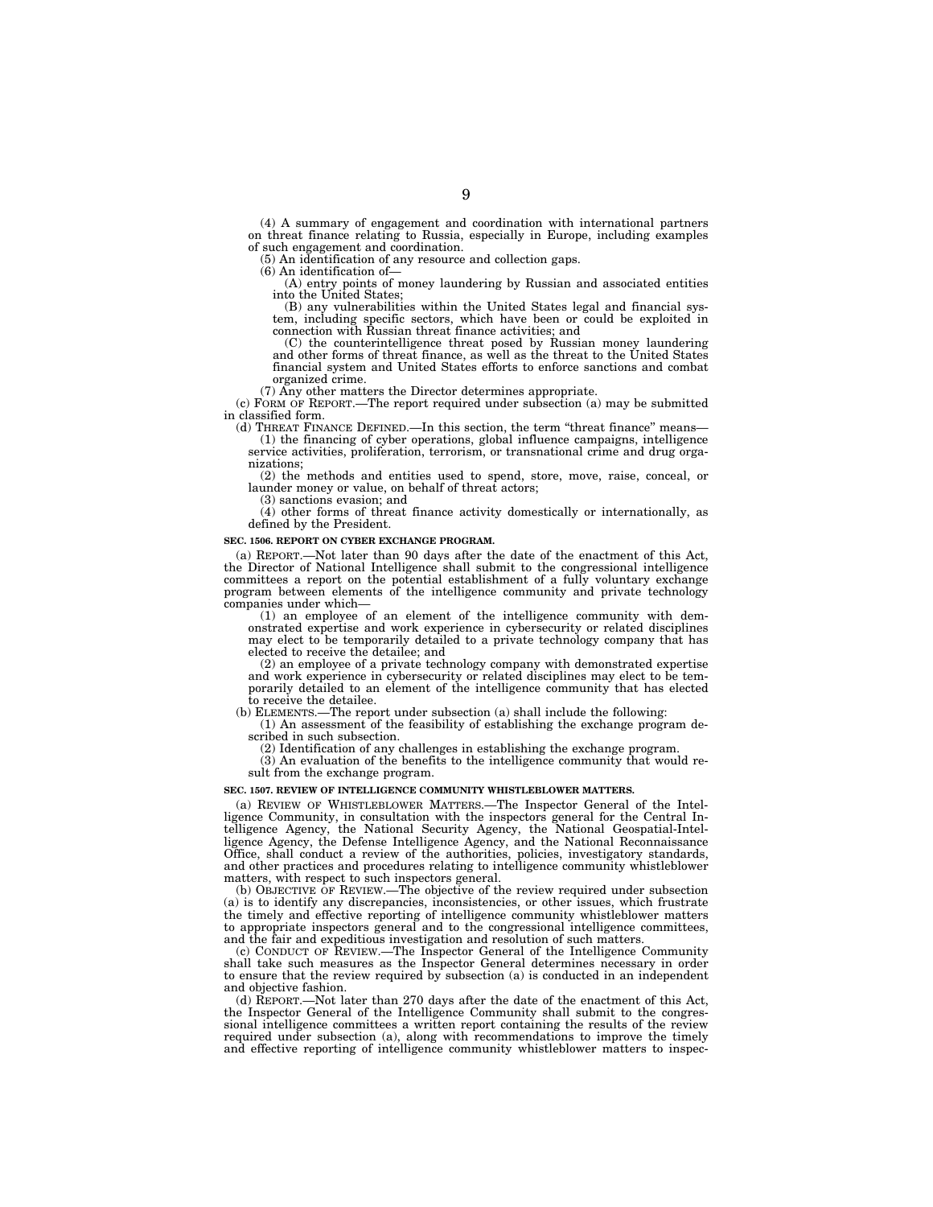(4) A summary of engagement and coordination with international partners on threat finance relating to Russia, especially in Europe, including examples of such engagement and coordination.

(5) An identification of any resource and collection gaps.

(6) An identification of—

(A) entry points of money laundering by Russian and associated entities into the United States;

(B) any vulnerabilities within the United States legal and financial system, including specific sectors, which have been or could be exploited in connection with Russian threat finance activities; and

(C) the counterintelligence threat posed by Russian money laundering and other forms of threat finance, as well as the threat to the United States financial system and United States efforts to enforce sanctions and combat organized crime.

(7) Any other matters the Director determines appropriate.

(c) FORM OF REPORT.—The report required under subsection (a) may be submitted in classified form.

(d) THREAT FINANCE DEFINED.—In this section, the term "threat finance" means—

(1) the financing of cyber operations, global influence campaigns, intelligence service activities, proliferation, terrorism, or transnational crime and drug organizations;

(2) the methods and entities used to spend, store, move, raise, conceal, or launder money or value, on behalf of threat actors;

(3) sanctions evasion; and

(4) other forms of threat finance activity domestically or internationally, as defined by the President.

**SEC. 1506. REPORT ON CYBER EXCHANGE PROGRAM.**

(a) REPORT.—Not later than 90 days after the date of the enactment of this Act, the Director of National Intelligence shall submit to the congressional intelligence committees a report on the potential establishment of a fully voluntary exchange program between elements of the intelligence community and private technology companies under which—

(1) an employee of an element of the intelligence community with demonstrated expertise and work experience in cybersecurity or related disciplines may elect to be temporarily detailed to a private technology company that has elected to receive the detailee; and

(2) an employee of a private technology company with demonstrated expertise and work experience in cybersecurity or related disciplines may elect to be temporarily detailed to an element of the intelligence community that has elected to receive the detailee.

(b) ELEMENTS.—The report under subsection (a) shall include the following:

(1) An assessment of the feasibility of establishing the exchange program described in such subsection.

(2) Identification of any challenges in establishing the exchange program.

(3) An evaluation of the benefits to the intelligence community that would result from the exchange program.

**SEC. 1507. REVIEW OF INTELLIGENCE COMMUNITY WHISTLEBLOWER MATTERS.**

(a) REVIEW OF WHISTLEBLOWER MATTERS.—The Inspector General of the Intelligence Community, in consultation with the inspectors general for the Central Intelligence Agency, the National Security Agency, the National Geospatial-Intelligence Agency, the Defense Intelligence Agency, and the National Reconnaissance Office, shall conduct a review of the authorities, policies, investigatory standards, and other practices and procedures relating to intelligence community whistleblower matters, with respect to such inspectors general.

(b) OBJECTIVE OF REVIEW.—The objective of the review required under subsection (a) is to identify any discrepancies, inconsistencies, or other issues, which frustrate the timely and effective reporting of intelligence community whistleblower matters to appropriate inspectors general and to the congressional intelligence committees, and the fair and expeditious investigation and resolution of such matters.

(c) CONDUCT OF REVIEW.—The Inspector General of the Intelligence Community shall take such measures as the Inspector General determines necessary in order to ensure that the review required by subsection (a) is conducted in an independent and objective fashion.

(d) REPORT.—Not later than 270 days after the date of the enactment of this Act, the Inspector General of the Intelligence Community shall submit to the congressional intelligence committees a written report containing the results of the review required under subsection (a), along with recommendations to improve the timely and effective reporting of intelligence community whistleblower matters to inspec-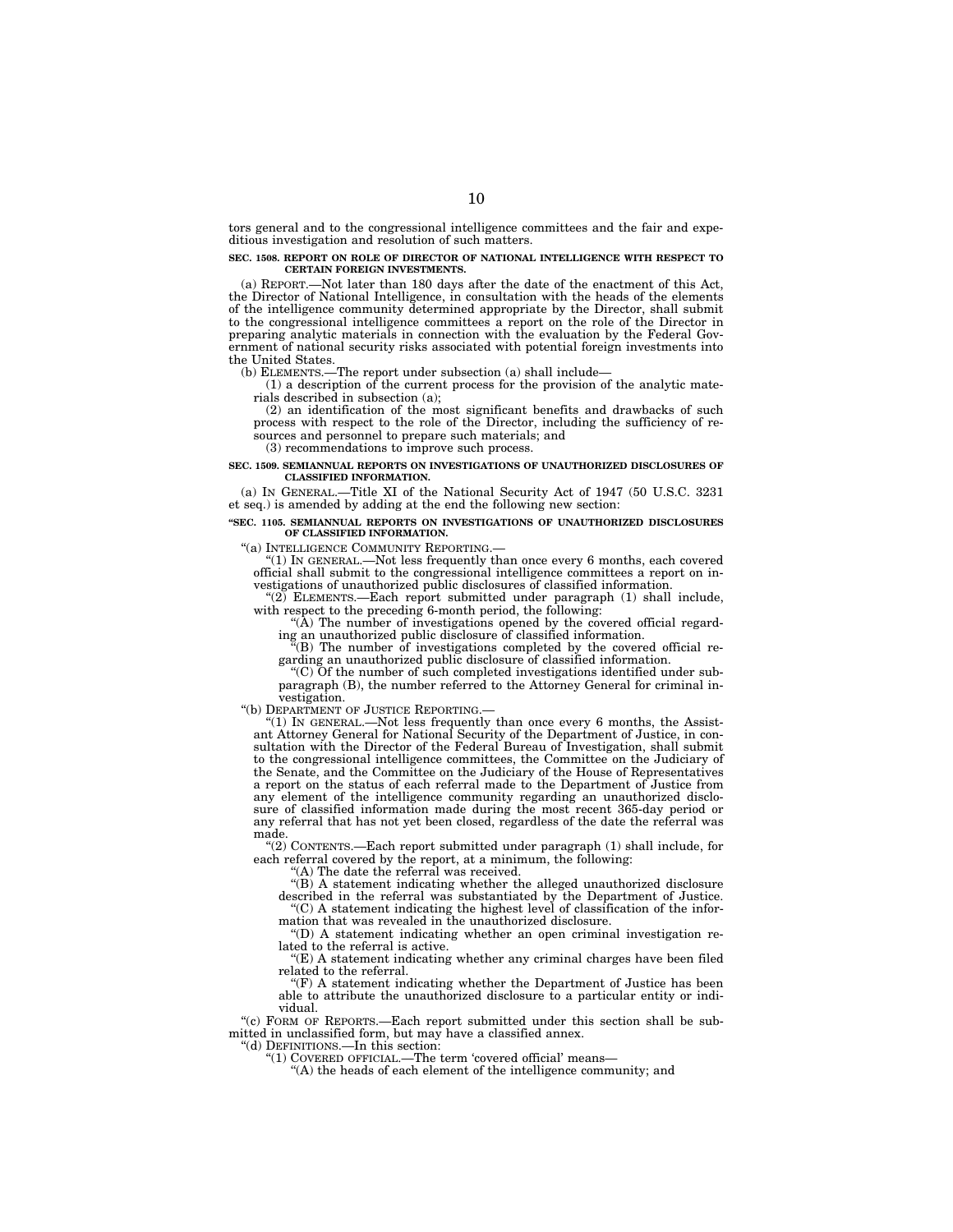tors general and to the congressional intelligence committees and the fair and expeditious investigation and resolution of such matters.

**SEC. 1508. REPORT ON ROLE OF DIRECTOR OF NATIONAL INTELLIGENCE WITH RESPECT TO CERTAIN FOREIGN INVESTMENTS.**

(a) REPORT.—Not later than 180 days after the date of the enactment of this Act, the Director of National Intelligence, in consultation with the heads of the elements of the intelligence community determined appropriate by the Director, shall submit to the congressional intelligence committees a report on the role of the Director in preparing analytic materials in connection with the evaluation by the Federal Government of national security risks associated with potential foreign investments into the United States.

(b) ELEMENTS.—The report under subsection (a) shall include—

(1) a description of the current process for the provision of the analytic materials described in subsection (a);

(2) an identification of the most significant benefits and drawbacks of such process with respect to the role of the Director, including the sufficiency of resources and personnel to prepare such materials; and

(3) recommendations to improve such process.

**SEC. 1509. SEMIANNUAL REPORTS ON INVESTIGATIONS OF UNAUTHORIZED DISCLOSURES OF CLASSIFIED INFORMATION.**

(a) IN GENERAL.—Title XI of the National Security Act of 1947 (50 U.S.C. 3231 et seq.) is amended by adding at the end the following new section:

**"SEC. 1105. SEMIANNUAL REPORTS ON INVESTIGATIONS OF UNAUTHORIZED DISCLOSURES OF CLASSIFIED INFORMATION.**

"(a) INTELLIGENCE COMMUNITY REPORTING.—

"(1) IN GENERAL.—Not less frequently than once every 6 months, each covered official shall submit to the congressional intelligence committees a report on investigations of unauthorized public disclosures of classified information.

"(2) ELEMENTS.—Each report submitted under paragraph (1) shall include, with respect to the preceding 6-month period, the following:

"(A) The number of investigations opened by the covered official regarding an unauthorized public disclosure of classified information.

"(B) The number of investigations completed by the covered official regarding an unauthorized public disclosure of classified information.

"(C) Of the number of such completed investigations identified under subparagraph (B), the number referred to the Attorney General for criminal investigation.

"(b) DEPARTMENT OF JUSTICE REPORTING.—

"(1) IN GENERAL.—Not less frequently than once every 6 months, the Assistant Attorney General for National Security of the Department of Justice, in consultation with the Director of the Federal Bureau of Investigation, shall submit to the congressional intelligence committees, the Committee on the Judiciary of the Senate, and the Committee on the Judiciary of the House of Representatives a report on the status of each referral made to the Department of Justice from any element of the intelligence community regarding an unauthorized disclosure of classified information made during the most recent 365-day period or any referral that has not yet been closed, regardless of the date the referral was made.

"(2) CONTENTS.—Each report submitted under paragraph (1) shall include, for each referral covered by the report, at a minimum, the following:

"(A) The date the referral was received.

"(B) A statement indicating whether the alleged unauthorized disclosure described in the referral was substantiated by the Department of Justice.

"(C) A statement indicating the highest level of classification of the information that was revealed in the unauthorized disclosure.

"(D) A statement indicating whether an open criminal investigation related to the referral is active.

"(E) A statement indicating whether any criminal charges have been filed related to the referral.

"(F) A statement indicating whether the Department of Justice has been able to attribute the unauthorized disclosure to a particular entity or individual.

"(c) FORM OF REPORTS.—Each report submitted under this section shall be submitted in unclassified form, but may have a classified annex.

"(d) DEFINITIONS.—In this section:

"(1) COVERED OFFICIAL.—The term 'covered official' means—

"(A) the heads of each element of the intelligence community; and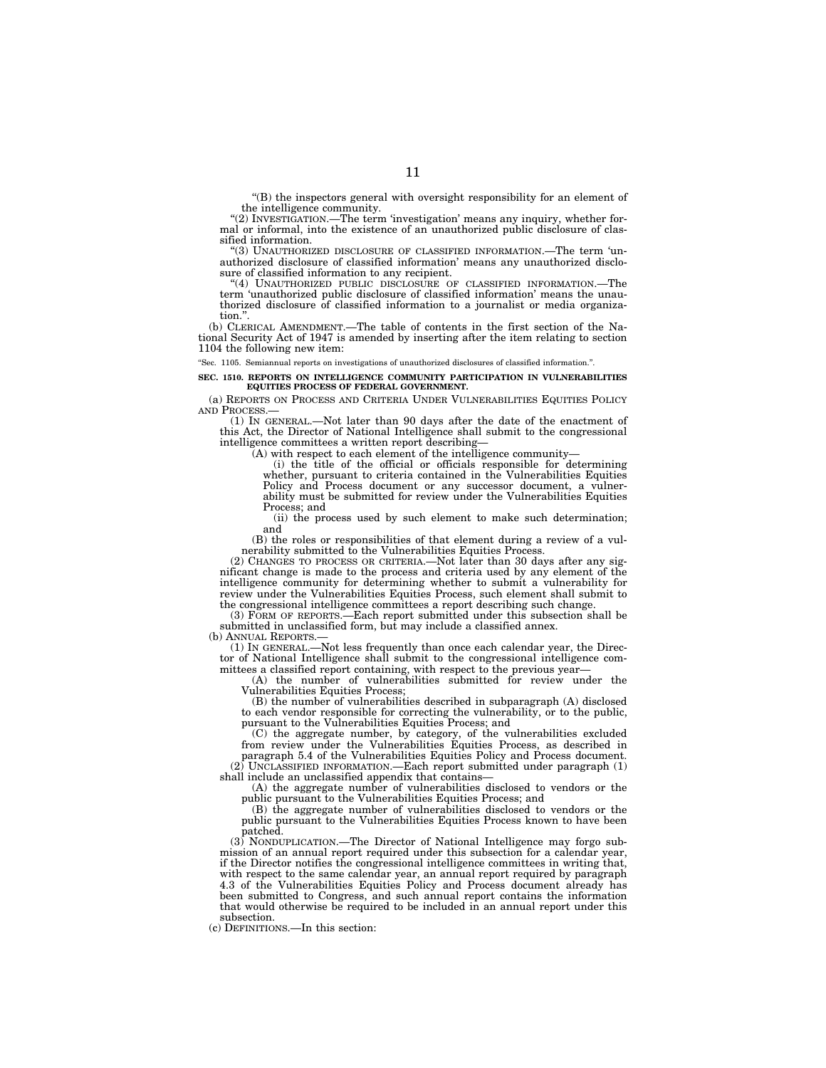"(B) the inspectors general with oversight responsibility for an element of the intelligence community.

"(2) INVESTIGATION.—The term 'investigation' means any inquiry, whether formal or informal, into the existence of an unauthorized public disclosure of classified information.

"(3) UNAUTHORIZED DISCLOSURE OF CLASSIFIED INFORMATION.—The term 'unauthorized disclosure of classified information' means any unauthorized disclosure of classified information to any recipient.

"(4) UNAUTHORIZED PUBLIC DISCLOSURE OF CLASSIFIED INFORMATION.—The term 'unauthorized public disclosure of classified information' means the unauthorized disclosure of classified information to a journalist or media organization.".

(b) CLERICAL AMENDMENT.—The table of contents in the first section of the National Security Act of 1947 is amended by inserting after the item relating to section 1104 the following new item:

"Sec. 1105. Semiannual reports on investigations of unauthorized disclosures of classified information.".

**SEC. 1510. REPORTS ON INTELLIGENCE COMMUNITY PARTICIPATION IN VULNERABILITIES EQUITIES PROCESS OF FEDERAL GOVERNMENT.**

(a) REPORTS ON PROCESS AND CRITERIA UNDER VULNERABILITIES EQUITIES POLICY AND PROCESS.—

(1) IN GENERAL.—Not later than 90 days after the date of the enactment of this Act, the Director of National Intelligence shall submit to the congressional intelligence committees a written report describing—

(A) with respect to each element of the intelligence community—

(i) the title of the official or officials responsible for determining whether, pursuant to criteria contained in the Vulnerabilities Equities Policy and Process document or any successor document, a vulnerability must be submitted for review under the Vulnerabilities Equities Process; and

(ii) the process used by such element to make such determination; and

(B) the roles or responsibilities of that element during a review of a vulnerability submitted to the Vulnerabilities Equities Process.

(2) CHANGES TO PROCESS OR CRITERIA.—Not later than 30 days after any significant change is made to the process and criteria used by any element of the intelligence community for determining whether to submit a vulnerability for review under the Vulnerabilities Equities Process, such element shall submit to the congressional intelligence committees a report describing such change.

(3) FORM OF REPORTS.—Each report submitted under this subsection shall be submitted in unclassified form, but may include a classified annex.

(b) ANNUAL REPORTS.—

(1) IN GENERAL.—Not less frequently than once each calendar year, the Director of National Intelligence shall submit to the congressional intelligence committees a classified report containing, with respect to the previous year—

(A) the number of vulnerabilities submitted for review under the Vulnerabilities Equities Process;

(B) the number of vulnerabilities described in subparagraph (A) disclosed to each vendor responsible for correcting the vulnerability, or to the public, pursuant to the Vulnerabilities Equities Process; and

(C) the aggregate number, by category, of the vulnerabilities excluded from review under the Vulnerabilities Equities Process, as described in paragraph 5.4 of the Vulnerabilities Equities Policy and Process document.

(2) UNCLASSIFIED INFORMATION.—Each report submitted under paragraph (1) shall include an unclassified appendix that contains—

(A) the aggregate number of vulnerabilities disclosed to vendors or the public pursuant to the Vulnerabilities Equities Process; and

(B) the aggregate number of vulnerabilities disclosed to vendors or the public pursuant to the Vulnerabilities Equities Process known to have been patched.

(3) NONDUPLICATION.—The Director of National Intelligence may forgo submission of an annual report required under this subsection for a calendar year, if the Director notifies the congressional intelligence committees in writing that, with respect to the same calendar year, an annual report required by paragraph 4.3 of the Vulnerabilities Equities Policy and Process document already has been submitted to Congress, and such annual report contains the information that would otherwise be required to be included in an annual report under this subsection.

(c) DEFINITIONS.—In this section: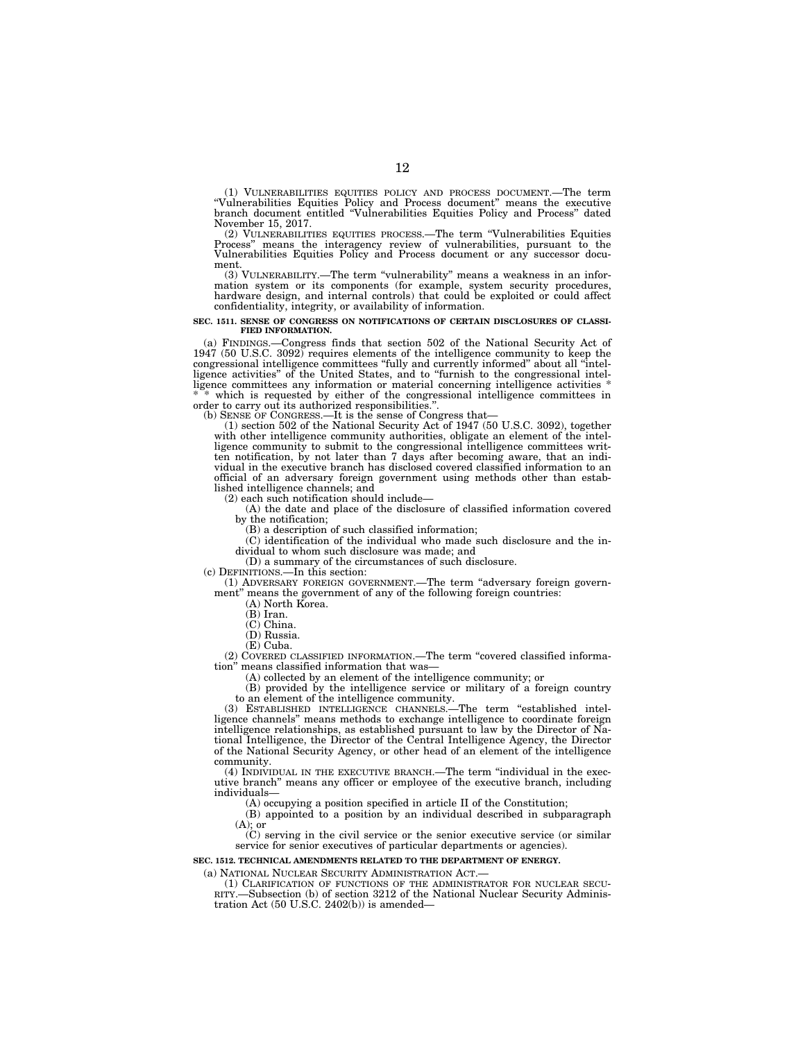(1) VULNERABILITIES EQUITIES POLICY AND PROCESS DOCUMENT.—The term "Vulnerabilities Equities Policy and Process document" means the executive branch document entitled "Vulnerabilities Equities Policy and Process" dated November 15, 2017.

(2) VULNERABILITIES EQUITIES PROCESS.—The term "Vulnerabilities Equities Process" means the interagency review of vulnerabilities, pursuant to the Vulnerabilities Equities Policy and Process document or any successor document.

(3) VULNERABILITY.—The term "vulnerability" means a weakness in an information system or its components (for example, system security procedures, hardware design, and internal controls) that could be exploited or could affect confidentiality, integrity, or availability of information.

**SEC. 1511. SENSE OF CONGRESS ON NOTIFICATIONS OF CERTAIN DISCLOSURES OF CLASSIFIED INFORMATION.**

(a) FINDINGS.—Congress finds that section 502 of the National Security Act of 1947 (50 U.S.C. 3092) requires elements of the intelligence community to keep the congressional intelligence committees "fully and currently informed" about all "intelligence activities" of the United States, and to "furnish to the congressional intelligence committees any information or material concerning intelligence activities * * * which is requested by either of the congressional intelligence committees in order to carry out its authorized responsibilities.".

(b) SENSE OF CONGRESS.—It is the sense of Congress that—

(1) section 502 of the National Security Act of 1947 (50 U.S.C. 3092), together with other intelligence community authorities, obligate an element of the intelligence community to submit to the congressional intelligence committees written notification, by not later than 7 days after becoming aware, that an individual in the executive branch has disclosed covered classified information to an official of an adversary foreign government using methods other than established intelligence channels; and

(2) each such notification should include—

(A) the date and place of the disclosure of classified information covered by the notification;

(B) a description of such classified information;

(C) identification of the individual who made such disclosure and the individual to whom such disclosure was made; and

(D) a summary of the circumstances of such disclosure.

(c) DEFINITIONS.—In this section:

(1) ADVERSARY FOREIGN GOVERNMENT.—The term "adversary foreign government" means the government of any of the following foreign countries:

(A) North Korea.

(B) Iran.

(C) China.

(D) Russia.

(E) Cuba.

(2) COVERED CLASSIFIED INFORMATION.—The term "covered classified information" means classified information that was—

(A) collected by an element of the intelligence community; or

(B) provided by the intelligence service or military of a foreign country to an element of the intelligence community.

(3) ESTABLISHED INTELLIGENCE CHANNELS.—The term "established intelligence channels" means methods to exchange intelligence to coordinate foreign intelligence relationships, as established pursuant to law by the Director of National Intelligence, the Director of the Central Intelligence Agency, the Director of the National Security Agency, or other head of an element of the intelligence community.

(4) INDIVIDUAL IN THE EXECUTIVE BRANCH.—The term "individual in the executive branch" means any officer or employee of the executive branch, including individuals—

(A) occupying a position specified in article II of the Constitution;

(B) appointed to a position by an individual described in subparagraph (A); or

(C) serving in the civil service or the senior executive service (or similar service for senior executives of particular departments or agencies).

**SEC. 1512. TECHNICAL AMENDMENTS RELATED TO THE DEPARTMENT OF ENERGY.**

(a) NATIONAL NUCLEAR SECURITY ADMINISTRATION ACT.—

(1) CLARIFICATION OF FUNCTIONS OF THE ADMINISTRATOR FOR NUCLEAR SECURITY.—Subsection (b) of section 3212 of the National Nuclear Security Administration Act (50 U.S.C. 2402(b)) is amended—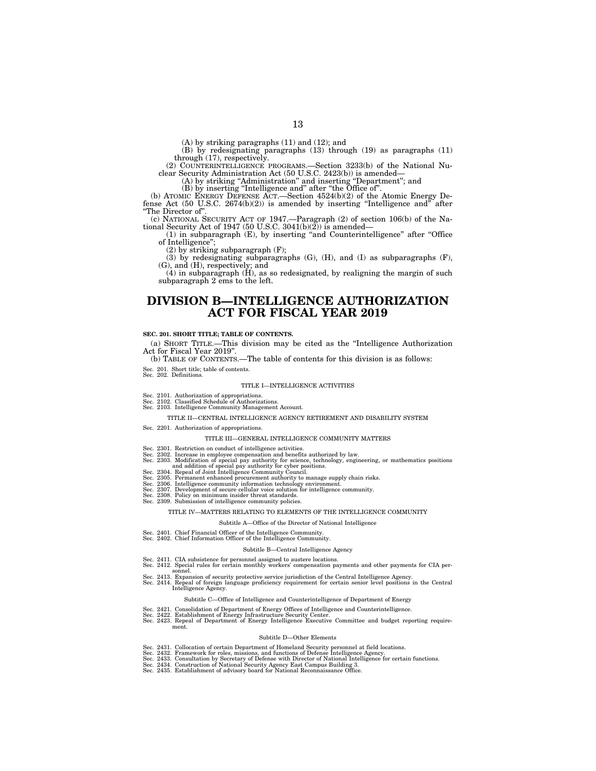(A) by striking paragraphs (11) and (12); and

(B) by redesignating paragraphs (13) through (19) as paragraphs (11) through (17), respectively.

(2) COUNTERINTELLIGENCE PROGRAMS.—Section 3233(b) of the National Nuclear Security Administration Act (50 U.S.C. 2423(b)) is amended—

(A) by striking "Administration" and inserting "Department"; and

(B) by inserting "Intelligence and" after "the Office of".

(b) ATOMIC ENERGY DEFENSE ACT.—Section 4524(b)(2) of the Atomic Energy Defense Act (50 U.S.C. 2674(b)(2)) is amended by inserting "Intelligence and" after "The Director of".

(c) NATIONAL SECURITY ACT OF 1947.—Paragraph (2) of section 106(b) of the National Security Act of 1947 (50 U.S.C. 3041(b)(2)) is amended—

(1) in subparagraph (E), by inserting "and Counterintelligence" after "Office of Intelligence";

(2) by striking subparagraph (F);

(3) by redesignating subparagraphs (G), (H), and (I) as subparagraphs (F), (G), and (H), respectively; and

(4) in subparagraph (H), as so redesignated, by realigning the margin of such subparagraph 2 ems to the left.

# DIVISION B—INTELLIGENCE AUTHORIZATION ACT FOR FISCAL YEAR 2019

**SEC. 201. SHORT TITLE; TABLE OF CONTENTS.**

(a) SHORT TITLE.—This division may be cited as the "Intelligence Authorization Act for Fiscal Year 2019".

(b) TABLE OF CONTENTS.—The table of contents for this division is as follows:

Sec. 201. Short title; table of contents.
Sec. 202. Definitions.

TITLE I—INTELLIGENCE ACTIVITIES

Sec. 2101. Authorization of appropriations.
Sec. 2102. Classified Schedule of Authorizations.
Sec. 2103. Intelligence Community Management Account.

TITLE II—CENTRAL INTELLIGENCE AGENCY RETIREMENT AND DISABILITY SYSTEM

Sec. 2201. Authorization of appropriations.

TITLE III—GENERAL INTELLIGENCE COMMUNITY MATTERS

Sec. 2301. Restriction on conduct of intelligence activities.
Sec. 2302. Increase in employee compensation and benefits authorized by law.
Sec. 2303. Modification of special pay authority for science, technology, engineering, or mathematics positions and addition of special pay authority for cyber positions.
Sec. 2304. Repeal of Joint Intelligence Community Council.
Sec. 2305. Permanent enhanced procurement authority to manage supply chain risks.
Sec. 2306. Intelligence community information technology environment.
Sec. 2307. Development of secure cellular voice solution for intelligence community.
Sec. 2308. Policy on minimum insider threat standards.
Sec. 2309. Submission of intelligence community policies.

TITLE IV—MATTERS RELATING TO ELEMENTS OF THE INTELLIGENCE COMMUNITY

Subtitle A—Office of the Director of National Intelligence

Sec. 2401. Chief Financial Officer of the Intelligence Community.
Sec. 2402. Chief Information Officer of the Intelligence Community.

Subtitle B—Central Intelligence Agency

Sec. 2411. CIA subsistence for personnel assigned to austere locations.
Sec. 2412. Special rules for certain monthly workers' compensation payments and other payments for CIA personnel.
Sec. 2413. Expansion of security protective service jurisdiction of the Central Intelligence Agency.
Sec. 2414. Repeal of foreign language proficiency requirement for certain senior level positions in the Central Intelligence Agency.

Subtitle C—Office of Intelligence and Counterintelligence of Department of Energy

Sec. 2421. Consolidation of Department of Energy Offices of Intelligence and Counterintelligence.
Sec. 2422. Establishment of Energy Infrastructure Security Center.
Sec. 2423. Repeal of Department of Energy Intelligence Executive Committee and budget reporting requirement.

Subtitle D—Other Elements

Sec. 2431. Collocation of certain Department of Homeland Security personnel at field locations.
Sec. 2432. Framework for roles, missions, and functions of Defense Intelligence Agency.
Sec. 2433. Consultation by Secretary of Defense with Director of National Intelligence for certain functions.
Sec. 2434. Construction of National Security Agency East Campus Building 3.
Sec. 2435. Establishment of advisory board for National Reconnaissance Office.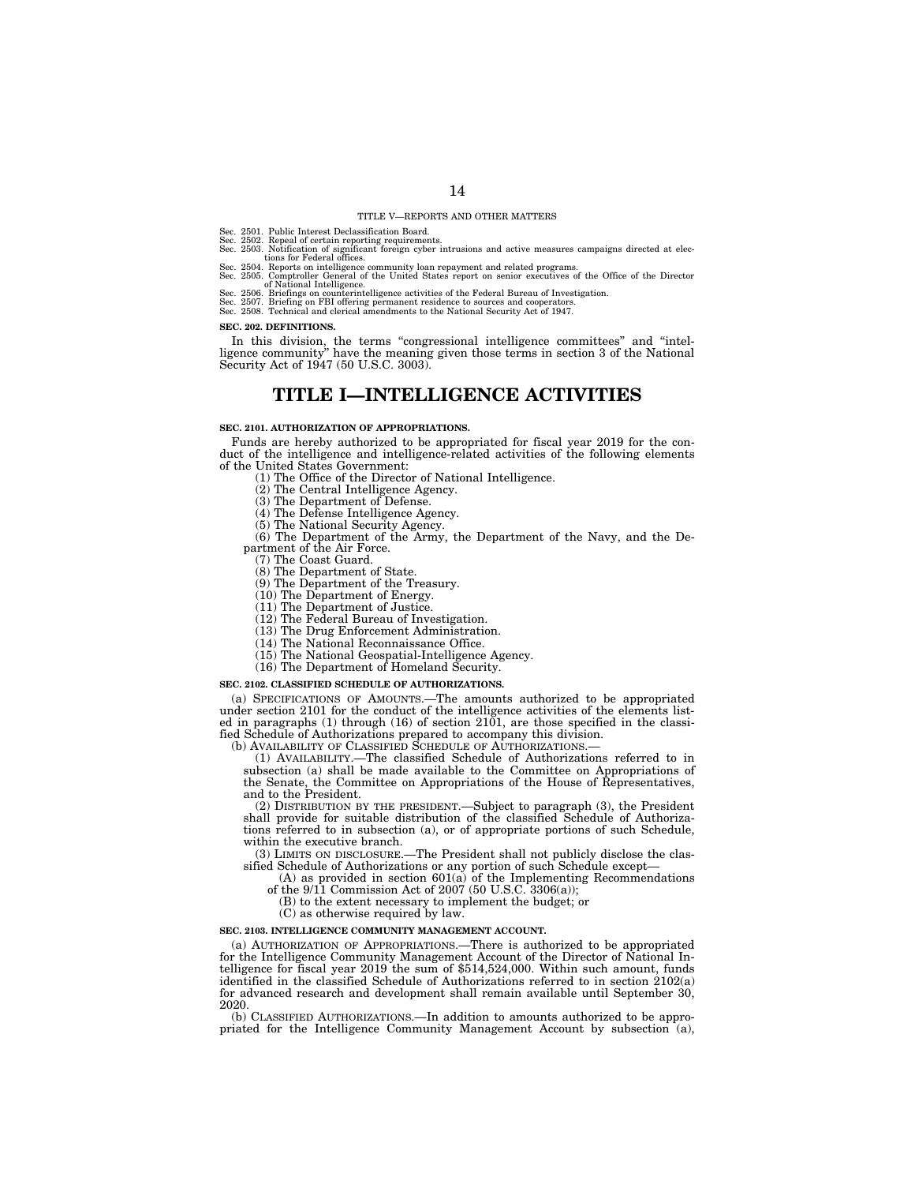TITLE V—REPORTS AND OTHER MATTERS

Sec. 2501. Public Interest Declassification Board.
Sec. 2502. Repeal of certain reporting requirements.
Sec. 2503. Notification of significant foreign cyber intrusions and active measures campaigns directed at elections for Federal offices.
Sec. 2504. Reports on intelligence community loan repayment and related programs.
Sec. 2505. Comptroller General of the United States report on senior executives of the Office of the Director of National Intelligence.
Sec. 2506. Briefings on counterintelligence activities of the Federal Bureau of Investigation.
Sec. 2507. Briefing on FBI offering permanent residence to sources and cooperators.
Sec. 2508. Technical and clerical amendments to the National Security Act of 1947.

**SEC. 202. DEFINITIONS.**

In this division, the terms "congressional intelligence committees" and "intelligence community" have the meaning given those terms in section 3 of the National Security Act of 1947 (50 U.S.C. 3003).

# TITLE I—INTELLIGENCE ACTIVITIES

**SEC. 2101. AUTHORIZATION OF APPROPRIATIONS.**

Funds are hereby authorized to be appropriated for fiscal year 2019 for the conduct of the intelligence and intelligence-related activities of the following elements of the United States Government:

(1) The Office of the Director of National Intelligence.
(2) The Central Intelligence Agency.
(3) The Department of Defense.
(4) The Defense Intelligence Agency.
(5) The National Security Agency.
(6) The Department of the Army, the Department of the Navy, and the Department of the Air Force.
(7) The Coast Guard.
(8) The Department of State.
(9) The Department of the Treasury.
(10) The Department of Energy.
(11) The Department of Justice.
(12) The Federal Bureau of Investigation.
(13) The Drug Enforcement Administration.
(14) The National Reconnaissance Office.
(15) The National Geospatial-Intelligence Agency.
(16) The Department of Homeland Security.

**SEC. 2102. CLASSIFIED SCHEDULE OF AUTHORIZATIONS.**

(a) SPECIFICATIONS OF AMOUNTS.—The amounts authorized to be appropriated under section 2101 for the conduct of the intelligence activities of the elements listed in paragraphs (1) through (16) of section 2101, are those specified in the classified Schedule of Authorizations prepared to accompany this division.

(b) AVAILABILITY OF CLASSIFIED SCHEDULE OF AUTHORIZATIONS.—

(1) AVAILABILITY.—The classified Schedule of Authorizations referred to in subsection (a) shall be made available to the Committee on Appropriations of the Senate, the Committee on Appropriations of the House of Representatives, and to the President.

(2) DISTRIBUTION BY THE PRESIDENT.—Subject to paragraph (3), the President shall provide for suitable distribution of the classified Schedule of Authorizations referred to in subsection (a), or of appropriate portions of such Schedule, within the executive branch.

(3) LIMITS ON DISCLOSURE.—The President shall not publicly disclose the classified Schedule of Authorizations or any portion of such Schedule except—

(A) as provided in section 601(a) of the Implementing Recommendations of the 9/11 Commission Act of 2007 (50 U.S.C. 3306(a));
(B) to the extent necessary to implement the budget; or
(C) as otherwise required by law.

**SEC. 2103. INTELLIGENCE COMMUNITY MANAGEMENT ACCOUNT.**

(a) AUTHORIZATION OF APPROPRIATIONS.—There is authorized to be appropriated for the Intelligence Community Management Account of the Director of National Intelligence for fiscal year 2019 the sum of $514,524,000. Within such amount, funds identified in the classified Schedule of Authorizations referred to in section 2102(a) for advanced research and development shall remain available until September 30, 2020.

(b) CLASSIFIED AUTHORIZATIONS.—In addition to amounts authorized to be appropriated for the Intelligence Community Management Account by subsection (a),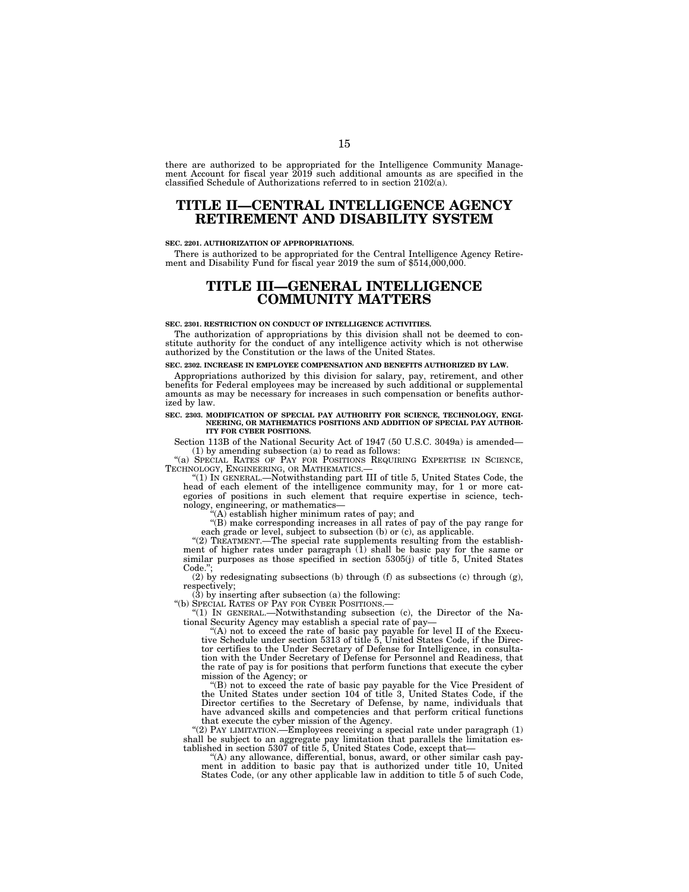there are authorized to be appropriated for the Intelligence Community Management Account for fiscal year 2019 such additional amounts as are specified in the classified Schedule of Authorizations referred to in section 2102(a).

# TITLE II—CENTRAL INTELLIGENCE AGENCY RETIREMENT AND DISABILITY SYSTEM

**SEC. 2201. AUTHORIZATION OF APPROPRIATIONS.**

There is authorized to be appropriated for the Central Intelligence Agency Retirement and Disability Fund for fiscal year 2019 the sum of $514,000,000.

# TITLE III—GENERAL INTELLIGENCE COMMUNITY MATTERS

**SEC. 2301. RESTRICTION ON CONDUCT OF INTELLIGENCE ACTIVITIES.**

The authorization of appropriations by this division shall not be deemed to constitute authority for the conduct of any intelligence activity which is not otherwise authorized by the Constitution or the laws of the United States.

**SEC. 2302. INCREASE IN EMPLOYEE COMPENSATION AND BENEFITS AUTHORIZED BY LAW.**

Appropriations authorized by this division for salary, pay, retirement, and other benefits for Federal employees may be increased by such additional or supplemental amounts as may be necessary for increases in such compensation or benefits authorized by law.

**SEC. 2303. MODIFICATION OF SPECIAL PAY AUTHORITY FOR SCIENCE, TECHNOLOGY, ENGINEERING, OR MATHEMATICS POSITIONS AND ADDITION OF SPECIAL PAY AUTHORITY FOR CYBER POSITIONS.**

Section 113B of the National Security Act of 1947 (50 U.S.C. 3049a) is amended—

(1) by amending subsection (a) to read as follows:

"(a) SPECIAL RATES OF PAY FOR POSITIONS REQUIRING EXPERTISE IN SCIENCE, TECHNOLOGY, ENGINEERING, OR MATHEMATICS.—

"(1) IN GENERAL.—Notwithstanding part III of title 5, United States Code, the head of each element of the intelligence community may, for 1 or more categories of positions in such element that require expertise in science, technology, engineering, or mathematics—

"(A) establish higher minimum rates of pay; and

"(B) make corresponding increases in all rates of pay of the pay range for each grade or level, subject to subsection (b) or (c), as applicable.

"(2) TREATMENT.—The special rate supplements resulting from the establishment of higher rates under paragraph (1) shall be basic pay for the same or similar purposes as those specified in section 5305(j) of title 5, United States Code.";

(2) by redesignating subsections (b) through (f) as subsections (c) through (g), respectively;

(3) by inserting after subsection (a) the following:

"(b) SPECIAL RATES OF PAY FOR CYBER POSITIONS.—

"(1) IN GENERAL.—Notwithstanding subsection (c), the Director of the National Security Agency may establish a special rate of pay—

"(A) not to exceed the rate of basic pay payable for level II of the Executive Schedule under section 5313 of title 5, United States Code, if the Director certifies to the Under Secretary of Defense for Intelligence, in consultation with the Under Secretary of Defense for Personnel and Readiness, that the rate of pay is for positions that perform functions that execute the cyber mission of the Agency; or

"(B) not to exceed the rate of basic pay payable for the Vice President of the United States under section 104 of title 3, United States Code, if the Director certifies to the Secretary of Defense, by name, individuals that have advanced skills and competencies and that perform critical functions that execute the cyber mission of the Agency.

"(2) PAY LIMITATION.—Employees receiving a special rate under paragraph (1) shall be subject to an aggregate pay limitation that parallels the limitation established in section 5307 of title 5, United States Code, except that—

"(A) any allowance, differential, bonus, award, or other similar cash payment in addition to basic pay that is authorized under title 10, United States Code, (or any other applicable law in addition to title 5 of such Code,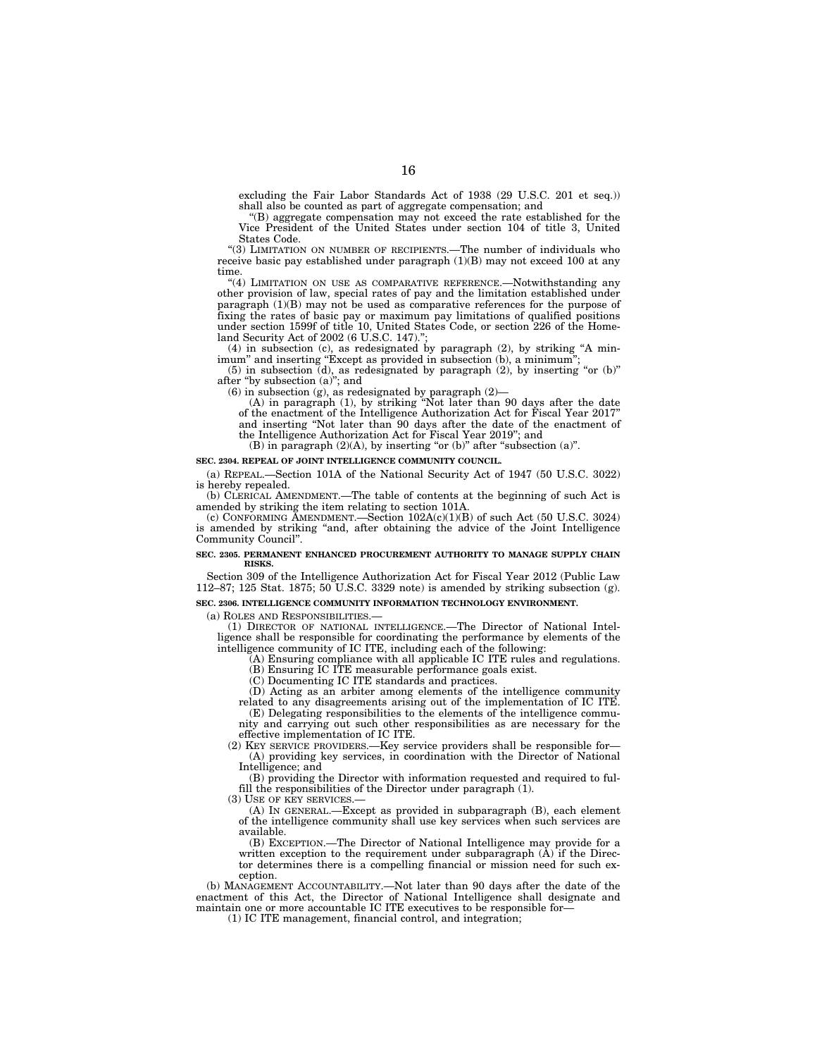excluding the Fair Labor Standards Act of 1938 (29 U.S.C. 201 et seq.)) shall also be counted as part of aggregate compensation; and

"(B) aggregate compensation may not exceed the rate established for the Vice President of the United States under section 104 of title 3, United States Code.

"(3) LIMITATION ON NUMBER OF RECIPIENTS.—The number of individuals who receive basic pay established under paragraph (1)(B) may not exceed 100 at any time.

"(4) LIMITATION ON USE AS COMPARATIVE REFERENCE.—Notwithstanding any other provision of law, special rates of pay and the limitation established under paragraph (1)(B) may not be used as comparative references for the purpose of fixing the rates of basic pay or maximum pay limitations of qualified positions under section 1599f of title 10, United States Code, or section 226 of the Homeland Security Act of 2002 (6 U.S.C. 147).";

(4) in subsection (c), as redesignated by paragraph (2), by striking "A minimum" and inserting "Except as provided in subsection (b), a minimum";

(5) in subsection (d), as redesignated by paragraph (2), by inserting "or (b)" after "by subsection (a)"; and

(6) in subsection (g), as redesignated by paragraph (2)—

(A) in paragraph (1), by striking "Not later than 90 days after the date of the enactment of the Intelligence Authorization Act for Fiscal Year 2017" and inserting "Not later than 90 days after the date of the enactment of the Intelligence Authorization Act for Fiscal Year 2019"; and

(B) in paragraph (2)(A), by inserting "or (b)" after "subsection (a)".

**SEC. 2304. REPEAL OF JOINT INTELLIGENCE COMMUNITY COUNCIL.**

(a) REPEAL.—Section 101A of the National Security Act of 1947 (50 U.S.C. 3022) is hereby repealed.

(b) CLERICAL AMENDMENT.—The table of contents at the beginning of such Act is amended by striking the item relating to section 101A.

(c) CONFORMING AMENDMENT.—Section 102A(c)(1)(B) of such Act (50 U.S.C. 3024) is amended by striking "and, after obtaining the advice of the Joint Intelligence Community Council".

**SEC. 2305. PERMANENT ENHANCED PROCUREMENT AUTHORITY TO MANAGE SUPPLY CHAIN RISKS.**

Section 309 of the Intelligence Authorization Act for Fiscal Year 2012 (Public Law 112–87; 125 Stat. 1875; 50 U.S.C. 3329 note) is amended by striking subsection (g).

**SEC. 2306. INTELLIGENCE COMMUNITY INFORMATION TECHNOLOGY ENVIRONMENT.**

(a) ROLES AND RESPONSIBILITIES.—

(1) DIRECTOR OF NATIONAL INTELLIGENCE.—The Director of National Intelligence shall be responsible for coordinating the performance by elements of the intelligence community of IC ITE, including each of the following:

(A) Ensuring compliance with all applicable IC ITE rules and regulations.

(B) Ensuring IC ITE measurable performance goals exist.

(C) Documenting IC ITE standards and practices.

(D) Acting as an arbiter among elements of the intelligence community related to any disagreements arising out of the implementation of IC ITE.

(E) Delegating responsibilities to the elements of the intelligence community and carrying out such other responsibilities as are necessary for the effective implementation of IC ITE.

(2) KEY SERVICE PROVIDERS.—Key service providers shall be responsible for—

(A) providing key services, in coordination with the Director of National Intelligence; and

(B) providing the Director with information requested and required to fulfill the responsibilities of the Director under paragraph (1).

(3) USE OF KEY SERVICES.—

(A) IN GENERAL.—Except as provided in subparagraph (B), each element of the intelligence community shall use key services when such services are available.

(B) EXCEPTION.—The Director of National Intelligence may provide for a written exception to the requirement under subparagraph (A) if the Director determines there is a compelling financial or mission need for such exception.

(b) MANAGEMENT ACCOUNTABILITY.—Not later than 90 days after the date of the enactment of this Act, the Director of National Intelligence shall designate and maintain one or more accountable IC ITE executives to be responsible for—

(1) IC ITE management, financial control, and integration;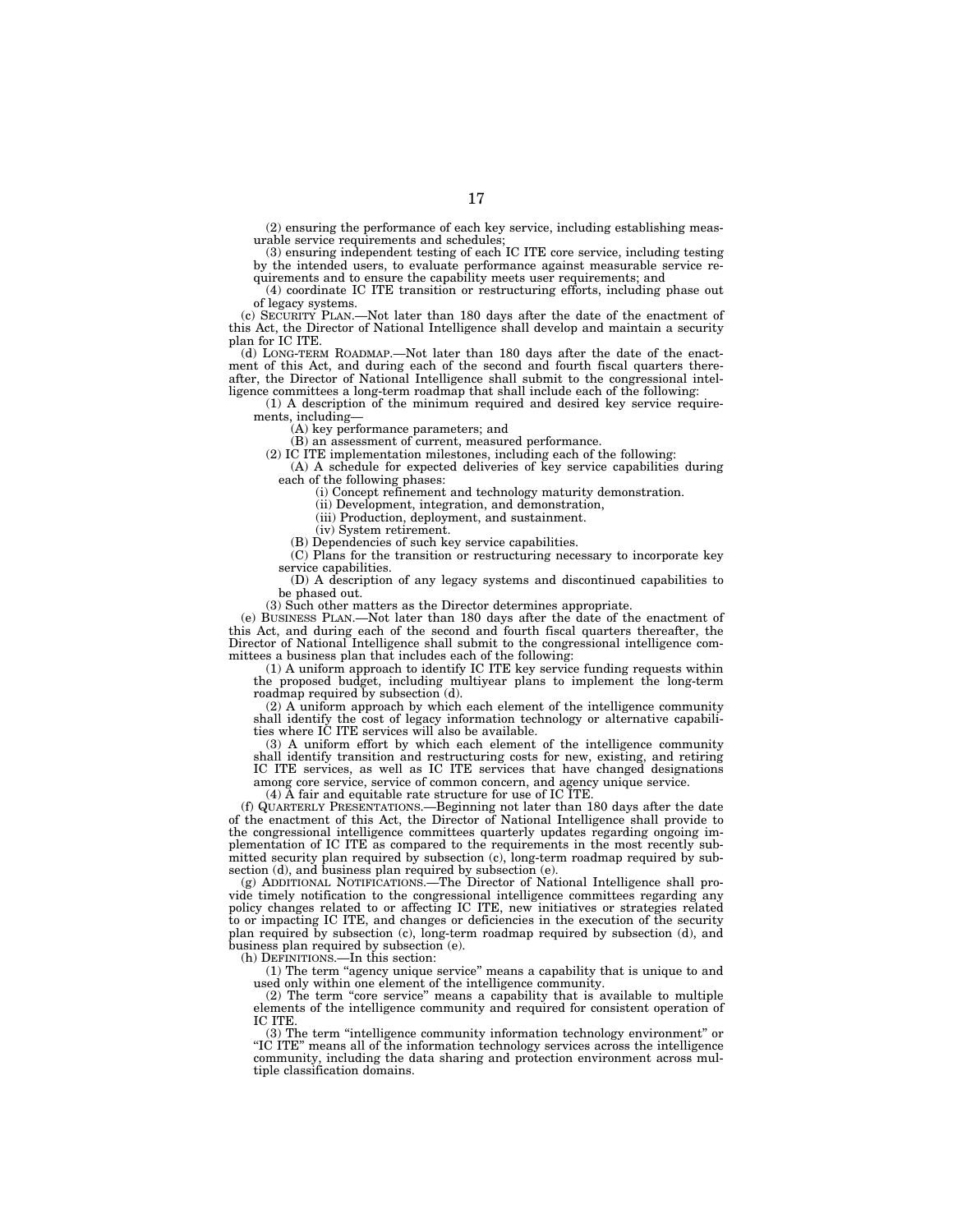(2) ensuring the performance of each key service, including establishing measurable service requirements and schedules;

(3) ensuring independent testing of each IC ITE core service, including testing by the intended users, to evaluate performance against measurable service requirements and to ensure the capability meets user requirements; and

(4) coordinate IC ITE transition or restructuring efforts, including phase out of legacy systems.

(c) SECURITY PLAN.—Not later than 180 days after the date of the enactment of this Act, the Director of National Intelligence shall develop and maintain a security plan for IC ITE.

(d) LONG-TERM ROADMAP.—Not later than 180 days after the date of the enactment of this Act, and during each of the second and fourth fiscal quarters thereafter, the Director of National Intelligence shall submit to the congressional intelligence committees a long-term roadmap that shall include each of the following:

(1) A description of the minimum required and desired key service requirements, including—

(A) key performance parameters; and

(B) an assessment of current, measured performance.

(2) IC ITE implementation milestones, including each of the following:

(A) A schedule for expected deliveries of key service capabilities during each of the following phases:

(i) Concept refinement and technology maturity demonstration.

(ii) Development, integration, and demonstration,

(iii) Production, deployment, and sustainment.

(iv) System retirement.

(B) Dependencies of such key service capabilities.

(C) Plans for the transition or restructuring necessary to incorporate key service capabilities.

(D) A description of any legacy systems and discontinued capabilities to be phased out.

(3) Such other matters as the Director determines appropriate.

(e) BUSINESS PLAN.—Not later than 180 days after the date of the enactment of this Act, and during each of the second and fourth fiscal quarters thereafter, the Director of National Intelligence shall submit to the congressional intelligence committees a business plan that includes each of the following:

(1) A uniform approach to identify IC ITE key service funding requests within the proposed budget, including multiyear plans to implement the long-term roadmap required by subsection (d).

(2) A uniform approach by which each element of the intelligence community shall identify the cost of legacy information technology or alternative capabilities where IC ITE services will also be available.

(3) A uniform effort by which each element of the intelligence community shall identify transition and restructuring costs for new, existing, and retiring IC ITE services, as well as IC ITE services that have changed designations among core service, service of common concern, and agency unique service.

(4) A fair and equitable rate structure for use of IC ITE.

(f) QUARTERLY PRESENTATIONS.—Beginning not later than 180 days after the date of the enactment of this Act, the Director of National Intelligence shall provide to the congressional intelligence committees quarterly updates regarding ongoing implementation of IC ITE as compared to the requirements in the most recently submitted security plan required by subsection (c), long-term roadmap required by subsection (d), and business plan required by subsection (e).

(g) ADDITIONAL NOTIFICATIONS.—The Director of National Intelligence shall provide timely notification to the congressional intelligence committees regarding any policy changes related to or affecting IC ITE, new initiatives or strategies related to or impacting IC ITE, and changes or deficiencies in the execution of the security plan required by subsection (c), long-term roadmap required by subsection (d), and business plan required by subsection (e).

(h) DEFINITIONS.—In this section:

(1) The term "agency unique service" means a capability that is unique to and used only within one element of the intelligence community.

(2) The term "core service" means a capability that is available to multiple elements of the intelligence community and required for consistent operation of IC ITE.

(3) The term "intelligence community information technology environment" or "IC ITE" means all of the information technology services across the intelligence community, including the data sharing and protection environment across multiple classification domains.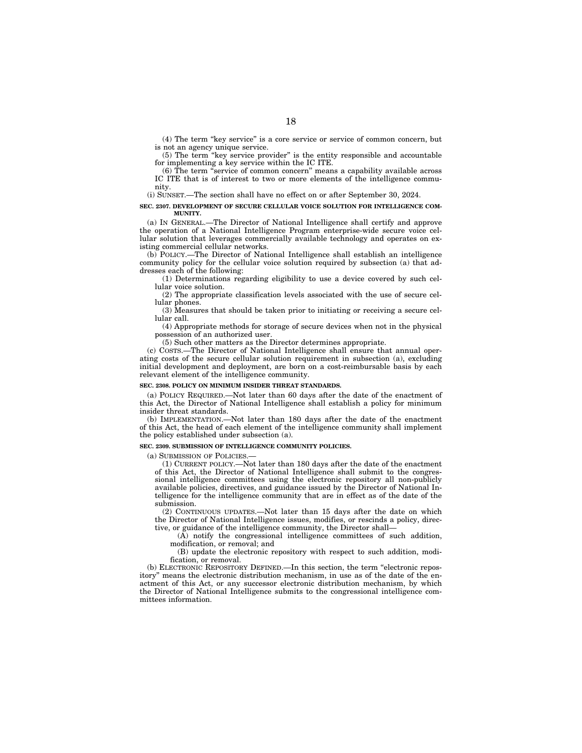(4) The term "key service" is a core service or service of common concern, but is not an agency unique service.

(5) The term "key service provider" is the entity responsible and accountable for implementing a key service within the IC ITE.

(6) The term "service of common concern" means a capability available across IC ITE that is of interest to two or more elements of the intelligence community.

(i) SUNSET.—The section shall have no effect on or after September 30, 2024.

**SEC. 2307. DEVELOPMENT OF SECURE CELLULAR VOICE SOLUTION FOR INTELLIGENCE COMMUNITY.**

(a) IN GENERAL.—The Director of National Intelligence shall certify and approve the operation of a National Intelligence Program enterprise-wide secure voice cellular solution that leverages commercially available technology and operates on existing commercial cellular networks.

(b) POLICY.—The Director of National Intelligence shall establish an intelligence community policy for the cellular voice solution required by subsection (a) that addresses each of the following:

(1) Determinations regarding eligibility to use a device covered by such cellular voice solution.

(2) The appropriate classification levels associated with the use of secure cellular phones.

(3) Measures that should be taken prior to initiating or receiving a secure cellular call.

(4) Appropriate methods for storage of secure devices when not in the physical possession of an authorized user.

(5) Such other matters as the Director determines appropriate.

(c) COSTS.—The Director of National Intelligence shall ensure that annual operating costs of the secure cellular solution requirement in subsection (a), excluding initial development and deployment, are born on a cost-reimbursable basis by each relevant element of the intelligence community.

**SEC. 2308. POLICY ON MINIMUM INSIDER THREAT STANDARDS.**

(a) POLICY REQUIRED.—Not later than 60 days after the date of the enactment of this Act, the Director of National Intelligence shall establish a policy for minimum insider threat standards.

(b) IMPLEMENTATION.—Not later than 180 days after the date of the enactment of this Act, the head of each element of the intelligence community shall implement the policy established under subsection (a).

**SEC. 2309. SUBMISSION OF INTELLIGENCE COMMUNITY POLICIES.**

(a) SUBMISSION OF POLICIES.—

(1) CURRENT POLICY.—Not later than 180 days after the date of the enactment of this Act, the Director of National Intelligence shall submit to the congressional intelligence committees using the electronic repository all non-publicly available policies, directives, and guidance issued by the Director of National Intelligence for the intelligence community that are in effect as of the date of the submission.

(2) CONTINUOUS UPDATES.—Not later than 15 days after the date on which the Director of National Intelligence issues, modifies, or rescinds a policy, directive, or guidance of the intelligence community, the Director shall—

(A) notify the congressional intelligence committees of such addition, modification, or removal; and

(B) update the electronic repository with respect to such addition, modification, or removal.

(b) ELECTRONIC REPOSITORY DEFINED.—In this section, the term "electronic repository" means the electronic distribution mechanism, in use as of the date of the enactment of this Act, or any successor electronic distribution mechanism, by which the Director of National Intelligence submits to the congressional intelligence committees information.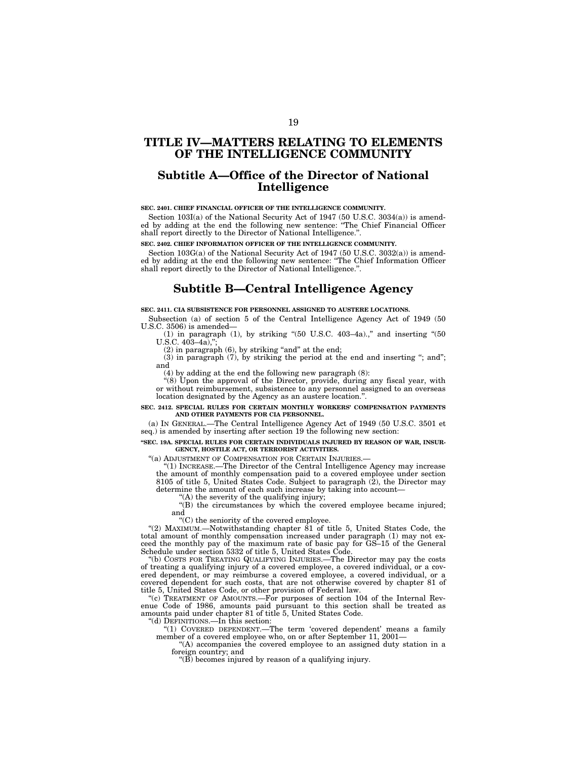# TITLE IV—MATTERS RELATING TO ELEMENTS OF THE INTELLIGENCE COMMUNITY

## Subtitle A—Office of the Director of National Intelligence

**SEC. 2401. CHIEF FINANCIAL OFFICER OF THE INTELLIGENCE COMMUNITY.**

Section 103I(a) of the National Security Act of 1947 (50 U.S.C. 3034(a)) is amended by adding at the end the following new sentence: "The Chief Financial Officer shall report directly to the Director of National Intelligence.".

**SEC. 2402. CHIEF INFORMATION OFFICER OF THE INTELLIGENCE COMMUNITY.**

Section 103G(a) of the National Security Act of 1947 (50 U.S.C. 3032(a)) is amended by adding at the end the following new sentence: "The Chief Information Officer shall report directly to the Director of National Intelligence.".

## Subtitle B—Central Intelligence Agency

**SEC. 2411. CIA SUBSISTENCE FOR PERSONNEL ASSIGNED TO AUSTERE LOCATIONS.**

Subsection (a) of section 5 of the Central Intelligence Agency Act of 1949 (50 U.S.C. 3506) is amended—

(1) in paragraph (1), by striking "(50 U.S.C. 403–4a).," and inserting "(50 U.S.C. 403–4a),";

(2) in paragraph (6), by striking "and" at the end;

(3) in paragraph (7), by striking the period at the end and inserting "; and"; and

(4) by adding at the end the following new paragraph (8):

"(8) Upon the approval of the Director, provide, during any fiscal year, with or without reimbursement, subsistence to any personnel assigned to an overseas location designated by the Agency as an austere location.".

**SEC. 2412. SPECIAL RULES FOR CERTAIN MONTHLY WORKERS' COMPENSATION PAYMENTS AND OTHER PAYMENTS FOR CIA PERSONNEL.**

(a) IN GENERAL.—The Central Intelligence Agency Act of 1949 (50 U.S.C. 3501 et seq.) is amended by inserting after section 19 the following new section:

**"SEC. 19A. SPECIAL RULES FOR CERTAIN INDIVIDUALS INJURED BY REASON OF WAR, INSURGENCY, HOSTILE ACT, OR TERRORIST ACTIVITIES.**

"(a) ADJUSTMENT OF COMPENSATION FOR CERTAIN INJURIES.—

"(1) INCREASE.—The Director of the Central Intelligence Agency may increase the amount of monthly compensation paid to a covered employee under section 8105 of title 5, United States Code. Subject to paragraph (2), the Director may determine the amount of each such increase by taking into account—

"(A) the severity of the qualifying injury;

"(B) the circumstances by which the covered employee became injured; and

"(C) the seniority of the covered employee.

"(2) MAXIMUM.—Notwithstanding chapter 81 of title 5, United States Code, the total amount of monthly compensation increased under paragraph (1) may not exceed the monthly pay of the maximum rate of basic pay for GS–15 of the General Schedule under section 5332 of title 5, United States Code.

"(b) COSTS FOR TREATING QUALIFYING INJURIES.—The Director may pay the costs of treating a qualifying injury of a covered employee, a covered individual, or a covered dependent, or may reimburse a covered employee, a covered individual, or a covered dependent for such costs, that are not otherwise covered by chapter 81 of title 5, United States Code, or other provision of Federal law.

"(c) TREATMENT OF AMOUNTS.—For purposes of section 104 of the Internal Revenue Code of 1986, amounts paid pursuant to this section shall be treated as amounts paid under chapter 81 of title 5, United States Code.

"(d) DEFINITIONS.—In this section:

"(1) COVERED DEPENDENT.—The term 'covered dependent' means a family member of a covered employee who, on or after September 11, 2001—

"(A) accompanies the covered employee to an assigned duty station in a foreign country; and

"(B) becomes injured by reason of a qualifying injury.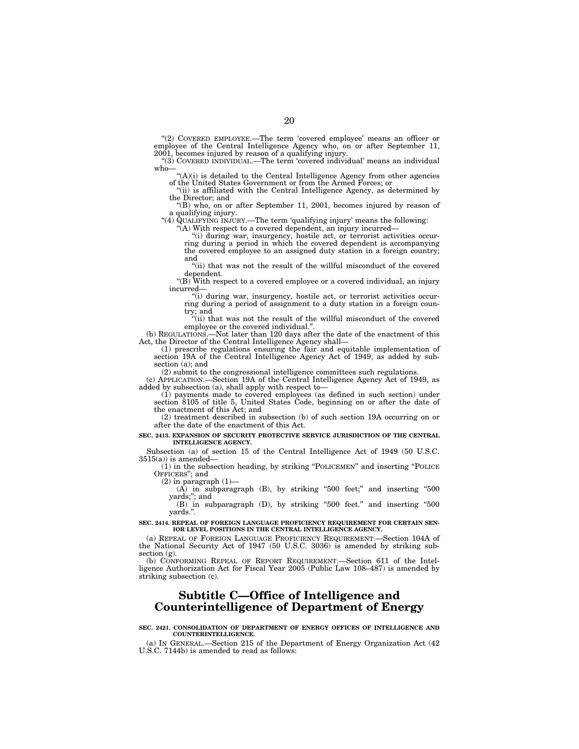"(2) COVERED EMPLOYEE.—The term 'covered employee' means an officer or employee of the Central Intelligence Agency who, on or after September 11, 2001, becomes injured by reason of a qualifying injury.

"(3) COVERED INDIVIDUAL.—The term 'covered individual' means an individual who—

"(A)(i) is detailed to the Central Intelligence Agency from other agencies of the United States Government or from the Armed Forces; or

"(ii) is affiliated with the Central Intelligence Agency, as determined by the Director; and

"(B) who, on or after September 11, 2001, becomes injured by reason of a qualifying injury.

"(4) QUALIFYING INJURY.—The term 'qualifying injury' means the following:

"(A) With respect to a covered dependent, an injury incurred—

"(i) during war, insurgency, hostile act, or terrorist activities occurring during a period in which the covered dependent is accompanying the covered employee to an assigned duty station in a foreign country; and

"(ii) that was not the result of the willful misconduct of the covered dependent.

"(B) With respect to a covered employee or a covered individual, an injury incurred—

"(i) during war, insurgency, hostile act, or terrorist activities occurring during a period of assignment to a duty station in a foreign country; and

"(ii) that was not the result of the willful misconduct of the covered employee or the covered individual.".

(b) REGULATIONS.—Not later than 120 days after the date of the enactment of this Act, the Director of the Central Intelligence Agency shall—

(1) prescribe regulations ensuring the fair and equitable implementation of section 19A of the Central Intelligence Agency Act of 1949, as added by subsection (a); and

(2) submit to the congressional intelligence committees such regulations.

(c) APPLICATION.—Section 19A of the Central Intelligence Agency Act of 1949, as added by subsection (a), shall apply with respect to—

(1) payments made to covered employees (as defined in such section) under section 8105 of title 5, United States Code, beginning on or after the date of the enactment of this Act; and

(2) treatment described in subsection (b) of such section 19A occurring on or after the date of the enactment of this Act.

**SEC. 2413. EXPANSION OF SECURITY PROTECTIVE SERVICE JURISDICTION OF THE CENTRAL INTELLIGENCE AGENCY.**

Subsection (a) of section 15 of the Central Intelligence Act of 1949 (50 U.S.C. 3515(a)) is amended—

(1) in the subsection heading, by striking "POLICEMEN" and inserting "POLICE OFFICERS"; and

(2) in paragraph (1)—

(A) in subparagraph (B), by striking "500 feet;" and inserting "500 yards;"; and

(B) in subparagraph (D), by striking "500 feet." and inserting "500 yards.".

**SEC. 2414. REPEAL OF FOREIGN LANGUAGE PROFICIENCY REQUIREMENT FOR CERTAIN SENIOR LEVEL POSITIONS IN THE CENTRAL INTELLIGENCE AGENCY.**

(a) REPEAL OF FOREIGN LANGUAGE PROFICIENCY REQUIREMENT.—Section 104A of the National Security Act of 1947 (50 U.S.C. 3036) is amended by striking subsection (g).

(b) CONFORMING REPEAL OF REPORT REQUIREMENT.—Section 611 of the Intelligence Authorization Act for Fiscal Year 2005 (Public Law 108–487) is amended by striking subsection (c).

## Subtitle C—Office of Intelligence and Counterintelligence of Department of Energy

**SEC. 2421. CONSOLIDATION OF DEPARTMENT OF ENERGY OFFICES OF INTELLIGENCE AND COUNTERINTELLIGENCE.**

(a) IN GENERAL.—Section 215 of the Department of Energy Organization Act (42 U.S.C. 7144b) is amended to read as follows: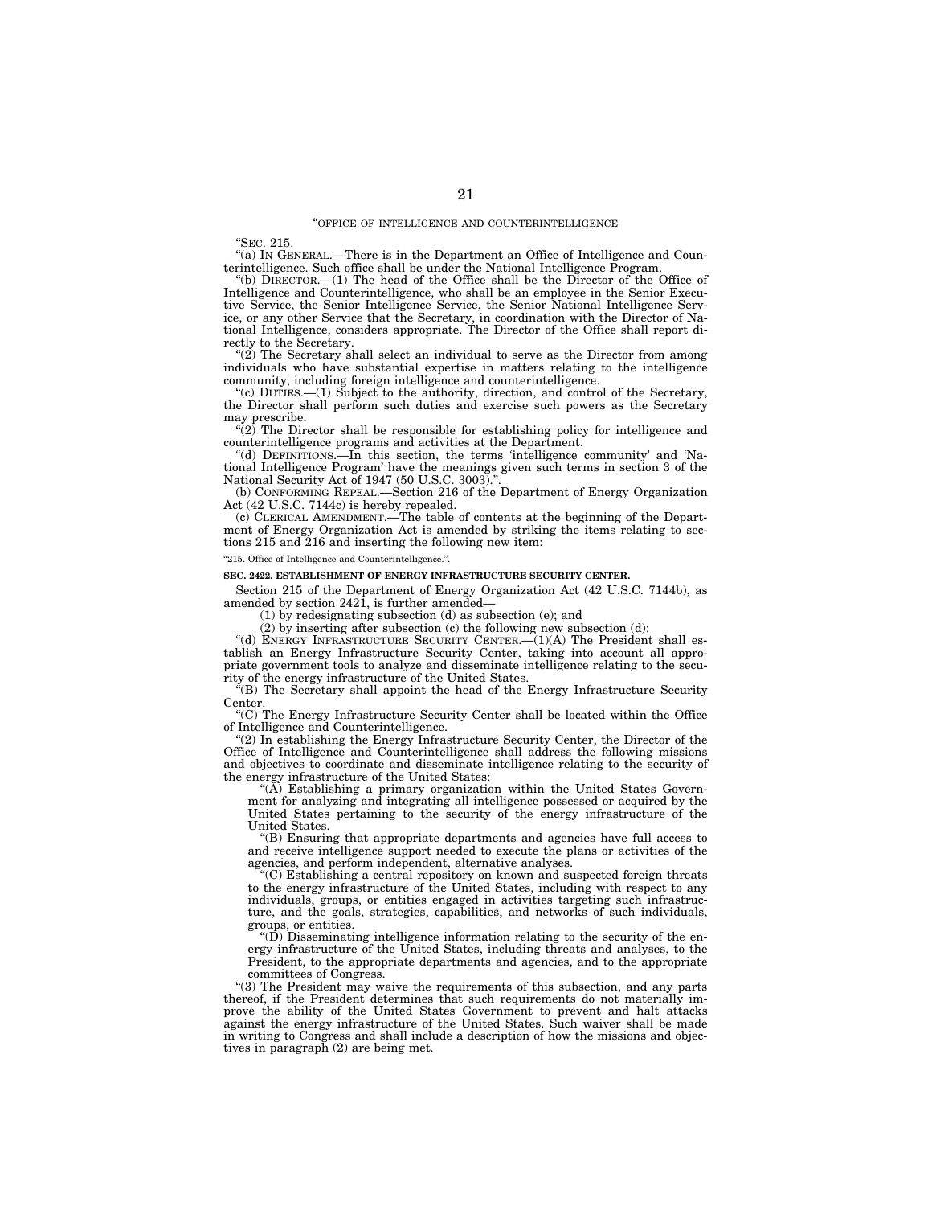"OFFICE OF INTELLIGENCE AND COUNTERINTELLIGENCE

"SEC. 215.

"(a) IN GENERAL.—There is in the Department an Office of Intelligence and Counterintelligence. Such office shall be under the National Intelligence Program.

"(b) DIRECTOR.—(1) The head of the Office shall be the Director of the Office of Intelligence and Counterintelligence, who shall be an employee in the Senior Executive Service, the Senior Intelligence Service, the Senior National Intelligence Service, or any other Service that the Secretary, in coordination with the Director of National Intelligence, considers appropriate. The Director of the Office shall report directly to the Secretary.

"(2) The Secretary shall select an individual to serve as the Director from among individuals who have substantial expertise in matters relating to the intelligence community, including foreign intelligence and counterintelligence.

"(c) DUTIES.—(1) Subject to the authority, direction, and control of the Secretary, the Director shall perform such duties and exercise such powers as the Secretary may prescribe.

"(2) The Director shall be responsible for establishing policy for intelligence and counterintelligence programs and activities at the Department.

"(d) DEFINITIONS.—In this section, the terms 'intelligence community' and 'National Intelligence Program' have the meanings given such terms in section 3 of the National Security Act of 1947 (50 U.S.C. 3003).".

(b) CONFORMING REPEAL.—Section 216 of the Department of Energy Organization Act (42 U.S.C. 7144c) is hereby repealed.

(c) CLERICAL AMENDMENT.—The table of contents at the beginning of the Department of Energy Organization Act is amended by striking the items relating to sections 215 and 216 and inserting the following new item:

"215. Office of Intelligence and Counterintelligence.".

**SEC. 2422. ESTABLISHMENT OF ENERGY INFRASTRUCTURE SECURITY CENTER.**

Section 215 of the Department of Energy Organization Act (42 U.S.C. 7144b), as amended by section 2421, is further amended—

(1) by redesignating subsection (d) as subsection (e); and

(2) by inserting after subsection (c) the following new subsection (d):

"(d) ENERGY INFRASTRUCTURE SECURITY CENTER.—(1)(A) The President shall establish an Energy Infrastructure Security Center, taking into account all appropriate government tools to analyze and disseminate intelligence relating to the security of the energy infrastructure of the United States.

"(B) The Secretary shall appoint the head of the Energy Infrastructure Security Center.

"(C) The Energy Infrastructure Security Center shall be located within the Office of Intelligence and Counterintelligence.

"(2) In establishing the Energy Infrastructure Security Center, the Director of the Office of Intelligence and Counterintelligence shall address the following missions and objectives to coordinate and disseminate intelligence relating to the security of the energy infrastructure of the United States:

"(A) Establishing a primary organization within the United States Government for analyzing and integrating all intelligence possessed or acquired by the United States pertaining to the security of the energy infrastructure of the United States.

"(B) Ensuring that appropriate departments and agencies have full access to and receive intelligence support needed to execute the plans or activities of the agencies, and perform independent, alternative analyses.

"(C) Establishing a central repository on known and suspected foreign threats to the energy infrastructure of the United States, including with respect to any individuals, groups, or entities engaged in activities targeting such infrastructure, and the goals, strategies, capabilities, and networks of such individuals, groups, or entities.

"(D) Disseminating intelligence information relating to the security of the energy infrastructure of the United States, including threats and analyses, to the President, to the appropriate departments and agencies, and to the appropriate committees of Congress.

"(3) The President may waive the requirements of this subsection, and any parts thereof, if the President determines that such requirements do not materially improve the ability of the United States Government to prevent and halt attacks against the energy infrastructure of the United States. Such waiver shall be made in writing to Congress and shall include a description of how the missions and objectives in paragraph (2) are being met.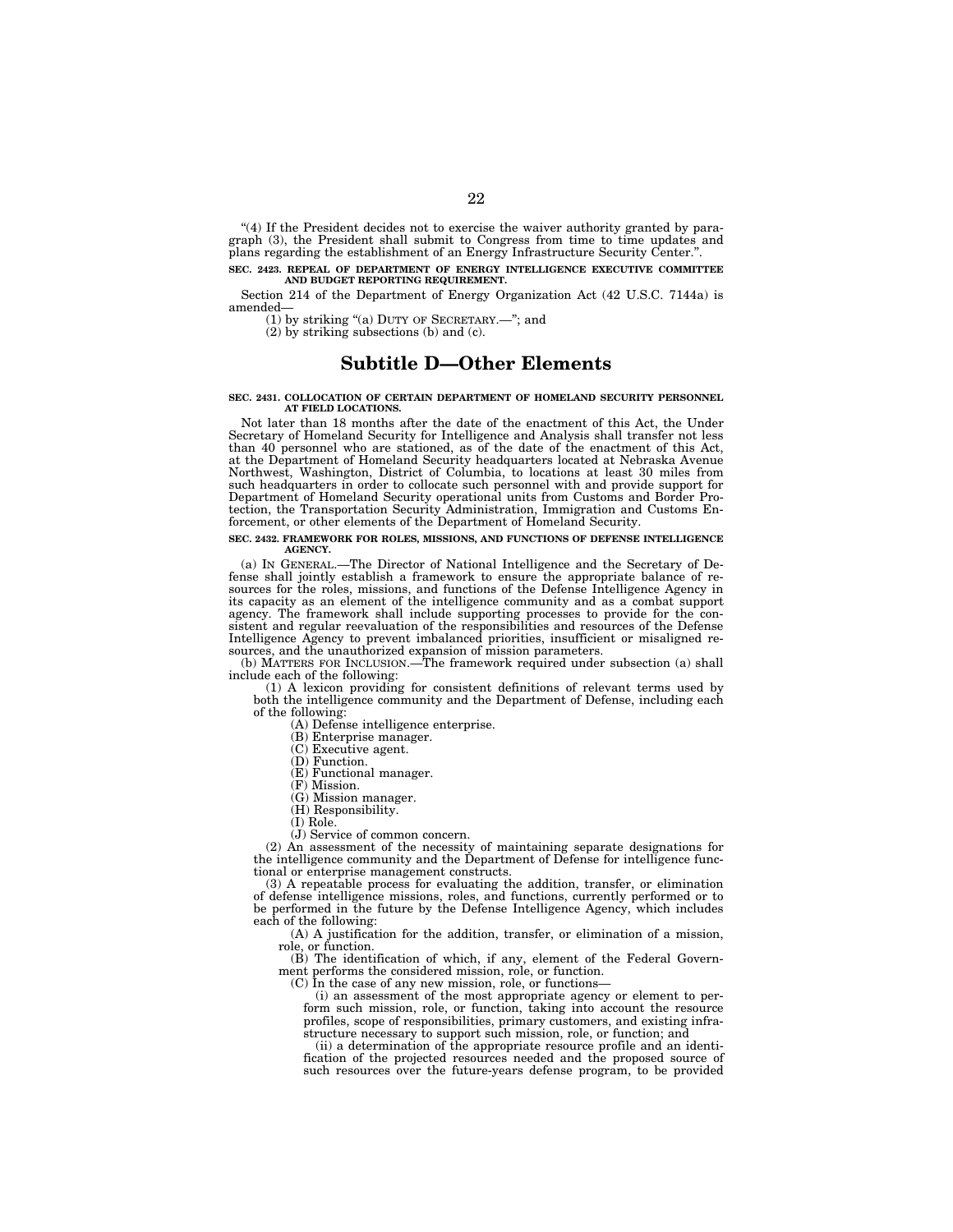"(4) If the President decides not to exercise the waiver authority granted by paragraph (3), the President shall submit to Congress from time to time updates and plans regarding the establishment of an Energy Infrastructure Security Center.".

**SEC. 2423. REPEAL OF DEPARTMENT OF ENERGY INTELLIGENCE EXECUTIVE COMMITTEE AND BUDGET REPORTING REQUIREMENT.**

Section 214 of the Department of Energy Organization Act (42 U.S.C. 7144a) is amended—

(1) by striking "(a) DUTY OF SECRETARY.—"; and

(2) by striking subsections (b) and (c).

## Subtitle D—Other Elements

**SEC. 2431. COLLOCATION OF CERTAIN DEPARTMENT OF HOMELAND SECURITY PERSONNEL AT FIELD LOCATIONS.**

Not later than 18 months after the date of the enactment of this Act, the Under Secretary of Homeland Security for Intelligence and Analysis shall transfer not less than 40 personnel who are stationed, as of the date of the enactment of this Act, at the Department of Homeland Security headquarters located at Nebraska Avenue Northwest, Washington, District of Columbia, to locations at least 30 miles from such headquarters in order to collocate such personnel with and provide support for Department of Homeland Security operational units from Customs and Border Protection, the Transportation Security Administration, Immigration and Customs Enforcement, or other elements of the Department of Homeland Security.

**SEC. 2432. FRAMEWORK FOR ROLES, MISSIONS, AND FUNCTIONS OF DEFENSE INTELLIGENCE AGENCY.**

(a) IN GENERAL.—The Director of National Intelligence and the Secretary of Defense shall jointly establish a framework to ensure the appropriate balance of resources for the roles, missions, and functions of the Defense Intelligence Agency in its capacity as an element of the intelligence community and as a combat support agency. The framework shall include supporting processes to provide for the consistent and regular reevaluation of the responsibilities and resources of the Defense Intelligence Agency to prevent imbalanced priorities, insufficient or misaligned resources, and the unauthorized expansion of mission parameters.

(b) MATTERS FOR INCLUSION.—The framework required under subsection (a) shall include each of the following:

(1) A lexicon providing for consistent definitions of relevant terms used by both the intelligence community and the Department of Defense, including each of the following:

(A) Defense intelligence enterprise.

(B) Enterprise manager.

(C) Executive agent.

(D) Function.

(E) Functional manager.

(F) Mission.

(G) Mission manager.

(H) Responsibility.

(I) Role.

(J) Service of common concern.

(2) An assessment of the necessity of maintaining separate designations for the intelligence community and the Department of Defense for intelligence functional or enterprise management constructs.

(3) A repeatable process for evaluating the addition, transfer, or elimination of defense intelligence missions, roles, and functions, currently performed or to be performed in the future by the Defense Intelligence Agency, which includes each of the following:

(A) A justification for the addition, transfer, or elimination of a mission, role, or function.

(B) The identification of which, if any, element of the Federal Government performs the considered mission, role, or function.

(C) In the case of any new mission, role, or functions—

(i) an assessment of the most appropriate agency or element to perform such mission, role, or function, taking into account the resource profiles, scope of responsibilities, primary customers, and existing infrastructure necessary to support such mission, role, or function; and

(ii) a determination of the appropriate resource profile and an identification of the projected resources needed and the proposed source of such resources over the future-years defense program, to be provided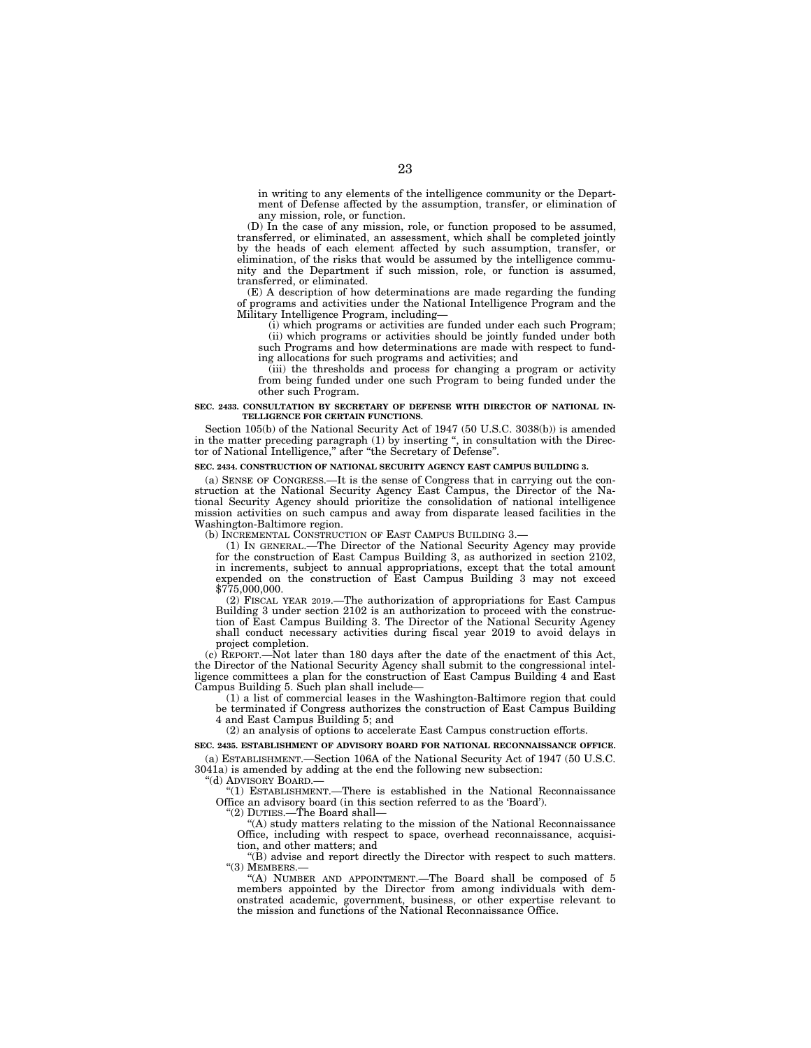in writing to any elements of the intelligence community or the Department of Defense affected by the assumption, transfer, or elimination of any mission, role, or function.

(D) In the case of any mission, role, or function proposed to be assumed, transferred, or eliminated, an assessment, which shall be completed jointly by the heads of each element affected by such assumption, transfer, or elimination, of the risks that would be assumed by the intelligence community and the Department if such mission, role, or function is assumed, transferred, or eliminated.

(E) A description of how determinations are made regarding the funding of programs and activities under the National Intelligence Program and the Military Intelligence Program, including—

(i) which programs or activities are funded under each such Program;

(ii) which programs or activities should be jointly funded under both such Programs and how determinations are made with respect to funding allocations for such programs and activities; and

(iii) the thresholds and process for changing a program or activity from being funded under one such Program to being funded under the other such Program.

**SEC. 2433. CONSULTATION BY SECRETARY OF DEFENSE WITH DIRECTOR OF NATIONAL INTELLIGENCE FOR CERTAIN FUNCTIONS.**

Section 105(b) of the National Security Act of 1947 (50 U.S.C. 3038(b)) is amended in the matter preceding paragraph (1) by inserting ", in consultation with the Director of National Intelligence," after "the Secretary of Defense".

**SEC. 2434. CONSTRUCTION OF NATIONAL SECURITY AGENCY EAST CAMPUS BUILDING 3.**

(a) SENSE OF CONGRESS.—It is the sense of Congress that in carrying out the construction at the National Security Agency East Campus, the Director of the National Security Agency should prioritize the consolidation of national intelligence mission activities on such campus and away from disparate leased facilities in the Washington-Baltimore region.

(b) INCREMENTAL CONSTRUCTION OF EAST CAMPUS BUILDING 3.—

(1) IN GENERAL.—The Director of the National Security Agency may provide for the construction of East Campus Building 3, as authorized in section 2102, in increments, subject to annual appropriations, except that the total amount expended on the construction of East Campus Building 3 may not exceed $775,000,000.

(2) FISCAL YEAR 2019.—The authorization of appropriations for East Campus Building 3 under section 2102 is an authorization to proceed with the construction of East Campus Building 3. The Director of the National Security Agency shall conduct necessary activities during fiscal year 2019 to avoid delays in project completion.

(c) REPORT.—Not later than 180 days after the date of the enactment of this Act, the Director of the National Security Agency shall submit to the congressional intelligence committees a plan for the construction of East Campus Building 4 and East Campus Building 5. Such plan shall include—

(1) a list of commercial leases in the Washington-Baltimore region that could be terminated if Congress authorizes the construction of East Campus Building 4 and East Campus Building 5; and

(2) an analysis of options to accelerate East Campus construction efforts.

**SEC. 2435. ESTABLISHMENT OF ADVISORY BOARD FOR NATIONAL RECONNAISSANCE OFFICE.**

(a) ESTABLISHMENT.—Section 106A of the National Security Act of 1947 (50 U.S.C. 3041a) is amended by adding at the end the following new subsection:

"(d) ADVISORY BOARD.—

"(1) ESTABLISHMENT.—There is established in the National Reconnaissance Office an advisory board (in this section referred to as the 'Board').

"(2) DUTIES.—The Board shall—

"(A) study matters relating to the mission of the National Reconnaissance Office, including with respect to space, overhead reconnaissance, acquisition, and other matters; and

"(B) advise and report directly the Director with respect to such matters.

"(3) MEMBERS.—

"(A) NUMBER AND APPOINTMENT.—The Board shall be composed of 5 members appointed by the Director from among individuals with demonstrated academic, government, business, or other expertise relevant to the mission and functions of the National Reconnaissance Office.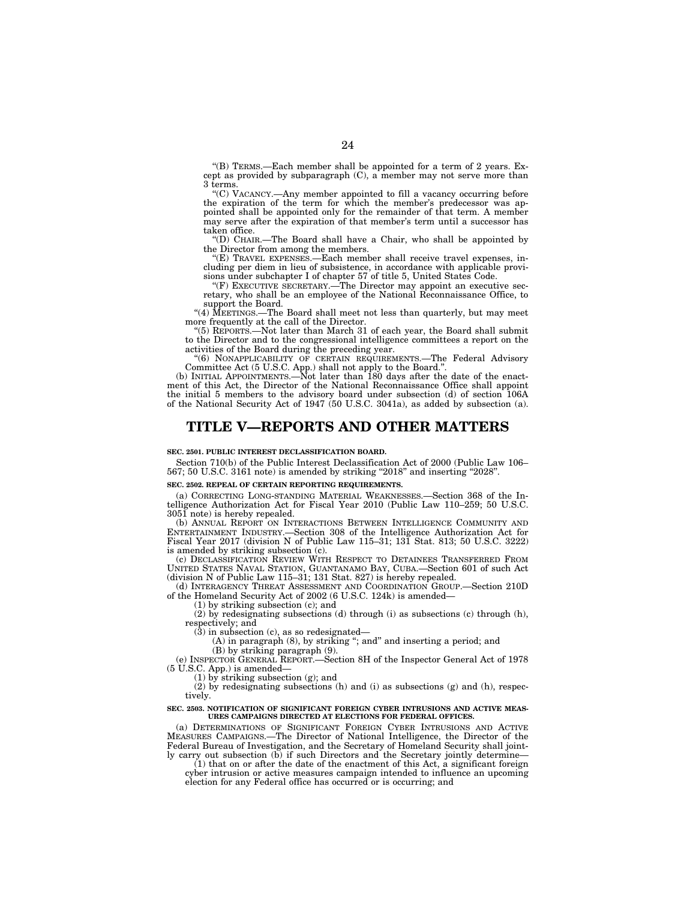"(B) TERMS.—Each member shall be appointed for a term of 2 years. Except as provided by subparagraph (C), a member may not serve more than 3 terms.

"(C) VACANCY.—Any member appointed to fill a vacancy occurring before the expiration of the term for which the member's predecessor was appointed shall be appointed only for the remainder of that term. A member may serve after the expiration of that member's term until a successor has taken office.

"(D) CHAIR.—The Board shall have a Chair, who shall be appointed by the Director from among the members.

"(E) TRAVEL EXPENSES.—Each member shall receive travel expenses, including per diem in lieu of subsistence, in accordance with applicable provisions under subchapter I of chapter 57 of title 5, United States Code.

"(F) EXECUTIVE SECRETARY.—The Director may appoint an executive secretary, who shall be an employee of the National Reconnaissance Office, to support the Board.

"(4) MEETINGS.—The Board shall meet not less than quarterly, but may meet more frequently at the call of the Director.

"(5) REPORTS.—Not later than March 31 of each year, the Board shall submit to the Director and to the congressional intelligence committees a report on the activities of the Board during the preceding year.

"(6) NONAPPLICABILITY OF CERTAIN REQUIREMENTS.—The Federal Advisory Committee Act (5 U.S.C. App.) shall not apply to the Board.".

(b) INITIAL APPOINTMENTS.—Not later than 180 days after the date of the enactment of this Act, the Director of the National Reconnaissance Office shall appoint the initial 5 members to the advisory board under subsection (d) of section 106A of the National Security Act of 1947 (50 U.S.C. 3041a), as added by subsection (a).

# TITLE V—REPORTS AND OTHER MATTERS

**SEC. 2501. PUBLIC INTEREST DECLASSIFICATION BOARD.**

Section 710(b) of the Public Interest Declassification Act of 2000 (Public Law 106–567; 50 U.S.C. 3161 note) is amended by striking "2018" and inserting "2028".

**SEC. 2502. REPEAL OF CERTAIN REPORTING REQUIREMENTS.**

(a) CORRECTING LONG-STANDING MATERIAL WEAKNESSES.—Section 368 of the Intelligence Authorization Act for Fiscal Year 2010 (Public Law 110–259; 50 U.S.C. 3051 note) is hereby repealed.

(b) ANNUAL REPORT ON INTERACTIONS BETWEEN INTELLIGENCE COMMUNITY AND ENTERTAINMENT INDUSTRY.—Section 308 of the Intelligence Authorization Act for Fiscal Year 2017 (division N of Public Law 115–31; 131 Stat. 813; 50 U.S.C. 3222) is amended by striking subsection (c).

(c) DECLASSIFICATION REVIEW WITH RESPECT TO DETAINEES TRANSFERRED FROM UNITED STATES NAVAL STATION, GUANTANAMO BAY, CUBA.—Section 601 of such Act (division N of Public Law 115–31; 131 Stat. 827) is hereby repealed.

(d) INTERAGENCY THREAT ASSESSMENT AND COORDINATION GROUP.—Section 210D of the Homeland Security Act of 2002 (6 U.S.C. 124k) is amended—

(1) by striking subsection (c); and

(2) by redesignating subsections (d) through (i) as subsections (c) through (h), respectively; and

(3) in subsection (c), as so redesignated—

(A) in paragraph (8), by striking "; and" and inserting a period; and

(B) by striking paragraph (9).

(e) INSPECTOR GENERAL REPORT.—Section 8H of the Inspector General Act of 1978 (5 U.S.C. App.) is amended—

(1) by striking subsection (g); and

(2) by redesignating subsections (h) and (i) as subsections (g) and (h), respectively.

**SEC. 2503. NOTIFICATION OF SIGNIFICANT FOREIGN CYBER INTRUSIONS AND ACTIVE MEASURES CAMPAIGNS DIRECTED AT ELECTIONS FOR FEDERAL OFFICES.**

(a) DETERMINATIONS OF SIGNIFICANT FOREIGN CYBER INTRUSIONS AND ACTIVE MEASURES CAMPAIGNS.—The Director of National Intelligence, the Director of the Federal Bureau of Investigation, and the Secretary of Homeland Security shall jointly carry out subsection (b) if such Directors and the Secretary jointly determine—

(1) that on or after the date of the enactment of this Act, a significant foreign cyber intrusion or active measures campaign intended to influence an upcoming election for any Federal office has occurred or is occurring; and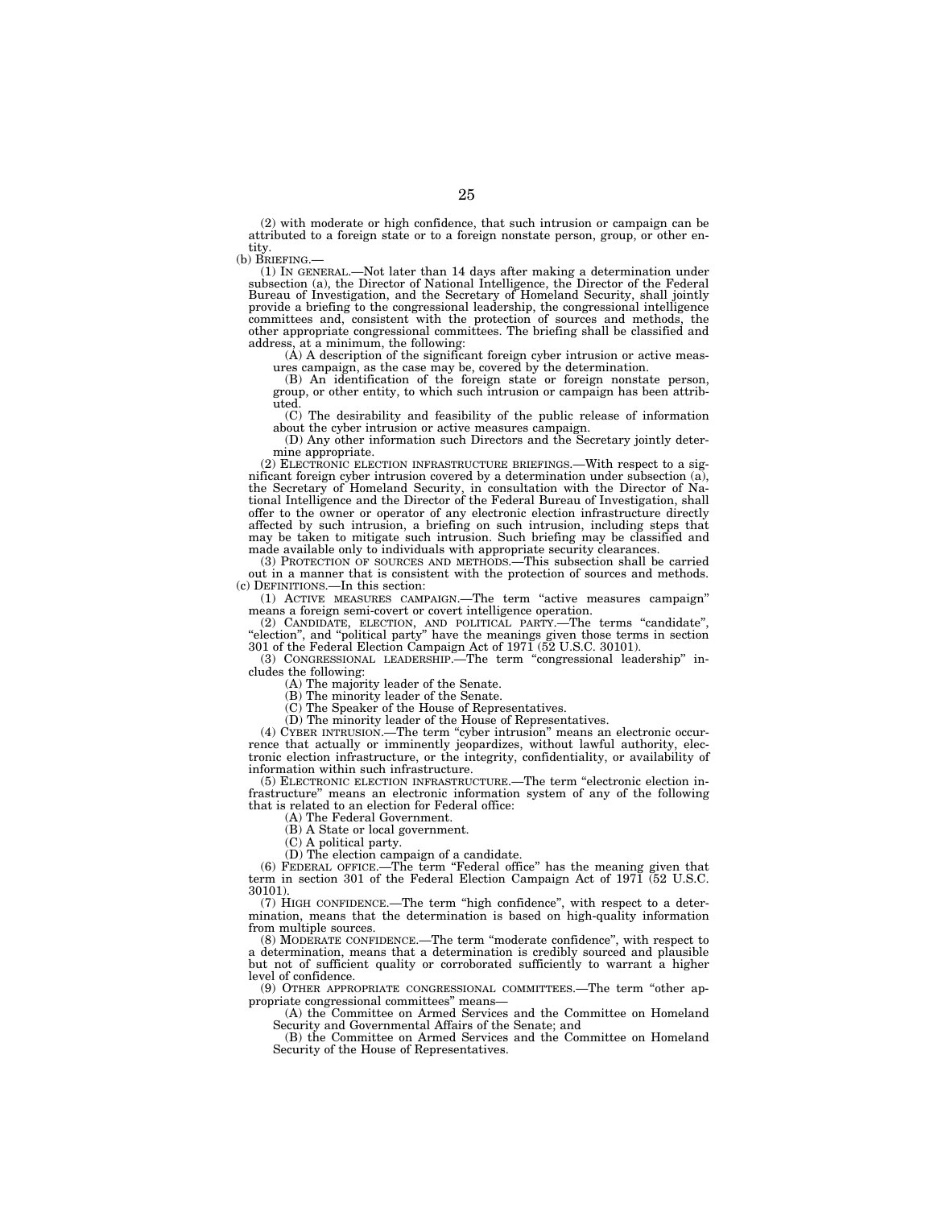(2) with moderate or high confidence, that such intrusion or campaign can be attributed to a foreign state or to a foreign nonstate person, group, or other entity.

(b) BRIEFING.—

(1) IN GENERAL.—Not later than 14 days after making a determination under subsection (a), the Director of National Intelligence, the Director of the Federal Bureau of Investigation, and the Secretary of Homeland Security, shall jointly provide a briefing to the congressional leadership, the congressional intelligence committees and, consistent with the protection of sources and methods, the other appropriate congressional committees. The briefing shall be classified and address, at a minimum, the following:

(A) A description of the significant foreign cyber intrusion or active measures campaign, as the case may be, covered by the determination.

(B) An identification of the foreign state or foreign nonstate person, group, or other entity, to which such intrusion or campaign has been attributed.

(C) The desirability and feasibility of the public release of information about the cyber intrusion or active measures campaign.

(D) Any other information such Directors and the Secretary jointly determine appropriate.

(2) ELECTRONIC ELECTION INFRASTRUCTURE BRIEFINGS.—With respect to a significant foreign cyber intrusion covered by a determination under subsection (a), the Secretary of Homeland Security, in consultation with the Director of National Intelligence and the Director of the Federal Bureau of Investigation, shall offer to the owner or operator of any electronic election infrastructure directly affected by such intrusion, a briefing on such intrusion, including steps that may be taken to mitigate such intrusion. Such briefing may be classified and made available only to individuals with appropriate security clearances.

(3) PROTECTION OF SOURCES AND METHODS.—This subsection shall be carried out in a manner that is consistent with the protection of sources and methods.

(c) DEFINITIONS.—In this section:

(1) ACTIVE MEASURES CAMPAIGN.—The term "active measures campaign" means a foreign semi-covert or covert intelligence operation.

(2) CANDIDATE, ELECTION, AND POLITICAL PARTY.—The terms "candidate", "election", and "political party" have the meanings given those terms in section 301 of the Federal Election Campaign Act of 1971 (52 U.S.C. 30101).

(3) CONGRESSIONAL LEADERSHIP.—The term "congressional leadership" includes the following:

(A) The majority leader of the Senate.

(B) The minority leader of the Senate.

(C) The Speaker of the House of Representatives.

(D) The minority leader of the House of Representatives.

(4) CYBER INTRUSION.—The term "cyber intrusion" means an electronic occurrence that actually or imminently jeopardizes, without lawful authority, electronic election infrastructure, or the integrity, confidentiality, or availability of information within such infrastructure.

(5) ELECTRONIC ELECTION INFRASTRUCTURE.—The term "electronic election infrastructure" means an electronic information system of any of the following that is related to an election for Federal office:

(A) The Federal Government.

(B) A State or local government.

(C) A political party.

(D) The election campaign of a candidate.

(6) FEDERAL OFFICE.—The term "Federal office" has the meaning given that term in section 301 of the Federal Election Campaign Act of 1971 (52 U.S.C. 30101).

(7) HIGH CONFIDENCE.—The term "high confidence", with respect to a determination, means that the determination is based on high-quality information from multiple sources.

(8) MODERATE CONFIDENCE.—The term "moderate confidence", with respect to a determination, means that a determination is credibly sourced and plausible but not of sufficient quality or corroborated sufficiently to warrant a higher level of confidence.

(9) OTHER APPROPRIATE CONGRESSIONAL COMMITTEES.—The term "other appropriate congressional committees" means—

(A) the Committee on Armed Services and the Committee on Homeland Security and Governmental Affairs of the Senate; and

(B) the Committee on Armed Services and the Committee on Homeland Security of the House of Representatives.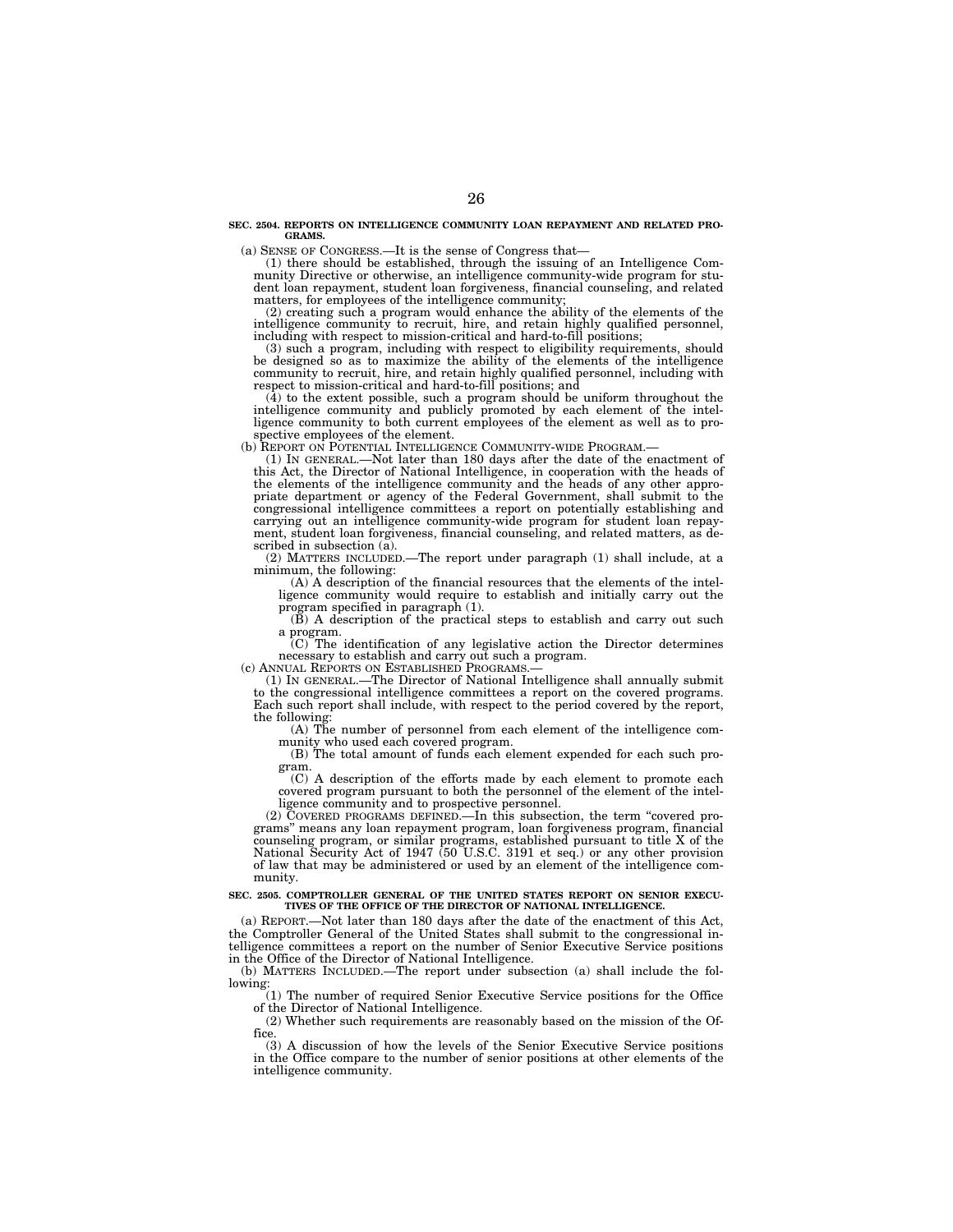**SEC. 2504. REPORTS ON INTELLIGENCE COMMUNITY LOAN REPAYMENT AND RELATED PROGRAMS.**

(a) SENSE OF CONGRESS.—It is the sense of Congress that—

(1) there should be established, through the issuing of an Intelligence Community Directive or otherwise, an intelligence community-wide program for student loan repayment, student loan forgiveness, financial counseling, and related matters, for employees of the intelligence community;

(2) creating such a program would enhance the ability of the elements of the intelligence community to recruit, hire, and retain highly qualified personnel, including with respect to mission-critical and hard-to-fill positions;

(3) such a program, including with respect to eligibility requirements, should be designed so as to maximize the ability of the elements of the intelligence community to recruit, hire, and retain highly qualified personnel, including with respect to mission-critical and hard-to-fill positions; and

(4) to the extent possible, such a program should be uniform throughout the intelligence community and publicly promoted by each element of the intelligence community to both current employees of the element as well as to prospective employees of the element.

(b) REPORT ON POTENTIAL INTELLIGENCE COMMUNITY-WIDE PROGRAM.—

(1) IN GENERAL.—Not later than 180 days after the date of the enactment of this Act, the Director of National Intelligence, in cooperation with the heads of the elements of the intelligence community and the heads of any other appropriate department or agency of the Federal Government, shall submit to the congressional intelligence committees a report on potentially establishing and carrying out an intelligence community-wide program for student loan repayment, student loan forgiveness, financial counseling, and related matters, as described in subsection (a).

(2) MATTERS INCLUDED.—The report under paragraph (1) shall include, at a minimum, the following:

(A) A description of the financial resources that the elements of the intelligence community would require to establish and initially carry out the program specified in paragraph (1).

(B) A description of the practical steps to establish and carry out such a program.

(C) The identification of any legislative action the Director determines necessary to establish and carry out such a program.

(c) ANNUAL REPORTS ON ESTABLISHED PROGRAMS.—

(1) IN GENERAL.—The Director of National Intelligence shall annually submit to the congressional intelligence committees a report on the covered programs. Each such report shall include, with respect to the period covered by the report, the following:

(A) The number of personnel from each element of the intelligence community who used each covered program.

(B) The total amount of funds each element expended for each such program.

(C) A description of the efforts made by each element to promote each covered program pursuant to both the personnel of the element of the intelligence community and to prospective personnel.

(2) COVERED PROGRAMS DEFINED.—In this subsection, the term "covered programs" means any loan repayment program, loan forgiveness program, financial counseling program, or similar programs, established pursuant to title X of the National Security Act of 1947 (50 U.S.C. 3191 et seq.) or any other provision of law that may be administered or used by an element of the intelligence community.

**SEC. 2505. COMPTROLLER GENERAL OF THE UNITED STATES REPORT ON SENIOR EXECUTIVES OF THE OFFICE OF THE DIRECTOR OF NATIONAL INTELLIGENCE.**

(a) REPORT.—Not later than 180 days after the date of the enactment of this Act, the Comptroller General of the United States shall submit to the congressional intelligence committees a report on the number of Senior Executive Service positions in the Office of the Director of National Intelligence.

(b) MATTERS INCLUDED.—The report under subsection (a) shall include the following:

(1) The number of required Senior Executive Service positions for the Office of the Director of National Intelligence.

(2) Whether such requirements are reasonably based on the mission of the Office.

(3) A discussion of how the levels of the Senior Executive Service positions in the Office compare to the number of senior positions at other elements of the intelligence community.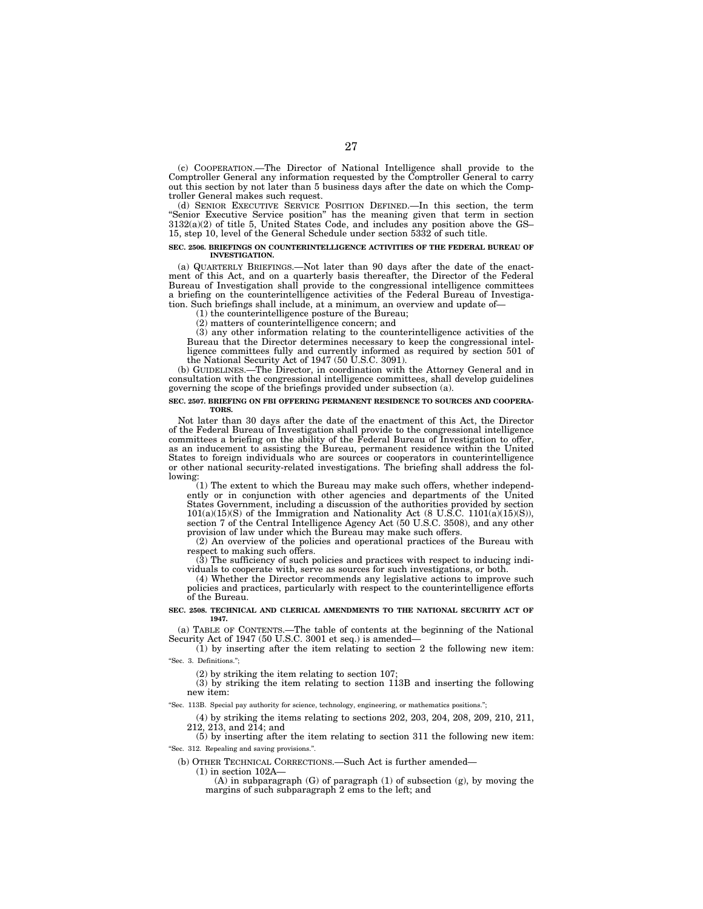(c) COOPERATION.—The Director of National Intelligence shall provide to the Comptroller General any information requested by the Comptroller General to carry out this section by not later than 5 business days after the date on which the Comptroller General makes such request.

(d) SENIOR EXECUTIVE SERVICE POSITION DEFINED.—In this section, the term "Senior Executive Service position" has the meaning given that term in section 3132(a)(2) of title 5, United States Code, and includes any position above the GS–15, step 10, level of the General Schedule under section 5332 of such title.

**SEC. 2506. BRIEFINGS ON COUNTERINTELLIGENCE ACTIVITIES OF THE FEDERAL BUREAU OF INVESTIGATION.**

(a) QUARTERLY BRIEFINGS.—Not later than 90 days after the date of the enactment of this Act, and on a quarterly basis thereafter, the Director of the Federal Bureau of Investigation shall provide to the congressional intelligence committees a briefing on the counterintelligence activities of the Federal Bureau of Investigation. Such briefings shall include, at a minimum, an overview and update of—

(1) the counterintelligence posture of the Bureau;

(2) matters of counterintelligence concern; and

(3) any other information relating to the counterintelligence activities of the Bureau that the Director determines necessary to keep the congressional intelligence committees fully and currently informed as required by section 501 of the National Security Act of 1947 (50 U.S.C. 3091).

(b) GUIDELINES.—The Director, in coordination with the Attorney General and in consultation with the congressional intelligence committees, shall develop guidelines governing the scope of the briefings provided under subsection (a).

**SEC. 2507. BRIEFING ON FBI OFFERING PERMANENT RESIDENCE TO SOURCES AND COOPERATORS.**

Not later than 30 days after the date of the enactment of this Act, the Director of the Federal Bureau of Investigation shall provide to the congressional intelligence committees a briefing on the ability of the Federal Bureau of Investigation to offer, as an inducement to assisting the Bureau, permanent residence within the United States to foreign individuals who are sources or cooperators in counterintelligence or other national security-related investigations. The briefing shall address the following:

(1) The extent to which the Bureau may make such offers, whether independently or in conjunction with other agencies and departments of the United States Government, including a discussion of the authorities provided by section 101(a)(15)(S) of the Immigration and Nationality Act (8 U.S.C. 1101(a)(15)(S)), section 7 of the Central Intelligence Agency Act (50 U.S.C. 3508), and any other provision of law under which the Bureau may make such offers.

(2) An overview of the policies and operational practices of the Bureau with respect to making such offers.

(3) The sufficiency of such policies and practices with respect to inducing individuals to cooperate with, serve as sources for such investigations, or both.

(4) Whether the Director recommends any legislative actions to improve such policies and practices, particularly with respect to the counterintelligence efforts of the Bureau.

**SEC. 2508. TECHNICAL AND CLERICAL AMENDMENTS TO THE NATIONAL SECURITY ACT OF 1947.**

(a) TABLE OF CONTENTS.—The table of contents at the beginning of the National Security Act of 1947 (50 U.S.C. 3001 et seq.) is amended—

(1) by inserting after the item relating to section 2 the following new item:

"Sec. 3. Definitions.";

(2) by striking the item relating to section 107;

(3) by striking the item relating to section 113B and inserting the following new item:

"Sec. 113B. Special pay authority for science, technology, engineering, or mathematics positions.";

(4) by striking the items relating to sections 202, 203, 204, 208, 209, 210, 211, 212, 213, and 214; and

(5) by inserting after the item relating to section 311 the following new item:

"Sec. 312. Repealing and saving provisions.".

(b) OTHER TECHNICAL CORRECTIONS.—Such Act is further amended—

(1) in section 102A—

(A) in subparagraph (G) of paragraph (1) of subsection (g), by moving the margins of such subparagraph 2 ems to the left; and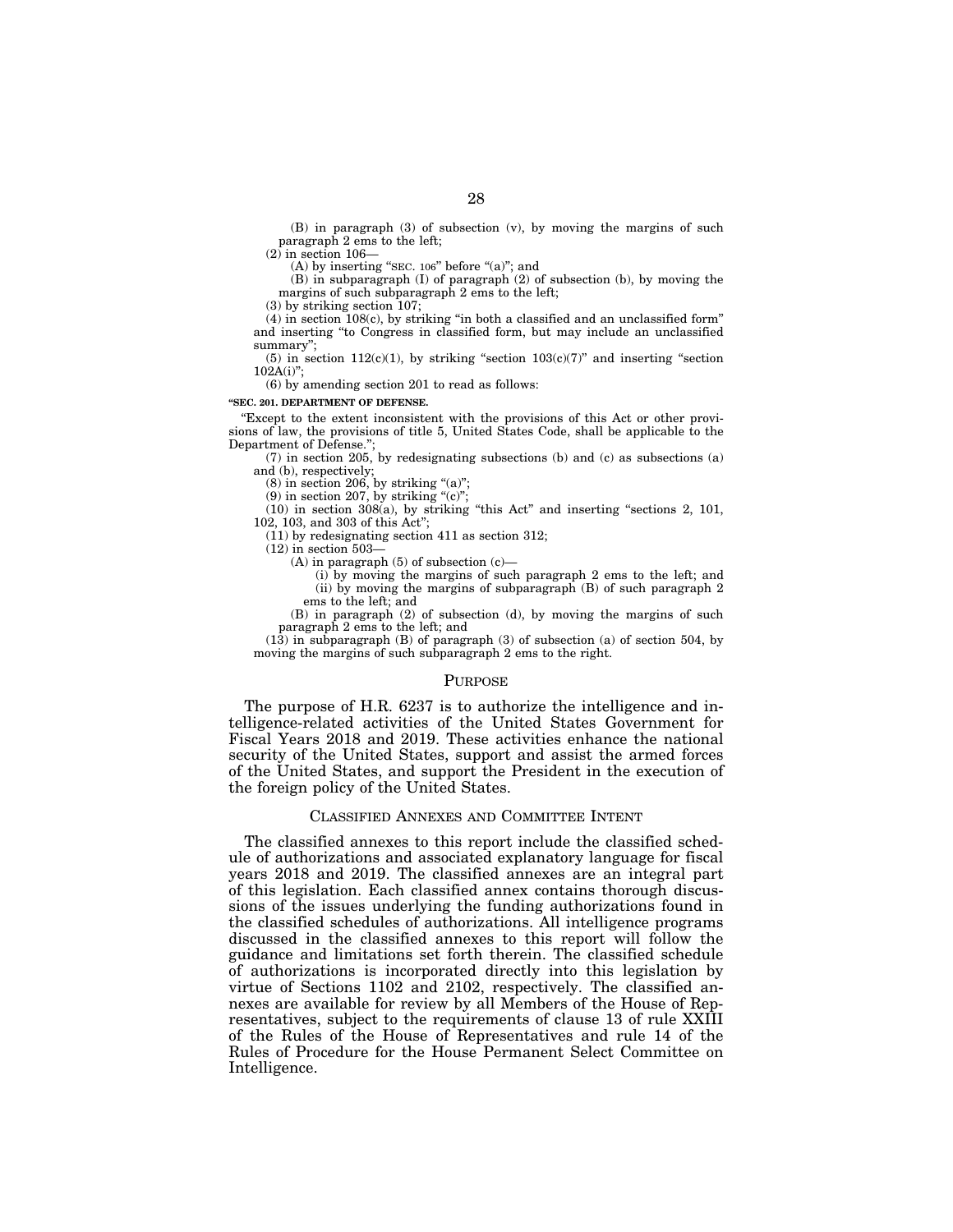(B) in paragraph (3) of subsection (v), by moving the margins of such paragraph 2 ems to the left;

(2) in section 106—

(A) by inserting "SEC. 106" before "(a)"; and

(B) in subparagraph (I) of paragraph (2) of subsection (b), by moving the margins of such subparagraph 2 ems to the left;

(3) by striking section 107;

(4) in section 108(c), by striking "in both a classified and an unclassified form" and inserting "to Congress in classified form, but may include an unclassified summary";

(5) in section 112(c)(1), by striking "section 103(c)(7)" and inserting "section 102A(i)";

(6) by amending section 201 to read as follows:

**"SEC. 201. DEPARTMENT OF DEFENSE.**

"Except to the extent inconsistent with the provisions of this Act or other provisions of law, the provisions of title 5, United States Code, shall be applicable to the Department of Defense.";

(7) in section 205, by redesignating subsections (b) and (c) as subsections (a) and (b), respectively;

(8) in section 206, by striking "(a)";

(9) in section 207, by striking "(c)";

(10) in section 308(a), by striking "this Act" and inserting "sections 2, 101, 102, 103, and 303 of this Act";

(11) by redesignating section 411 as section 312;

(12) in section 503—

(A) in paragraph (5) of subsection (c)—

(i) by moving the margins of such paragraph 2 ems to the left; and

(ii) by moving the margins of subparagraph (B) of such paragraph 2 ems to the left; and

(B) in paragraph (2) of subsection (d), by moving the margins of such paragraph 2 ems to the left; and

(13) in subparagraph (B) of paragraph (3) of subsection (a) of section 504, by moving the margins of such subparagraph 2 ems to the right.

## PURPOSE

The purpose of H.R. 6237 is to authorize the intelligence and intelligence-related activities of the United States Government for Fiscal Years 2018 and 2019. These activities enhance the national security of the United States, support and assist the armed forces of the United States, and support the President in the execution of the foreign policy of the United States.

## CLASSIFIED ANNEXES AND COMMITTEE INTENT

The classified annexes to this report include the classified schedule of authorizations and associated explanatory language for fiscal years 2018 and 2019. The classified annexes are an integral part of this legislation. Each classified annex contains thorough discussions of the issues underlying the funding authorizations found in the classified schedules of authorizations. All intelligence programs discussed in the classified annexes to this report will follow the guidance and limitations set forth therein. The classified schedule of authorizations is incorporated directly into this legislation by virtue of Sections 1102 and 2102, respectively. The classified annexes are available for review by all Members of the House of Representatives, subject to the requirements of clause 13 of rule XXIII of the Rules of the House of Representatives and rule 14 of the Rules of Procedure for the House Permanent Select Committee on Intelligence.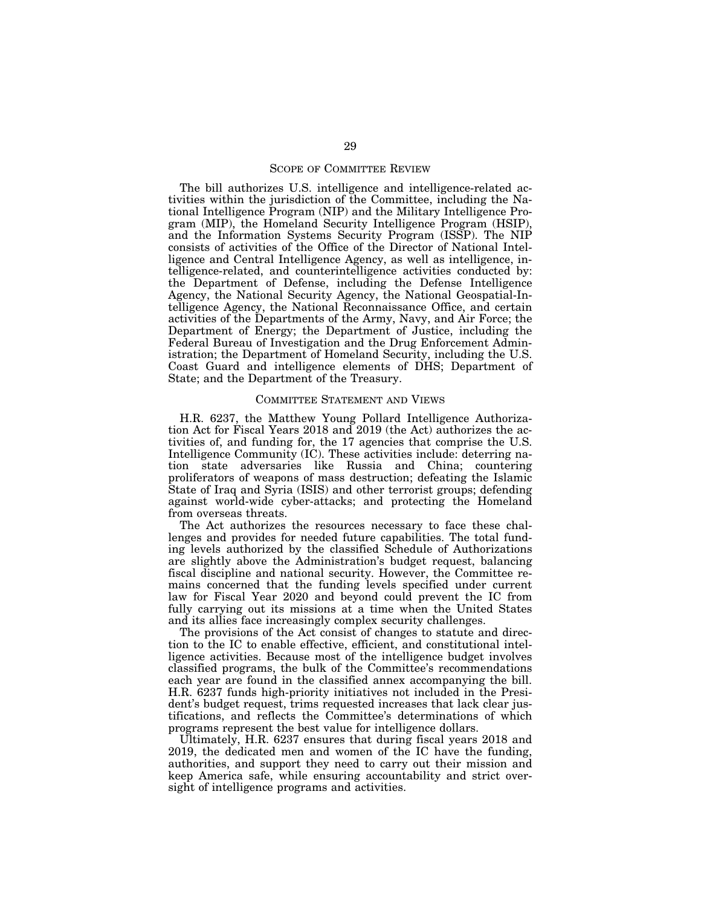## SCOPE OF COMMITTEE REVIEW

The bill authorizes U.S. intelligence and intelligence-related activities within the jurisdiction of the Committee, including the National Intelligence Program (NIP) and the Military Intelligence Program (MIP), the Homeland Security Intelligence Program (HSIP), and the Information Systems Security Program (ISSP). The NIP consists of activities of the Office of the Director of National Intelligence and Central Intelligence Agency, as well as intelligence, intelligence-related, and counterintelligence activities conducted by: the Department of Defense, including the Defense Intelligence Agency, the National Security Agency, the National Geospatial-Intelligence Agency, the National Reconnaissance Office, and certain activities of the Departments of the Army, Navy, and Air Force; the Department of Energy; the Department of Justice, including the Federal Bureau of Investigation and the Drug Enforcement Administration; the Department of Homeland Security, including the U.S. Coast Guard and intelligence elements of DHS; Department of State; and the Department of the Treasury.

## COMMITTEE STATEMENT AND VIEWS

H.R. 6237, the Matthew Young Pollard Intelligence Authorization Act for Fiscal Years 2018 and 2019 (the Act) authorizes the activities of, and funding for, the 17 agencies that comprise the U.S. Intelligence Community (IC). These activities include: deterring nation state adversaries like Russia and China; countering proliferators of weapons of mass destruction; defeating the Islamic State of Iraq and Syria (ISIS) and other terrorist groups; defending against world-wide cyber-attacks; and protecting the Homeland from overseas threats.

The Act authorizes the resources necessary to face these challenges and provides for needed future capabilities. The total funding levels authorized by the classified Schedule of Authorizations are slightly above the Administration's budget request, balancing fiscal discipline and national security. However, the Committee remains concerned that the funding levels specified under current law for Fiscal Year 2020 and beyond could prevent the IC from fully carrying out its missions at a time when the United States and its allies face increasingly complex security challenges.

The provisions of the Act consist of changes to statute and direction to the IC to enable effective, efficient, and constitutional intelligence activities. Because most of the intelligence budget involves classified programs, the bulk of the Committee's recommendations each year are found in the classified annex accompanying the bill. H.R. 6237 funds high-priority initiatives not included in the President's budget request, trims requested increases that lack clear justifications, and reflects the Committee's determinations of which programs represent the best value for intelligence dollars.

Ultimately, H.R. 6237 ensures that during fiscal years 2018 and 2019, the dedicated men and women of the IC have the funding, authorities, and support they need to carry out their mission and keep America safe, while ensuring accountability and strict oversight of intelligence programs and activities.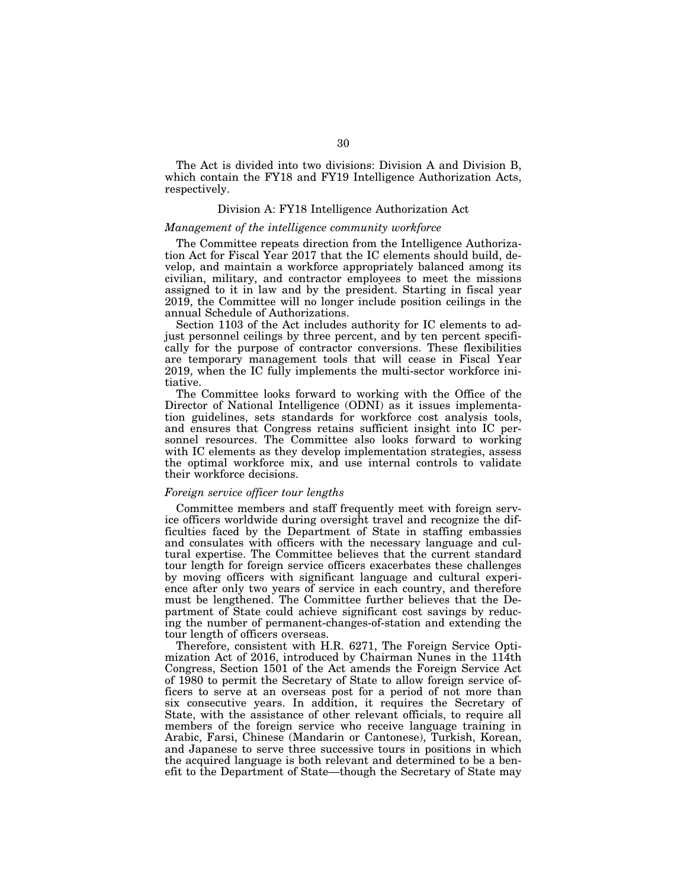The Act is divided into two divisions: Division A and Division B, which contain the FY18 and FY19 Intelligence Authorization Acts, respectively.

## Division A: FY18 Intelligence Authorization Act

### *Management of the intelligence community workforce*

The Committee repeats direction from the Intelligence Authorization Act for Fiscal Year 2017 that the IC elements should build, develop, and maintain a workforce appropriately balanced among its civilian, military, and contractor employees to meet the missions assigned to it in law and by the president. Starting in fiscal year 2019, the Committee will no longer include position ceilings in the annual Schedule of Authorizations.

Section 1103 of the Act includes authority for IC elements to adjust personnel ceilings by three percent, and by ten percent specifically for the purpose of contractor conversions. These flexibilities are temporary management tools that will cease in Fiscal Year 2019, when the IC fully implements the multi-sector workforce initiative.

The Committee looks forward to working with the Office of the Director of National Intelligence (ODNI) as it issues implementation guidelines, sets standards for workforce cost analysis tools, and ensures that Congress retains sufficient insight into IC personnel resources. The Committee also looks forward to working with IC elements as they develop implementation strategies, assess the optimal workforce mix, and use internal controls to validate their workforce decisions.

### *Foreign service officer tour lengths*

Committee members and staff frequently meet with foreign service officers worldwide during oversight travel and recognize the difficulties faced by the Department of State in staffing embassies and consulates with officers with the necessary language and cultural expertise. The Committee believes that the current standard tour length for foreign service officers exacerbates these challenges by moving officers with significant language and cultural experience after only two years of service in each country, and therefore must be lengthened. The Committee further believes that the Department of State could achieve significant cost savings by reducing the number of permanent-changes-of-station and extending the tour length of officers overseas.

Therefore, consistent with H.R. 6271, The Foreign Service Optimization Act of 2016, introduced by Chairman Nunes in the 114th Congress, Section 1501 of the Act amends the Foreign Service Act of 1980 to permit the Secretary of State to allow foreign service officers to serve at an overseas post for a period of not more than six consecutive years. In addition, it requires the Secretary of State, with the assistance of other relevant officials, to require all members of the foreign service who receive language training in Arabic, Farsi, Chinese (Mandarin or Cantonese), Turkish, Korean, and Japanese to serve three successive tours in positions in which the acquired language is both relevant and determined to be a benefit to the Department of State—though the Secretary of State may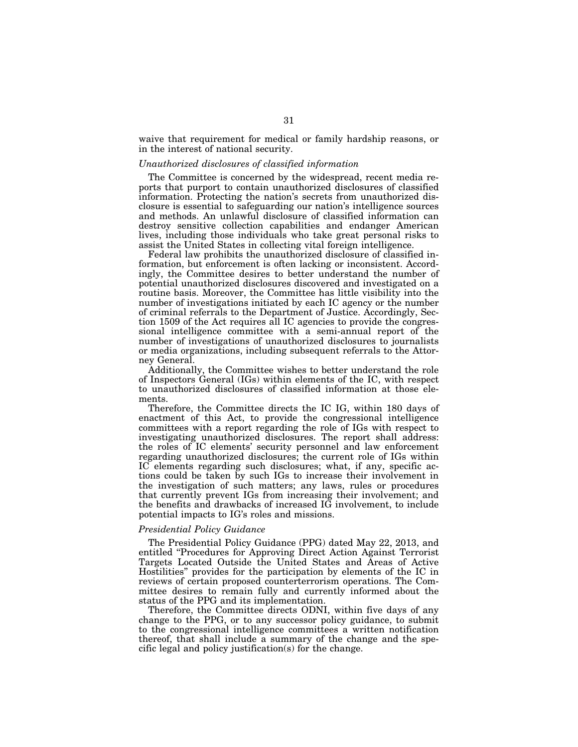waive that requirement for medical or family hardship reasons, or in the interest of national security.

*Unauthorized disclosures of classified information*

The Committee is concerned by the widespread, recent media reports that purport to contain unauthorized disclosures of classified information. Protecting the nation's secrets from unauthorized disclosure is essential to safeguarding our nation's intelligence sources and methods. An unlawful disclosure of classified information can destroy sensitive collection capabilities and endanger American lives, including those individuals who take great personal risks to assist the United States in collecting vital foreign intelligence.

Federal law prohibits the unauthorized disclosure of classified information, but enforcement is often lacking or inconsistent. Accordingly, the Committee desires to better understand the number of potential unauthorized disclosures discovered and investigated on a routine basis. Moreover, the Committee has little visibility into the number of investigations initiated by each IC agency or the number of criminal referrals to the Department of Justice. Accordingly, Section 1509 of the Act requires all IC agencies to provide the congressional intelligence committee with a semi-annual report of the number of investigations of unauthorized disclosures to journalists or media organizations, including subsequent referrals to the Attorney General.

Additionally, the Committee wishes to better understand the role of Inspectors General (IGs) within elements of the IC, with respect to unauthorized disclosures of classified information at those elements.

Therefore, the Committee directs the IC IG, within 180 days of enactment of this Act, to provide the congressional intelligence committees with a report regarding the role of IGs with respect to investigating unauthorized disclosures. The report shall address: the roles of IC elements' security personnel and law enforcement regarding unauthorized disclosures; the current role of IGs within IC elements regarding such disclosures; what, if any, specific actions could be taken by such IGs to increase their involvement in the investigation of such matters; any laws, rules or procedures that currently prevent IGs from increasing their involvement; and the benefits and drawbacks of increased IG involvement, to include potential impacts to IG's roles and missions.

*Presidential Policy Guidance*

The Presidential Policy Guidance (PPG) dated May 22, 2013, and entitled "Procedures for Approving Direct Action Against Terrorist Targets Located Outside the United States and Areas of Active Hostilities" provides for the participation by elements of the IC in reviews of certain proposed counterterrorism operations. The Committee desires to remain fully and currently informed about the status of the PPG and its implementation.

Therefore, the Committee directs ODNI, within five days of any change to the PPG, or to any successor policy guidance, to submit to the congressional intelligence committees a written notification thereof, that shall include a summary of the change and the specific legal and policy justification(s) for the change.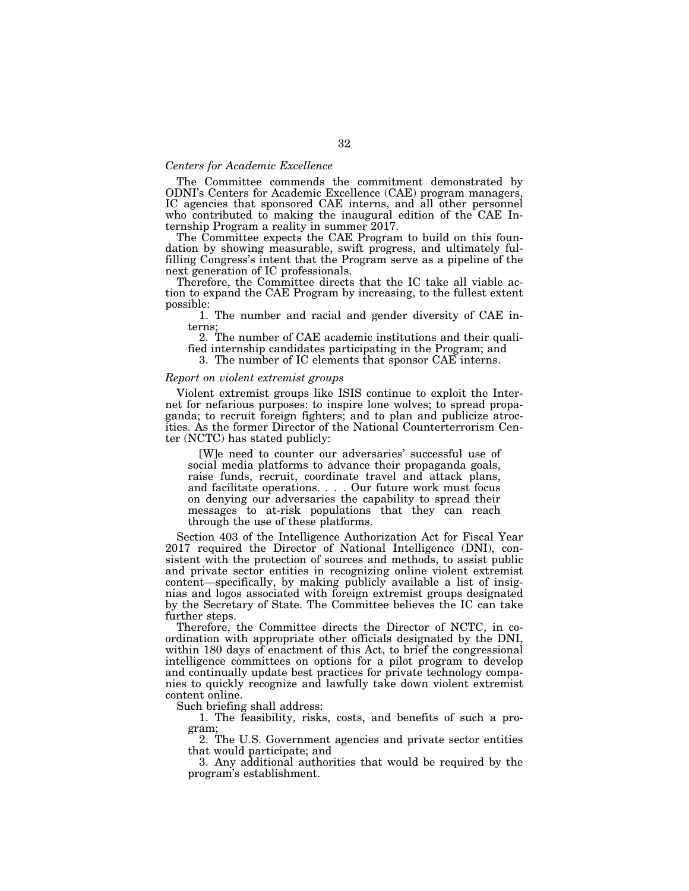*Centers for Academic Excellence*

The Committee commends the commitment demonstrated by ODNI's Centers for Academic Excellence (CAE) program managers, IC agencies that sponsored CAE interns, and all other personnel who contributed to making the inaugural edition of the CAE Internship Program a reality in summer 2017.

The Committee expects the CAE Program to build on this foundation by showing measurable, swift progress, and ultimately fulfilling Congress's intent that the Program serve as a pipeline of the next generation of IC professionals.

Therefore, the Committee directs that the IC take all viable action to expand the CAE Program by increasing, to the fullest extent possible:

1. The number and racial and gender diversity of CAE interns;
2. The number of CAE academic institutions and their qualified internship candidates participating in the Program; and
3. The number of IC elements that sponsor CAE interns.

*Report on violent extremist groups*

Violent extremist groups like ISIS continue to exploit the Internet for nefarious purposes: to inspire lone wolves; to spread propaganda; to recruit foreign fighters; and to plan and publicize atrocities. As the former Director of the National Counterterrorism Center (NCTC) has stated publicly:

> [W]e need to counter our adversaries' successful use of social media platforms to advance their propaganda goals, raise funds, recruit, coordinate travel and attack plans, and facilitate operations. . . . Our future work must focus on denying our adversaries the capability to spread their messages to at-risk populations that they can reach through the use of these platforms.

Section 403 of the Intelligence Authorization Act for Fiscal Year 2017 required the Director of National Intelligence (DNI), consistent with the protection of sources and methods, to assist public and private sector entities in recognizing online violent extremist content—specifically, by making publicly available a list of insignias and logos associated with foreign extremist groups designated by the Secretary of State. The Committee believes the IC can take further steps.

Therefore, the Committee directs the Director of NCTC, in coordination with appropriate other officials designated by the DNI, within 180 days of enactment of this Act, to brief the congressional intelligence committees on options for a pilot program to develop and continually update best practices for private technology companies to quickly recognize and lawfully take down violent extremist content online.

Such briefing shall address:

1. The feasibility, risks, costs, and benefits of such a program;
2. The U.S. Government agencies and private sector entities that would participate; and
3. Any additional authorities that would be required by the program's establishment.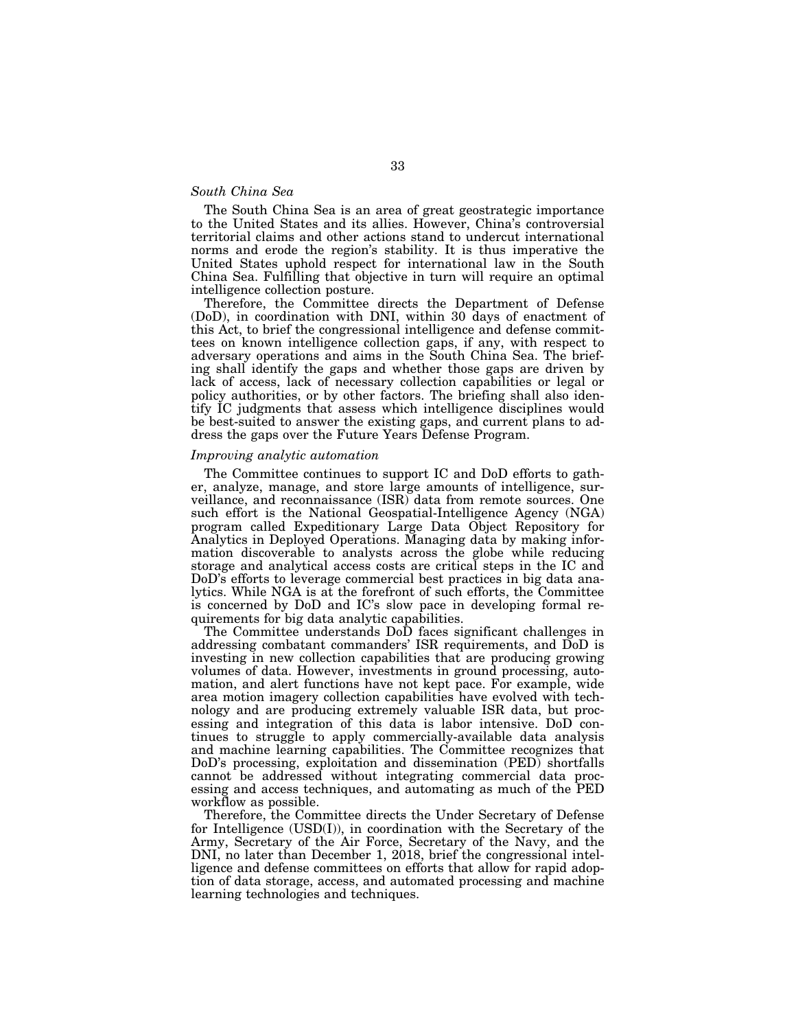*South China Sea*

The South China Sea is an area of great geostrategic importance to the United States and its allies. However, China's controversial territorial claims and other actions stand to undercut international norms and erode the region's stability. It is thus imperative the United States uphold respect for international law in the South China Sea. Fulfilling that objective in turn will require an optimal intelligence collection posture.

Therefore, the Committee directs the Department of Defense (DoD), in coordination with DNI, within 30 days of enactment of this Act, to brief the congressional intelligence and defense committees on known intelligence collection gaps, if any, with respect to adversary operations and aims in the South China Sea. The briefing shall identify the gaps and whether those gaps are driven by lack of access, lack of necessary collection capabilities or legal or policy authorities, or by other factors. The briefing shall also identify IC judgments that assess which intelligence disciplines would be best-suited to answer the existing gaps, and current plans to address the gaps over the Future Years Defense Program.

*Improving analytic automation*

The Committee continues to support IC and DoD efforts to gather, analyze, manage, and store large amounts of intelligence, surveillance, and reconnaissance (ISR) data from remote sources. One such effort is the National Geospatial-Intelligence Agency (NGA) program called Expeditionary Large Data Object Repository for Analytics in Deployed Operations. Managing data by making information discoverable to analysts across the globe while reducing storage and analytical access costs are critical steps in the IC and DoD's efforts to leverage commercial best practices in big data analytics. While NGA is at the forefront of such efforts, the Committee is concerned by DoD and IC's slow pace in developing formal requirements for big data analytic capabilities.

The Committee understands DoD faces significant challenges in addressing combatant commanders' ISR requirements, and DoD is investing in new collection capabilities that are producing growing volumes of data. However, investments in ground processing, automation, and alert functions have not kept pace. For example, wide area motion imagery collection capabilities have evolved with technology and are producing extremely valuable ISR data, but processing and integration of this data is labor intensive. DoD continues to struggle to apply commercially-available data analysis and machine learning capabilities. The Committee recognizes that DoD's processing, exploitation and dissemination (PED) shortfalls cannot be addressed without integrating commercial data processing and access techniques, and automating as much of the PED workflow as possible.

Therefore, the Committee directs the Under Secretary of Defense for Intelligence (USD(I)), in coordination with the Secretary of the Army, Secretary of the Air Force, Secretary of the Navy, and the DNI, no later than December 1, 2018, brief the congressional intelligence and defense committees on efforts that allow for rapid adoption of data storage, access, and automated processing and machine learning technologies and techniques.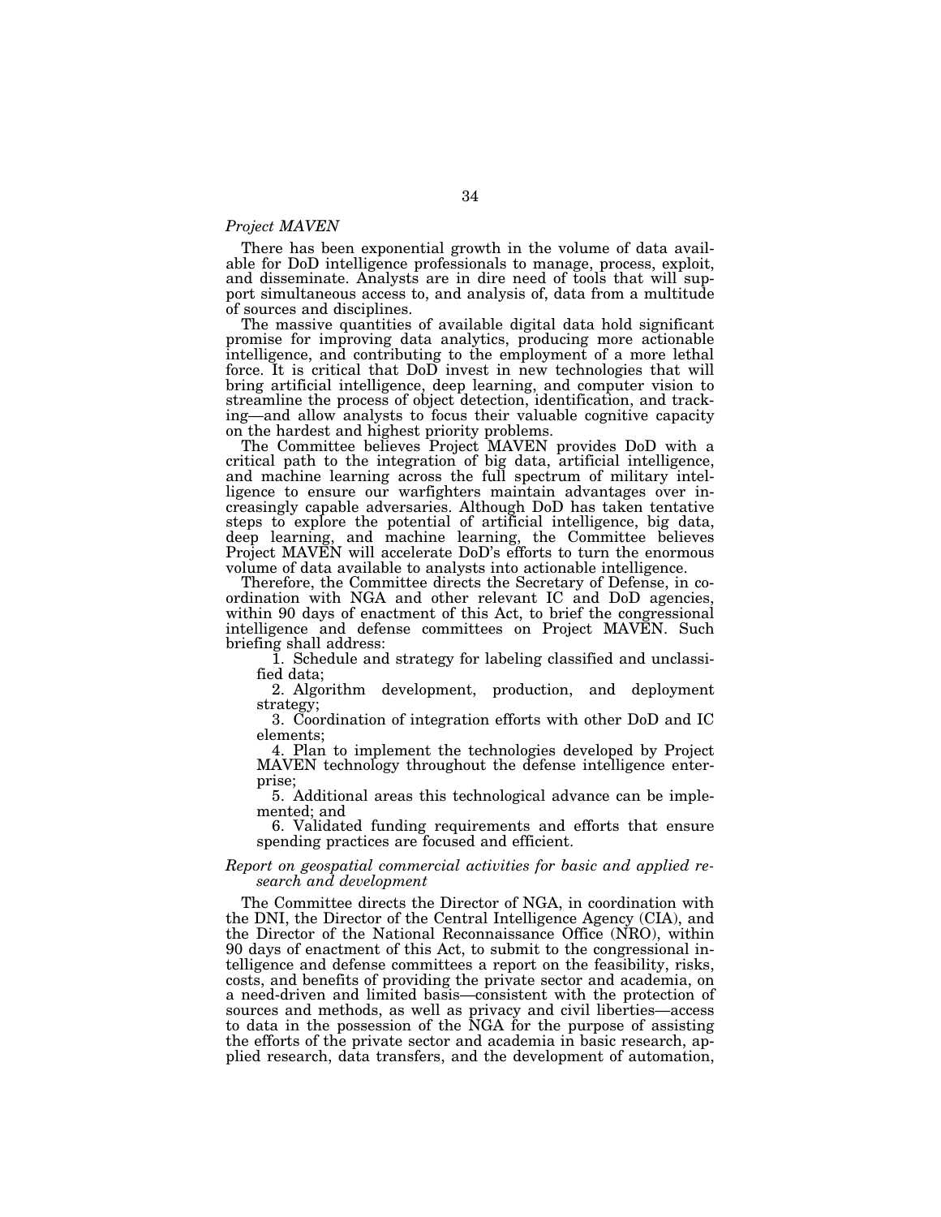*Project MAVEN*

There has been exponential growth in the volume of data available for DoD intelligence professionals to manage, process, exploit, and disseminate. Analysts are in dire need of tools that will support simultaneous access to, and analysis of, data from a multitude of sources and disciplines.

The massive quantities of available digital data hold significant promise for improving data analytics, producing more actionable intelligence, and contributing to the employment of a more lethal force. It is critical that DoD invest in new technologies that will bring artificial intelligence, deep learning, and computer vision to streamline the process of object detection, identification, and tracking—and allow analysts to focus their valuable cognitive capacity on the hardest and highest priority problems.

The Committee believes Project MAVEN provides DoD with a critical path to the integration of big data, artificial intelligence, and machine learning across the full spectrum of military intelligence to ensure our warfighters maintain advantages over increasingly capable adversaries. Although DoD has taken tentative steps to explore the potential of artificial intelligence, big data, deep learning, and machine learning, the Committee believes Project MAVEN will accelerate DoD's efforts to turn the enormous volume of data available to analysts into actionable intelligence.

Therefore, the Committee directs the Secretary of Defense, in coordination with NGA and other relevant IC and DoD agencies, within 90 days of enactment of this Act, to brief the congressional intelligence and defense committees on Project MAVEN. Such briefing shall address:

1. Schedule and strategy for labeling classified and unclassified data;
2. Algorithm development, production, and deployment strategy;
3. Coordination of integration efforts with other DoD and IC elements;
4. Plan to implement the technologies developed by Project MAVEN technology throughout the defense intelligence enterprise;
5. Additional areas this technological advance can be implemented; and
6. Validated funding requirements and efforts that ensure spending practices are focused and efficient.

*Report on geospatial commercial activities for basic and applied research and development*

The Committee directs the Director of NGA, in coordination with the DNI, the Director of the Central Intelligence Agency (CIA), and the Director of the National Reconnaissance Office (NRO), within 90 days of enactment of this Act, to submit to the congressional intelligence and defense committees a report on the feasibility, risks, costs, and benefits of providing the private sector and academia, on a need-driven and limited basis—consistent with the protection of sources and methods, as well as privacy and civil liberties—access to data in the possession of the NGA for the purpose of assisting the efforts of the private sector and academia in basic research, applied research, data transfers, and the development of automation,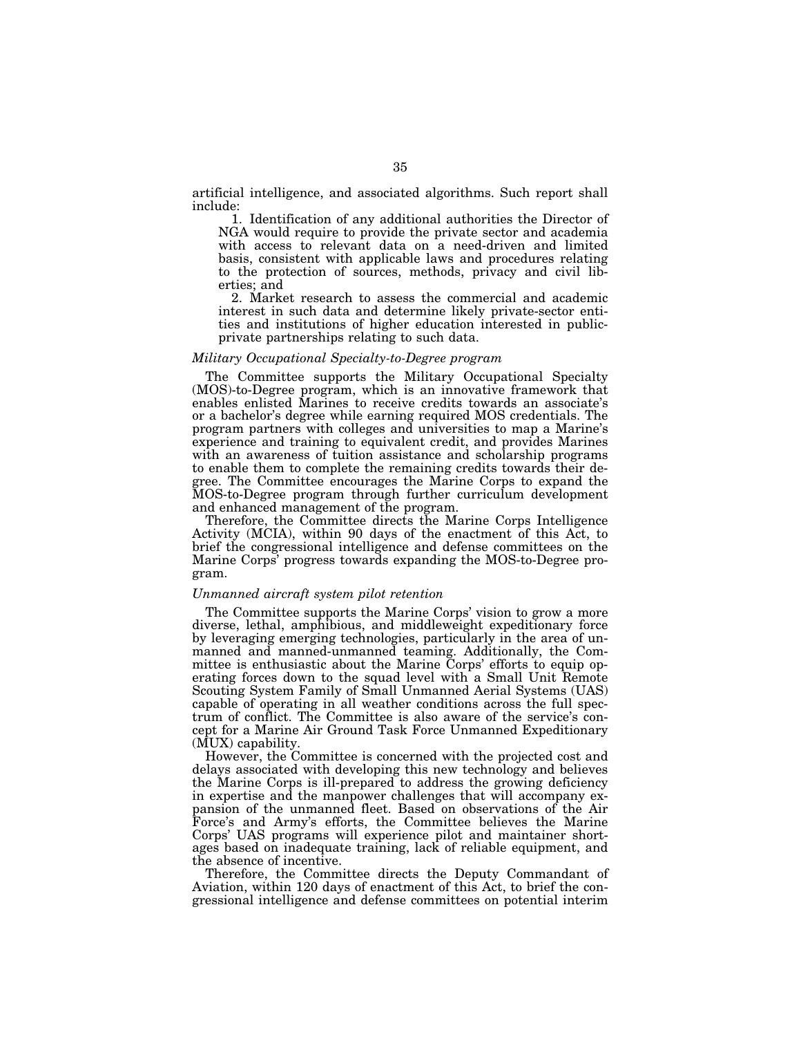artificial intelligence, and associated algorithms. Such report shall include:

1. Identification of any additional authorities the Director of NGA would require to provide the private sector and academia with access to relevant data on a need-driven and limited basis, consistent with applicable laws and procedures relating to the protection of sources, methods, privacy and civil liberties; and

2. Market research to assess the commercial and academic interest in such data and determine likely private-sector entities and institutions of higher education interested in public-private partnerships relating to such data.

*Military Occupational Specialty-to-Degree program*

The Committee supports the Military Occupational Specialty (MOS)-to-Degree program, which is an innovative framework that enables enlisted Marines to receive credits towards an associate's or a bachelor's degree while earning required MOS credentials. The program partners with colleges and universities to map a Marine's experience and training to equivalent credit, and provides Marines with an awareness of tuition assistance and scholarship programs to enable them to complete the remaining credits towards their degree. The Committee encourages the Marine Corps to expand the MOS-to-Degree program through further curriculum development and enhanced management of the program.

Therefore, the Committee directs the Marine Corps Intelligence Activity (MCIA), within 90 days of the enactment of this Act, to brief the congressional intelligence and defense committees on the Marine Corps' progress towards expanding the MOS-to-Degree program.

*Unmanned aircraft system pilot retention*

The Committee supports the Marine Corps' vision to grow a more diverse, lethal, amphibious, and middleweight expeditionary force by leveraging emerging technologies, particularly in the area of unmanned and manned-unmanned teaming. Additionally, the Committee is enthusiastic about the Marine Corps' efforts to equip operating forces down to the squad level with a Small Unit Remote Scouting System Family of Small Unmanned Aerial Systems (UAS) capable of operating in all weather conditions across the full spectrum of conflict. The Committee is also aware of the service's concept for a Marine Air Ground Task Force Unmanned Expeditionary (MUX) capability.

However, the Committee is concerned with the projected cost and delays associated with developing this new technology and believes the Marine Corps is ill-prepared to address the growing deficiency in expertise and the manpower challenges that will accompany expansion of the unmanned fleet. Based on observations of the Air Force's and Army's efforts, the Committee believes the Marine Corps' UAS programs will experience pilot and maintainer shortages based on inadequate training, lack of reliable equipment, and the absence of incentive.

Therefore, the Committee directs the Deputy Commandant of Aviation, within 120 days of enactment of this Act, to brief the congressional intelligence and defense committees on potential interim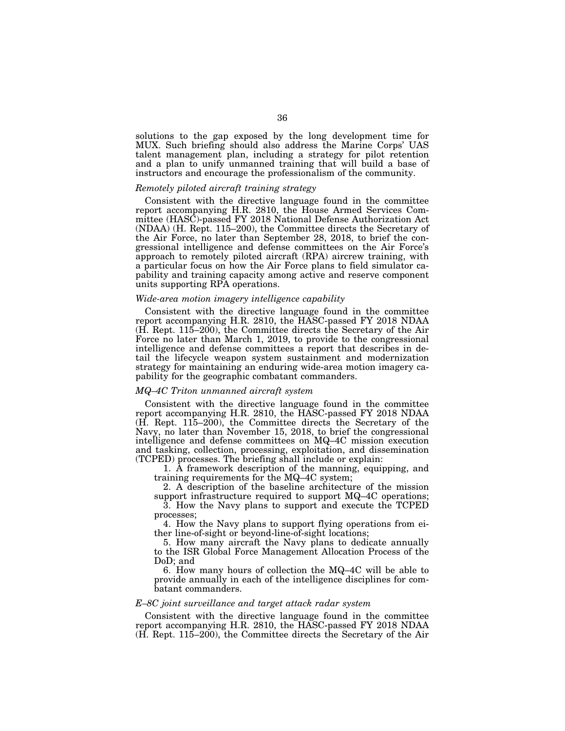solutions to the gap exposed by the long development time for MUX. Such briefing should also address the Marine Corps' UAS talent management plan, including a strategy for pilot retention and a plan to unify unmanned training that will build a base of instructors and encourage the professionalism of the community.

*Remotely piloted aircraft training strategy*

Consistent with the directive language found in the committee report accompanying H.R. 2810, the House Armed Services Committee (HASC)-passed FY 2018 National Defense Authorization Act (NDAA) (H. Rept. 115–200), the Committee directs the Secretary of the Air Force, no later than September 28, 2018, to brief the congressional intelligence and defense committees on the Air Force's approach to remotely piloted aircraft (RPA) aircrew training, with a particular focus on how the Air Force plans to field simulator capability and training capacity among active and reserve component units supporting RPA operations.

*Wide-area motion imagery intelligence capability*

Consistent with the directive language found in the committee report accompanying H.R. 2810, the HASC-passed FY 2018 NDAA (H. Rept. 115–200), the Committee directs the Secretary of the Air Force no later than March 1, 2019, to provide to the congressional intelligence and defense committees a report that describes in detail the lifecycle weapon system sustainment and modernization strategy for maintaining an enduring wide-area motion imagery capability for the geographic combatant commanders.

*MQ–4C Triton unmanned aircraft system*

Consistent with the directive language found in the committee report accompanying H.R. 2810, the HASC-passed FY 2018 NDAA (H. Rept. 115–200), the Committee directs the Secretary of the Navy, no later than November 15, 2018, to brief the congressional intelligence and defense committees on MQ–4C mission execution and tasking, collection, processing, exploitation, and dissemination (TCPED) processes. The briefing shall include or explain:

1. A framework description of the manning, equipping, and training requirements for the MQ–4C system;
2. A description of the baseline architecture of the mission support infrastructure required to support MQ–4C operations;
3. How the Navy plans to support and execute the TCPED processes;
4. How the Navy plans to support flying operations from either line-of-sight or beyond-line-of-sight locations;
5. How many aircraft the Navy plans to dedicate annually to the ISR Global Force Management Allocation Process of the DoD; and
6. How many hours of collection the MQ–4C will be able to provide annually in each of the intelligence disciplines for combatant commanders.

*E–8C joint surveillance and target attack radar system*

Consistent with the directive language found in the committee report accompanying H.R. 2810, the HASC-passed FY 2018 NDAA (H. Rept. 115–200), the Committee directs the Secretary of the Air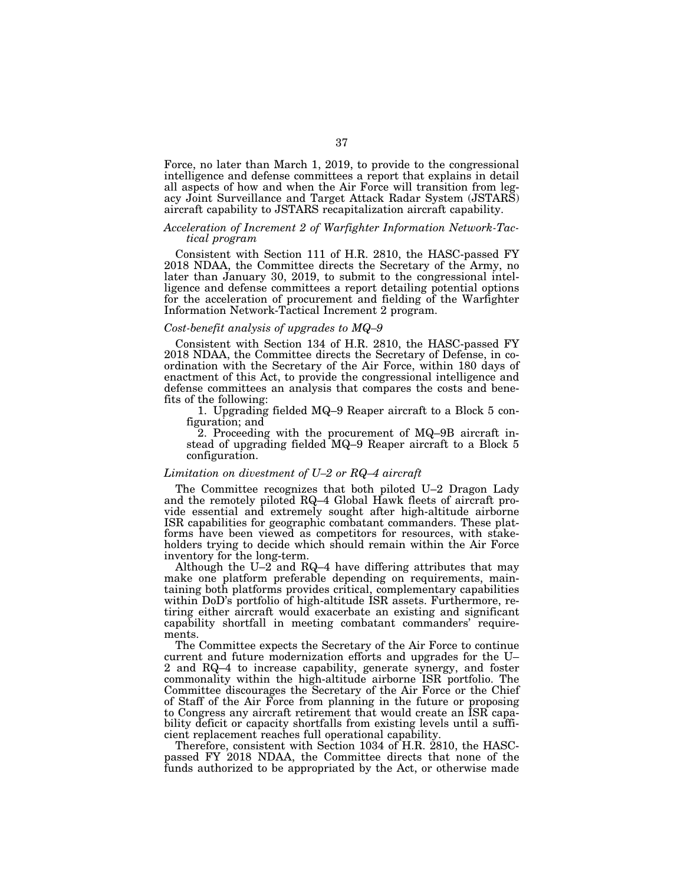Force, no later than March 1, 2019, to provide to the congressional intelligence and defense committees a report that explains in detail all aspects of how and when the Air Force will transition from legacy Joint Surveillance and Target Attack Radar System (JSTARS) aircraft capability to JSTARS recapitalization aircraft capability.

*Acceleration of Increment 2 of Warfighter Information Network-Tactical program*

Consistent with Section 111 of H.R. 2810, the HASC-passed FY 2018 NDAA, the Committee directs the Secretary of the Army, no later than January 30, 2019, to submit to the congressional intelligence and defense committees a report detailing potential options for the acceleration of procurement and fielding of the Warfighter Information Network-Tactical Increment 2 program.

*Cost-benefit analysis of upgrades to MQ–9*

Consistent with Section 134 of H.R. 2810, the HASC-passed FY 2018 NDAA, the Committee directs the Secretary of Defense, in coordination with the Secretary of the Air Force, within 180 days of enactment of this Act, to provide the congressional intelligence and defense committees an analysis that compares the costs and benefits of the following:

1. Upgrading fielded MQ–9 Reaper aircraft to a Block 5 configuration; and
2. Proceeding with the procurement of MQ–9B aircraft instead of upgrading fielded MQ–9 Reaper aircraft to a Block 5 configuration.

*Limitation on divestment of U–2 or RQ–4 aircraft*

The Committee recognizes that both piloted U–2 Dragon Lady and the remotely piloted RQ–4 Global Hawk fleets of aircraft provide essential and extremely sought after high-altitude airborne ISR capabilities for geographic combatant commanders. These platforms have been viewed as competitors for resources, with stakeholders trying to decide which should remain within the Air Force inventory for the long-term.

Although the U–2 and RQ–4 have differing attributes that may make one platform preferable depending on requirements, maintaining both platforms provides critical, complementary capabilities within DoD's portfolio of high-altitude ISR assets. Furthermore, retiring either aircraft would exacerbate an existing and significant capability shortfall in meeting combatant commanders' requirements.

The Committee expects the Secretary of the Air Force to continue current and future modernization efforts and upgrades for the U–2 and RQ–4 to increase capability, generate synergy, and foster commonality within the high-altitude airborne ISR portfolio. The Committee discourages the Secretary of the Air Force or the Chief of Staff of the Air Force from planning in the future or proposing to Congress any aircraft retirement that would create an ISR capability deficit or capacity shortfalls from existing levels until a sufficient replacement reaches full operational capability.

Therefore, consistent with Section 1034 of H.R. 2810, the HASC-passed FY 2018 NDAA, the Committee directs that none of the funds authorized to be appropriated by the Act, or otherwise made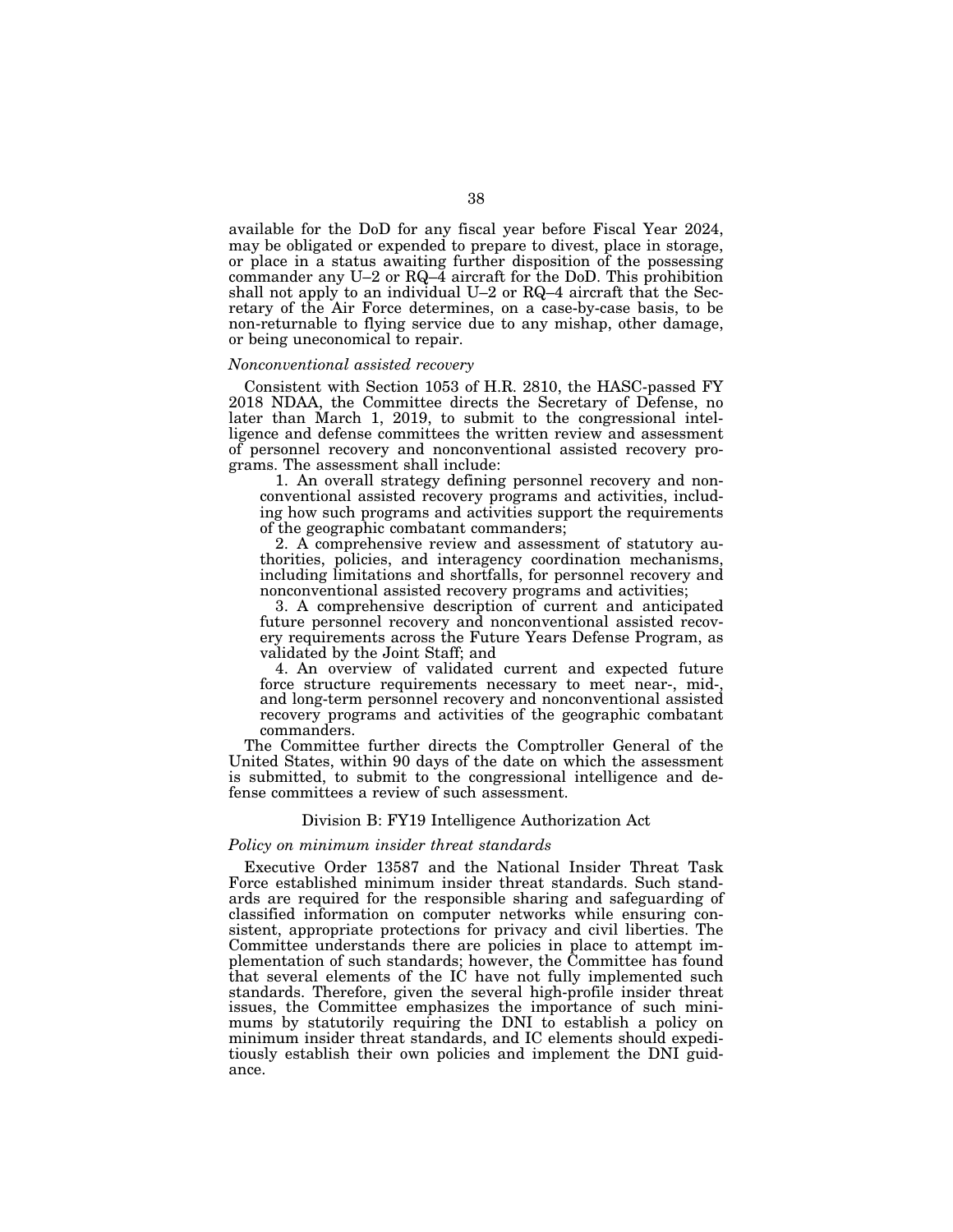available for the DoD for any fiscal year before Fiscal Year 2024, may be obligated or expended to prepare to divest, place in storage, or place in a status awaiting further disposition of the possessing commander any U–2 or RQ–4 aircraft for the DoD. This prohibition shall not apply to an individual U–2 or RQ–4 aircraft that the Secretary of the Air Force determines, on a case-by-case basis, to be non-returnable to flying service due to any mishap, other damage, or being uneconomical to repair.

*Nonconventional assisted recovery*

Consistent with Section 1053 of H.R. 2810, the HASC-passed FY 2018 NDAA, the Committee directs the Secretary of Defense, no later than March 1, 2019, to submit to the congressional intelligence and defense committees the written review and assessment of personnel recovery and nonconventional assisted recovery programs. The assessment shall include:

1. An overall strategy defining personnel recovery and nonconventional assisted recovery programs and activities, including how such programs and activities support the requirements of the geographic combatant commanders;
2. A comprehensive review and assessment of statutory authorities, policies, and interagency coordination mechanisms, including limitations and shortfalls, for personnel recovery and nonconventional assisted recovery programs and activities;
3. A comprehensive description of current and anticipated future personnel recovery and nonconventional assisted recovery requirements across the Future Years Defense Program, as validated by the Joint Staff; and
4. An overview of validated current and expected future force structure requirements necessary to meet near-, mid-, and long-term personnel recovery and nonconventional assisted recovery programs and activities of the geographic combatant commanders.

The Committee further directs the Comptroller General of the United States, within 90 days of the date on which the assessment is submitted, to submit to the congressional intelligence and defense committees a review of such assessment.

## Division B: FY19 Intelligence Authorization Act

*Policy on minimum insider threat standards*

Executive Order 13587 and the National Insider Threat Task Force established minimum insider threat standards. Such standards are required for the responsible sharing and safeguarding of classified information on computer networks while ensuring consistent, appropriate protections for privacy and civil liberties. The Committee understands there are policies in place to attempt implementation of such standards; however, the Committee has found that several elements of the IC have not fully implemented such standards. Therefore, given the several high-profile insider threat issues, the Committee emphasizes the importance of such minimums by statutorily requiring the DNI to establish a policy on minimum insider threat standards, and IC elements should expeditiously establish their own policies and implement the DNI guidance.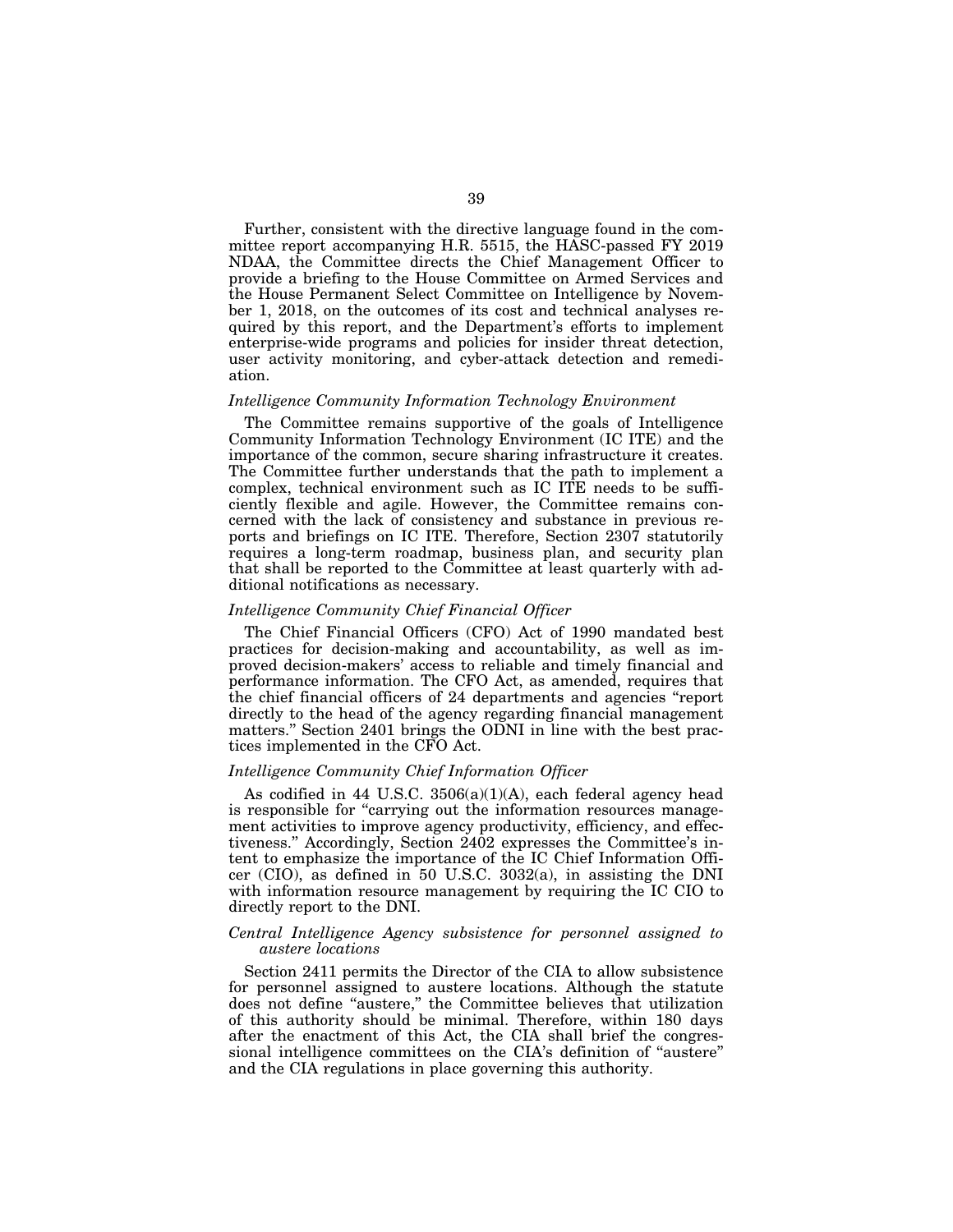Further, consistent with the directive language found in the committee report accompanying H.R. 5515, the HASC-passed FY 2019 NDAA, the Committee directs the Chief Management Officer to provide a briefing to the House Committee on Armed Services and the House Permanent Select Committee on Intelligence by November 1, 2018, on the outcomes of its cost and technical analyses required by this report, and the Department's efforts to implement enterprise-wide programs and policies for insider threat detection, user activity monitoring, and cyber-attack detection and remediation.

*Intelligence Community Information Technology Environment*

The Committee remains supportive of the goals of Intelligence Community Information Technology Environment (IC ITE) and the importance of the common, secure sharing infrastructure it creates. The Committee further understands that the path to implement a complex, technical environment such as IC ITE needs to be sufficiently flexible and agile. However, the Committee remains concerned with the lack of consistency and substance in previous reports and briefings on IC ITE. Therefore, Section 2307 statutorily requires a long-term roadmap, business plan, and security plan that shall be reported to the Committee at least quarterly with additional notifications as necessary.

*Intelligence Community Chief Financial Officer*

The Chief Financial Officers (CFO) Act of 1990 mandated best practices for decision-making and accountability, as well as improved decision-makers' access to reliable and timely financial and performance information. The CFO Act, as amended, requires that the chief financial officers of 24 departments and agencies "report directly to the head of the agency regarding financial management matters." Section 2401 brings the ODNI in line with the best practices implemented in the CFO Act.

*Intelligence Community Chief Information Officer*

As codified in 44 U.S.C. 3506(a)(1)(A), each federal agency head is responsible for "carrying out the information resources management activities to improve agency productivity, efficiency, and effectiveness." Accordingly, Section 2402 expresses the Committee's intent to emphasize the importance of the IC Chief Information Officer (CIO), as defined in 50 U.S.C. 3032(a), in assisting the DNI with information resource management by requiring the IC CIO to directly report to the DNI.

*Central Intelligence Agency subsistence for personnel assigned to austere locations*

Section 2411 permits the Director of the CIA to allow subsistence for personnel assigned to austere locations. Although the statute does not define "austere," the Committee believes that utilization of this authority should be minimal. Therefore, within 180 days after the enactment of this Act, the CIA shall brief the congressional intelligence committees on the CIA's definition of "austere" and the CIA regulations in place governing this authority.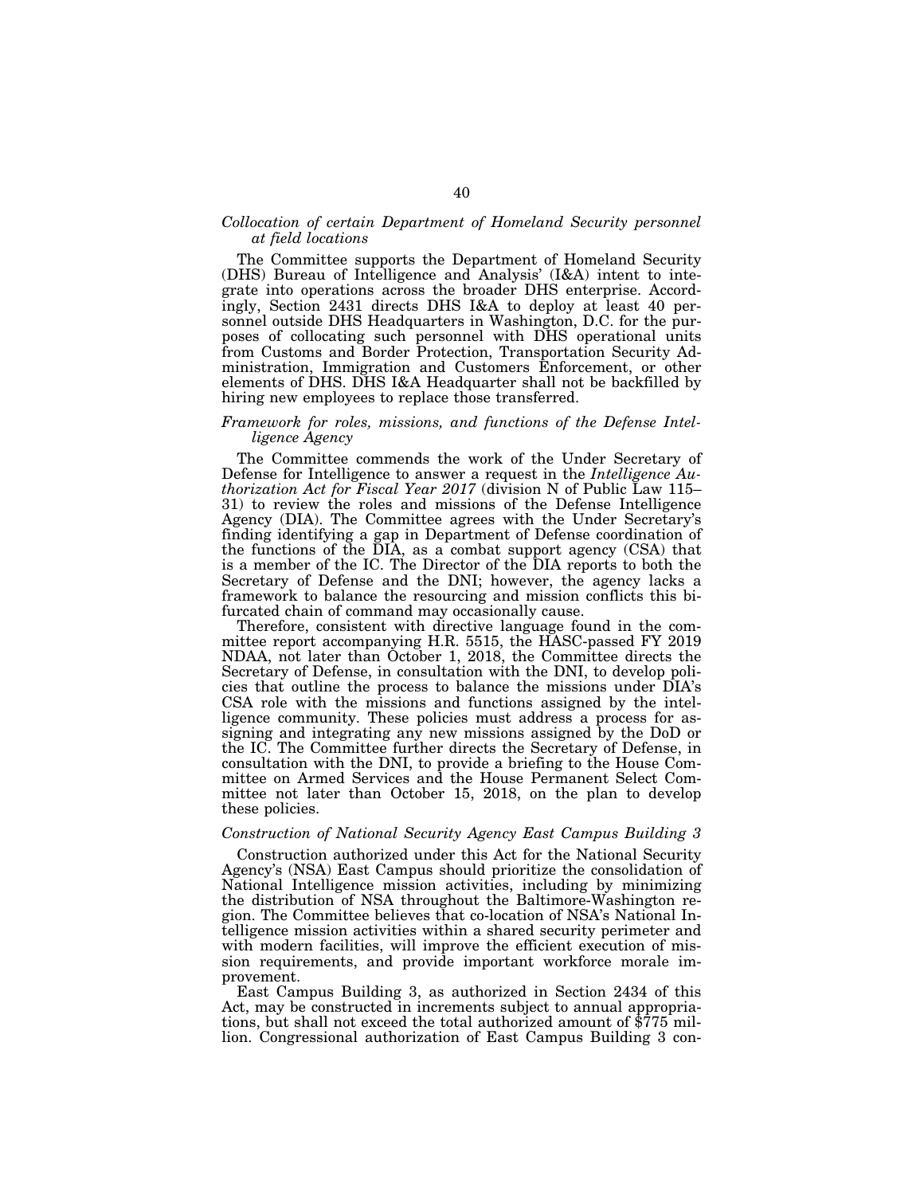*Collocation of certain Department of Homeland Security personnel at field locations*

The Committee supports the Department of Homeland Security (DHS) Bureau of Intelligence and Analysis' (I&A) intent to integrate into operations across the broader DHS enterprise. Accordingly, Section 2431 directs DHS I&A to deploy at least 40 personnel outside DHS Headquarters in Washington, D.C. for the purposes of collocating such personnel with DHS operational units from Customs and Border Protection, Transportation Security Administration, Immigration and Customers Enforcement, or other elements of DHS. DHS I&A Headquarter shall not be backfilled by hiring new employees to replace those transferred.

*Framework for roles, missions, and functions of the Defense Intelligence Agency*

The Committee commends the work of the Under Secretary of Defense for Intelligence to answer a request in the *Intelligence Authorization Act for Fiscal Year 2017* (division N of Public Law 115–31) to review the roles and missions of the Defense Intelligence Agency (DIA). The Committee agrees with the Under Secretary's finding identifying a gap in Department of Defense coordination of the functions of the DIA, as a combat support agency (CSA) that is a member of the IC. The Director of the DIA reports to both the Secretary of Defense and the DNI; however, the agency lacks a framework to balance the resourcing and mission conflicts this bifurcated chain of command may occasionally cause.

Therefore, consistent with directive language found in the committee report accompanying H.R. 5515, the HASC-passed FY 2019 NDAA, not later than October 1, 2018, the Committee directs the Secretary of Defense, in consultation with the DNI, to develop policies that outline the process to balance the missions under DIA's CSA role with the missions and functions assigned by the intelligence community. These policies must address a process for assigning and integrating any new missions assigned by the DoD or the IC. The Committee further directs the Secretary of Defense, in consultation with the DNI, to provide a briefing to the House Committee on Armed Services and the House Permanent Select Committee not later than October 15, 2018, on the plan to develop these policies.

*Construction of National Security Agency East Campus Building 3*

Construction authorized under this Act for the National Security Agency's (NSA) East Campus should prioritize the consolidation of National Intelligence mission activities, including by minimizing the distribution of NSA throughout the Baltimore-Washington region. The Committee believes that co-location of NSA's National Intelligence mission activities within a shared security perimeter and with modern facilities, will improve the efficient execution of mission requirements, and provide important workforce morale improvement.

East Campus Building 3, as authorized in Section 2434 of this Act, may be constructed in increments subject to annual appropriations, but shall not exceed the total authorized amount of $775 million. Congressional authorization of East Campus Building 3 con-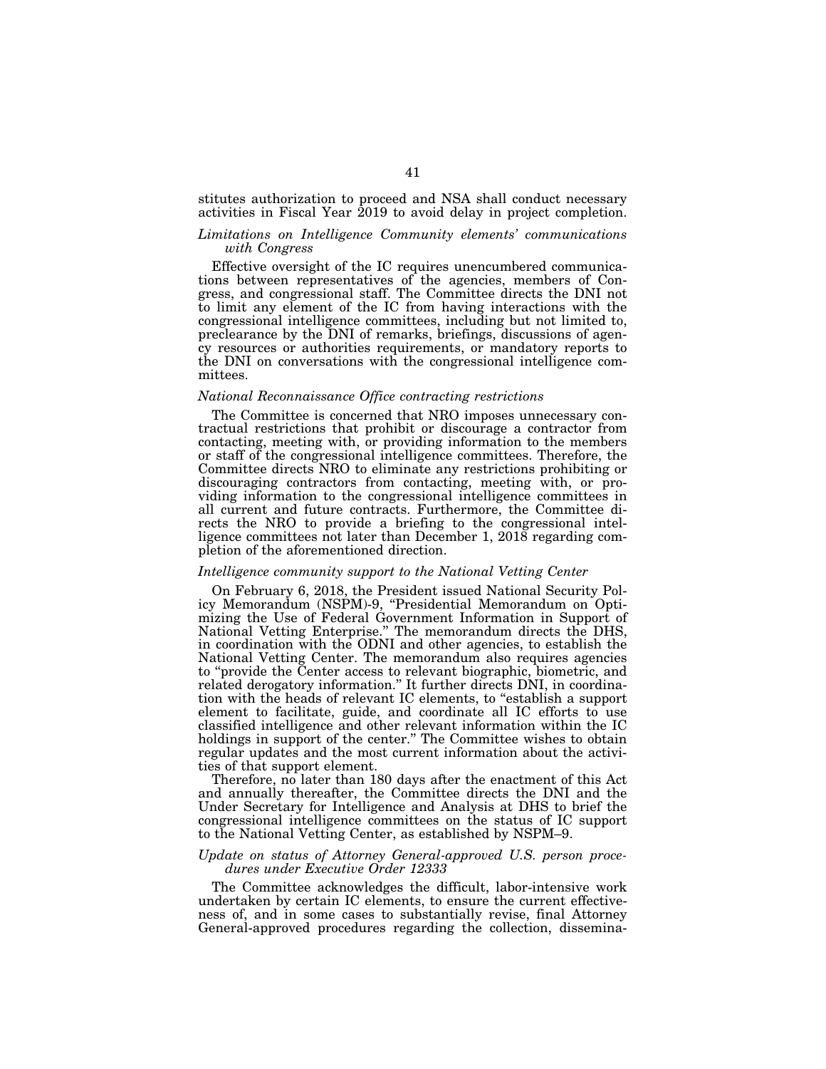stitutes authorization to proceed and NSA shall conduct necessary activities in Fiscal Year 2019 to avoid delay in project completion.

### *Limitations on Intelligence Community elements' communications with Congress*

Effective oversight of the IC requires unencumbered communications between representatives of the agencies, members of Congress, and congressional staff. The Committee directs the DNI not to limit any element of the IC from having interactions with the congressional intelligence committees, including but not limited to, preclearance by the DNI of remarks, briefings, discussions of agency resources or authorities requirements, or mandatory reports to the DNI on conversations with the congressional intelligence committees.

### *National Reconnaissance Office contracting restrictions*

The Committee is concerned that NRO imposes unnecessary contractual restrictions that prohibit or discourage a contractor from contacting, meeting with, or providing information to the members or staff of the congressional intelligence committees. Therefore, the Committee directs NRO to eliminate any restrictions prohibiting or discouraging contractors from contacting, meeting with, or providing information to the congressional intelligence committees in all current and future contracts. Furthermore, the Committee directs the NRO to provide a briefing to the congressional intelligence committees not later than December 1, 2018 regarding completion of the aforementioned direction.

### *Intelligence community support to the National Vetting Center*

On February 6, 2018, the President issued National Security Policy Memorandum (NSPM)-9, "Presidential Memorandum on Optimizing the Use of Federal Government Information in Support of National Vetting Enterprise." The memorandum directs the DHS, in coordination with the ODNI and other agencies, to establish the National Vetting Center. The memorandum also requires agencies to "provide the Center access to relevant biographic, biometric, and related derogatory information." It further directs DNI, in coordination with the heads of relevant IC elements, to "establish a support element to facilitate, guide, and coordinate all IC efforts to use classified intelligence and other relevant information within the IC holdings in support of the center." The Committee wishes to obtain regular updates and the most current information about the activities of that support element.

Therefore, no later than 180 days after the enactment of this Act and annually thereafter, the Committee directs the DNI and the Under Secretary for Intelligence and Analysis at DHS to brief the congressional intelligence committees on the status of IC support to the National Vetting Center, as established by NSPM–9.

### *Update on status of Attorney General-approved U.S. person procedures under Executive Order 12333*

The Committee acknowledges the difficult, labor-intensive work undertaken by certain IC elements, to ensure the current effectiveness of, and in some cases to substantially revise, final Attorney General-approved procedures regarding the collection, dissemina-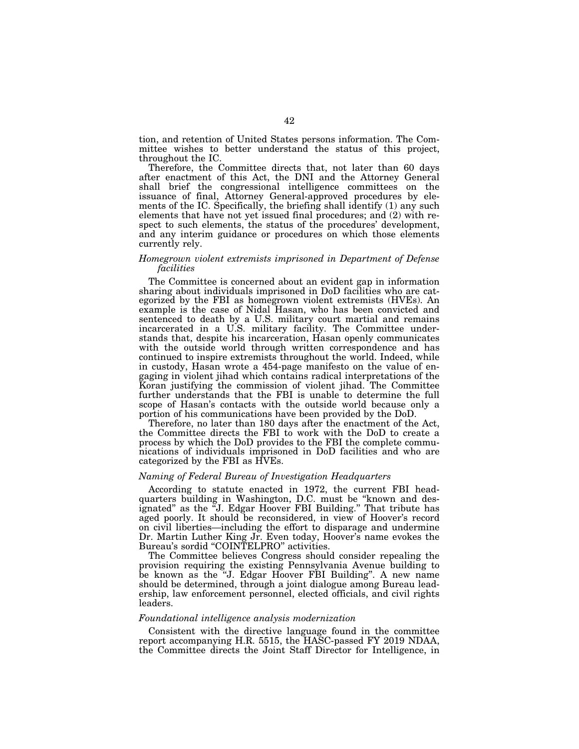tion, and retention of United States persons information. The Committee wishes to better understand the status of this project, throughout the IC.

Therefore, the Committee directs that, not later than 60 days after enactment of this Act, the DNI and the Attorney General shall brief the congressional intelligence committees on the issuance of final, Attorney General-approved procedures by elements of the IC. Specifically, the briefing shall identify (1) any such elements that have not yet issued final procedures; and (2) with respect to such elements, the status of the procedures' development, and any interim guidance or procedures on which those elements currently rely.

### *Homegrown violent extremists imprisoned in Department of Defense facilities*

The Committee is concerned about an evident gap in information sharing about individuals imprisoned in DoD facilities who are categorized by the FBI as homegrown violent extremists (HVEs). An example is the case of Nidal Hasan, who has been convicted and sentenced to death by a U.S. military court martial and remains incarcerated in a U.S. military facility. The Committee understands that, despite his incarceration, Hasan openly communicates with the outside world through written correspondence and has continued to inspire extremists throughout the world. Indeed, while in custody, Hasan wrote a 454-page manifesto on the value of engaging in violent jihad which contains radical interpretations of the Koran justifying the commission of violent jihad. The Committee further understands that the FBI is unable to determine the full scope of Hasan's contacts with the outside world because only a portion of his communications have been provided by the DoD.

Therefore, no later than 180 days after the enactment of the Act, the Committee directs the FBI to work with the DoD to create a process by which the DoD provides to the FBI the complete communications of individuals imprisoned in DoD facilities and who are categorized by the FBI as HVEs.

### *Naming of Federal Bureau of Investigation Headquarters*

According to statute enacted in 1972, the current FBI headquarters building in Washington, D.C. must be "known and designated" as the "J. Edgar Hoover FBI Building." That tribute has aged poorly. It should be reconsidered, in view of Hoover's record on civil liberties—including the effort to disparage and undermine Dr. Martin Luther King Jr. Even today, Hoover's name evokes the Bureau's sordid "COINTELPRO" activities.

The Committee believes Congress should consider repealing the provision requiring the existing Pennsylvania Avenue building to be known as the "J. Edgar Hoover FBI Building". A new name should be determined, through a joint dialogue among Bureau leadership, law enforcement personnel, elected officials, and civil rights leaders.

### *Foundational intelligence analysis modernization*

Consistent with the directive language found in the committee report accompanying H.R. 5515, the HASC-passed FY 2019 NDAA, the Committee directs the Joint Staff Director for Intelligence, in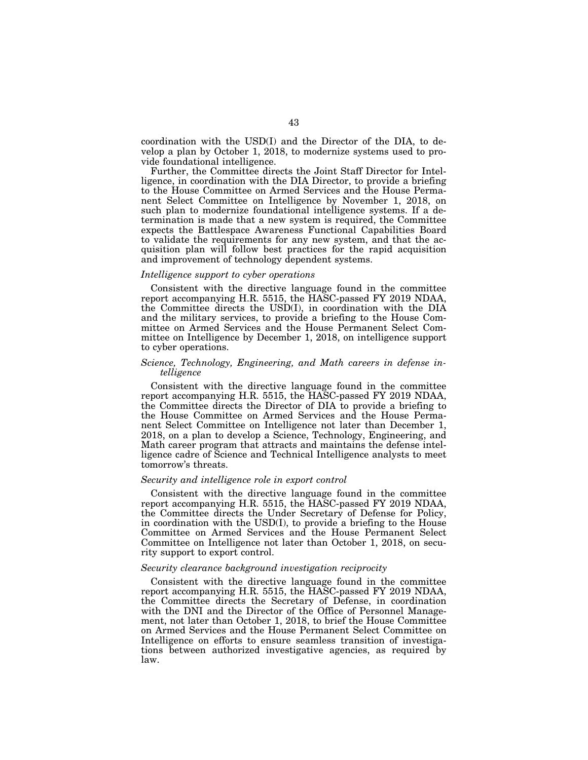coordination with the USD(I) and the Director of the DIA, to develop a plan by October 1, 2018, to modernize systems used to provide foundational intelligence.

Further, the Committee directs the Joint Staff Director for Intelligence, in coordination with the DIA Director, to provide a briefing to the House Committee on Armed Services and the House Permanent Select Committee on Intelligence by November 1, 2018, on such plan to modernize foundational intelligence systems. If a determination is made that a new system is required, the Committee expects the Battlespace Awareness Functional Capabilities Board to validate the requirements for any new system, and that the acquisition plan will follow best practices for the rapid acquisition and improvement of technology dependent systems.

*Intelligence support to cyber operations*

Consistent with the directive language found in the committee report accompanying H.R. 5515, the HASC-passed FY 2019 NDAA, the Committee directs the USD(I), in coordination with the DIA and the military services, to provide a briefing to the House Committee on Armed Services and the House Permanent Select Committee on Intelligence by December 1, 2018, on intelligence support to cyber operations.

*Science, Technology, Engineering, and Math careers in defense intelligence*

Consistent with the directive language found in the committee report accompanying H.R. 5515, the HASC-passed FY 2019 NDAA, the Committee directs the Director of DIA to provide a briefing to the House Committee on Armed Services and the House Permanent Select Committee on Intelligence not later than December 1, 2018, on a plan to develop a Science, Technology, Engineering, and Math career program that attracts and maintains the defense intelligence cadre of Science and Technical Intelligence analysts to meet tomorrow's threats.

*Security and intelligence role in export control*

Consistent with the directive language found in the committee report accompanying H.R. 5515, the HASC-passed FY 2019 NDAA, the Committee directs the Under Secretary of Defense for Policy, in coordination with the USD(I), to provide a briefing to the House Committee on Armed Services and the House Permanent Select Committee on Intelligence not later than October 1, 2018, on security support to export control.

*Security clearance background investigation reciprocity*

Consistent with the directive language found in the committee report accompanying H.R. 5515, the HASC-passed FY 2019 NDAA, the Committee directs the Secretary of Defense, in coordination with the DNI and the Director of the Office of Personnel Management, not later than October 1, 2018, to brief the House Committee on Armed Services and the House Permanent Select Committee on Intelligence on efforts to ensure seamless transition of investigations between authorized investigative agencies, as required by law.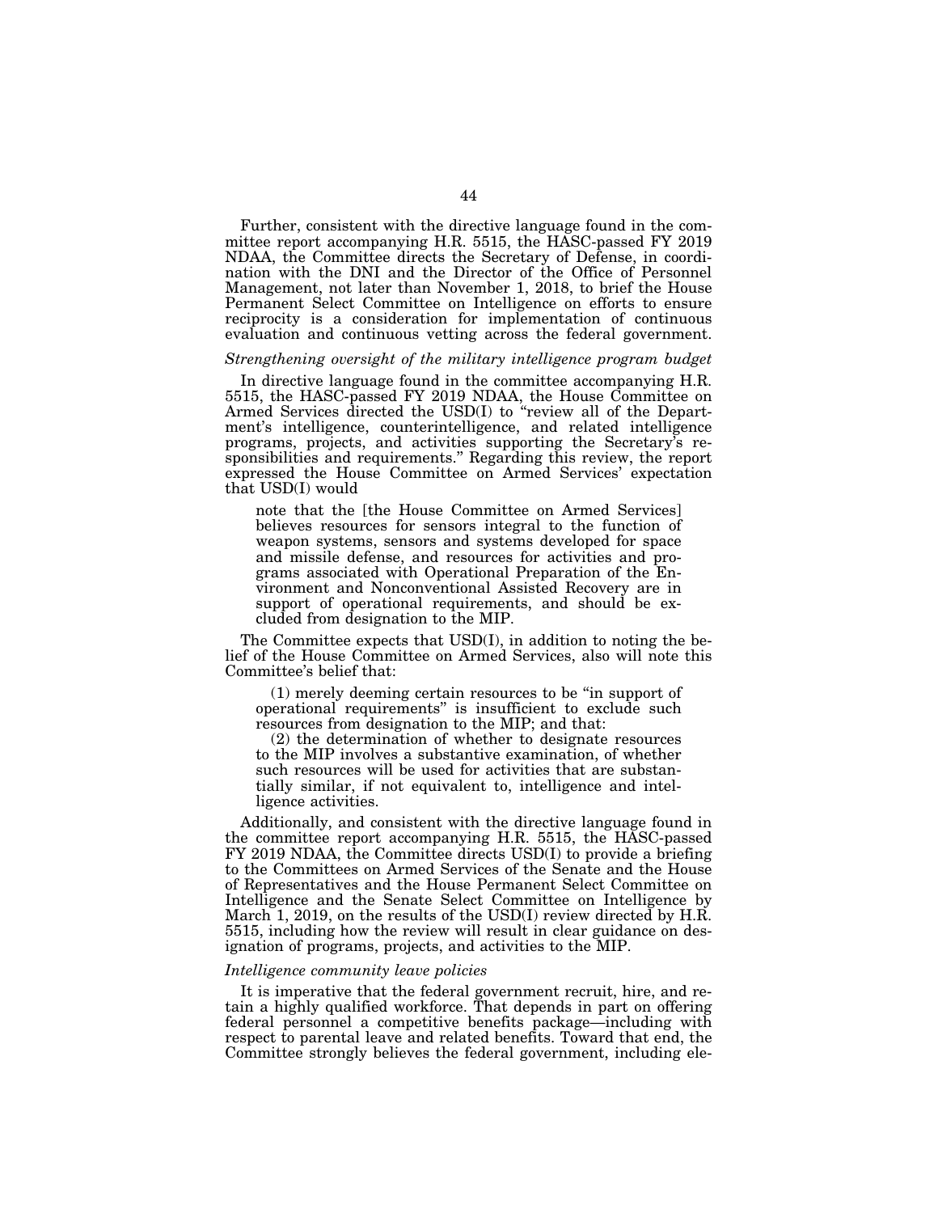Further, consistent with the directive language found in the committee report accompanying H.R. 5515, the HASC-passed FY 2019 NDAA, the Committee directs the Secretary of Defense, in coordination with the DNI and the Director of the Office of Personnel Management, not later than November 1, 2018, to brief the House Permanent Select Committee on Intelligence on efforts to ensure reciprocity is a consideration for implementation of continuous evaluation and continuous vetting across the federal government.

*Strengthening oversight of the military intelligence program budget*

In directive language found in the committee accompanying H.R. 5515, the HASC-passed FY 2019 NDAA, the House Committee on Armed Services directed the USD(I) to "review all of the Department's intelligence, counterintelligence, and related intelligence programs, projects, and activities supporting the Secretary's responsibilities and requirements." Regarding this review, the report expressed the House Committee on Armed Services' expectation that USD(I) would

> note that the [the House Committee on Armed Services] believes resources for sensors integral to the function of weapon systems, sensors and systems developed for space and missile defense, and resources for activities and programs associated with Operational Preparation of the Environment and Nonconventional Assisted Recovery are in support of operational requirements, and should be excluded from designation to the MIP.

The Committee expects that USD(I), in addition to noting the belief of the House Committee on Armed Services, also will note this Committee's belief that:

> (1) merely deeming certain resources to be "in support of operational requirements" is insufficient to exclude such resources from designation to the MIP; and that:
>
> (2) the determination of whether to designate resources to the MIP involves a substantive examination, of whether such resources will be used for activities that are substantially similar, if not equivalent to, intelligence and intelligence activities.

Additionally, and consistent with the directive language found in the committee report accompanying H.R. 5515, the HASC-passed FY 2019 NDAA, the Committee directs USD(I) to provide a briefing to the Committees on Armed Services of the Senate and the House of Representatives and the House Permanent Select Committee on Intelligence and the Senate Select Committee on Intelligence by March 1, 2019, on the results of the USD(I) review directed by H.R. 5515, including how the review will result in clear guidance on designation of programs, projects, and activities to the MIP.

*Intelligence community leave policies*

It is imperative that the federal government recruit, hire, and retain a highly qualified workforce. That depends in part on offering federal personnel a competitive benefits package—including with respect to parental leave and related benefits. Toward that end, the Committee strongly believes the federal government, including ele-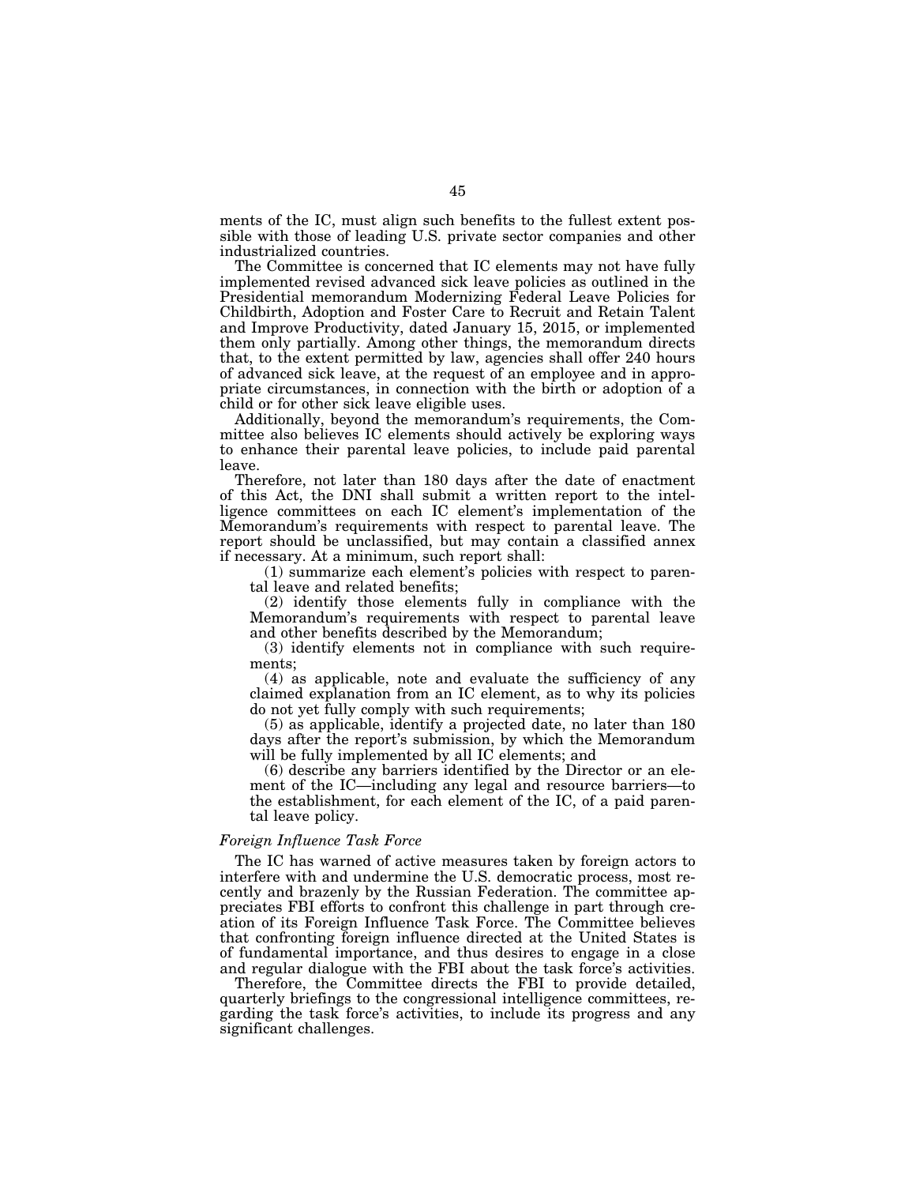ments of the IC, must align such benefits to the fullest extent possible with those of leading U.S. private sector companies and other industrialized countries.

The Committee is concerned that IC elements may not have fully implemented revised advanced sick leave policies as outlined in the Presidential memorandum Modernizing Federal Leave Policies for Childbirth, Adoption and Foster Care to Recruit and Retain Talent and Improve Productivity, dated January 15, 2015, or implemented them only partially. Among other things, the memorandum directs that, to the extent permitted by law, agencies shall offer 240 hours of advanced sick leave, at the request of an employee and in appropriate circumstances, in connection with the birth or adoption of a child or for other sick leave eligible uses.

Additionally, beyond the memorandum's requirements, the Committee also believes IC elements should actively be exploring ways to enhance their parental leave policies, to include paid parental leave.

Therefore, not later than 180 days after the date of enactment of this Act, the DNI shall submit a written report to the intelligence committees on each IC element's implementation of the Memorandum's requirements with respect to parental leave. The report should be unclassified, but may contain a classified annex if necessary. At a minimum, such report shall:

(1) summarize each element's policies with respect to parental leave and related benefits;

(2) identify those elements fully in compliance with the Memorandum's requirements with respect to parental leave and other benefits described by the Memorandum;

(3) identify elements not in compliance with such requirements;

(4) as applicable, note and evaluate the sufficiency of any claimed explanation from an IC element, as to why its policies do not yet fully comply with such requirements;

(5) as applicable, identify a projected date, no later than 180 days after the report's submission, by which the Memorandum will be fully implemented by all IC elements; and

(6) describe any barriers identified by the Director or an element of the IC—including any legal and resource barriers—to the establishment, for each element of the IC, of a paid parental leave policy.

*Foreign Influence Task Force*

The IC has warned of active measures taken by foreign actors to interfere with and undermine the U.S. democratic process, most recently and brazenly by the Russian Federation. The committee appreciates FBI efforts to confront this challenge in part through creation of its Foreign Influence Task Force. The Committee believes that confronting foreign influence directed at the United States is of fundamental importance, and thus desires to engage in a close and regular dialogue with the FBI about the task force's activities.

Therefore, the Committee directs the FBI to provide detailed, quarterly briefings to the congressional intelligence committees, regarding the task force's activities, to include its progress and any significant challenges.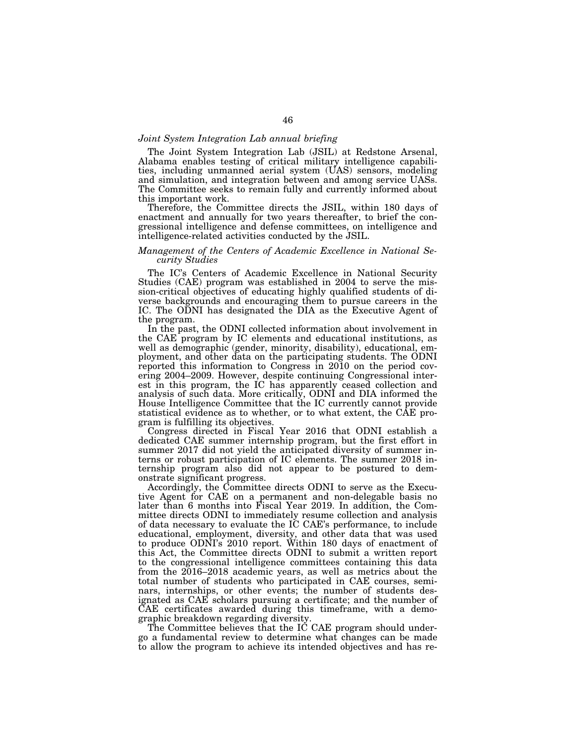*Joint System Integration Lab annual briefing*

The Joint System Integration Lab (JSIL) at Redstone Arsenal, Alabama enables testing of critical military intelligence capabilities, including unmanned aerial system (UAS) sensors, modeling and simulation, and integration between and among service UASs. The Committee seeks to remain fully and currently informed about this important work.

Therefore, the Committee directs the JSIL, within 180 days of enactment and annually for two years thereafter, to brief the congressional intelligence and defense committees, on intelligence and intelligence-related activities conducted by the JSIL.

*Management of the Centers of Academic Excellence in National Security Studies*

The IC's Centers of Academic Excellence in National Security Studies (CAE) program was established in 2004 to serve the mission-critical objectives of educating highly qualified students of diverse backgrounds and encouraging them to pursue careers in the IC. The ODNI has designated the DIA as the Executive Agent of the program.

In the past, the ODNI collected information about involvement in the CAE program by IC elements and educational institutions, as well as demographic (gender, minority, disability), educational, employment, and other data on the participating students. The ODNI reported this information to Congress in 2010 on the period covering 2004–2009. However, despite continuing Congressional interest in this program, the IC has apparently ceased collection and analysis of such data. More critically, ODNI and DIA informed the House Intelligence Committee that the IC currently cannot provide statistical evidence as to whether, or to what extent, the CAE program is fulfilling its objectives.

Congress directed in Fiscal Year 2016 that ODNI establish a dedicated CAE summer internship program, but the first effort in summer 2017 did not yield the anticipated diversity of summer interns or robust participation of IC elements. The summer 2018 internship program also did not appear to be postured to demonstrate significant progress.

Accordingly, the Committee directs ODNI to serve as the Executive Agent for CAE on a permanent and non-delegable basis no later than 6 months into Fiscal Year 2019. In addition, the Committee directs ODNI to immediately resume collection and analysis of data necessary to evaluate the IC CAE's performance, to include educational, employment, diversity, and other data that was used to produce ODNI's 2010 report. Within 180 days of enactment of this Act, the Committee directs ODNI to submit a written report to the congressional intelligence committees containing this data from the 2016–2018 academic years, as well as metrics about the total number of students who participated in CAE courses, seminars, internships, or other events; the number of students designated as CAE scholars pursuing a certificate; and the number of CAE certificates awarded during this timeframe, with a demographic breakdown regarding diversity.

The Committee believes that the IC CAE program should undergo a fundamental review to determine what changes can be made to allow the program to achieve its intended objectives and has re-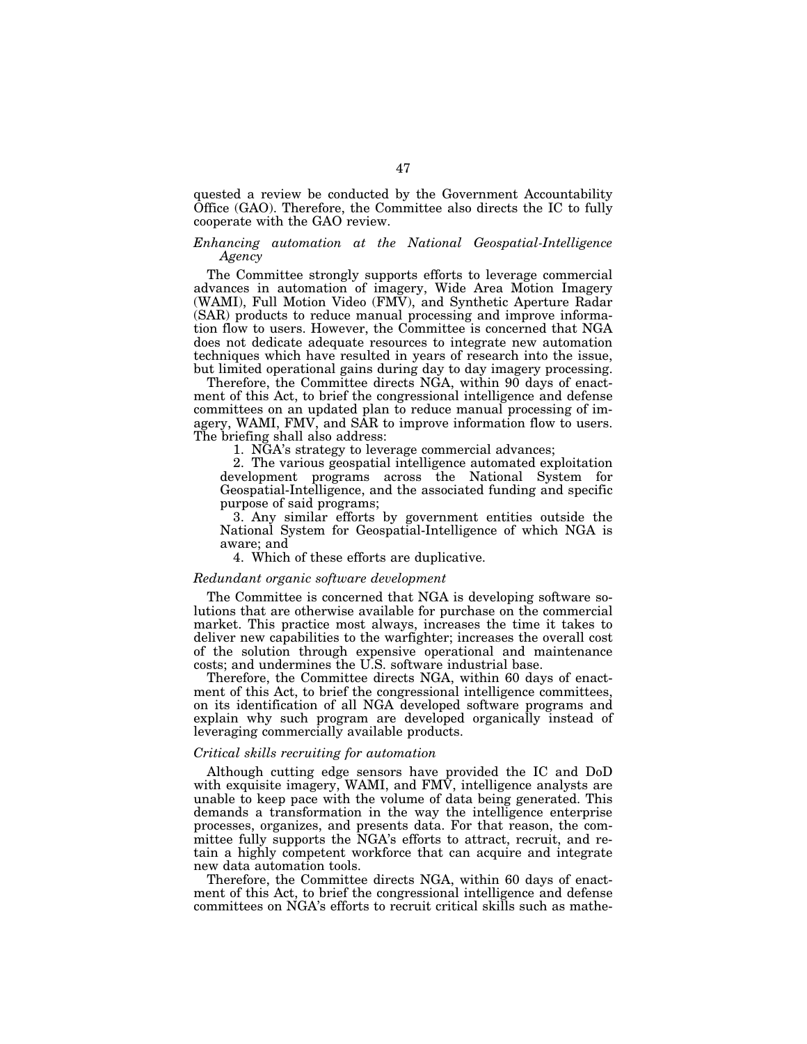quested a review be conducted by the Government Accountability Office (GAO). Therefore, the Committee also directs the IC to fully cooperate with the GAO review.

*Enhancing automation at the National Geospatial-Intelligence Agency*

The Committee strongly supports efforts to leverage commercial advances in automation of imagery, Wide Area Motion Imagery (WAMI), Full Motion Video (FMV), and Synthetic Aperture Radar (SAR) products to reduce manual processing and improve information flow to users. However, the Committee is concerned that NGA does not dedicate adequate resources to integrate new automation techniques which have resulted in years of research into the issue, but limited operational gains during day to day imagery processing.

Therefore, the Committee directs NGA, within 90 days of enactment of this Act, to brief the congressional intelligence and defense committees on an updated plan to reduce manual processing of imagery, WAMI, FMV, and SAR to improve information flow to users. The briefing shall also address:

1. NGA's strategy to leverage commercial advances;
2. The various geospatial intelligence automated exploitation development programs across the National System for Geospatial-Intelligence, and the associated funding and specific purpose of said programs;
3. Any similar efforts by government entities outside the National System for Geospatial-Intelligence of which NGA is aware; and
4. Which of these efforts are duplicative.

*Redundant organic software development*

The Committee is concerned that NGA is developing software solutions that are otherwise available for purchase on the commercial market. This practice most always, increases the time it takes to deliver new capabilities to the warfighter; increases the overall cost of the solution through expensive operational and maintenance costs; and undermines the U.S. software industrial base.

Therefore, the Committee directs NGA, within 60 days of enactment of this Act, to brief the congressional intelligence committees, on its identification of all NGA developed software programs and explain why such program are developed organically instead of leveraging commercially available products.

*Critical skills recruiting for automation*

Although cutting edge sensors have provided the IC and DoD with exquisite imagery, WAMI, and FMV, intelligence analysts are unable to keep pace with the volume of data being generated. This demands a transformation in the way the intelligence enterprise processes, organizes, and presents data. For that reason, the committee fully supports the NGA's efforts to attract, recruit, and retain a highly competent workforce that can acquire and integrate new data automation tools.

Therefore, the Committee directs NGA, within 60 days of enactment of this Act, to brief the congressional intelligence and defense committees on NGA's efforts to recruit critical skills such as mathe-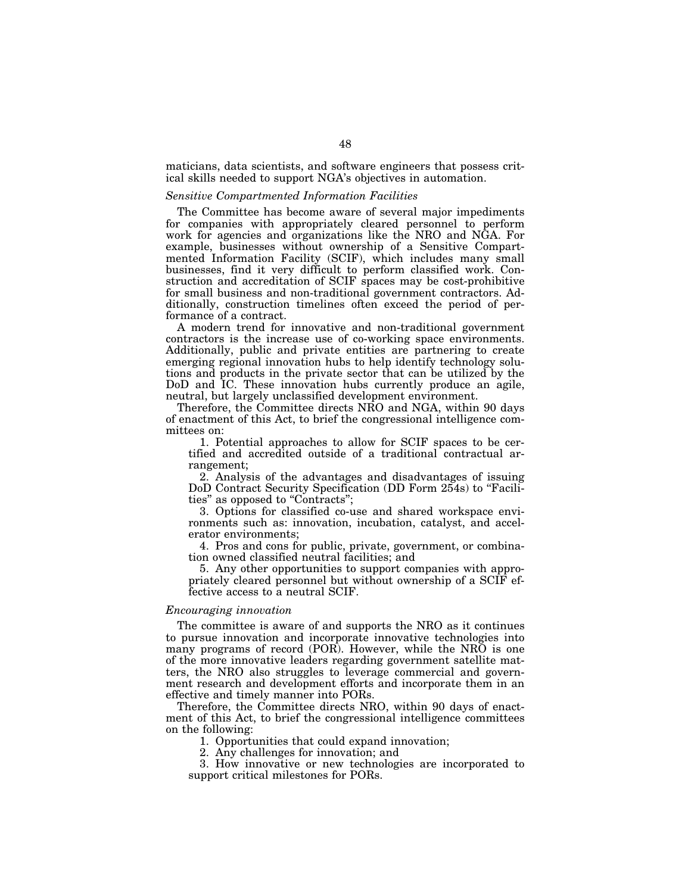maticians, data scientists, and software engineers that possess critical skills needed to support NGA's objectives in automation.

*Sensitive Compartmented Information Facilities*

The Committee has become aware of several major impediments for companies with appropriately cleared personnel to perform work for agencies and organizations like the NRO and NGA. For example, businesses without ownership of a Sensitive Compartmented Information Facility (SCIF), which includes many small businesses, find it very difficult to perform classified work. Construction and accreditation of SCIF spaces may be cost-prohibitive for small business and non-traditional government contractors. Additionally, construction timelines often exceed the period of performance of a contract.

A modern trend for innovative and non-traditional government contractors is the increase use of co-working space environments. Additionally, public and private entities are partnering to create emerging regional innovation hubs to help identify technology solutions and products in the private sector that can be utilized by the DoD and IC. These innovation hubs currently produce an agile, neutral, but largely unclassified development environment.

Therefore, the Committee directs NRO and NGA, within 90 days of enactment of this Act, to brief the congressional intelligence committees on:

1. Potential approaches to allow for SCIF spaces to be certified and accredited outside of a traditional contractual arrangement;
2. Analysis of the advantages and disadvantages of issuing DoD Contract Security Specification (DD Form 254s) to "Facilities" as opposed to "Contracts";
3. Options for classified co-use and shared workspace environments such as: innovation, incubation, catalyst, and accelerator environments;
4. Pros and cons for public, private, government, or combination owned classified neutral facilities; and
5. Any other opportunities to support companies with appropriately cleared personnel but without ownership of a SCIF effective access to a neutral SCIF.

*Encouraging innovation*

The committee is aware of and supports the NRO as it continues to pursue innovation and incorporate innovative technologies into many programs of record (POR). However, while the NRO is one of the more innovative leaders regarding government satellite matters, the NRO also struggles to leverage commercial and government research and development efforts and incorporate them in an effective and timely manner into PORs.

Therefore, the Committee directs NRO, within 90 days of enactment of this Act, to brief the congressional intelligence committees on the following:

1. Opportunities that could expand innovation;
2. Any challenges for innovation; and
3. How innovative or new technologies are incorporated to support critical milestones for PORs.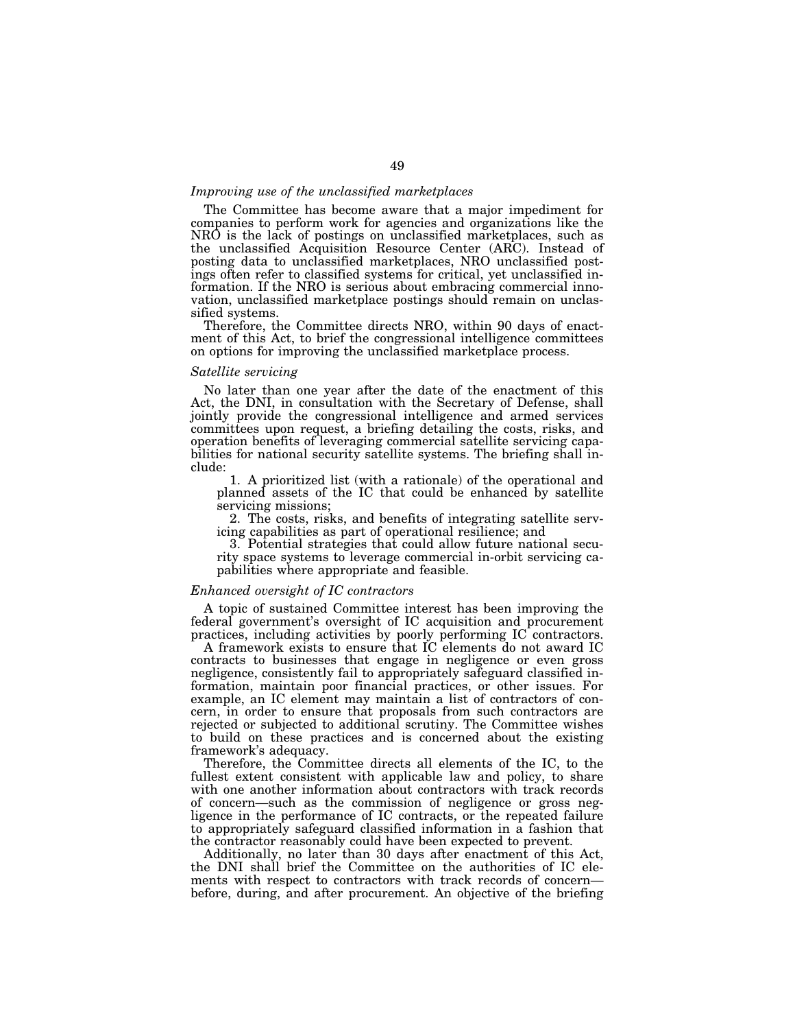*Improving use of the unclassified marketplaces*

The Committee has become aware that a major impediment for companies to perform work for agencies and organizations like the NRO is the lack of postings on unclassified marketplaces, such as the unclassified Acquisition Resource Center (ARC). Instead of posting data to unclassified marketplaces, NRO unclassified postings often refer to classified systems for critical, yet unclassified information. If the NRO is serious about embracing commercial innovation, unclassified marketplace postings should remain on unclassified systems.

Therefore, the Committee directs NRO, within 90 days of enactment of this Act, to brief the congressional intelligence committees on options for improving the unclassified marketplace process.

*Satellite servicing*

No later than one year after the date of the enactment of this Act, the DNI, in consultation with the Secretary of Defense, shall jointly provide the congressional intelligence and armed services committees upon request, a briefing detailing the costs, risks, and operation benefits of leveraging commercial satellite servicing capabilities for national security satellite systems. The briefing shall include:

1. A prioritized list (with a rationale) of the operational and planned assets of the IC that could be enhanced by satellite servicing missions;
2. The costs, risks, and benefits of integrating satellite servicing capabilities as part of operational resilience; and
3. Potential strategies that could allow future national security space systems to leverage commercial in-orbit servicing capabilities where appropriate and feasible.

*Enhanced oversight of IC contractors*

A topic of sustained Committee interest has been improving the federal government's oversight of IC acquisition and procurement practices, including activities by poorly performing IC contractors.

A framework exists to ensure that IC elements do not award IC contracts to businesses that engage in negligence or even gross negligence, consistently fail to appropriately safeguard classified information, maintain poor financial practices, or other issues. For example, an IC element may maintain a list of contractors of concern, in order to ensure that proposals from such contractors are rejected or subjected to additional scrutiny. The Committee wishes to build on these practices and is concerned about the existing framework's adequacy.

Therefore, the Committee directs all elements of the IC, to the fullest extent consistent with applicable law and policy, to share with one another information about contractors with track records of concern—such as the commission of negligence or gross negligence in the performance of IC contracts, or the repeated failure to appropriately safeguard classified information in a fashion that the contractor reasonably could have been expected to prevent.

Additionally, no later than 30 days after enactment of this Act, the DNI shall brief the Committee on the authorities of IC elements with respect to contractors with track records of concern—before, during, and after procurement. An objective of the briefing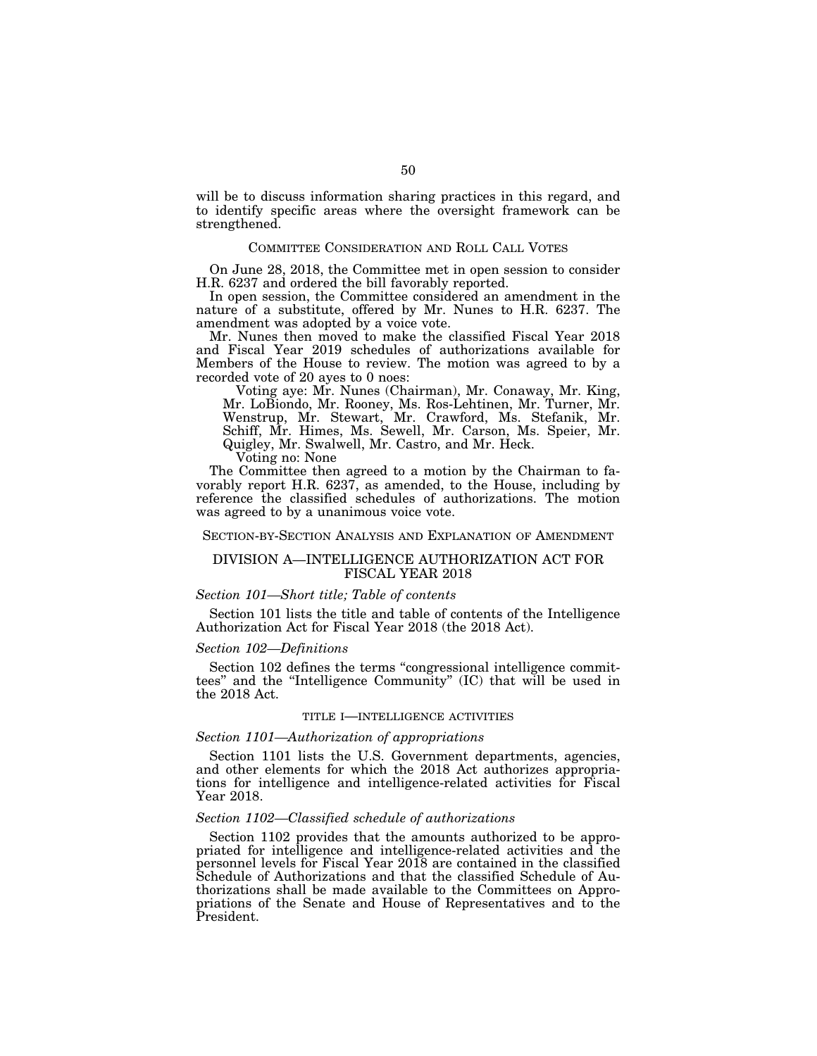will be to discuss information sharing practices in this regard, and to identify specific areas where the oversight framework can be strengthened.

## COMMITTEE CONSIDERATION AND ROLL CALL VOTES

On June 28, 2018, the Committee met in open session to consider H.R. 6237 and ordered the bill favorably reported.

In open session, the Committee considered an amendment in the nature of a substitute, offered by Mr. Nunes to H.R. 6237. The amendment was adopted by a voice vote.

Mr. Nunes then moved to make the classified Fiscal Year 2018 and Fiscal Year 2019 schedules of authorizations available for Members of the House to review. The motion was agreed to by a recorded vote of 20 ayes to 0 noes:

> Voting aye: Mr. Nunes (Chairman), Mr. Conaway, Mr. King, Mr. LoBiondo, Mr. Rooney, Ms. Ros-Lehtinen, Mr. Turner, Mr. Wenstrup, Mr. Stewart, Mr. Crawford, Ms. Stefanik, Mr. Schiff, Mr. Himes, Ms. Sewell, Mr. Carson, Ms. Speier, Mr. Quigley, Mr. Swalwell, Mr. Castro, and Mr. Heck.
>
> Voting no: None

The Committee then agreed to a motion by the Chairman to favorably report H.R. 6237, as amended, to the House, including by reference the classified schedules of authorizations. The motion was agreed to by a unanimous voice vote.

## SECTION-BY-SECTION ANALYSIS AND EXPLANATION OF AMENDMENT

## DIVISION A—INTELLIGENCE AUTHORIZATION ACT FOR FISCAL YEAR 2018

### *Section 101—Short title; Table of contents*

Section 101 lists the title and table of contents of the Intelligence Authorization Act for Fiscal Year 2018 (the 2018 Act).

### *Section 102—Definitions*

Section 102 defines the terms "congressional intelligence committees" and the "Intelligence Community" (IC) that will be used in the 2018 Act.

### TITLE I—INTELLIGENCE ACTIVITIES

### *Section 1101—Authorization of appropriations*

Section 1101 lists the U.S. Government departments, agencies, and other elements for which the 2018 Act authorizes appropriations for intelligence and intelligence-related activities for Fiscal Year 2018.

### *Section 1102—Classified schedule of authorizations*

Section 1102 provides that the amounts authorized to be appropriated for intelligence and intelligence-related activities and the personnel levels for Fiscal Year 2018 are contained in the classified Schedule of Authorizations and that the classified Schedule of Authorizations shall be made available to the Committees on Appropriations of the Senate and House of Representatives and to the President.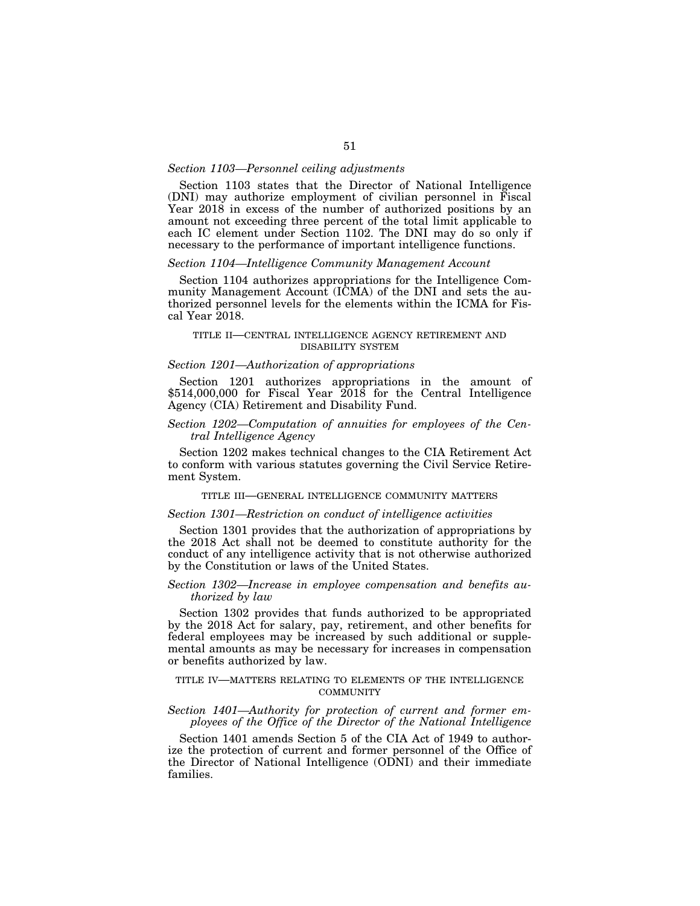*Section 1103—Personnel ceiling adjustments*

Section 1103 states that the Director of National Intelligence (DNI) may authorize employment of civilian personnel in Fiscal Year 2018 in excess of the number of authorized positions by an amount not exceeding three percent of the total limit applicable to each IC element under Section 1102. The DNI may do so only if necessary to the performance of important intelligence functions.

*Section 1104—Intelligence Community Management Account*

Section 1104 authorizes appropriations for the Intelligence Community Management Account (ICMA) of the DNI and sets the authorized personnel levels for the elements within the ICMA for Fiscal Year 2018.

## TITLE II—CENTRAL INTELLIGENCE AGENCY RETIREMENT AND DISABILITY SYSTEM

*Section 1201—Authorization of appropriations*

Section 1201 authorizes appropriations in the amount of $514,000,000 for Fiscal Year 2018 for the Central Intelligence Agency (CIA) Retirement and Disability Fund.

*Section 1202—Computation of annuities for employees of the Central Intelligence Agency*

Section 1202 makes technical changes to the CIA Retirement Act to conform with various statutes governing the Civil Service Retirement System.

## TITLE III—GENERAL INTELLIGENCE COMMUNITY MATTERS

*Section 1301—Restriction on conduct of intelligence activities*

Section 1301 provides that the authorization of appropriations by the 2018 Act shall not be deemed to constitute authority for the conduct of any intelligence activity that is not otherwise authorized by the Constitution or laws of the United States.

*Section 1302—Increase in employee compensation and benefits authorized by law*

Section 1302 provides that funds authorized to be appropriated by the 2018 Act for salary, pay, retirement, and other benefits for federal employees may be increased by such additional or supplemental amounts as may be necessary for increases in compensation or benefits authorized by law.

## TITLE IV—MATTERS RELATING TO ELEMENTS OF THE INTELLIGENCE COMMUNITY

*Section 1401—Authority for protection of current and former employees of the Office of the Director of the National Intelligence*

Section 1401 amends Section 5 of the CIA Act of 1949 to authorize the protection of current and former personnel of the Office of the Director of National Intelligence (ODNI) and their immediate families.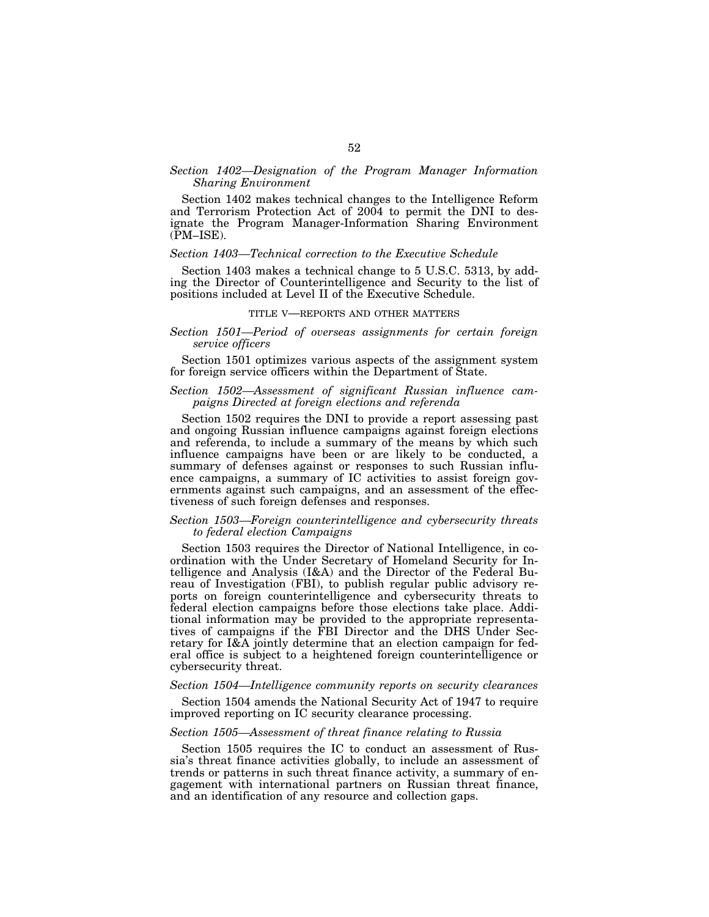*Section 1402—Designation of the Program Manager Information Sharing Environment*

Section 1402 makes technical changes to the Intelligence Reform and Terrorism Protection Act of 2004 to permit the DNI to designate the Program Manager-Information Sharing Environment (PM–ISE).

*Section 1403—Technical correction to the Executive Schedule*

Section 1403 makes a technical change to 5 U.S.C. 5313, by adding the Director of Counterintelligence and Security to the list of positions included at Level II of the Executive Schedule.

TITLE V—REPORTS AND OTHER MATTERS

*Section 1501—Period of overseas assignments for certain foreign service officers*

Section 1501 optimizes various aspects of the assignment system for foreign service officers within the Department of State.

*Section 1502—Assessment of significant Russian influence campaigns Directed at foreign elections and referenda*

Section 1502 requires the DNI to provide a report assessing past and ongoing Russian influence campaigns against foreign elections and referenda, to include a summary of the means by which such influence campaigns have been or are likely to be conducted, a summary of defenses against or responses to such Russian influence campaigns, a summary of IC activities to assist foreign governments against such campaigns, and an assessment of the effectiveness of such foreign defenses and responses.

*Section 1503—Foreign counterintelligence and cybersecurity threats to federal election Campaigns*

Section 1503 requires the Director of National Intelligence, in coordination with the Under Secretary of Homeland Security for Intelligence and Analysis (I&A) and the Director of the Federal Bureau of Investigation (FBI), to publish regular public advisory reports on foreign counterintelligence and cybersecurity threats to federal election campaigns before those elections take place. Additional information may be provided to the appropriate representatives of campaigns if the FBI Director and the DHS Under Secretary for I&A jointly determine that an election campaign for federal office is subject to a heightened foreign counterintelligence or cybersecurity threat.

*Section 1504—Intelligence community reports on security clearances*

Section 1504 amends the National Security Act of 1947 to require improved reporting on IC security clearance processing.

*Section 1505—Assessment of threat finance relating to Russia*

Section 1505 requires the IC to conduct an assessment of Russia's threat finance activities globally, to include an assessment of trends or patterns in such threat finance activity, a summary of engagement with international partners on Russian threat finance, and an identification of any resource and collection gaps.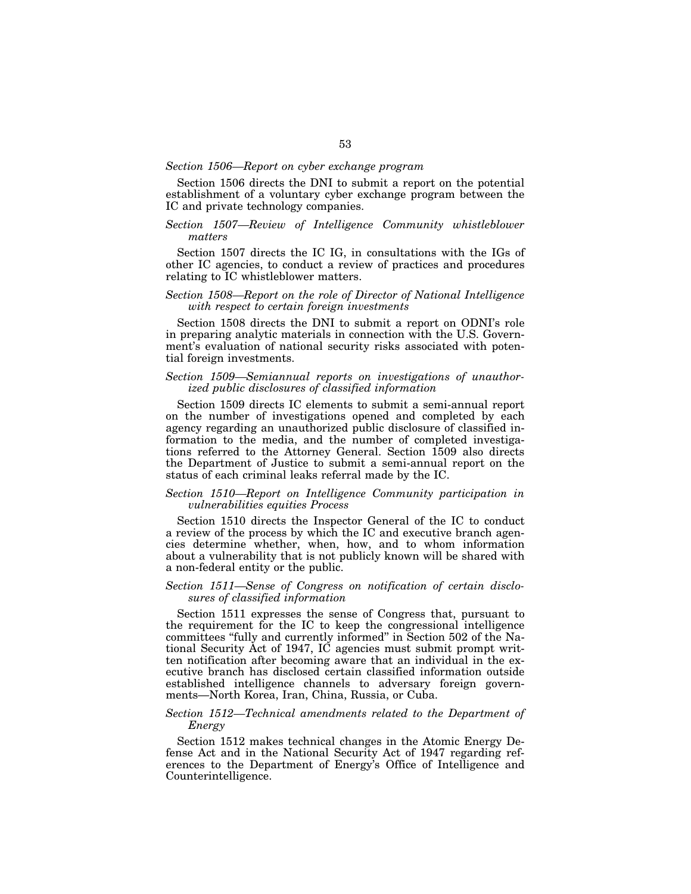*Section 1506—Report on cyber exchange program*

Section 1506 directs the DNI to submit a report on the potential establishment of a voluntary cyber exchange program between the IC and private technology companies.

*Section 1507—Review of Intelligence Community whistleblower matters*

Section 1507 directs the IC IG, in consultations with the IGs of other IC agencies, to conduct a review of practices and procedures relating to IC whistleblower matters.

*Section 1508—Report on the role of Director of National Intelligence with respect to certain foreign investments*

Section 1508 directs the DNI to submit a report on ODNI's role in preparing analytic materials in connection with the U.S. Government's evaluation of national security risks associated with potential foreign investments.

*Section 1509—Semiannual reports on investigations of unauthorized public disclosures of classified information*

Section 1509 directs IC elements to submit a semi-annual report on the number of investigations opened and completed by each agency regarding an unauthorized public disclosure of classified information to the media, and the number of completed investigations referred to the Attorney General. Section 1509 also directs the Department of Justice to submit a semi-annual report on the status of each criminal leaks referral made by the IC.

*Section 1510—Report on Intelligence Community participation in vulnerabilities equities Process*

Section 1510 directs the Inspector General of the IC to conduct a review of the process by which the IC and executive branch agencies determine whether, when, how, and to whom information about a vulnerability that is not publicly known will be shared with a non-federal entity or the public.

*Section 1511—Sense of Congress on notification of certain disclosures of classified information*

Section 1511 expresses the sense of Congress that, pursuant to the requirement for the IC to keep the congressional intelligence committees "fully and currently informed" in Section 502 of the National Security Act of 1947, IC agencies must submit prompt written notification after becoming aware that an individual in the executive branch has disclosed certain classified information outside established intelligence channels to adversary foreign governments—North Korea, Iran, China, Russia, or Cuba.

*Section 1512—Technical amendments related to the Department of Energy*

Section 1512 makes technical changes in the Atomic Energy Defense Act and in the National Security Act of 1947 regarding references to the Department of Energy's Office of Intelligence and Counterintelligence.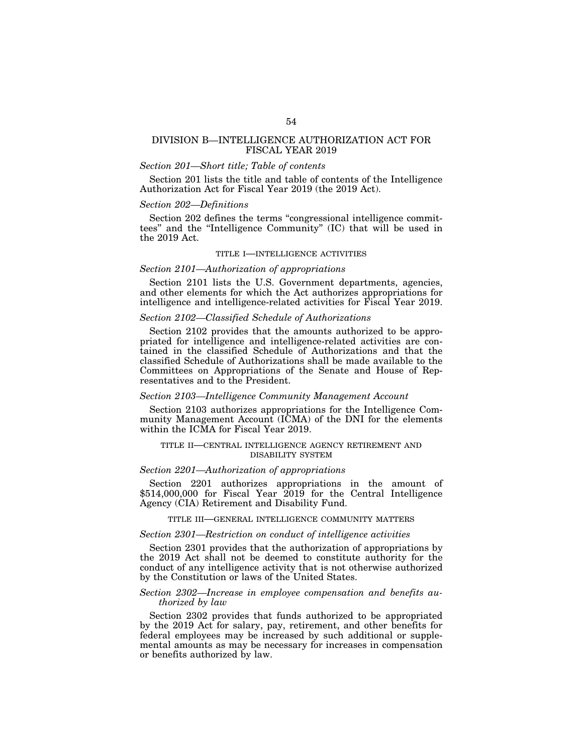## DIVISION B—INTELLIGENCE AUTHORIZATION ACT FOR FISCAL YEAR 2019

*Section 201—Short title; Table of contents*

Section 201 lists the title and table of contents of the Intelligence Authorization Act for Fiscal Year 2019 (the 2019 Act).

*Section 202—Definitions*

Section 202 defines the terms "congressional intelligence committees" and the "Intelligence Community" (IC) that will be used in the 2019 Act.

### TITLE I—INTELLIGENCE ACTIVITIES

*Section 2101—Authorization of appropriations*

Section 2101 lists the U.S. Government departments, agencies, and other elements for which the Act authorizes appropriations for intelligence and intelligence-related activities for Fiscal Year 2019.

*Section 2102—Classified Schedule of Authorizations*

Section 2102 provides that the amounts authorized to be appropriated for intelligence and intelligence-related activities are contained in the classified Schedule of Authorizations and that the classified Schedule of Authorizations shall be made available to the Committees on Appropriations of the Senate and House of Representatives and to the President.

*Section 2103—Intelligence Community Management Account*

Section 2103 authorizes appropriations for the Intelligence Community Management Account (ICMA) of the DNI for the elements within the ICMA for Fiscal Year 2019.

### TITLE II—CENTRAL INTELLIGENCE AGENCY RETIREMENT AND DISABILITY SYSTEM

*Section 2201—Authorization of appropriations*

Section 2201 authorizes appropriations in the amount of $514,000,000 for Fiscal Year 2019 for the Central Intelligence Agency (CIA) Retirement and Disability Fund.

### TITLE III—GENERAL INTELLIGENCE COMMUNITY MATTERS

*Section 2301—Restriction on conduct of intelligence activities*

Section 2301 provides that the authorization of appropriations by the 2019 Act shall not be deemed to constitute authority for the conduct of any intelligence activity that is not otherwise authorized by the Constitution or laws of the United States.

*Section 2302—Increase in employee compensation and benefits authorized by law*

Section 2302 provides that funds authorized to be appropriated by the 2019 Act for salary, pay, retirement, and other benefits for federal employees may be increased by such additional or supplemental amounts as may be necessary for increases in compensation or benefits authorized by law.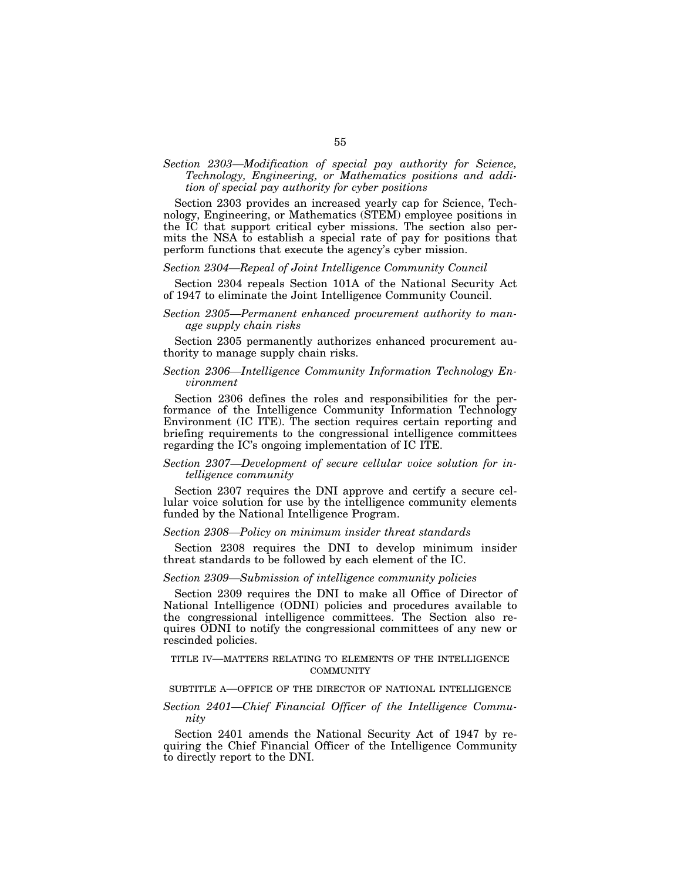*Section 2303—Modification of special pay authority for Science, Technology, Engineering, or Mathematics positions and addition of special pay authority for cyber positions*

Section 2303 provides an increased yearly cap for Science, Technology, Engineering, or Mathematics (STEM) employee positions in the IC that support critical cyber missions. The section also permits the NSA to establish a special rate of pay for positions that perform functions that execute the agency's cyber mission.

*Section 2304—Repeal of Joint Intelligence Community Council*

Section 2304 repeals Section 101A of the National Security Act of 1947 to eliminate the Joint Intelligence Community Council.

*Section 2305—Permanent enhanced procurement authority to manage supply chain risks*

Section 2305 permanently authorizes enhanced procurement authority to manage supply chain risks.

*Section 2306—Intelligence Community Information Technology Environment*

Section 2306 defines the roles and responsibilities for the performance of the Intelligence Community Information Technology Environment (IC ITE). The section requires certain reporting and briefing requirements to the congressional intelligence committees regarding the IC's ongoing implementation of IC ITE.

*Section 2307—Development of secure cellular voice solution for intelligence community*

Section 2307 requires the DNI approve and certify a secure cellular voice solution for use by the intelligence community elements funded by the National Intelligence Program.

*Section 2308—Policy on minimum insider threat standards*

Section 2308 requires the DNI to develop minimum insider threat standards to be followed by each element of the IC.

*Section 2309—Submission of intelligence community policies*

Section 2309 requires the DNI to make all Office of Director of National Intelligence (ODNI) policies and procedures available to the congressional intelligence committees. The Section also requires ODNI to notify the congressional committees of any new or rescinded policies.

## TITLE IV—MATTERS RELATING TO ELEMENTS OF THE INTELLIGENCE COMMUNITY

### SUBTITLE A—OFFICE OF THE DIRECTOR OF NATIONAL INTELLIGENCE

*Section 2401—Chief Financial Officer of the Intelligence Community*

Section 2401 amends the National Security Act of 1947 by requiring the Chief Financial Officer of the Intelligence Community to directly report to the DNI.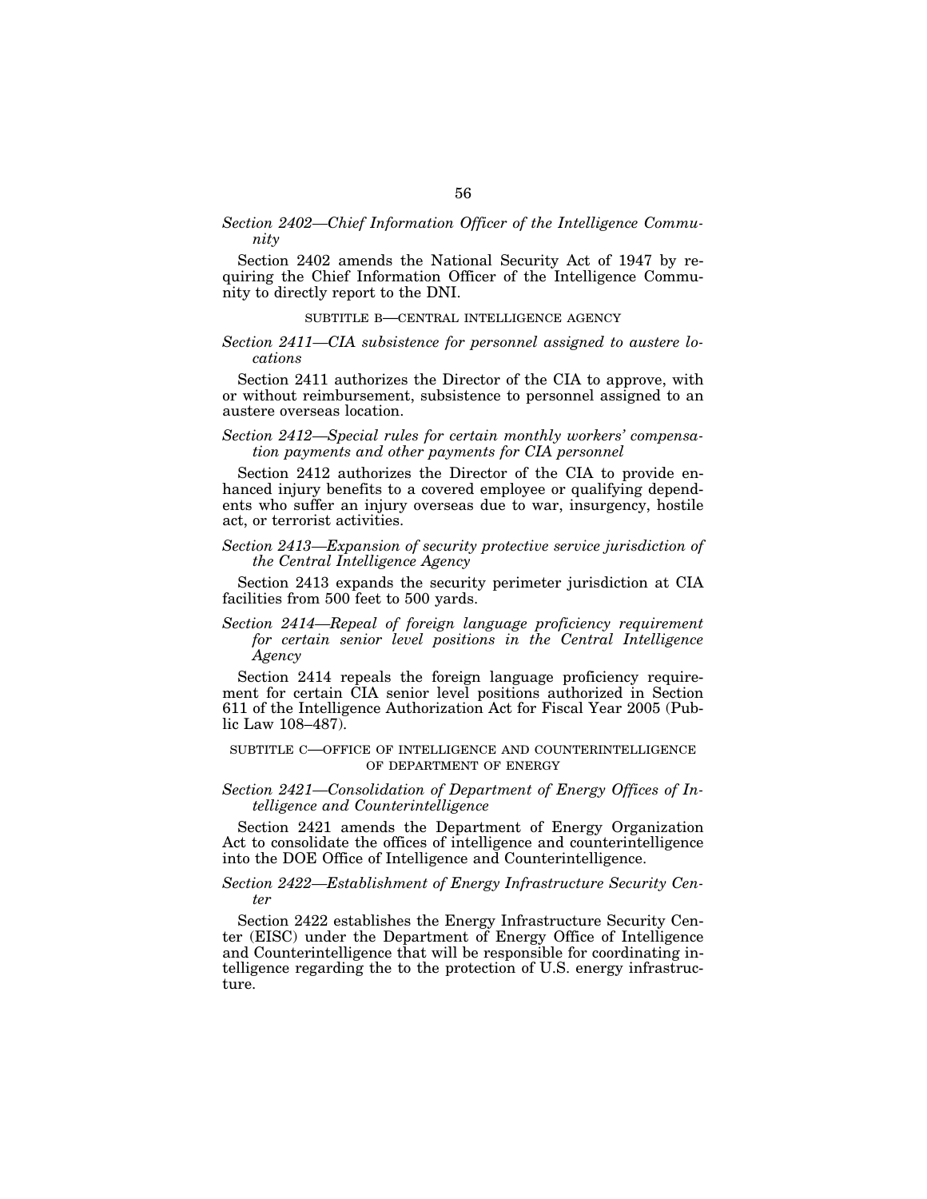*Section 2402—Chief Information Officer of the Intelligence Community*

Section 2402 amends the National Security Act of 1947 by requiring the Chief Information Officer of the Intelligence Community to directly report to the DNI.

SUBTITLE B—CENTRAL INTELLIGENCE AGENCY

*Section 2411—CIA subsistence for personnel assigned to austere locations*

Section 2411 authorizes the Director of the CIA to approve, with or without reimbursement, subsistence to personnel assigned to an austere overseas location.

*Section 2412—Special rules for certain monthly workers' compensation payments and other payments for CIA personnel*

Section 2412 authorizes the Director of the CIA to provide enhanced injury benefits to a covered employee or qualifying dependents who suffer an injury overseas due to war, insurgency, hostile act, or terrorist activities.

*Section 2413—Expansion of security protective service jurisdiction of the Central Intelligence Agency*

Section 2413 expands the security perimeter jurisdiction at CIA facilities from 500 feet to 500 yards.

*Section 2414—Repeal of foreign language proficiency requirement for certain senior level positions in the Central Intelligence Agency*

Section 2414 repeals the foreign language proficiency requirement for certain CIA senior level positions authorized in Section 611 of the Intelligence Authorization Act for Fiscal Year 2005 (Public Law 108–487).

SUBTITLE C—OFFICE OF INTELLIGENCE AND COUNTERINTELLIGENCE OF DEPARTMENT OF ENERGY

*Section 2421—Consolidation of Department of Energy Offices of Intelligence and Counterintelligence*

Section 2421 amends the Department of Energy Organization Act to consolidate the offices of intelligence and counterintelligence into the DOE Office of Intelligence and Counterintelligence.

*Section 2422—Establishment of Energy Infrastructure Security Center*

Section 2422 establishes the Energy Infrastructure Security Center (EISC) under the Department of Energy Office of Intelligence and Counterintelligence that will be responsible for coordinating intelligence regarding the to the protection of U.S. energy infrastructure.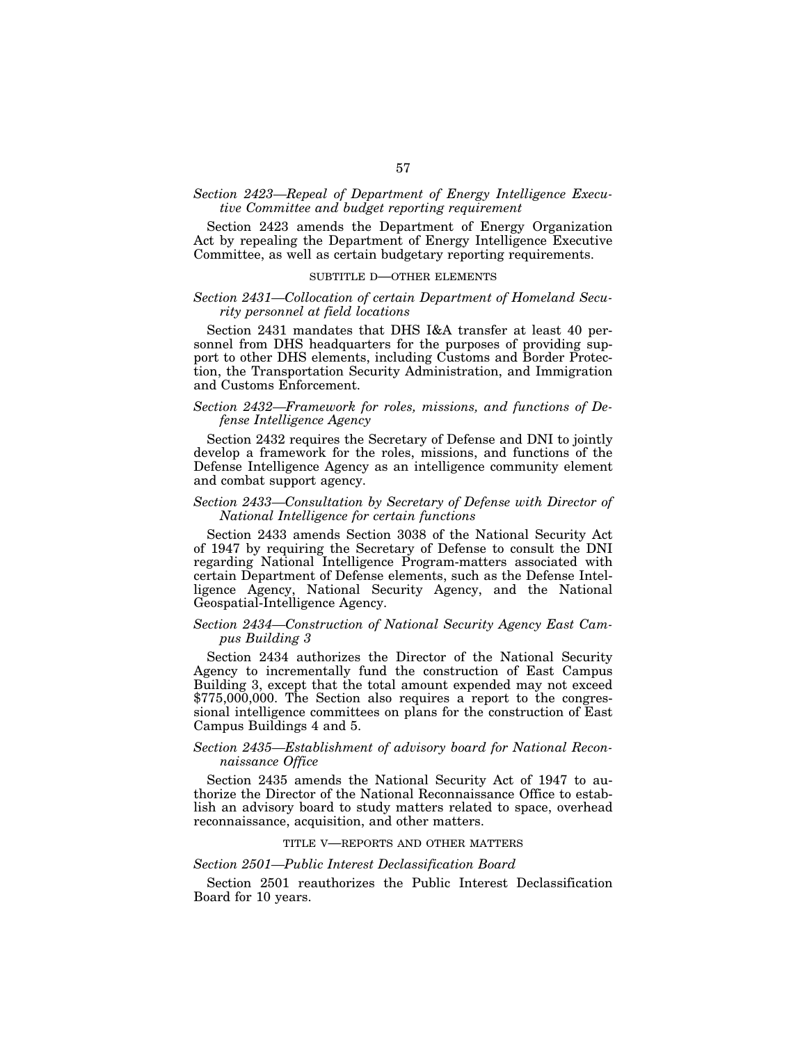*Section 2423—Repeal of Department of Energy Intelligence Executive Committee and budget reporting requirement*

Section 2423 amends the Department of Energy Organization Act by repealing the Department of Energy Intelligence Executive Committee, as well as certain budgetary reporting requirements.

## SUBTITLE D—OTHER ELEMENTS

*Section 2431—Collocation of certain Department of Homeland Security personnel at field locations*

Section 2431 mandates that DHS I&A transfer at least 40 personnel from DHS headquarters for the purposes of providing support to other DHS elements, including Customs and Border Protection, the Transportation Security Administration, and Immigration and Customs Enforcement.

*Section 2432—Framework for roles, missions, and functions of Defense Intelligence Agency*

Section 2432 requires the Secretary of Defense and DNI to jointly develop a framework for the roles, missions, and functions of the Defense Intelligence Agency as an intelligence community element and combat support agency.

*Section 2433—Consultation by Secretary of Defense with Director of National Intelligence for certain functions*

Section 2433 amends Section 3038 of the National Security Act of 1947 by requiring the Secretary of Defense to consult the DNI regarding National Intelligence Program-matters associated with certain Department of Defense elements, such as the Defense Intelligence Agency, National Security Agency, and the National Geospatial-Intelligence Agency.

*Section 2434—Construction of National Security Agency East Campus Building 3*

Section 2434 authorizes the Director of the National Security Agency to incrementally fund the construction of East Campus Building 3, except that the total amount expended may not exceed $775,000,000. The Section also requires a report to the congressional intelligence committees on plans for the construction of East Campus Buildings 4 and 5.

*Section 2435—Establishment of advisory board for National Reconnaissance Office*

Section 2435 amends the National Security Act of 1947 to authorize the Director of the National Reconnaissance Office to establish an advisory board to study matters related to space, overhead reconnaissance, acquisition, and other matters.

## TITLE V—REPORTS AND OTHER MATTERS

*Section 2501—Public Interest Declassification Board*

Section 2501 reauthorizes the Public Interest Declassification Board for 10 years.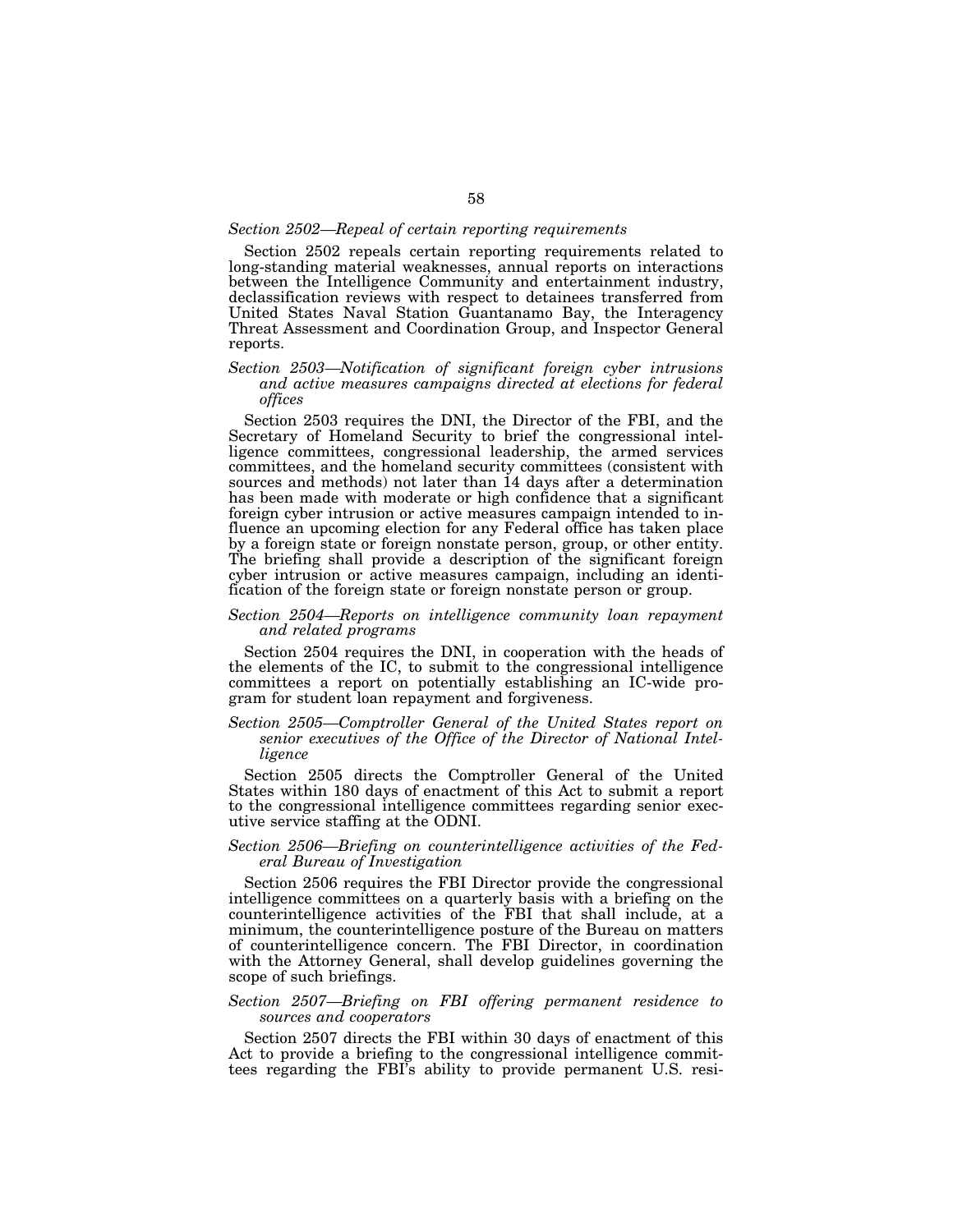*Section 2502—Repeal of certain reporting requirements*

Section 2502 repeals certain reporting requirements related to long-standing material weaknesses, annual reports on interactions between the Intelligence Community and entertainment industry, declassification reviews with respect to detainees transferred from United States Naval Station Guantanamo Bay, the Interagency Threat Assessment and Coordination Group, and Inspector General reports.

*Section 2503—Notification of significant foreign cyber intrusions and active measures campaigns directed at elections for federal offices*

Section 2503 requires the DNI, the Director of the FBI, and the Secretary of Homeland Security to brief the congressional intelligence committees, congressional leadership, the armed services committees, and the homeland security committees (consistent with sources and methods) not later than 14 days after a determination has been made with moderate or high confidence that a significant foreign cyber intrusion or active measures campaign intended to influence an upcoming election for any Federal office has taken place by a foreign state or foreign nonstate person, group, or other entity. The briefing shall provide a description of the significant foreign cyber intrusion or active measures campaign, including an identification of the foreign state or foreign nonstate person or group.

*Section 2504—Reports on intelligence community loan repayment and related programs*

Section 2504 requires the DNI, in cooperation with the heads of the elements of the IC, to submit to the congressional intelligence committees a report on potentially establishing an IC-wide program for student loan repayment and forgiveness.

*Section 2505—Comptroller General of the United States report on senior executives of the Office of the Director of National Intelligence*

Section 2505 directs the Comptroller General of the United States within 180 days of enactment of this Act to submit a report to the congressional intelligence committees regarding senior executive service staffing at the ODNI.

*Section 2506—Briefing on counterintelligence activities of the Federal Bureau of Investigation*

Section 2506 requires the FBI Director provide the congressional intelligence committees on a quarterly basis with a briefing on the counterintelligence activities of the FBI that shall include, at a minimum, the counterintelligence posture of the Bureau on matters of counterintelligence concern. The FBI Director, in coordination with the Attorney General, shall develop guidelines governing the scope of such briefings.

*Section 2507—Briefing on FBI offering permanent residence to sources and cooperators*

Section 2507 directs the FBI within 30 days of enactment of this Act to provide a briefing to the congressional intelligence committees regarding the FBI's ability to provide permanent U.S. resi-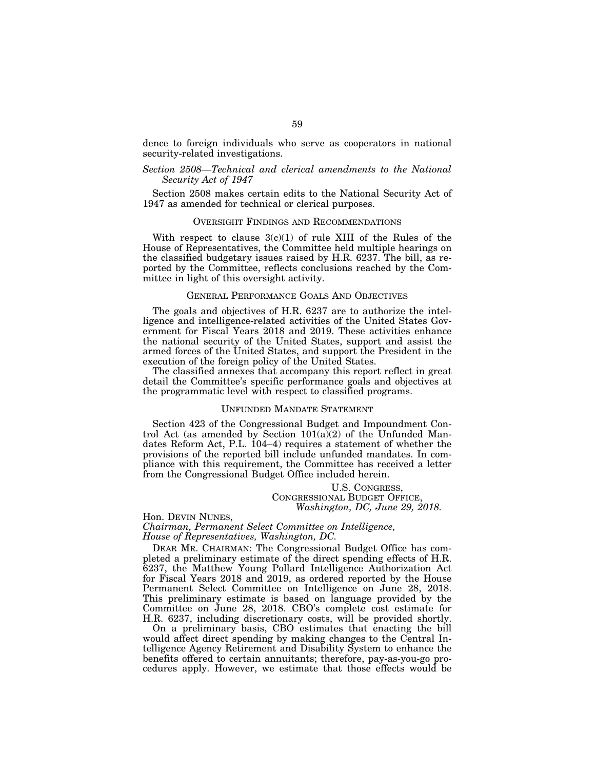dence to foreign individuals who serve as cooperators in national security-related investigations.

*Section 2508—Technical and clerical amendments to the National Security Act of 1947*

Section 2508 makes certain edits to the National Security Act of 1947 as amended for technical or clerical purposes.

## OVERSIGHT FINDINGS AND RECOMMENDATIONS

With respect to clause 3(c)(1) of rule XIII of the Rules of the House of Representatives, the Committee held multiple hearings on the classified budgetary issues raised by H.R. 6237. The bill, as reported by the Committee, reflects conclusions reached by the Committee in light of this oversight activity.

## GENERAL PERFORMANCE GOALS AND OBJECTIVES

The goals and objectives of H.R. 6237 are to authorize the intelligence and intelligence-related activities of the United States Government for Fiscal Years 2018 and 2019. These activities enhance the national security of the United States, support and assist the armed forces of the United States, and support the President in the execution of the foreign policy of the United States.

The classified annexes that accompany this report reflect in great detail the Committee's specific performance goals and objectives at the programmatic level with respect to classified programs.

## UNFUNDED MANDATE STATEMENT

Section 423 of the Congressional Budget and Impoundment Control Act (as amended by Section 101(a)(2) of the Unfunded Mandates Reform Act, P.L. 104–4) requires a statement of whether the provisions of the reported bill include unfunded mandates. In compliance with this requirement, the Committee has received a letter from the Congressional Budget Office included herein.

U.S. CONGRESS,
CONGRESSIONAL BUDGET OFFICE,
*Washington, DC, June 29, 2018.*

Hon. DEVIN NUNES,
*Chairman, Permanent Select Committee on Intelligence,*
*House of Representatives, Washington, DC.*

DEAR MR. CHAIRMAN: The Congressional Budget Office has completed a preliminary estimate of the direct spending effects of H.R. 6237, the Matthew Young Pollard Intelligence Authorization Act for Fiscal Years 2018 and 2019, as ordered reported by the House Permanent Select Committee on Intelligence on June 28, 2018. This preliminary estimate is based on language provided by the Committee on June 28, 2018. CBO's complete cost estimate for H.R. 6237, including discretionary costs, will be provided shortly.

On a preliminary basis, CBO estimates that enacting the bill would affect direct spending by making changes to the Central Intelligence Agency Retirement and Disability System to enhance the benefits offered to certain annuitants; therefore, pay-as-you-go procedures apply. However, we estimate that those effects would be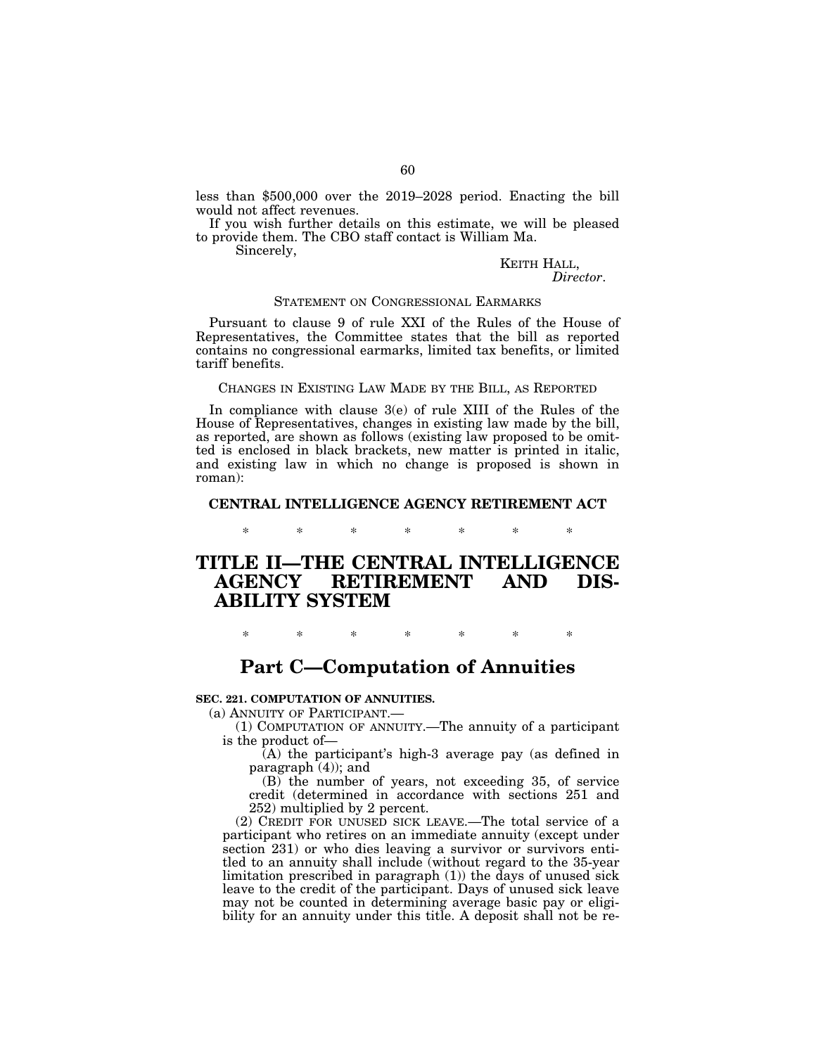less than $500,000 over the 2019–2028 period. Enacting the bill would not affect revenues.

If you wish further details on this estimate, we will be pleased to provide them. The CBO staff contact is William Ma.

Sincerely,

KEITH HALL,
*Director*.

STATEMENT ON CONGRESSIONAL EARMARKS

Pursuant to clause 9 of rule XXI of the Rules of the House of Representatives, the Committee states that the bill as reported contains no congressional earmarks, limited tax benefits, or limited tariff benefits.

CHANGES IN EXISTING LAW MADE BY THE BILL, AS REPORTED

In compliance with clause 3(e) of rule XIII of the Rules of the House of Representatives, changes in existing law made by the bill, as reported, are shown as follows (existing law proposed to be omitted is enclosed in black brackets, new matter is printed in italic, and existing law in which no change is proposed is shown in roman):

**CENTRAL INTELLIGENCE AGENCY RETIREMENT ACT**

\* \* \* \* \* \* \*

# TITLE II—THE CENTRAL INTELLIGENCE AGENCY RETIREMENT AND DISABILITY SYSTEM

\* \* \* \* \* \* \*

## Part C—Computation of Annuities

**SEC. 221. COMPUTATION OF ANNUITIES.**

(a) ANNUITY OF PARTICIPANT.—

(1) COMPUTATION OF ANNUITY.—The annuity of a participant is the product of—

(A) the participant's high-3 average pay (as defined in paragraph (4)); and

(B) the number of years, not exceeding 35, of service credit (determined in accordance with sections 251 and 252) multiplied by 2 percent.

(2) CREDIT FOR UNUSED SICK LEAVE.—The total service of a participant who retires on an immediate annuity (except under section 231) or who dies leaving a survivor or survivors entitled to an annuity shall include (without regard to the 35-year limitation prescribed in paragraph (1)) the days of unused sick leave to the credit of the participant. Days of unused sick leave may not be counted in determining average basic pay or eligibility for an annuity under this title. A deposit shall not be re-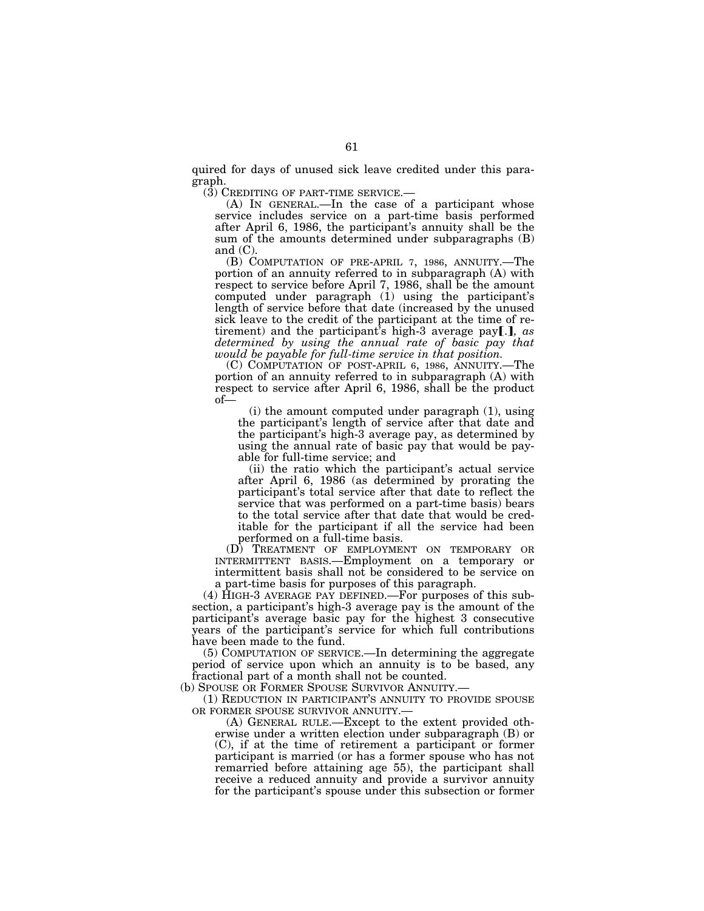quired for days of unused sick leave credited under this paragraph.

(3) CREDITING OF PART-TIME SERVICE.—

(A) IN GENERAL.—In the case of a participant whose service includes service on a part-time basis performed after April 6, 1986, the participant's annuity shall be the sum of the amounts determined under subparagraphs (B) and (C).

(B) COMPUTATION OF PRE-APRIL 7, 1986, ANNUITY.—The portion of an annuity referred to in subparagraph (A) with respect to service before April 7, 1986, shall be the amount computed under paragraph (1) using the participant's length of service before that date (increased by the unused sick leave to the credit of the participant at the time of retirement) and the participant's high-3 average pay[.]*, as determined by using the annual rate of basic pay that would be payable for full-time service in that position.*

(C) COMPUTATION OF POST-APRIL 6, 1986, ANNUITY.—The portion of an annuity referred to in subparagraph (A) with respect to service after April 6, 1986, shall be the product of—

(i) the amount computed under paragraph (1), using the participant's length of service after that date and the participant's high-3 average pay, as determined by using the annual rate of basic pay that would be payable for full-time service; and

(ii) the ratio which the participant's actual service after April 6, 1986 (as determined by prorating the participant's total service after that date to reflect the service that was performed on a part-time basis) bears to the total service after that date that would be creditable for the participant if all the service had been performed on a full-time basis.

(D) TREATMENT OF EMPLOYMENT ON TEMPORARY OR INTERMITTENT BASIS.—Employment on a temporary or intermittent basis shall not be considered to be service on a part-time basis for purposes of this paragraph.

(4) HIGH-3 AVERAGE PAY DEFINED.—For purposes of this subsection, a participant's high-3 average pay is the amount of the participant's average basic pay for the highest 3 consecutive years of the participant's service for which full contributions have been made to the fund.

(5) COMPUTATION OF SERVICE.—In determining the aggregate period of service upon which an annuity is to be based, any fractional part of a month shall not be counted.

(b) SPOUSE OR FORMER SPOUSE SURVIVOR ANNUITY.—

(1) REDUCTION IN PARTICIPANT'S ANNUITY TO PROVIDE SPOUSE OR FORMER SPOUSE SURVIVOR ANNUITY.—

(A) GENERAL RULE.—Except to the extent provided otherwise under a written election under subparagraph (B) or (C), if at the time of retirement a participant or former participant is married (or has a former spouse who has not remarried before attaining age 55), the participant shall receive a reduced annuity and provide a survivor annuity for the participant's spouse under this subsection or former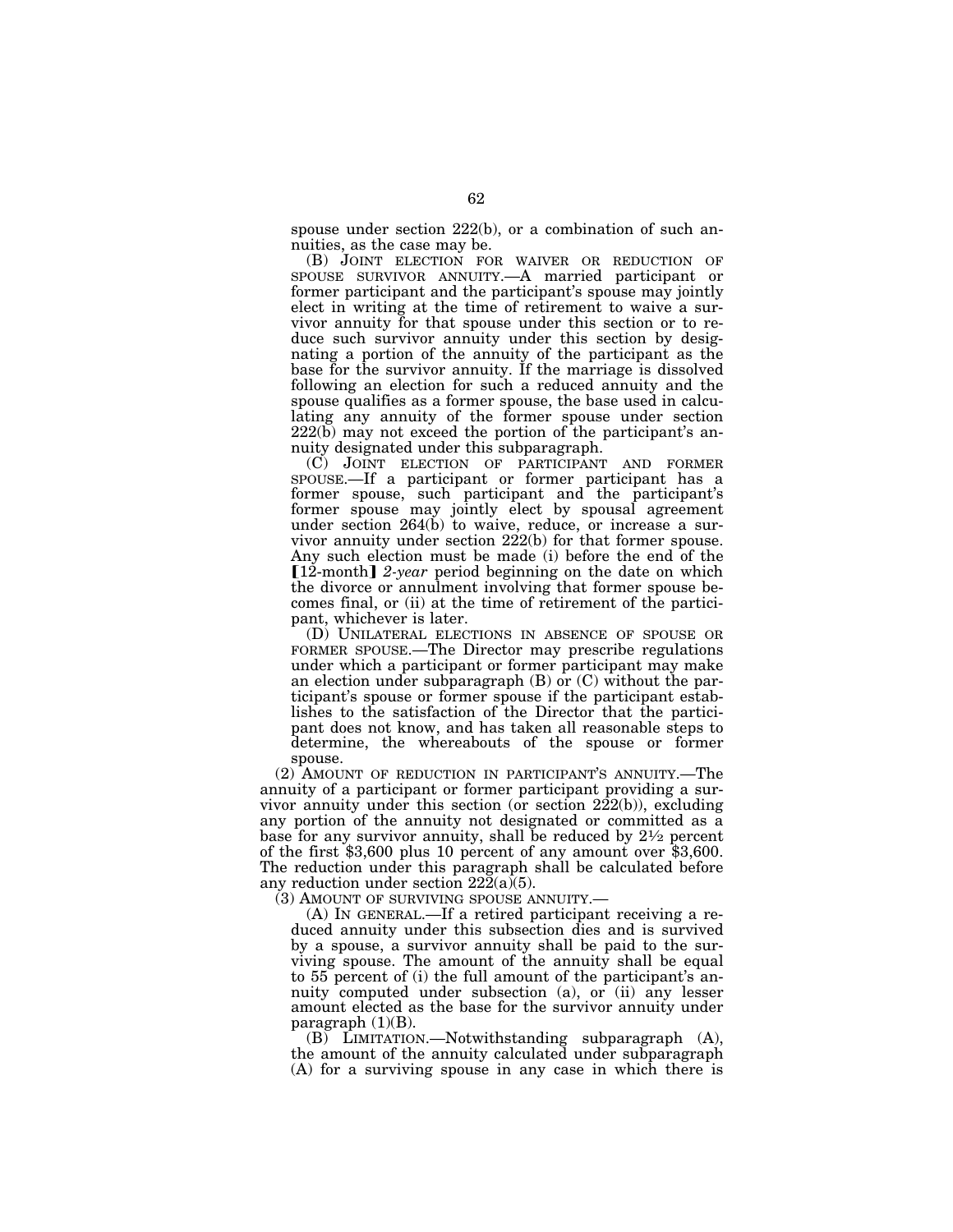spouse under section 222(b), or a combination of such annuities, as the case may be.

(B) JOINT ELECTION FOR WAIVER OR REDUCTION OF SPOUSE SURVIVOR ANNUITY.—A married participant or former participant and the participant's spouse may jointly elect in writing at the time of retirement to waive a survivor annuity for that spouse under this section or to reduce such survivor annuity under this section by designating a portion of the annuity of the participant as the base for the survivor annuity. If the marriage is dissolved following an election for such a reduced annuity and the spouse qualifies as a former spouse, the base used in calculating any annuity of the former spouse under section 222(b) may not exceed the portion of the participant's annuity designated under this subparagraph.

(C) JOINT ELECTION OF PARTICIPANT AND FORMER SPOUSE.—If a participant or former participant has a former spouse, such participant and the participant's former spouse may jointly elect by spousal agreement under section 264(b) to waive, reduce, or increase a survivor annuity under section 222(b) for that former spouse. Any such election must be made (i) before the end of the 【12-month】 *2-year* period beginning on the date on which the divorce or annulment involving that former spouse becomes final, or (ii) at the time of retirement of the participant, whichever is later.

(D) UNILATERAL ELECTIONS IN ABSENCE OF SPOUSE OR FORMER SPOUSE.—The Director may prescribe regulations under which a participant or former participant may make an election under subparagraph (B) or (C) without the participant's spouse or former spouse if the participant establishes to the satisfaction of the Director that the participant does not know, and has taken all reasonable steps to determine, the whereabouts of the spouse or former spouse.

(2) AMOUNT OF REDUCTION IN PARTICIPANT'S ANNUITY.—The annuity of a participant or former participant providing a survivor annuity under this section (or section 222(b)), excluding any portion of the annuity not designated or committed as a base for any survivor annuity, shall be reduced by 2½ percent of the first $3,600 plus 10 percent of any amount over $3,600. The reduction under this paragraph shall be calculated before any reduction under section 222(a)(5).

(3) AMOUNT OF SURVIVING SPOUSE ANNUITY.—

(A) IN GENERAL.—If a retired participant receiving a reduced annuity under this subsection dies and is survived by a spouse, a survivor annuity shall be paid to the surviving spouse. The amount of the annuity shall be equal to 55 percent of (i) the full amount of the participant's annuity computed under subsection (a), or (ii) any lesser amount elected as the base for the survivor annuity under paragraph (1)(B).

(B) LIMITATION.—Notwithstanding subparagraph (A), the amount of the annuity calculated under subparagraph (A) for a surviving spouse in any case in which there is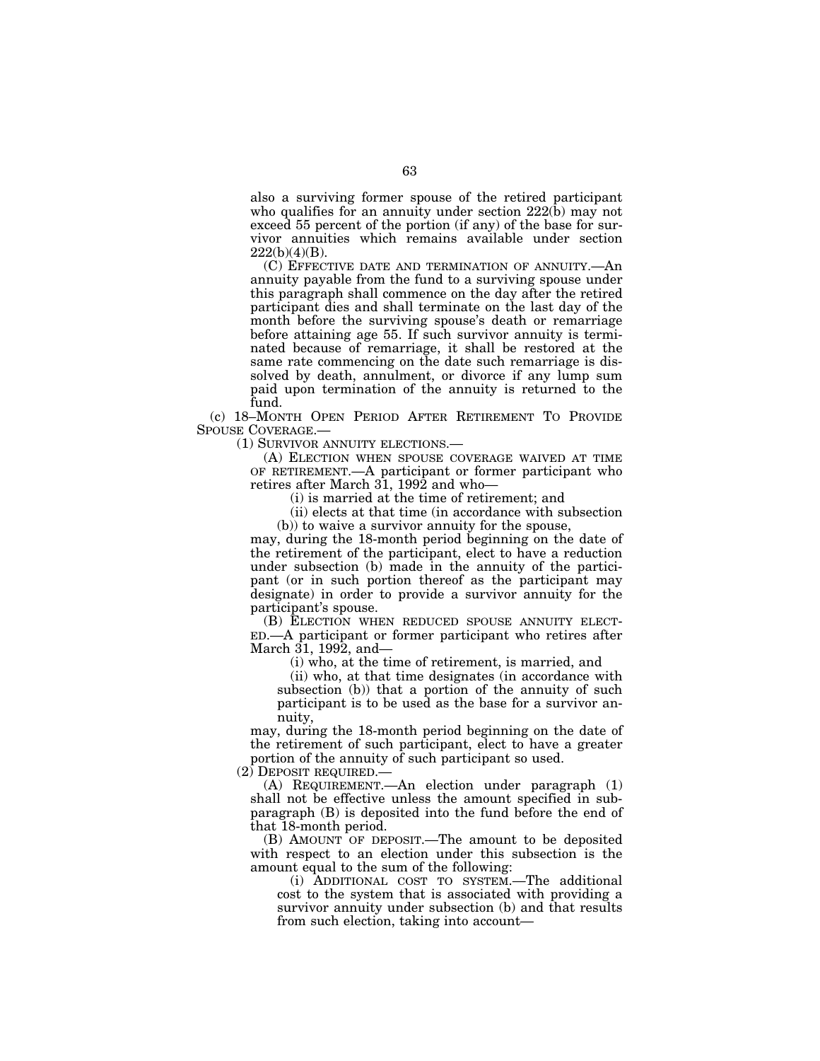also a surviving former spouse of the retired participant who qualifies for an annuity under section 222(b) may not exceed 55 percent of the portion (if any) of the base for survivor annuities which remains available under section 222(b)(4)(B).

(C) EFFECTIVE DATE AND TERMINATION OF ANNUITY.—An annuity payable from the fund to a surviving spouse under this paragraph shall commence on the day after the retired participant dies and shall terminate on the last day of the month before the surviving spouse's death or remarriage before attaining age 55. If such survivor annuity is terminated because of remarriage, it shall be restored at the same rate commencing on the date such remarriage is dissolved by death, annulment, or divorce if any lump sum paid upon termination of the annuity is returned to the fund.

(c) 18–MONTH OPEN PERIOD AFTER RETIREMENT TO PROVIDE SPOUSE COVERAGE.—

(1) SURVIVOR ANNUITY ELECTIONS.—

(A) ELECTION WHEN SPOUSE COVERAGE WAIVED AT TIME OF RETIREMENT.—A participant or former participant who retires after March 31, 1992 and who—

(i) is married at the time of retirement; and

(ii) elects at that time (in accordance with subsection (b)) to waive a survivor annuity for the spouse,

may, during the 18-month period beginning on the date of the retirement of the participant, elect to have a reduction under subsection (b) made in the annuity of the participant (or in such portion thereof as the participant may designate) in order to provide a survivor annuity for the participant's spouse.

(B) ELECTION WHEN REDUCED SPOUSE ANNUITY ELECTED.—A participant or former participant who retires after March 31, 1992, and—

(i) who, at the time of retirement, is married, and

(ii) who, at that time designates (in accordance with subsection (b)) that a portion of the annuity of such participant is to be used as the base for a survivor annuity,

may, during the 18-month period beginning on the date of the retirement of such participant, elect to have a greater portion of the annuity of such participant so used.

(2) DEPOSIT REQUIRED.—

(A) REQUIREMENT.—An election under paragraph (1) shall not be effective unless the amount specified in subparagraph (B) is deposited into the fund before the end of that 18-month period.

(B) AMOUNT OF DEPOSIT.—The amount to be deposited with respect to an election under this subsection is the amount equal to the sum of the following:

(i) ADDITIONAL COST TO SYSTEM.—The additional cost to the system that is associated with providing a survivor annuity under subsection (b) and that results from such election, taking into account—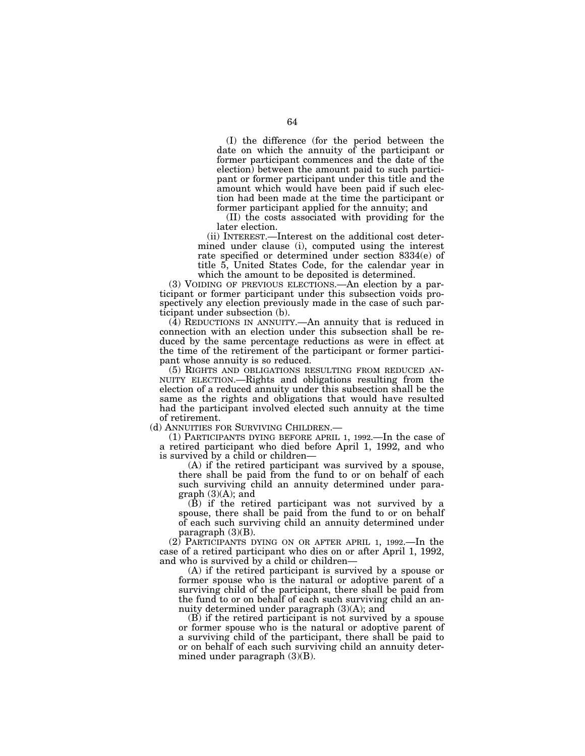(I) the difference (for the period between the date on which the annuity of the participant or former participant commences and the date of the election) between the amount paid to such participant or former participant under this title and the amount which would have been paid if such election had been made at the time the participant or former participant applied for the annuity; and

(II) the costs associated with providing for the later election.

(ii) INTEREST.—Interest on the additional cost determined under clause (i), computed using the interest rate specified or determined under section 8334(e) of title 5, United States Code, for the calendar year in which the amount to be deposited is determined.

(3) VOIDING OF PREVIOUS ELECTIONS.—An election by a participant or former participant under this subsection voids prospectively any election previously made in the case of such participant under subsection (b).

(4) REDUCTIONS IN ANNUITY.—An annuity that is reduced in connection with an election under this subsection shall be reduced by the same percentage reductions as were in effect at the time of the retirement of the participant or former participant whose annuity is so reduced.

(5) RIGHTS AND OBLIGATIONS RESULTING FROM REDUCED ANNUITY ELECTION.—Rights and obligations resulting from the election of a reduced annuity under this subsection shall be the same as the rights and obligations that would have resulted had the participant involved elected such annuity at the time of retirement.

(d) ANNUITIES FOR SURVIVING CHILDREN.—

(1) PARTICIPANTS DYING BEFORE APRIL 1, 1992.—In the case of a retired participant who died before April 1, 1992, and who is survived by a child or children—

(A) if the retired participant was survived by a spouse, there shall be paid from the fund to or on behalf of each such surviving child an annuity determined under paragraph (3)(A); and

(B) if the retired participant was not survived by a spouse, there shall be paid from the fund to or on behalf of each such surviving child an annuity determined under paragraph (3)(B).

(2) PARTICIPANTS DYING ON OR AFTER APRIL 1, 1992.—In the case of a retired participant who dies on or after April 1, 1992, and who is survived by a child or children—

(A) if the retired participant is survived by a spouse or former spouse who is the natural or adoptive parent of a surviving child of the participant, there shall be paid from the fund to or on behalf of each such surviving child an annuity determined under paragraph (3)(A); and

(B) if the retired participant is not survived by a spouse or former spouse who is the natural or adoptive parent of a surviving child of the participant, there shall be paid to or on behalf of each such surviving child an annuity determined under paragraph (3)(B).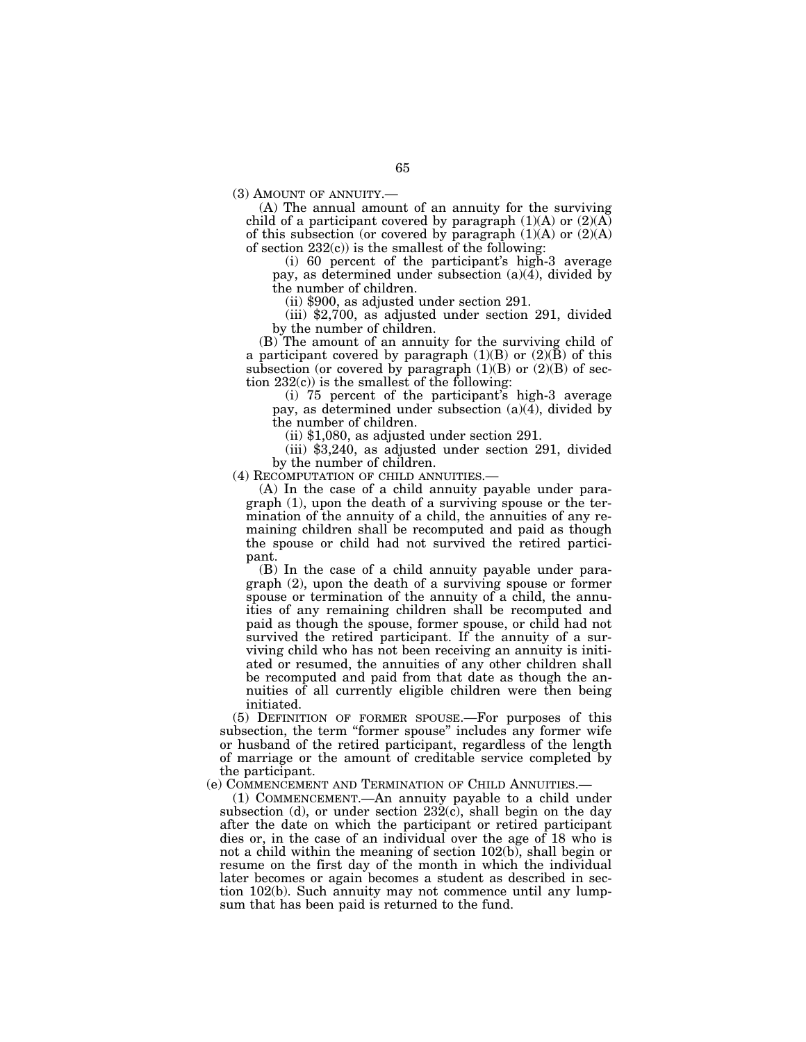(3) AMOUNT OF ANNUITY.—

(A) The annual amount of an annuity for the surviving child of a participant covered by paragraph (1)(A) or (2)(A) of this subsection (or covered by paragraph (1)(A) or (2)(A) of section 232(c)) is the smallest of the following:

(i) 60 percent of the participant's high-3 average pay, as determined under subsection (a)(4), divided by the number of children.

(ii) $900, as adjusted under section 291.

(iii) $2,700, as adjusted under section 291, divided by the number of children.

(B) The amount of an annuity for the surviving child of a participant covered by paragraph (1)(B) or (2)(B) of this subsection (or covered by paragraph (1)(B) or (2)(B) of section 232(c)) is the smallest of the following:

(i) 75 percent of the participant's high-3 average pay, as determined under subsection (a)(4), divided by the number of children.

(ii) $1,080, as adjusted under section 291.

(iii) $3,240, as adjusted under section 291, divided by the number of children.

(4) RECOMPUTATION OF CHILD ANNUITIES.—

(A) In the case of a child annuity payable under paragraph (1), upon the death of a surviving spouse or the termination of the annuity of a child, the annuities of any remaining children shall be recomputed and paid as though the spouse or child had not survived the retired participant.

(B) In the case of a child annuity payable under paragraph (2), upon the death of a surviving spouse or former spouse or termination of the annuity of a child, the annuities of any remaining children shall be recomputed and paid as though the spouse, former spouse, or child had not survived the retired participant. If the annuity of a surviving child who has not been receiving an annuity is initiated or resumed, the annuities of any other children shall be recomputed and paid from that date as though the annuities of all currently eligible children were then being initiated.

(5) DEFINITION OF FORMER SPOUSE.—For purposes of this subsection, the term "former spouse" includes any former wife or husband of the retired participant, regardless of the length of marriage or the amount of creditable service completed by the participant.

(e) COMMENCEMENT AND TERMINATION OF CHILD ANNUITIES.—

(1) COMMENCEMENT.—An annuity payable to a child under subsection (d), or under section 232(c), shall begin on the day after the date on which the participant or retired participant dies or, in the case of an individual over the age of 18 who is not a child within the meaning of section 102(b), shall begin or resume on the first day of the month in which the individual later becomes or again becomes a student as described in section 102(b). Such annuity may not commence until any lump-sum that has been paid is returned to the fund.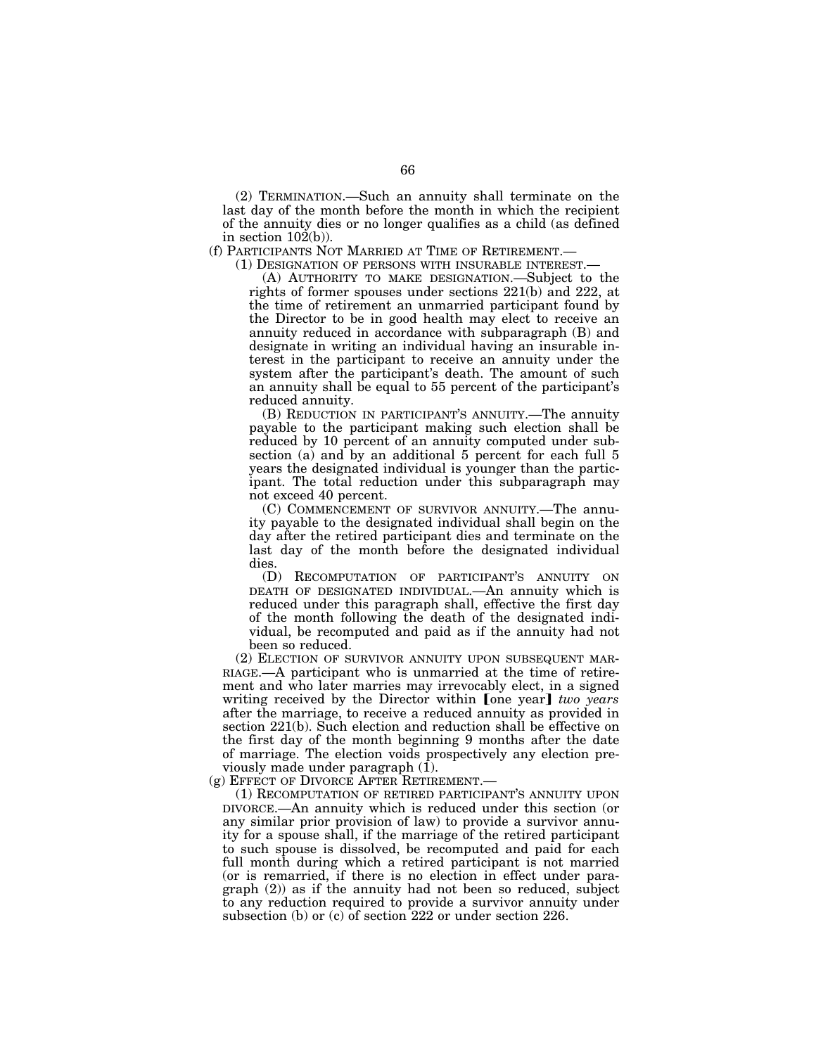(2) TERMINATION.—Such an annuity shall terminate on the last day of the month before the month in which the recipient of the annuity dies or no longer qualifies as a child (as defined in section 102(b)).

(f) PARTICIPANTS NOT MARRIED AT TIME OF RETIREMENT.—

(1) DESIGNATION OF PERSONS WITH INSURABLE INTEREST.—

(A) AUTHORITY TO MAKE DESIGNATION.—Subject to the rights of former spouses under sections 221(b) and 222, at the time of retirement an unmarried participant found by the Director to be in good health may elect to receive an annuity reduced in accordance with subparagraph (B) and designate in writing an individual having an insurable interest in the participant to receive an annuity under the system after the participant's death. The amount of such an annuity shall be equal to 55 percent of the participant's reduced annuity.

(B) REDUCTION IN PARTICIPANT'S ANNUITY.—The annuity payable to the participant making such election shall be reduced by 10 percent of an annuity computed under subsection (a) and by an additional 5 percent for each full 5 years the designated individual is younger than the participant. The total reduction under this subparagraph may not exceed 40 percent.

(C) COMMENCEMENT OF SURVIVOR ANNUITY.—The annuity payable to the designated individual shall begin on the day after the retired participant dies and terminate on the last day of the month before the designated individual dies.

(D) RECOMPUTATION OF PARTICIPANT'S ANNUITY ON DEATH OF DESIGNATED INDIVIDUAL.—An annuity which is reduced under this paragraph shall, effective the first day of the month following the death of the designated individual, be recomputed and paid as if the annuity had not been so reduced.

(2) ELECTION OF SURVIVOR ANNUITY UPON SUBSEQUENT MARRIAGE.—A participant who is unmarried at the time of retirement and who later marries may irrevocably elect, in a signed writing received by the Director within [one year] *two years* after the marriage, to receive a reduced annuity as provided in section 221(b). Such election and reduction shall be effective on the first day of the month beginning 9 months after the date of marriage. The election voids prospectively any election previously made under paragraph (1).

(g) EFFECT OF DIVORCE AFTER RETIREMENT.—

(1) RECOMPUTATION OF RETIRED PARTICIPANT'S ANNUITY UPON DIVORCE.—An annuity which is reduced under this section (or any similar prior provision of law) to provide a survivor annuity for a spouse shall, if the marriage of the retired participant to such spouse is dissolved, be recomputed and paid for each full month during which a retired participant is not married (or is remarried, if there is no election in effect under paragraph (2)) as if the annuity had not been so reduced, subject to any reduction required to provide a survivor annuity under subsection (b) or (c) of section 222 or under section 226.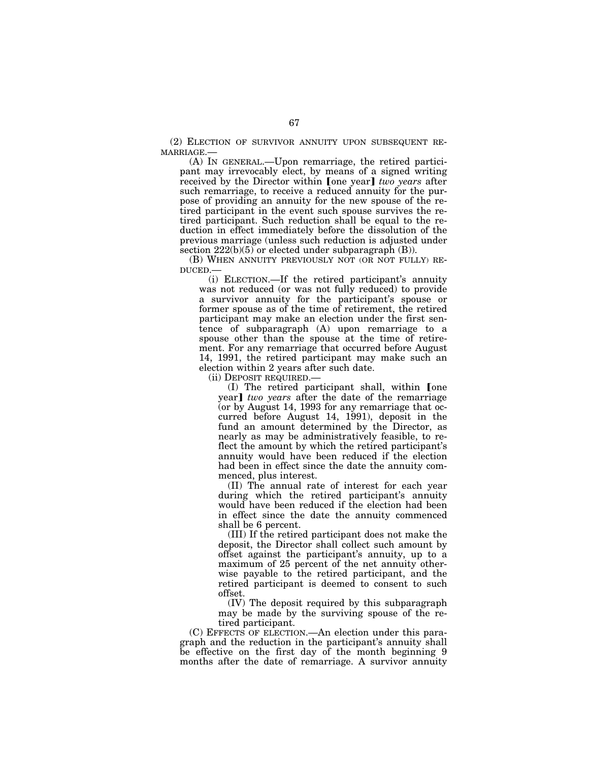(2) ELECTION OF SURVIVOR ANNUITY UPON SUBSEQUENT REMARRIAGE.—

(A) IN GENERAL.—Upon remarriage, the retired participant may irrevocably elect, by means of a signed writing received by the Director within [one year] *two years* after such remarriage, to receive a reduced annuity for the purpose of providing an annuity for the new spouse of the retired participant in the event such spouse survives the retired participant. Such reduction shall be equal to the reduction in effect immediately before the dissolution of the previous marriage (unless such reduction is adjusted under section 222(b)(5) or elected under subparagraph (B)).

(B) WHEN ANNUITY PREVIOUSLY NOT (OR NOT FULLY) REDUCED.—

(i) ELECTION.—If the retired participant's annuity was not reduced (or was not fully reduced) to provide a survivor annuity for the participant's spouse or former spouse as of the time of retirement, the retired participant may make an election under the first sentence of subparagraph (A) upon remarriage to a spouse other than the spouse at the time of retirement. For any remarriage that occurred before August 14, 1991, the retired participant may make such an election within 2 years after such date.

(ii) DEPOSIT REQUIRED.—

(I) The retired participant shall, within [one year] *two years* after the date of the remarriage (or by August 14, 1993 for any remarriage that occurred before August 14, 1991), deposit in the fund an amount determined by the Director, as nearly as may be administratively feasible, to reflect the amount by which the retired participant's annuity would have been reduced if the election had been in effect since the date the annuity commenced, plus interest.

(II) The annual rate of interest for each year during which the retired participant's annuity would have been reduced if the election had been in effect since the date the annuity commenced shall be 6 percent.

(III) If the retired participant does not make the deposit, the Director shall collect such amount by offset against the participant's annuity, up to a maximum of 25 percent of the net annuity otherwise payable to the retired participant, and the retired participant is deemed to consent to such offset.

(IV) The deposit required by this subparagraph may be made by the surviving spouse of the retired participant.

(C) EFFECTS OF ELECTION.—An election under this paragraph and the reduction in the participant's annuity shall be effective on the first day of the month beginning 9 months after the date of remarriage. A survivor annuity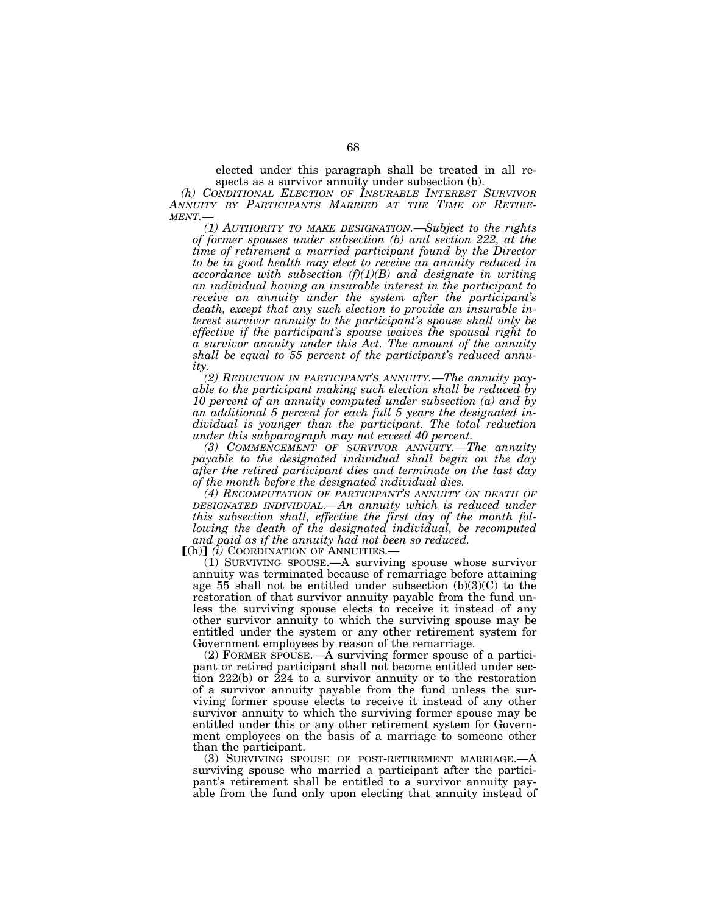elected under this paragraph shall be treated in all respects as a survivor annuity under subsection (b).

*(h) CONDITIONAL ELECTION OF INSURABLE INTEREST SURVIVOR ANNUITY BY PARTICIPANTS MARRIED AT THE TIME OF RETIREMENT.—*

*(1) AUTHORITY TO MAKE DESIGNATION.—Subject to the rights of former spouses under subsection (b) and section 222, at the time of retirement a married participant found by the Director to be in good health may elect to receive an annuity reduced in accordance with subsection (f)(1)(B) and designate in writing an individual having an insurable interest in the participant to receive an annuity under the system after the participant's death, except that any such election to provide an insurable interest survivor annuity to the participant's spouse shall only be effective if the participant's spouse waives the spousal right to a survivor annuity under this Act. The amount of the annuity shall be equal to 55 percent of the participant's reduced annuity.*

*(2) REDUCTION IN PARTICIPANT'S ANNUITY.—The annuity payable to the participant making such election shall be reduced by 10 percent of an annuity computed under subsection (a) and by an additional 5 percent for each full 5 years the designated individual is younger than the participant. The total reduction under this subparagraph may not exceed 40 percent.*

*(3) COMMENCEMENT OF SURVIVOR ANNUITY.—The annuity payable to the designated individual shall begin on the day after the retired participant dies and terminate on the last day of the month before the designated individual dies.*

*(4) RECOMPUTATION OF PARTICIPANT'S ANNUITY ON DEATH OF DESIGNATED INDIVIDUAL.—An annuity which is reduced under this subsection shall, effective the first day of the month following the death of the designated individual, be recomputed and paid as if the annuity had not been so reduced.*

[(h)] *(i)* COORDINATION OF ANNUITIES.—

(1) SURVIVING SPOUSE.—A surviving spouse whose survivor annuity was terminated because of remarriage before attaining age 55 shall not be entitled under subsection (b)(3)(C) to the restoration of that survivor annuity payable from the fund unless the surviving spouse elects to receive it instead of any other survivor annuity to which the surviving spouse may be entitled under the system or any other retirement system for Government employees by reason of the remarriage.

(2) FORMER SPOUSE.—A surviving former spouse of a participant or retired participant shall not become entitled under section 222(b) or 224 to a survivor annuity or to the restoration of a survivor annuity payable from the fund unless the surviving former spouse elects to receive it instead of any other survivor annuity to which the surviving former spouse may be entitled under this or any other retirement system for Government employees on the basis of a marriage to someone other than the participant.

(3) SURVIVING SPOUSE OF POST-RETIREMENT MARRIAGE.—A surviving spouse who married a participant after the participant's retirement shall be entitled to a survivor annuity payable from the fund only upon electing that annuity instead of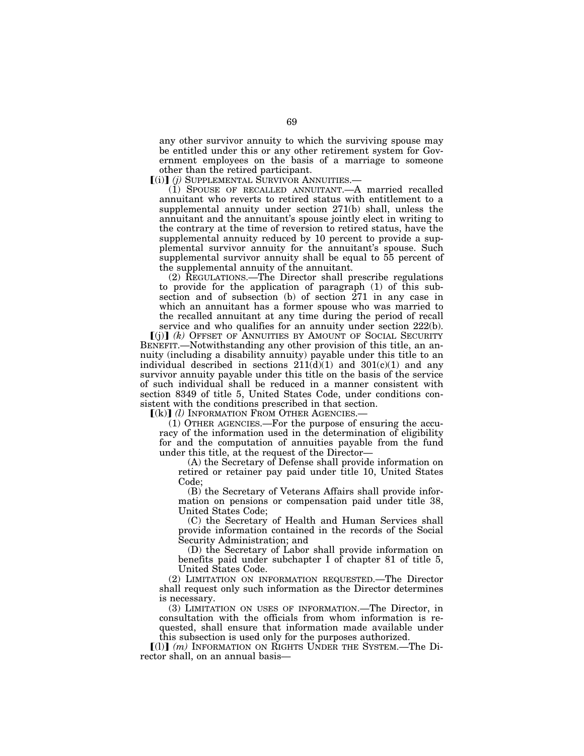any other survivor annuity to which the surviving spouse may be entitled under this or any other retirement system for Government employees on the basis of a marriage to someone other than the retired participant.

**[**(i)**]** *(j)* SUPPLEMENTAL SURVIVOR ANNUITIES.—

(1) SPOUSE OF RECALLED ANNUITANT.—A married recalled annuitant who reverts to retired status with entitlement to a supplemental annuity under section 271(b) shall, unless the annuitant and the annuitant's spouse jointly elect in writing to the contrary at the time of reversion to retired status, have the supplemental annuity reduced by 10 percent to provide a supplemental survivor annuity for the annuitant's spouse. Such supplemental survivor annuity shall be equal to 55 percent of the supplemental annuity of the annuitant.

(2) REGULATIONS.—The Director shall prescribe regulations to provide for the application of paragraph (1) of this subsection and of subsection (b) of section 271 in any case in which an annuitant has a former spouse who was married to the recalled annuitant at any time during the period of recall service and who qualifies for an annuity under section 222(b).

**[**(j)**]** *(k)* OFFSET OF ANNUITIES BY AMOUNT OF SOCIAL SECURITY BENEFIT.—Notwithstanding any other provision of this title, an annuity (including a disability annuity) payable under this title to an individual described in sections 211(d)(1) and 301(c)(1) and any survivor annuity payable under this title on the basis of the service of such individual shall be reduced in a manner consistent with section 8349 of title 5, United States Code, under conditions consistent with the conditions prescribed in that section.

**[**(k)**]** *(l)* INFORMATION FROM OTHER AGENCIES.—

(1) OTHER AGENCIES.—For the purpose of ensuring the accuracy of the information used in the determination of eligibility for and the computation of annuities payable from the fund under this title, at the request of the Director—

(A) the Secretary of Defense shall provide information on retired or retainer pay paid under title 10, United States Code;

(B) the Secretary of Veterans Affairs shall provide information on pensions or compensation paid under title 38, United States Code;

(C) the Secretary of Health and Human Services shall provide information contained in the records of the Social Security Administration; and

(D) the Secretary of Labor shall provide information on benefits paid under subchapter I of chapter 81 of title 5, United States Code.

(2) LIMITATION ON INFORMATION REQUESTED.—The Director shall request only such information as the Director determines is necessary.

(3) LIMITATION ON USES OF INFORMATION.—The Director, in consultation with the officials from whom information is requested, shall ensure that information made available under this subsection is used only for the purposes authorized.

**[**(l)**]** *(m)* INFORMATION ON RIGHTS UNDER THE SYSTEM.—The Director shall, on an annual basis—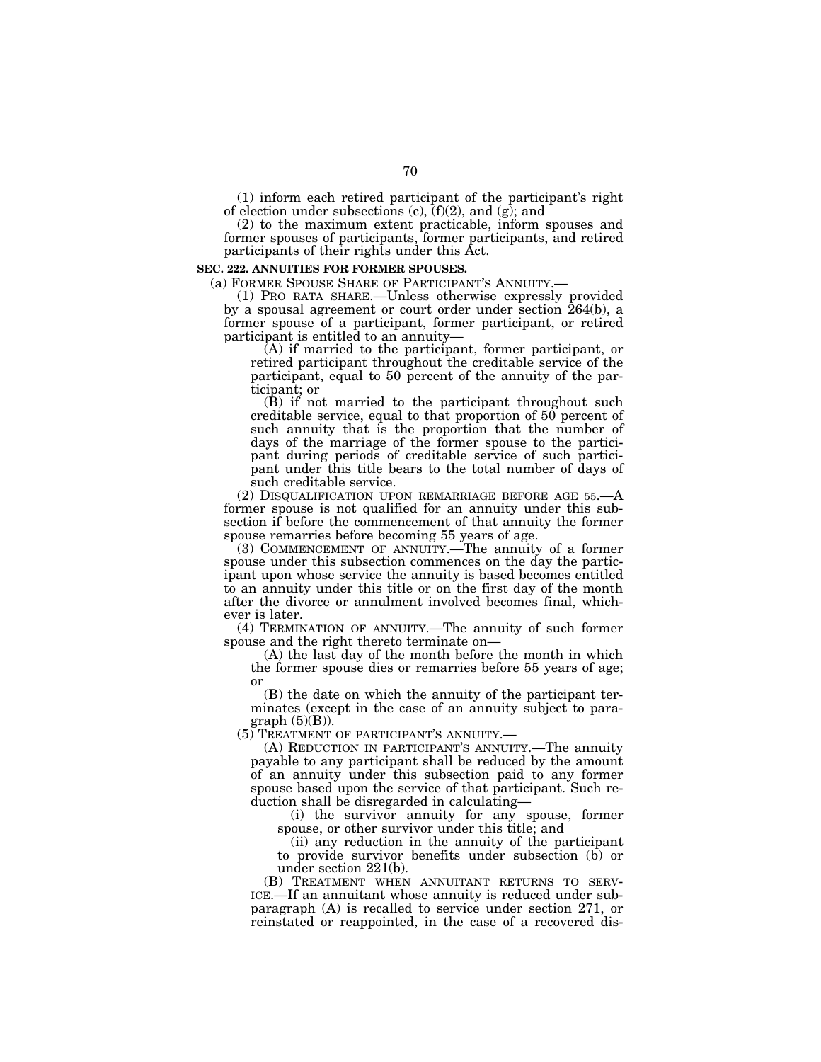(1) inform each retired participant of the participant's right of election under subsections (c), (f)(2), and (g); and

(2) to the maximum extent practicable, inform spouses and former spouses of participants, former participants, and retired participants of their rights under this Act.

**SEC. 222. ANNUITIES FOR FORMER SPOUSES.**

(a) FORMER SPOUSE SHARE OF PARTICIPANT'S ANNUITY.—

(1) PRO RATA SHARE.—Unless otherwise expressly provided by a spousal agreement or court order under section 264(b), a former spouse of a participant, former participant, or retired participant is entitled to an annuity—

(A) if married to the participant, former participant, or retired participant throughout the creditable service of the participant, equal to 50 percent of the annuity of the participant; or

(B) if not married to the participant throughout such creditable service, equal to that proportion of 50 percent of such annuity that is the proportion that the number of days of the marriage of the former spouse to the participant during periods of creditable service of such participant under this title bears to the total number of days of such creditable service.

(2) DISQUALIFICATION UPON REMARRIAGE BEFORE AGE 55.—A former spouse is not qualified for an annuity under this subsection if before the commencement of that annuity the former spouse remarries before becoming 55 years of age.

(3) COMMENCEMENT OF ANNUITY.—The annuity of a former spouse under this subsection commences on the day the participant upon whose service the annuity is based becomes entitled to an annuity under this title or on the first day of the month after the divorce or annulment involved becomes final, whichever is later.

(4) TERMINATION OF ANNUITY.—The annuity of such former spouse and the right thereto terminate on—

(A) the last day of the month before the month in which the former spouse dies or remarries before 55 years of age; or

(B) the date on which the annuity of the participant terminates (except in the case of an annuity subject to paragraph (5)(B)).

(5) TREATMENT OF PARTICIPANT'S ANNUITY.—

(A) REDUCTION IN PARTICIPANT'S ANNUITY.—The annuity payable to any participant shall be reduced by the amount of an annuity under this subsection paid to any former spouse based upon the service of that participant. Such reduction shall be disregarded in calculating—

(i) the survivor annuity for any spouse, former spouse, or other survivor under this title; and

(ii) any reduction in the annuity of the participant to provide survivor benefits under subsection (b) or under section 221(b).

(B) TREATMENT WHEN ANNUITANT RETURNS TO SERVICE.—If an annuitant whose annuity is reduced under subparagraph (A) is recalled to service under section 271, or reinstated or reappointed, in the case of a recovered dis-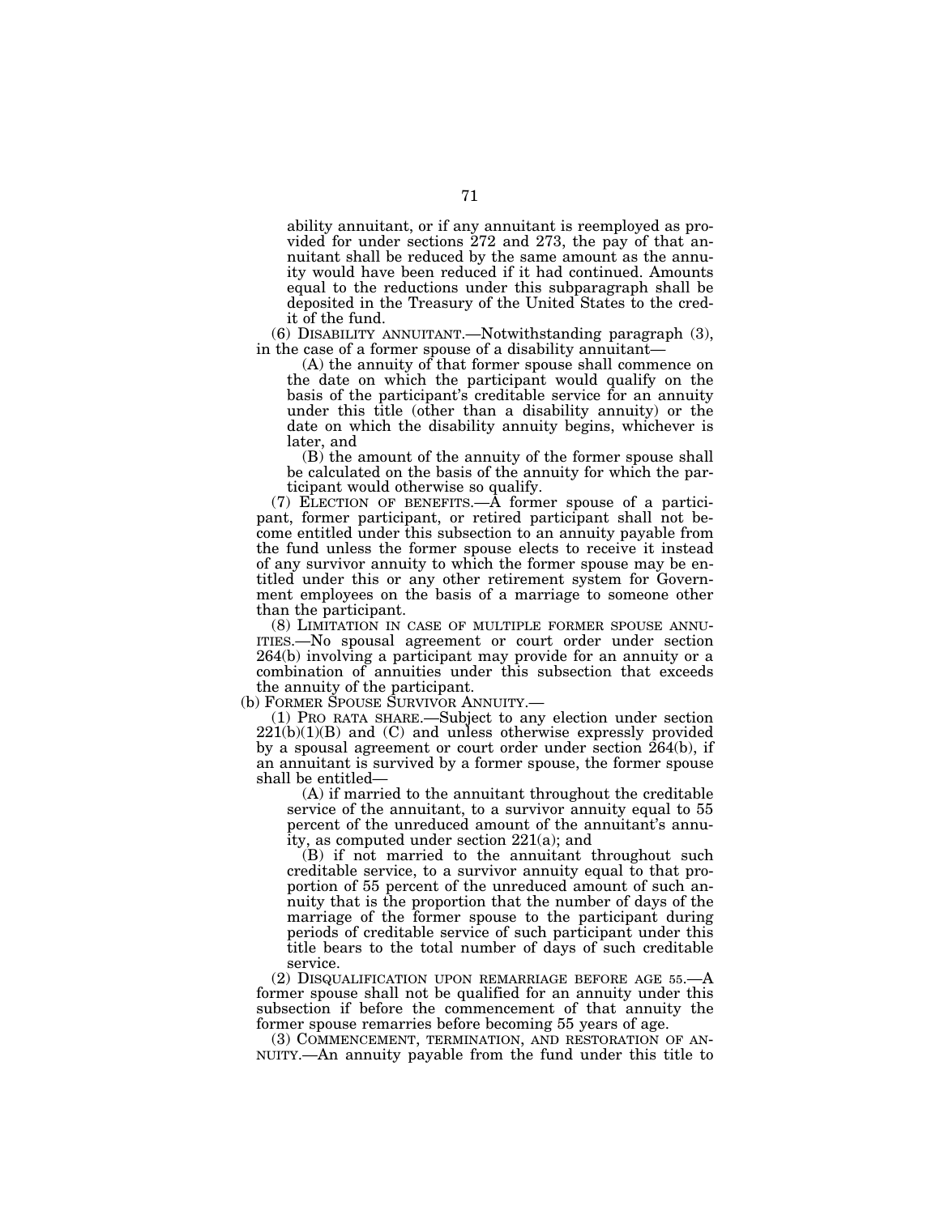ability annuitant, or if any annuitant is reemployed as provided for under sections 272 and 273, the pay of that annuitant shall be reduced by the same amount as the annuity would have been reduced if it had continued. Amounts equal to the reductions under this subparagraph shall be deposited in the Treasury of the United States to the credit of the fund.

(6) DISABILITY ANNUITANT.—Notwithstanding paragraph (3), in the case of a former spouse of a disability annuitant—

(A) the annuity of that former spouse shall commence on the date on which the participant would qualify on the basis of the participant's creditable service for an annuity under this title (other than a disability annuity) or the date on which the disability annuity begins, whichever is later, and

(B) the amount of the annuity of the former spouse shall be calculated on the basis of the annuity for which the participant would otherwise so qualify.

(7) ELECTION OF BENEFITS.—A former spouse of a participant, former participant, or retired participant shall not become entitled under this subsection to an annuity payable from the fund unless the former spouse elects to receive it instead of any survivor annuity to which the former spouse may be entitled under this or any other retirement system for Government employees on the basis of a marriage to someone other than the participant.

(8) LIMITATION IN CASE OF MULTIPLE FORMER SPOUSE ANNUITIES.—No spousal agreement or court order under section 264(b) involving a participant may provide for an annuity or a combination of annuities under this subsection that exceeds the annuity of the participant.

(b) FORMER SPOUSE SURVIVOR ANNUITY.—

(1) PRO RATA SHARE.—Subject to any election under section 221(b)(1)(B) and (C) and unless otherwise expressly provided by a spousal agreement or court order under section 264(b), if an annuitant is survived by a former spouse, the former spouse shall be entitled—

(A) if married to the annuitant throughout the creditable service of the annuitant, to a survivor annuity equal to 55 percent of the unreduced amount of the annuitant's annuity, as computed under section 221(a); and

(B) if not married to the annuitant throughout such creditable service, to a survivor annuity equal to that proportion of 55 percent of the unreduced amount of such annuity that is the proportion that the number of days of the marriage of the former spouse to the participant during periods of creditable service of such participant under this title bears to the total number of days of such creditable service.

(2) DISQUALIFICATION UPON REMARRIAGE BEFORE AGE 55.—A former spouse shall not be qualified for an annuity under this subsection if before the commencement of that annuity the former spouse remarries before becoming 55 years of age.

(3) COMMENCEMENT, TERMINATION, AND RESTORATION OF ANNUITY.—An annuity payable from the fund under this title to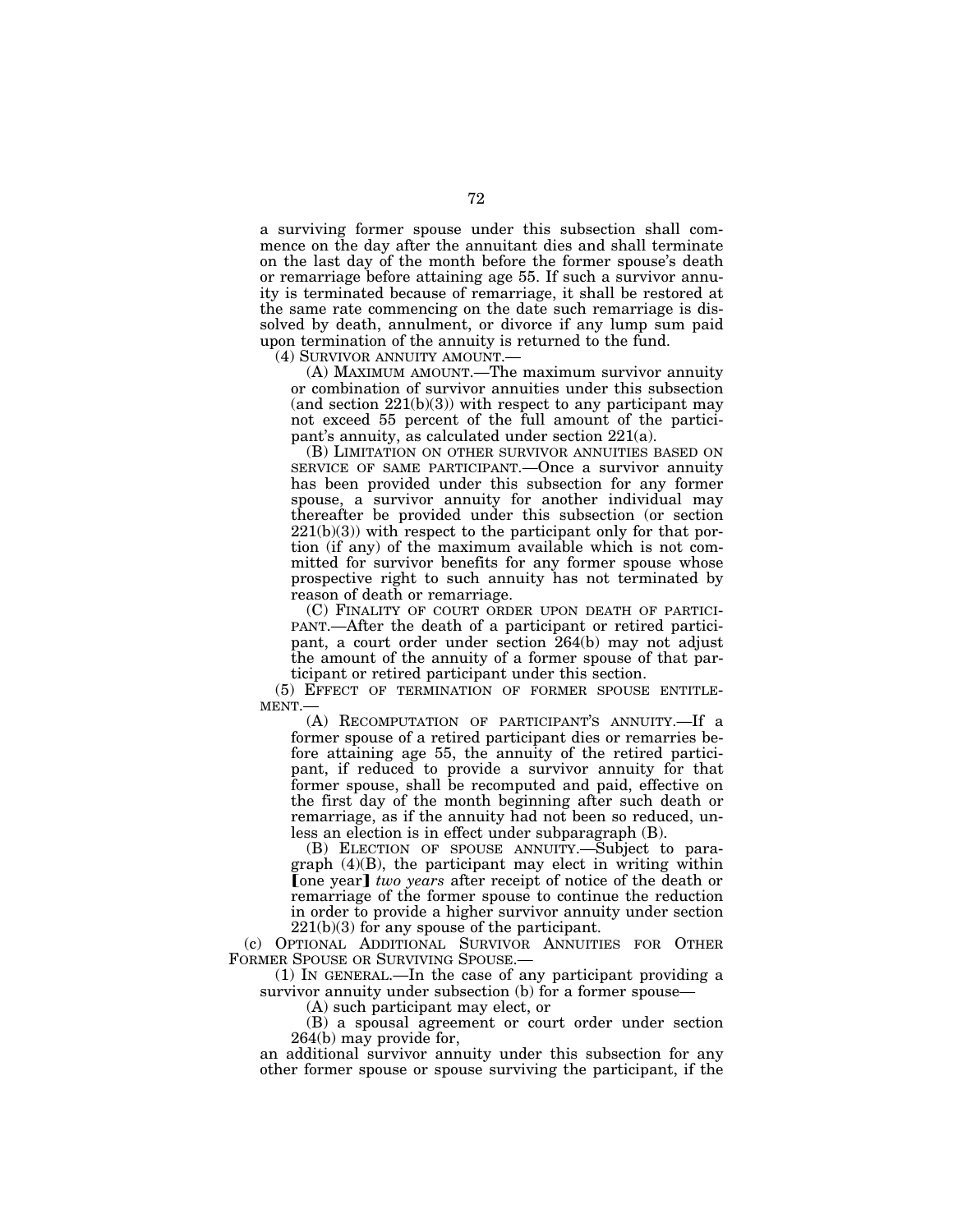a surviving former spouse under this subsection shall commence on the day after the annuitant dies and shall terminate on the last day of the month before the former spouse's death or remarriage before attaining age 55. If such a survivor annuity is terminated because of remarriage, it shall be restored at the same rate commencing on the date such remarriage is dissolved by death, annulment, or divorce if any lump sum paid upon termination of the annuity is returned to the fund.

(4) SURVIVOR ANNUITY AMOUNT.—

(A) MAXIMUM AMOUNT.—The maximum survivor annuity or combination of survivor annuities under this subsection (and section 221(b)(3)) with respect to any participant may not exceed 55 percent of the full amount of the participant's annuity, as calculated under section 221(a).

(B) LIMITATION ON OTHER SURVIVOR ANNUITIES BASED ON SERVICE OF SAME PARTICIPANT.—Once a survivor annuity has been provided under this subsection for any former spouse, a survivor annuity for another individual may thereafter be provided under this subsection (or section 221(b)(3)) with respect to the participant only for that portion (if any) of the maximum available which is not committed for survivor benefits for any former spouse whose prospective right to such annuity has not terminated by reason of death or remarriage.

(C) FINALITY OF COURT ORDER UPON DEATH OF PARTICIPANT.—After the death of a participant or retired participant, a court order under section 264(b) may not adjust the amount of the annuity of a former spouse of that participant or retired participant under this section.

(5) EFFECT OF TERMINATION OF FORMER SPOUSE ENTITLEMENT.—

(A) RECOMPUTATION OF PARTICIPANT'S ANNUITY.—If a former spouse of a retired participant dies or remarries before attaining age 55, the annuity of the retired participant, if reduced to provide a survivor annuity for that former spouse, shall be recomputed and paid, effective on the first day of the month beginning after such death or remarriage, as if the annuity had not been so reduced, unless an election is in effect under subparagraph (B).

(B) ELECTION OF SPOUSE ANNUITY.—Subject to paragraph (4)(B), the participant may elect in writing within ⟦one year⟧ *two years* after receipt of notice of the death or remarriage of the former spouse to continue the reduction in order to provide a higher survivor annuity under section 221(b)(3) for any spouse of the participant.

(c) OPTIONAL ADDITIONAL SURVIVOR ANNUITIES FOR OTHER FORMER SPOUSE OR SURVIVING SPOUSE.—

(1) IN GENERAL.—In the case of any participant providing a survivor annuity under subsection (b) for a former spouse—

(A) such participant may elect, or

(B) a spousal agreement or court order under section 264(b) may provide for,

an additional survivor annuity under this subsection for any other former spouse or spouse surviving the participant, if the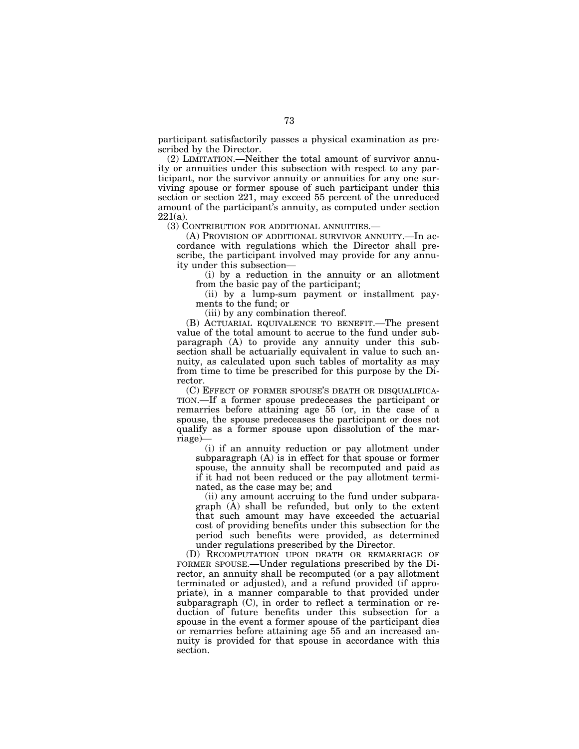participant satisfactorily passes a physical examination as prescribed by the Director.

(2) LIMITATION.—Neither the total amount of survivor annuity or annuities under this subsection with respect to any participant, nor the survivor annuity or annuities for any one surviving spouse or former spouse of such participant under this section or section 221, may exceed 55 percent of the unreduced amount of the participant's annuity, as computed under section 221(a).

(3) CONTRIBUTION FOR ADDITIONAL ANNUITIES.—

(A) PROVISION OF ADDITIONAL SURVIVOR ANNUITY.—In accordance with regulations which the Director shall prescribe, the participant involved may provide for any annuity under this subsection—

(i) by a reduction in the annuity or an allotment from the basic pay of the participant;

(ii) by a lump-sum payment or installment payments to the fund; or

(iii) by any combination thereof.

(B) ACTUARIAL EQUIVALENCE TO BENEFIT.—The present value of the total amount to accrue to the fund under subparagraph (A) to provide any annuity under this subsection shall be actuarially equivalent in value to such annuity, as calculated upon such tables of mortality as may from time to time be prescribed for this purpose by the Director.

(C) EFFECT OF FORMER SPOUSE'S DEATH OR DISQUALIFICATION.—If a former spouse predeceases the participant or remarries before attaining age 55 (or, in the case of a spouse, the spouse predeceases the participant or does not qualify as a former spouse upon dissolution of the marriage)—

(i) if an annuity reduction or pay allotment under subparagraph (A) is in effect for that spouse or former spouse, the annuity shall be recomputed and paid as if it had not been reduced or the pay allotment terminated, as the case may be; and

(ii) any amount accruing to the fund under subparagraph (A) shall be refunded, but only to the extent that such amount may have exceeded the actuarial cost of providing benefits under this subsection for the period such benefits were provided, as determined under regulations prescribed by the Director.

(D) RECOMPUTATION UPON DEATH OR REMARRIAGE OF FORMER SPOUSE.—Under regulations prescribed by the Director, an annuity shall be recomputed (or a pay allotment terminated or adjusted), and a refund provided (if appropriate), in a manner comparable to that provided under subparagraph (C), in order to reflect a termination or reduction of future benefits under this subsection for a spouse in the event a former spouse of the participant dies or remarries before attaining age 55 and an increased annuity is provided for that spouse in accordance with this section.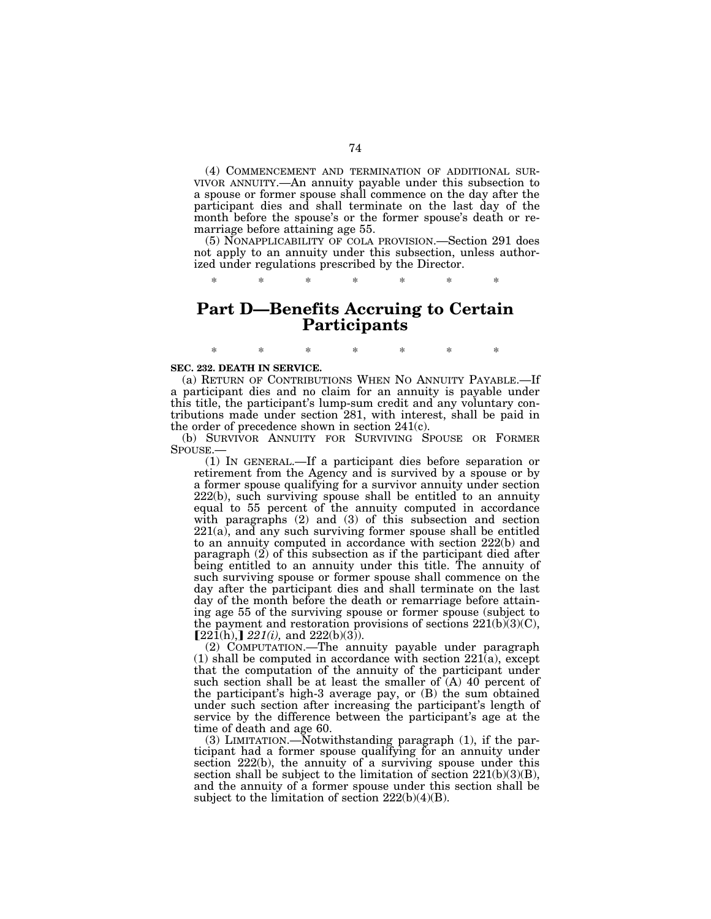(4) COMMENCEMENT AND TERMINATION OF ADDITIONAL SURVIVOR ANNUITY.—An annuity payable under this subsection to a spouse or former spouse shall commence on the day after the participant dies and shall terminate on the last day of the month before the spouse's or the former spouse's death or remarriage before attaining age 55.

(5) NONAPPLICABILITY OF COLA PROVISION.—Section 291 does not apply to an annuity under this subsection, unless authorized under regulations prescribed by the Director.

\* \* \* \* \* \* \*

# Part D—Benefits Accruing to Certain Participants

\* \* \* \* \* \* \*

**SEC. 232. DEATH IN SERVICE.**

(a) RETURN OF CONTRIBUTIONS WHEN NO ANNUITY PAYABLE.—If a participant dies and no claim for an annuity is payable under this title, the participant's lump-sum credit and any voluntary contributions made under section 281, with interest, shall be paid in the order of precedence shown in section 241(c).

(b) SURVIVOR ANNUITY FOR SURVIVING SPOUSE OR FORMER SPOUSE.—

(1) IN GENERAL.—If a participant dies before separation or retirement from the Agency and is survived by a spouse or by a former spouse qualifying for a survivor annuity under section 222(b), such surviving spouse shall be entitled to an annuity equal to 55 percent of the annuity computed in accordance with paragraphs (2) and (3) of this subsection and section 221(a), and any such surviving former spouse shall be entitled to an annuity computed in accordance with section 222(b) and paragraph (2) of this subsection as if the participant died after being entitled to an annuity under this title. The annuity of such surviving spouse or former spouse shall commence on the day after the participant dies and shall terminate on the last day of the month before the death or remarriage before attaining age 55 of the surviving spouse or former spouse (subject to the payment and restoration provisions of sections 221(b)(3)(C), [221(h),] *221(i),* and 222(b)(3)).

(2) COMPUTATION.—The annuity payable under paragraph (1) shall be computed in accordance with section 221(a), except that the computation of the annuity of the participant under such section shall be at least the smaller of (A) 40 percent of the participant's high-3 average pay, or (B) the sum obtained under such section after increasing the participant's length of service by the difference between the participant's age at the time of death and age 60.

(3) LIMITATION.—Notwithstanding paragraph (1), if the participant had a former spouse qualifying for an annuity under section 222(b), the annuity of a surviving spouse under this section shall be subject to the limitation of section 221(b)(3)(B), and the annuity of a former spouse under this section shall be subject to the limitation of section 222(b)(4)(B).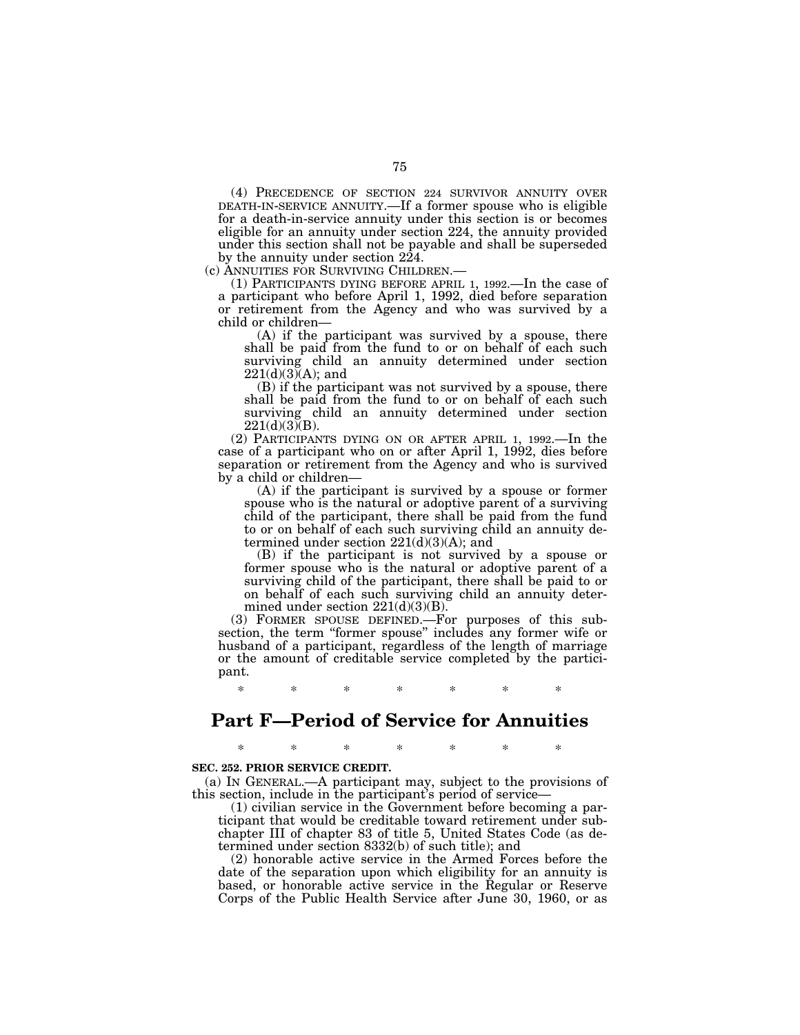(4) PRECEDENCE OF SECTION 224 SURVIVOR ANNUITY OVER DEATH-IN-SERVICE ANNUITY.—If a former spouse who is eligible for a death-in-service annuity under this section is or becomes eligible for an annuity under section 224, the annuity provided under this section shall not be payable and shall be superseded by the annuity under section 224.

(c) ANNUITIES FOR SURVIVING CHILDREN.—

(1) PARTICIPANTS DYING BEFORE APRIL 1, 1992.—In the case of a participant who before April 1, 1992, died before separation or retirement from the Agency and who was survived by a child or children—

(A) if the participant was survived by a spouse, there shall be paid from the fund to or on behalf of each such surviving child an annuity determined under section 221(d)(3)(A); and

(B) if the participant was not survived by a spouse, there shall be paid from the fund to or on behalf of each such surviving child an annuity determined under section 221(d)(3)(B).

(2) PARTICIPANTS DYING ON OR AFTER APRIL 1, 1992.—In the case of a participant who on or after April 1, 1992, dies before separation or retirement from the Agency and who is survived by a child or children—

(A) if the participant is survived by a spouse or former spouse who is the natural or adoptive parent of a surviving child of the participant, there shall be paid from the fund to or on behalf of each such surviving child an annuity determined under section 221(d)(3)(A); and

(B) if the participant is not survived by a spouse or former spouse who is the natural or adoptive parent of a surviving child of the participant, there shall be paid to or on behalf of each such surviving child an annuity determined under section 221(d)(3)(B).

(3) FORMER SPOUSE DEFINED.—For purposes of this subsection, the term "former spouse" includes any former wife or husband of a participant, regardless of the length of marriage or the amount of creditable service completed by the participant.

\* \* \* \* \* \* \*

# Part F—Period of Service for Annuities

\* \* \* \* \* \* \*

**SEC. 252. PRIOR SERVICE CREDIT.**

(a) IN GENERAL.—A participant may, subject to the provisions of this section, include in the participant's period of service—

(1) civilian service in the Government before becoming a participant that would be creditable toward retirement under subchapter III of chapter 83 of title 5, United States Code (as determined under section 8332(b) of such title); and

(2) honorable active service in the Armed Forces before the date of the separation upon which eligibility for an annuity is based, or honorable active service in the Regular or Reserve Corps of the Public Health Service after June 30, 1960, or as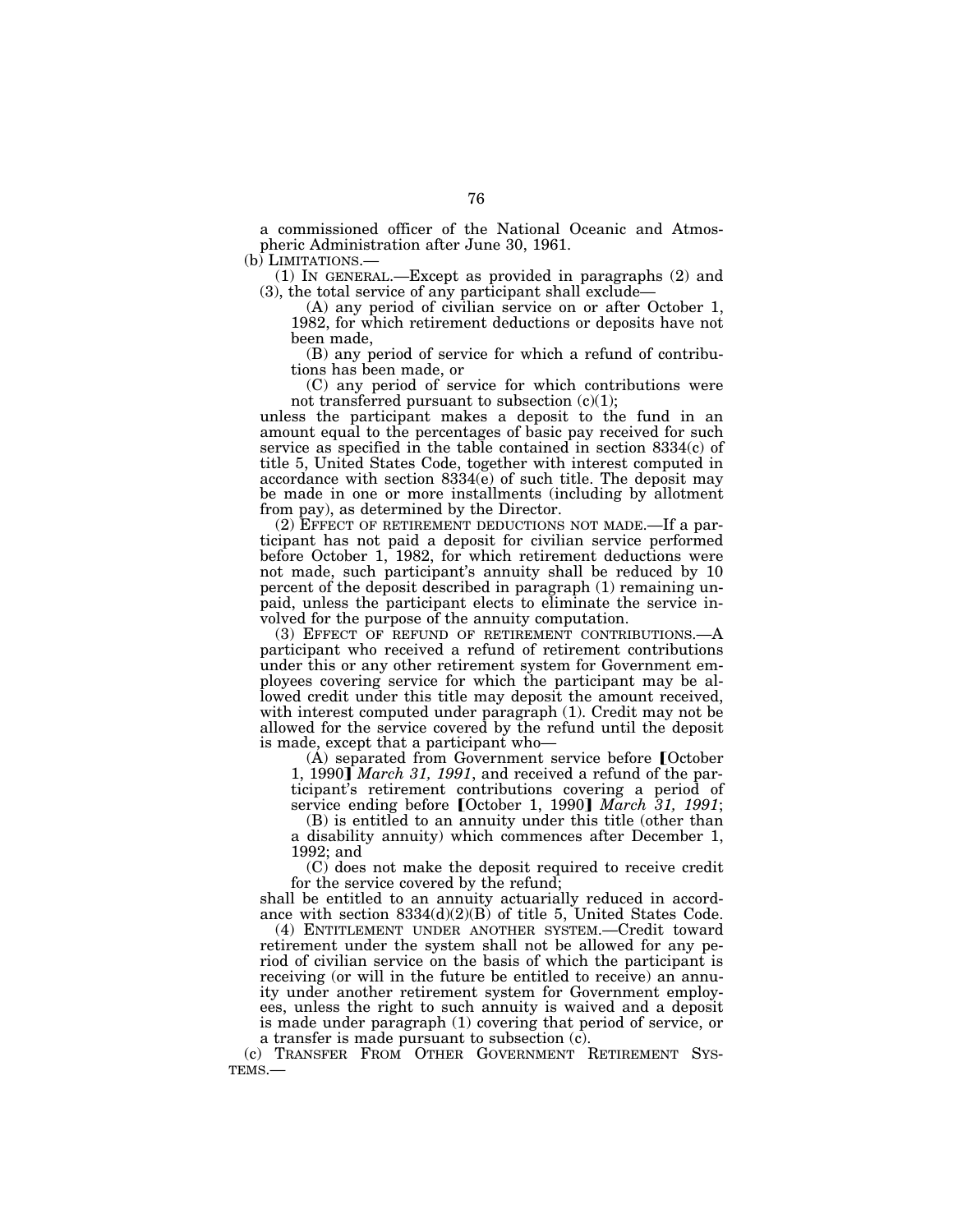a commissioned officer of the National Oceanic and Atmospheric Administration after June 30, 1961.

(b) LIMITATIONS.—

(1) IN GENERAL.—Except as provided in paragraphs (2) and (3), the total service of any participant shall exclude—

(A) any period of civilian service on or after October 1, 1982, for which retirement deductions or deposits have not been made,

(B) any period of service for which a refund of contributions has been made, or

(C) any period of service for which contributions were not transferred pursuant to subsection (c)(1);

unless the participant makes a deposit to the fund in an amount equal to the percentages of basic pay received for such service as specified in the table contained in section 8334(c) of title 5, United States Code, together with interest computed in accordance with section 8334(e) of such title. The deposit may be made in one or more installments (including by allotment from pay), as determined by the Director.

(2) EFFECT OF RETIREMENT DEDUCTIONS NOT MADE.—If a participant has not paid a deposit for civilian service performed before October 1, 1982, for which retirement deductions were not made, such participant's annuity shall be reduced by 10 percent of the deposit described in paragraph (1) remaining unpaid, unless the participant elects to eliminate the service involved for the purpose of the annuity computation.

(3) EFFECT OF REFUND OF RETIREMENT CONTRIBUTIONS.—A participant who received a refund of retirement contributions under this or any other retirement system for Government employees covering service for which the participant may be allowed credit under this title may deposit the amount received, with interest computed under paragraph (1). Credit may not be allowed for the service covered by the refund until the deposit is made, except that a participant who—

(A) separated from Government service before [October 1, 1990] *March 31, 1991*, and received a refund of the participant's retirement contributions covering a period of service ending before [October 1, 1990] *March 31, 1991*;

(B) is entitled to an annuity under this title (other than a disability annuity) which commences after December 1, 1992; and

(C) does not make the deposit required to receive credit for the service covered by the refund;

shall be entitled to an annuity actuarially reduced in accordance with section 8334(d)(2)(B) of title 5, United States Code.

(4) ENTITLEMENT UNDER ANOTHER SYSTEM.—Credit toward retirement under the system shall not be allowed for any period of civilian service on the basis of which the participant is receiving (or will in the future be entitled to receive) an annuity under another retirement system for Government employees, unless the right to such annuity is waived and a deposit is made under paragraph (1) covering that period of service, or a transfer is made pursuant to subsection (c).

(c) TRANSFER FROM OTHER GOVERNMENT RETIREMENT SYSTEMS.—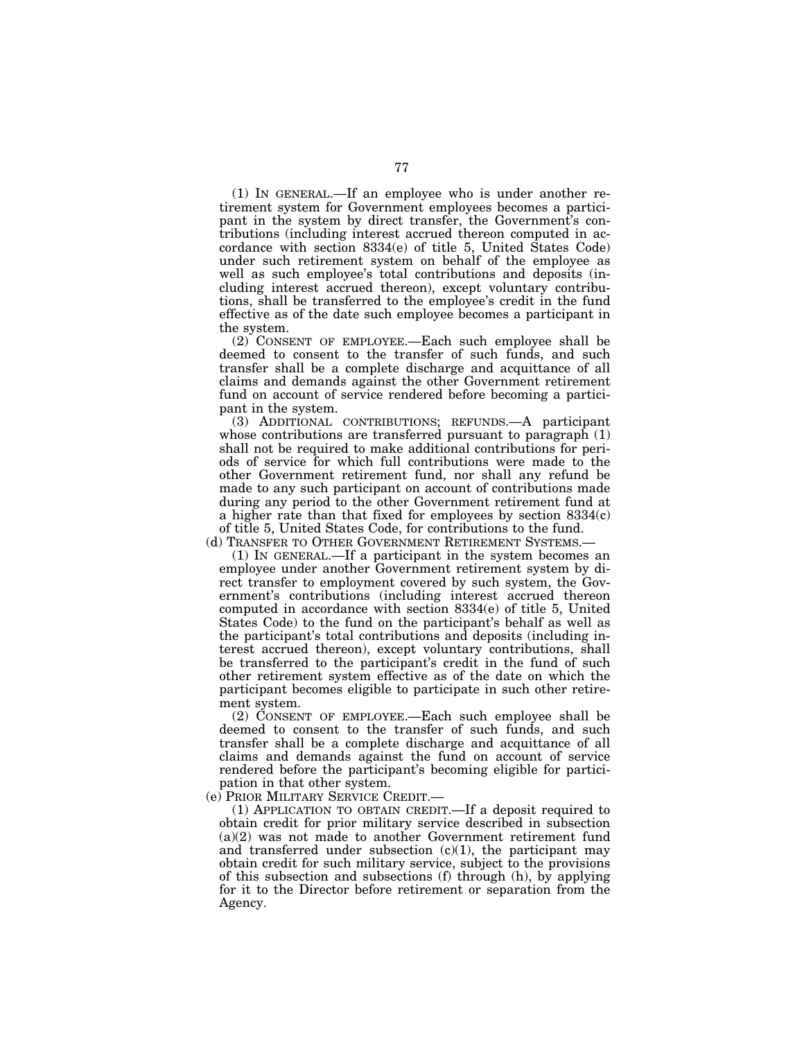(1) IN GENERAL.—If an employee who is under another retirement system for Government employees becomes a participant in the system by direct transfer, the Government's contributions (including interest accrued thereon computed in accordance with section 8334(e) of title 5, United States Code) under such retirement system on behalf of the employee as well as such employee's total contributions and deposits (including interest accrued thereon), except voluntary contributions, shall be transferred to the employee's credit in the fund effective as of the date such employee becomes a participant in the system.

(2) CONSENT OF EMPLOYEE.—Each such employee shall be deemed to consent to the transfer of such funds, and such transfer shall be a complete discharge and acquittance of all claims and demands against the other Government retirement fund on account of service rendered before becoming a participant in the system.

(3) ADDITIONAL CONTRIBUTIONS; REFUNDS.—A participant whose contributions are transferred pursuant to paragraph (1) shall not be required to make additional contributions for periods of service for which full contributions were made to the other Government retirement fund, nor shall any refund be made to any such participant on account of contributions made during any period to the other Government retirement fund at a higher rate than that fixed for employees by section 8334(c) of title 5, United States Code, for contributions to the fund.

(d) TRANSFER TO OTHER GOVERNMENT RETIREMENT SYSTEMS.—

(1) IN GENERAL.—If a participant in the system becomes an employee under another Government retirement system by direct transfer to employment covered by such system, the Government's contributions (including interest accrued thereon computed in accordance with section 8334(e) of title 5, United States Code) to the fund on the participant's behalf as well as the participant's total contributions and deposits (including interest accrued thereon), except voluntary contributions, shall be transferred to the participant's credit in the fund of such other retirement system effective as of the date on which the participant becomes eligible to participate in such other retirement system.

(2) CONSENT OF EMPLOYEE.—Each such employee shall be deemed to consent to the transfer of such funds, and such transfer shall be a complete discharge and acquittance of all claims and demands against the fund on account of service rendered before the participant's becoming eligible for participation in that other system.

(e) PRIOR MILITARY SERVICE CREDIT.—

(1) APPLICATION TO OBTAIN CREDIT.—If a deposit required to obtain credit for prior military service described in subsection (a)(2) was not made to another Government retirement fund and transferred under subsection (c)(1), the participant may obtain credit for such military service, subject to the provisions of this subsection and subsections (f) through (h), by applying for it to the Director before retirement or separation from the Agency.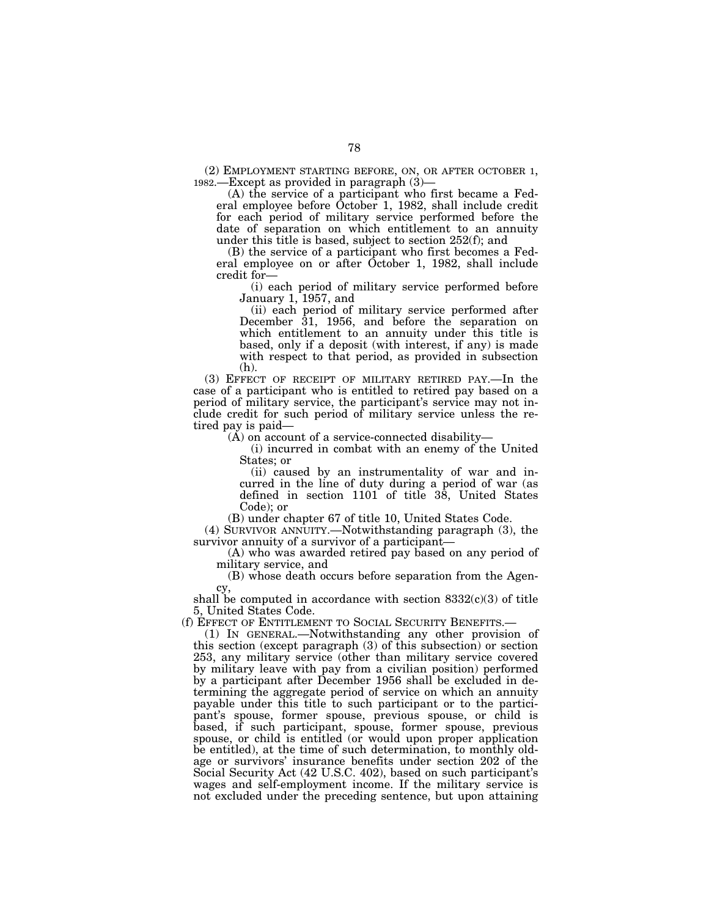(2) EMPLOYMENT STARTING BEFORE, ON, OR AFTER OCTOBER 1, 1982.—Except as provided in paragraph (3)—

(A) the service of a participant who first became a Federal employee before October 1, 1982, shall include credit for each period of military service performed before the date of separation on which entitlement to an annuity under this title is based, subject to section 252(f); and

(B) the service of a participant who first becomes a Federal employee on or after October 1, 1982, shall include credit for—

(i) each period of military service performed before January 1, 1957, and

(ii) each period of military service performed after December 31, 1956, and before the separation on which entitlement to an annuity under this title is based, only if a deposit (with interest, if any) is made with respect to that period, as provided in subsection (h).

(3) EFFECT OF RECEIPT OF MILITARY RETIRED PAY.—In the case of a participant who is entitled to retired pay based on a period of military service, the participant's service may not include credit for such period of military service unless the retired pay is paid—

(A) on account of a service-connected disability—

(i) incurred in combat with an enemy of the United States; or

(ii) caused by an instrumentality of war and incurred in the line of duty during a period of war (as defined in section 1101 of title 38, United States Code); or

(B) under chapter 67 of title 10, United States Code.

(4) SURVIVOR ANNUITY.—Notwithstanding paragraph (3), the survivor annuity of a survivor of a participant—

(A) who was awarded retired pay based on any period of military service, and

(B) whose death occurs before separation from the Agency,

shall be computed in accordance with section 8332(c)(3) of title 5, United States Code.

(f) EFFECT OF ENTITLEMENT TO SOCIAL SECURITY BENEFITS.—

(1) IN GENERAL.—Notwithstanding any other provision of this section (except paragraph (3) of this subsection) or section 253, any military service (other than military service covered by military leave with pay from a civilian position) performed by a participant after December 1956 shall be excluded in determining the aggregate period of service on which an annuity payable under this title to such participant or to the participant's spouse, former spouse, previous spouse, or child is based, if such participant, spouse, former spouse, previous spouse, or child is entitled (or would upon proper application be entitled), at the time of such determination, to monthly old-age or survivors' insurance benefits under section 202 of the Social Security Act (42 U.S.C. 402), based on such participant's wages and self-employment income. If the military service is not excluded under the preceding sentence, but upon attaining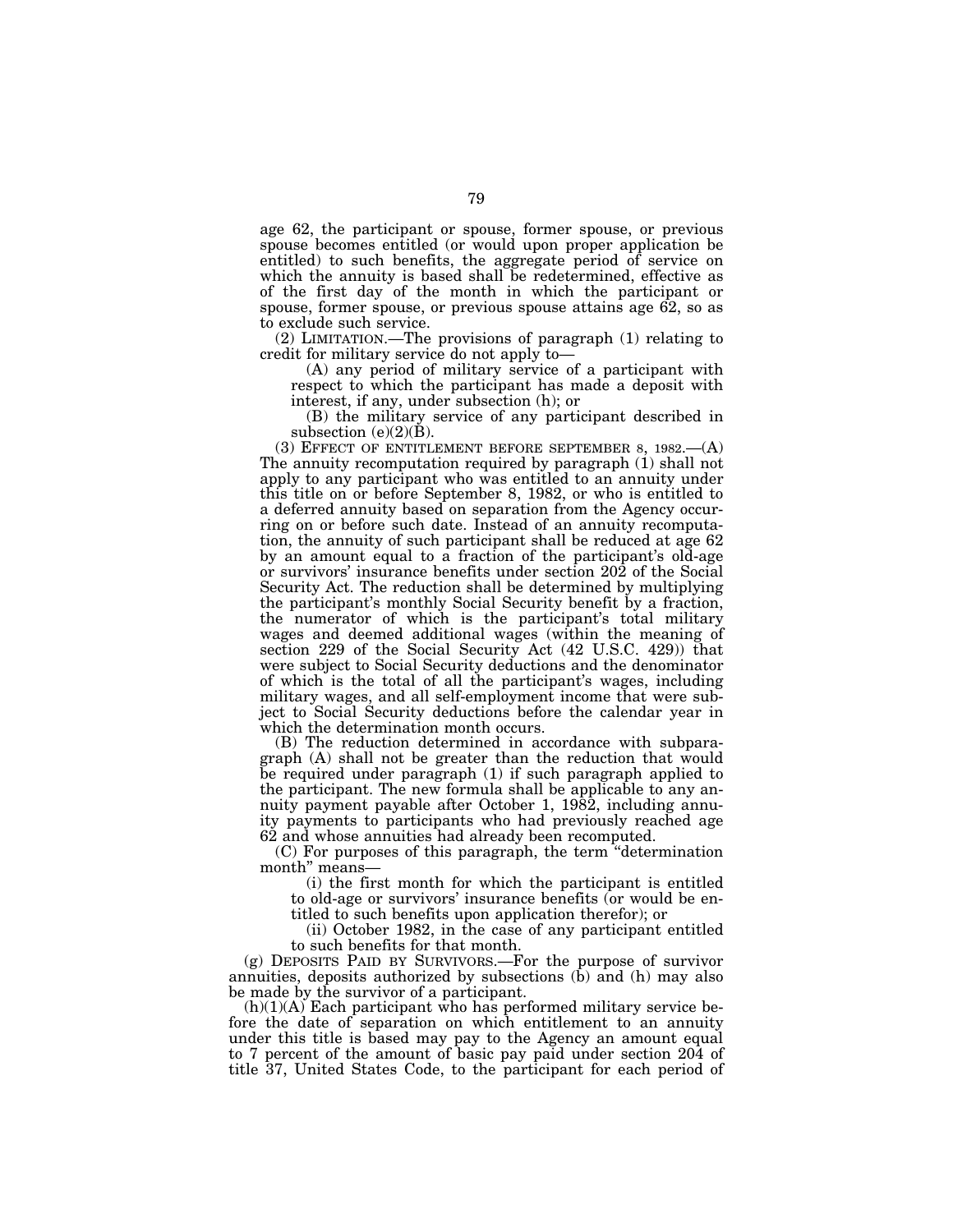age 62, the participant or spouse, former spouse, or previous spouse becomes entitled (or would upon proper application be entitled) to such benefits, the aggregate period of service on which the annuity is based shall be redetermined, effective as of the first day of the month in which the participant or spouse, former spouse, or previous spouse attains age 62, so as to exclude such service.

(2) LIMITATION.—The provisions of paragraph (1) relating to credit for military service do not apply to—

(A) any period of military service of a participant with respect to which the participant has made a deposit with interest, if any, under subsection (h); or

(B) the military service of any participant described in subsection (e)(2)(B).

(3) EFFECT OF ENTITLEMENT BEFORE SEPTEMBER 8, 1982.—(A) The annuity recomputation required by paragraph (1) shall not apply to any participant who was entitled to an annuity under this title on or before September 8, 1982, or who is entitled to a deferred annuity based on separation from the Agency occurring on or before such date. Instead of an annuity recomputation, the annuity of such participant shall be reduced at age 62 by an amount equal to a fraction of the participant's old-age or survivors' insurance benefits under section 202 of the Social Security Act. The reduction shall be determined by multiplying the participant's monthly Social Security benefit by a fraction, the numerator of which is the participant's total military wages and deemed additional wages (within the meaning of section 229 of the Social Security Act (42 U.S.C. 429)) that were subject to Social Security deductions and the denominator of which is the total of all the participant's wages, including military wages, and all self-employment income that were subject to Social Security deductions before the calendar year in which the determination month occurs.

(B) The reduction determined in accordance with subparagraph (A) shall not be greater than the reduction that would be required under paragraph (1) if such paragraph applied to the participant. The new formula shall be applicable to any annuity payment payable after October 1, 1982, including annuity payments to participants who had previously reached age 62 and whose annuities had already been recomputed.

(C) For purposes of this paragraph, the term "determination month" means—

(i) the first month for which the participant is entitled to old-age or survivors' insurance benefits (or would be entitled to such benefits upon application therefor); or

(ii) October 1982, in the case of any participant entitled to such benefits for that month.

(g) DEPOSITS PAID BY SURVIVORS.—For the purpose of survivor annuities, deposits authorized by subsections (b) and (h) may also be made by the survivor of a participant.

(h)(1)(A) Each participant who has performed military service before the date of separation on which entitlement to an annuity under this title is based may pay to the Agency an amount equal to 7 percent of the amount of basic pay paid under section 204 of title 37, United States Code, to the participant for each period of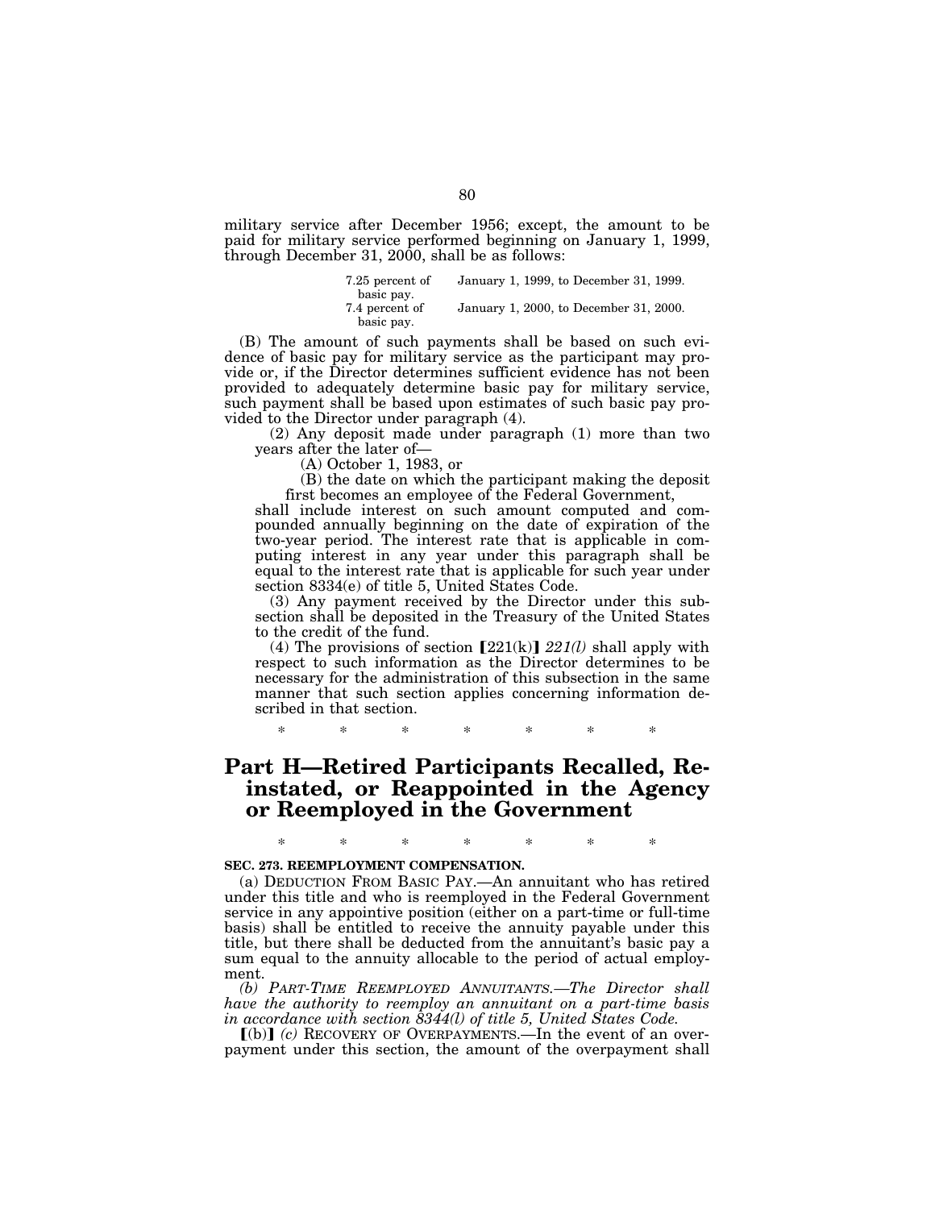military service after December 1956; except, the amount to be paid for military service performed beginning on January 1, 1999, through December 31, 2000, shall be as follows:

| | |
|---|---|
| 7.25 percent of basic pay. | January 1, 1999, to December 31, 1999. |
| 7.4 percent of basic pay. | January 1, 2000, to December 31, 2000. |

(B) The amount of such payments shall be based on such evidence of basic pay for military service as the participant may provide or, if the Director determines sufficient evidence has not been provided to adequately determine basic pay for military service, such payment shall be based upon estimates of such basic pay provided to the Director under paragraph (4).

(2) Any deposit made under paragraph (1) more than two years after the later of—

(A) October 1, 1983, or

(B) the date on which the participant making the deposit first becomes an employee of the Federal Government,

shall include interest on such amount computed and compounded annually beginning on the date of expiration of the two-year period. The interest rate that is applicable in computing interest in any year under this paragraph shall be equal to the interest rate that is applicable for such year under section 8334(e) of title 5, United States Code.

(3) Any payment received by the Director under this subsection shall be deposited in the Treasury of the United States to the credit of the fund.

(4) The provisions of section [221(k)] *221(l)* shall apply with respect to such information as the Director determines to be necessary for the administration of this subsection in the same manner that such section applies concerning information described in that section.

\* \* \* \* \* \* \*

# Part H—Retired Participants Recalled, Reinstated, or Reappointed in the Agency or Reemployed in the Government

\* \* \* \* \* \* \*

**SEC. 273. REEMPLOYMENT COMPENSATION.**

(a) DEDUCTION FROM BASIC PAY.—An annuitant who has retired under this title and who is reemployed in the Federal Government service in any appointive position (either on a part-time or full-time basis) shall be entitled to receive the annuity payable under this title, but there shall be deducted from the annuitant's basic pay a sum equal to the annuity allocable to the period of actual employment.

*(b) PART-TIME REEMPLOYED ANNUITANTS.—The Director shall have the authority to reemploy an annuitant on a part-time basis in accordance with section 8344(l) of title 5, United States Code.*

[(b)] *(c)* RECOVERY OF OVERPAYMENTS.—In the event of an overpayment under this section, the amount of the overpayment shall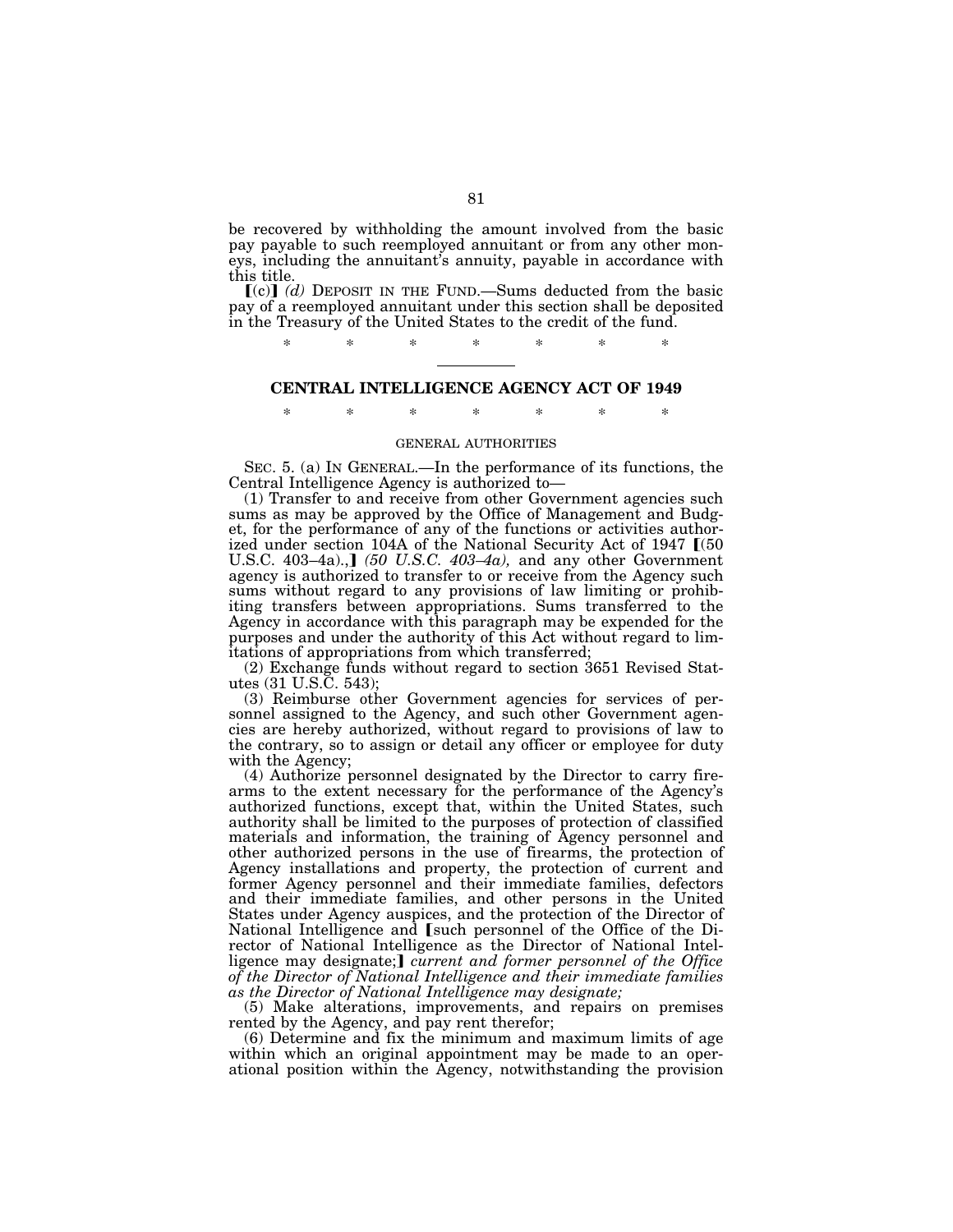be recovered by withholding the amount involved from the basic pay payable to such reemployed annuitant or from any other moneys, including the annuitant's annuity, payable in accordance with this title.

【(c)】 *(d)* DEPOSIT IN THE FUND.—Sums deducted from the basic pay of a reemployed annuitant under this section shall be deposited in the Treasury of the United States to the credit of the fund.

\* \* \* \* \* \* \*

---

## CENTRAL INTELLIGENCE AGENCY ACT OF 1949

\* \* \* \* \* \* \*

GENERAL AUTHORITIES

SEC. 5. (a) IN GENERAL.—In the performance of its functions, the Central Intelligence Agency is authorized to—

(1) Transfer to and receive from other Government agencies such sums as may be approved by the Office of Management and Budget, for the performance of any of the functions or activities authorized under section 104A of the National Security Act of 1947 【(50 U.S.C. 403–4a).,】 *(50 U.S.C. 403–4a),* and any other Government agency is authorized to transfer to or receive from the Agency such sums without regard to any provisions of law limiting or prohibiting transfers between appropriations. Sums transferred to the Agency in accordance with this paragraph may be expended for the purposes and under the authority of this Act without regard to limitations of appropriations from which transferred;

(2) Exchange funds without regard to section 3651 Revised Statutes (31 U.S.C. 543);

(3) Reimburse other Government agencies for services of personnel assigned to the Agency, and such other Government agencies are hereby authorized, without regard to provisions of law to the contrary, so to assign or detail any officer or employee for duty with the Agency;

(4) Authorize personnel designated by the Director to carry firearms to the extent necessary for the performance of the Agency's authorized functions, except that, within the United States, such authority shall be limited to the purposes of protection of classified materials and information, the training of Agency personnel and other authorized persons in the use of firearms, the protection of Agency installations and property, the protection of current and former Agency personnel and their immediate families, defectors and their immediate families, and other persons in the United States under Agency auspices, and the protection of the Director of National Intelligence and 【such personnel of the Office of the Director of National Intelligence as the Director of National Intelligence may designate;】 *current and former personnel of the Office of the Director of National Intelligence and their immediate families as the Director of National Intelligence may designate;*

(5) Make alterations, improvements, and repairs on premises rented by the Agency, and pay rent therefor;

(6) Determine and fix the minimum and maximum limits of age within which an original appointment may be made to an operational position within the Agency, notwithstanding the provision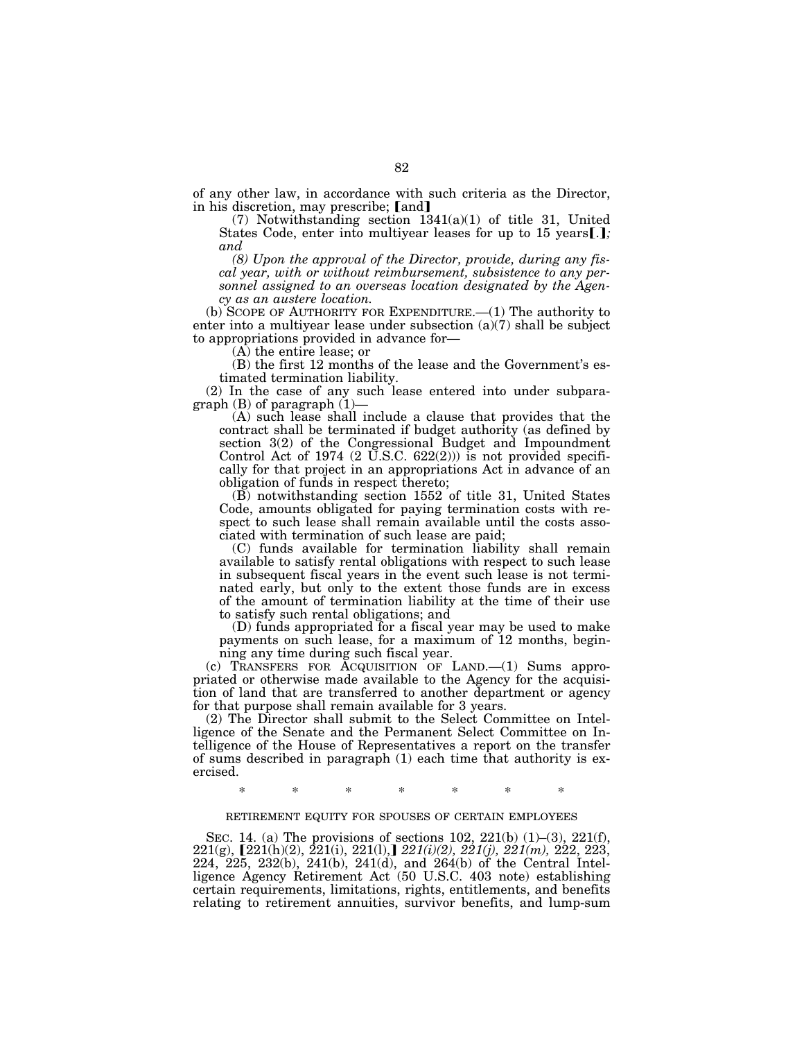of any other law, in accordance with such criteria as the Director, in his discretion, may prescribe; [and]

(7) Notwithstanding section 1341(a)(1) of title 31, United States Code, enter into multiyear leases for up to 15 years[.]*; and*

*(8) Upon the approval of the Director, provide, during any fiscal year, with or without reimbursement, subsistence to any personnel assigned to an overseas location designated by the Agency as an austere location.*

(b) SCOPE OF AUTHORITY FOR EXPENDITURE.—(1) The authority to enter into a multiyear lease under subsection (a)(7) shall be subject to appropriations provided in advance for—

(A) the entire lease; or

(B) the first 12 months of the lease and the Government's estimated termination liability.

(2) In the case of any such lease entered into under subparagraph (B) of paragraph (1)—

(A) such lease shall include a clause that provides that the contract shall be terminated if budget authority (as defined by section 3(2) of the Congressional Budget and Impoundment Control Act of 1974 (2 U.S.C. 622(2))) is not provided specifically for that project in an appropriations Act in advance of an obligation of funds in respect thereto;

(B) notwithstanding section 1552 of title 31, United States Code, amounts obligated for paying termination costs with respect to such lease shall remain available until the costs associated with termination of such lease are paid;

(C) funds available for termination liability shall remain available to satisfy rental obligations with respect to such lease in subsequent fiscal years in the event such lease is not terminated early, but only to the extent those funds are in excess of the amount of termination liability at the time of their use to satisfy such rental obligations; and

(D) funds appropriated for a fiscal year may be used to make payments on such lease, for a maximum of 12 months, beginning any time during such fiscal year.

(c) TRANSFERS FOR ACQUISITION OF LAND.—(1) Sums appropriated or otherwise made available to the Agency for the acquisition of land that are transferred to another department or agency for that purpose shall remain available for 3 years.

(2) The Director shall submit to the Select Committee on Intelligence of the Senate and the Permanent Select Committee on Intelligence of the House of Representatives a report on the transfer of sums described in paragraph (1) each time that authority is exercised.

\* \* \* \* \* \* \*

RETIREMENT EQUITY FOR SPOUSES OF CERTAIN EMPLOYEES

SEC. 14. (a) The provisions of sections 102, 221(b) (1)–(3), 221(f), 221(g), [221(h)(2), 221(i), 221(l),] *221(i)(2), 221(j), 221(m),* 222, 223, 224, 225, 232(b), 241(b), 241(d), and 264(b) of the Central Intelligence Agency Retirement Act (50 U.S.C. 403 note) establishing certain requirements, limitations, rights, entitlements, and benefits relating to retirement annuities, survivor benefits, and lump-sum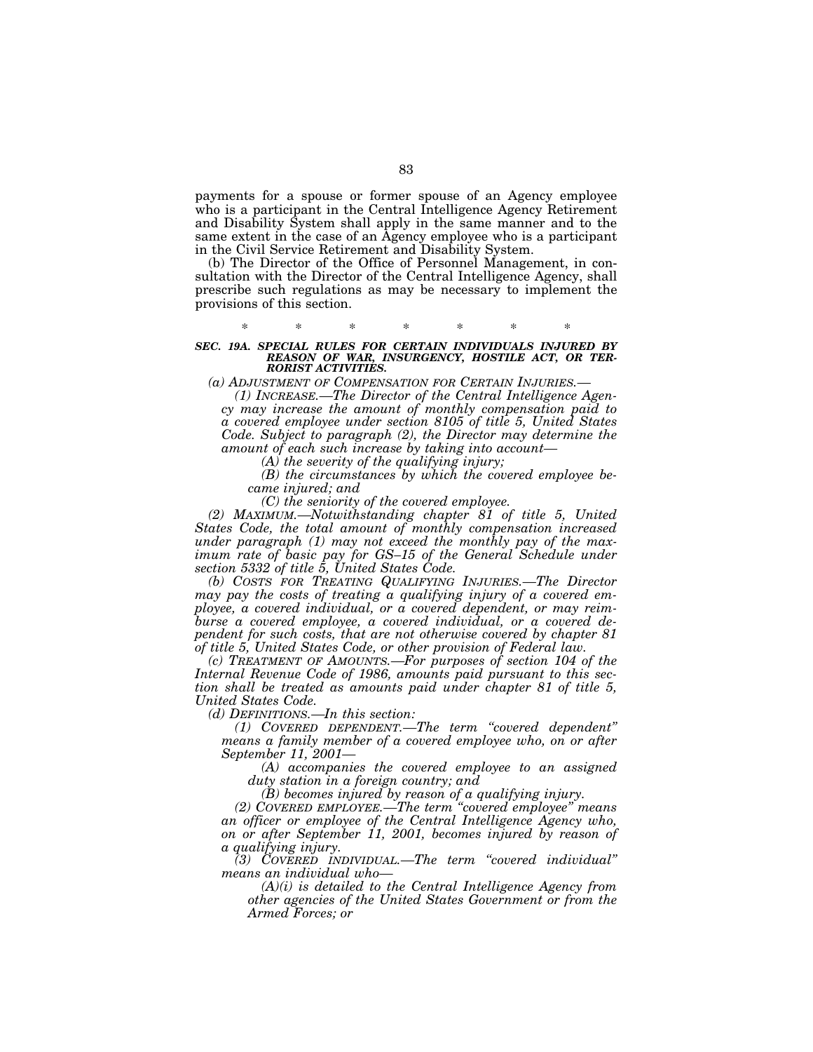payments for a spouse or former spouse of an Agency employee who is a participant in the Central Intelligence Agency Retirement and Disability System shall apply in the same manner and to the same extent in the case of an Agency employee who is a participant in the Civil Service Retirement and Disability System.

(b) The Director of the Office of Personnel Management, in consultation with the Director of the Central Intelligence Agency, shall prescribe such regulations as may be necessary to implement the provisions of this section.

\* \* \* \* \* \* \*

***SEC. 19A. SPECIAL RULES FOR CERTAIN INDIVIDUALS INJURED BY REASON OF WAR, INSURGENCY, HOSTILE ACT, OR TERRORIST ACTIVITIES.***

*(a) ADJUSTMENT OF COMPENSATION FOR CERTAIN INJURIES.—*

*(1) INCREASE.—The Director of the Central Intelligence Agency may increase the amount of monthly compensation paid to a covered employee under section 8105 of title 5, United States Code. Subject to paragraph (2), the Director may determine the amount of each such increase by taking into account—*

*(A) the severity of the qualifying injury;*

*(B) the circumstances by which the covered employee became injured; and*

*(C) the seniority of the covered employee.*

*(2) MAXIMUM.—Notwithstanding chapter 81 of title 5, United States Code, the total amount of monthly compensation increased under paragraph (1) may not exceed the monthly pay of the maximum rate of basic pay for GS–15 of the General Schedule under section 5332 of title 5, United States Code.*

*(b) COSTS FOR TREATING QUALIFYING INJURIES.—The Director may pay the costs of treating a qualifying injury of a covered employee, a covered individual, or a covered dependent, or may reimburse a covered employee, a covered individual, or a covered dependent for such costs, that are not otherwise covered by chapter 81 of title 5, United States Code, or other provision of Federal law.*

*(c) TREATMENT OF AMOUNTS.—For purposes of section 104 of the Internal Revenue Code of 1986, amounts paid pursuant to this section shall be treated as amounts paid under chapter 81 of title 5, United States Code.*

*(d) DEFINITIONS.—In this section:*

*(1) COVERED DEPENDENT.—The term "covered dependent" means a family member of a covered employee who, on or after September 11, 2001—*

*(A) accompanies the covered employee to an assigned duty station in a foreign country; and*

*(B) becomes injured by reason of a qualifying injury.*

*(2) COVERED EMPLOYEE.—The term "covered employee" means an officer or employee of the Central Intelligence Agency who, on or after September 11, 2001, becomes injured by reason of a qualifying injury.*

*(3) COVERED INDIVIDUAL.—The term "covered individual" means an individual who—*

*(A)(i) is detailed to the Central Intelligence Agency from other agencies of the United States Government or from the Armed Forces; or*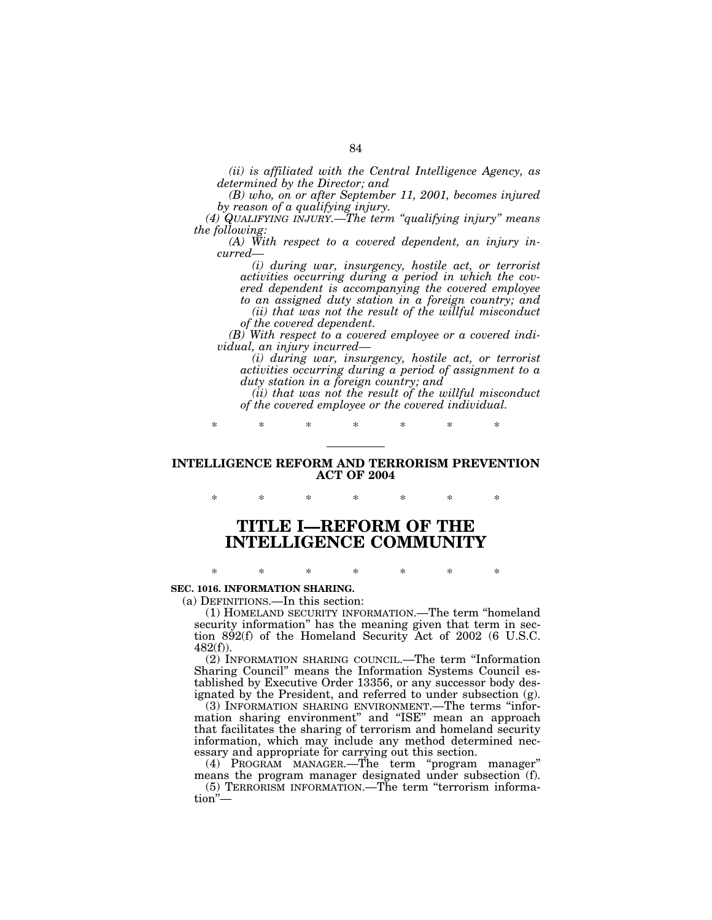*(ii) is affiliated with the Central Intelligence Agency, as determined by the Director; and*

*(B) who, on or after September 11, 2001, becomes injured by reason of a qualifying injury.*

*(4) QUALIFYING INJURY.—The term "qualifying injury" means the following:*

*(A) With respect to a covered dependent, an injury incurred—*

*(i) during war, insurgency, hostile act, or terrorist activities occurring during a period in which the covered dependent is accompanying the covered employee to an assigned duty station in a foreign country; and*

*(ii) that was not the result of the willful misconduct of the covered dependent.*

*(B) With respect to a covered employee or a covered individual, an injury incurred—*

*(i) during war, insurgency, hostile act, or terrorist activities occurring during a period of assignment to a duty station in a foreign country; and*

*(ii) that was not the result of the willful misconduct of the covered employee or the covered individual.*

\* \* \* \* \* \* \*

---

## INTELLIGENCE REFORM AND TERRORISM PREVENTION ACT OF 2004

\* \* \* \* \* \* \*

# TITLE I—REFORM OF THE INTELLIGENCE COMMUNITY

\* \* \* \* \* \* \*

**SEC. 1016. INFORMATION SHARING.**

(a) DEFINITIONS.—In this section:

(1) HOMELAND SECURITY INFORMATION.—The term "homeland security information" has the meaning given that term in section 892(f) of the Homeland Security Act of 2002 (6 U.S.C. 482(f)).

(2) INFORMATION SHARING COUNCIL.—The term "Information Sharing Council" means the Information Systems Council established by Executive Order 13356, or any successor body designated by the President, and referred to under subsection (g).

(3) INFORMATION SHARING ENVIRONMENT.—The terms "information sharing environment" and "ISE" mean an approach that facilitates the sharing of terrorism and homeland security information, which may include any method determined necessary and appropriate for carrying out this section.

(4) PROGRAM MANAGER.—The term "program manager" means the program manager designated under subsection (f).

(5) TERRORISM INFORMATION.—The term "terrorism information"—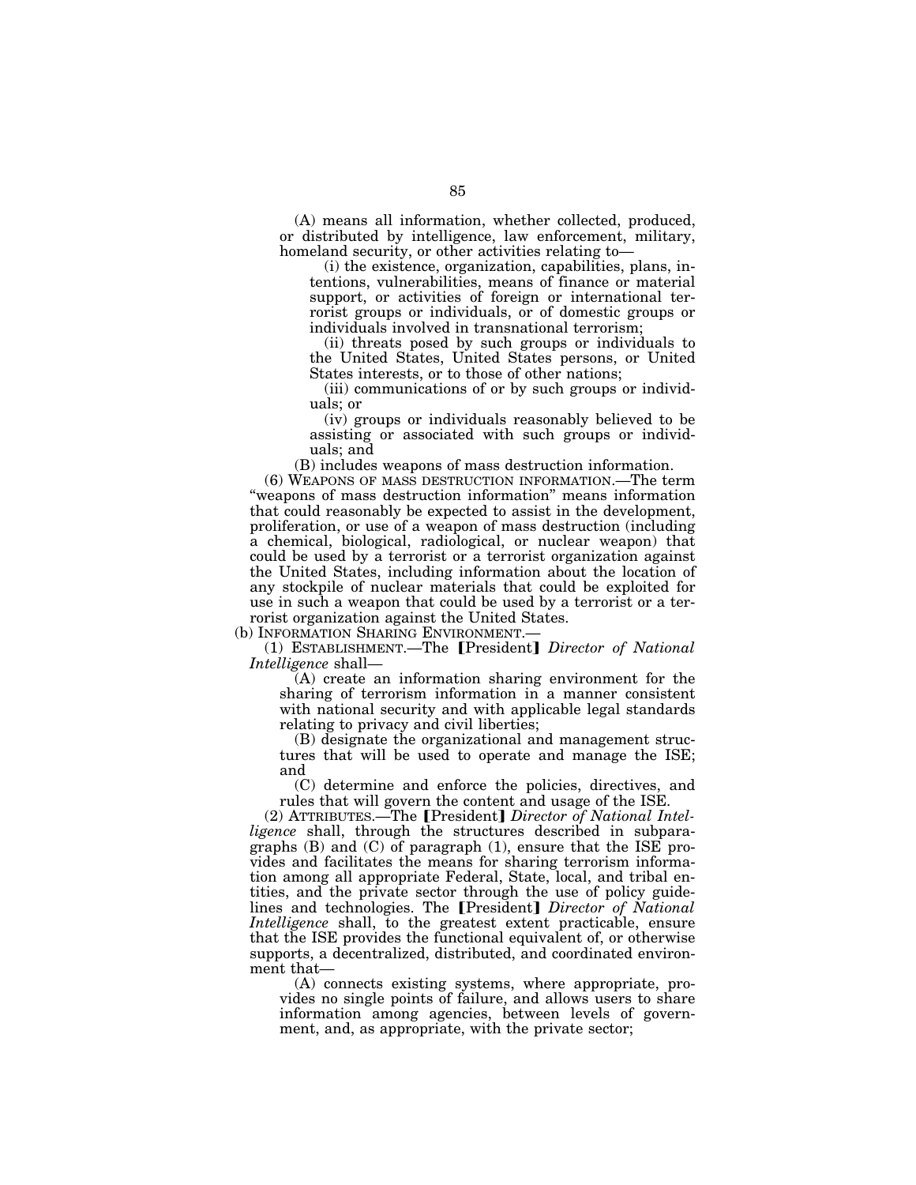(A) means all information, whether collected, produced, or distributed by intelligence, law enforcement, military, homeland security, or other activities relating to—

(i) the existence, organization, capabilities, plans, intentions, vulnerabilities, means of finance or material support, or activities of foreign or international terrorist groups or individuals, or of domestic groups or individuals involved in transnational terrorism;

(ii) threats posed by such groups or individuals to the United States, United States persons, or United States interests, or to those of other nations;

(iii) communications of or by such groups or individuals; or

(iv) groups or individuals reasonably believed to be assisting or associated with such groups or individuals; and

(B) includes weapons of mass destruction information.

(6) WEAPONS OF MASS DESTRUCTION INFORMATION.—The term "weapons of mass destruction information" means information that could reasonably be expected to assist in the development, proliferation, or use of a weapon of mass destruction (including a chemical, biological, radiological, or nuclear weapon) that could be used by a terrorist or a terrorist organization against the United States, including information about the location of any stockpile of nuclear materials that could be exploited for use in such a weapon that could be used by a terrorist or a terrorist organization against the United States.

(b) INFORMATION SHARING ENVIRONMENT.—

(1) ESTABLISHMENT.—The [President] *Director of National Intelligence* shall—

(A) create an information sharing environment for the sharing of terrorism information in a manner consistent with national security and with applicable legal standards relating to privacy and civil liberties;

(B) designate the organizational and management structures that will be used to operate and manage the ISE; and

(C) determine and enforce the policies, directives, and rules that will govern the content and usage of the ISE.

(2) ATTRIBUTES.—The [President] *Director of National Intelligence* shall, through the structures described in subparagraphs (B) and (C) of paragraph (1), ensure that the ISE provides and facilitates the means for sharing terrorism information among all appropriate Federal, State, local, and tribal entities, and the private sector through the use of policy guidelines and technologies. The [President] *Director of National Intelligence* shall, to the greatest extent practicable, ensure that the ISE provides the functional equivalent of, or otherwise supports, a decentralized, distributed, and coordinated environment that—

(A) connects existing systems, where appropriate, provides no single points of failure, and allows users to share information among agencies, between levels of government, and, as appropriate, with the private sector;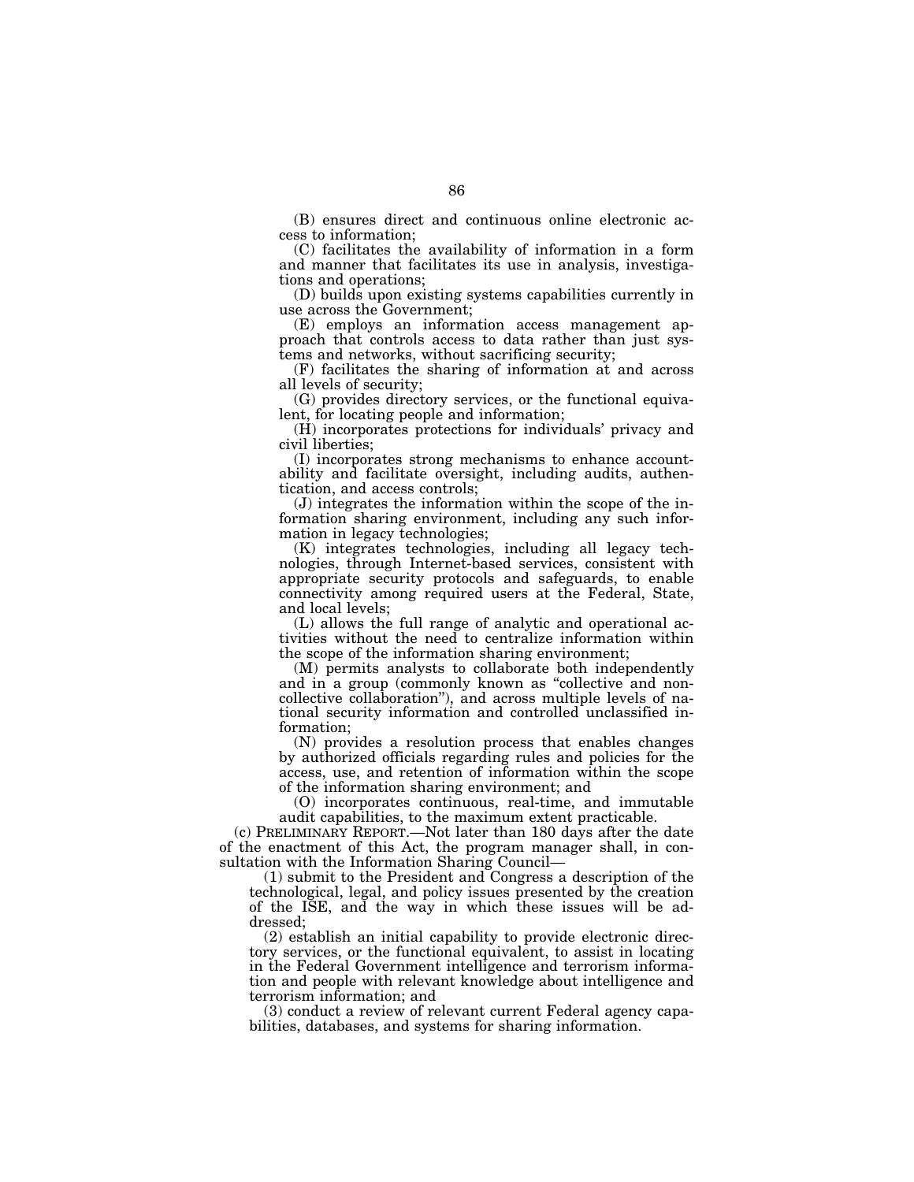(B) ensures direct and continuous online electronic access to information;

(C) facilitates the availability of information in a form and manner that facilitates its use in analysis, investigations and operations;

(D) builds upon existing systems capabilities currently in use across the Government;

(E) employs an information access management approach that controls access to data rather than just systems and networks, without sacrificing security;

(F) facilitates the sharing of information at and across all levels of security;

(G) provides directory services, or the functional equivalent, for locating people and information;

(H) incorporates protections for individuals' privacy and civil liberties;

(I) incorporates strong mechanisms to enhance accountability and facilitate oversight, including audits, authentication, and access controls;

(J) integrates the information within the scope of the information sharing environment, including any such information in legacy technologies;

(K) integrates technologies, including all legacy technologies, through Internet-based services, consistent with appropriate security protocols and safeguards, to enable connectivity among required users at the Federal, State, and local levels;

(L) allows the full range of analytic and operational activities without the need to centralize information within the scope of the information sharing environment;

(M) permits analysts to collaborate both independently and in a group (commonly known as "collective and noncollective collaboration"), and across multiple levels of national security information and controlled unclassified information;

(N) provides a resolution process that enables changes by authorized officials regarding rules and policies for the access, use, and retention of information within the scope of the information sharing environment; and

(O) incorporates continuous, real-time, and immutable audit capabilities, to the maximum extent practicable.

(c) PRELIMINARY REPORT.—Not later than 180 days after the date of the enactment of this Act, the program manager shall, in consultation with the Information Sharing Council—

(1) submit to the President and Congress a description of the technological, legal, and policy issues presented by the creation of the ISE, and the way in which these issues will be addressed;

(2) establish an initial capability to provide electronic directory services, or the functional equivalent, to assist in locating in the Federal Government intelligence and terrorism information and people with relevant knowledge about intelligence and terrorism information; and

(3) conduct a review of relevant current Federal agency capabilities, databases, and systems for sharing information.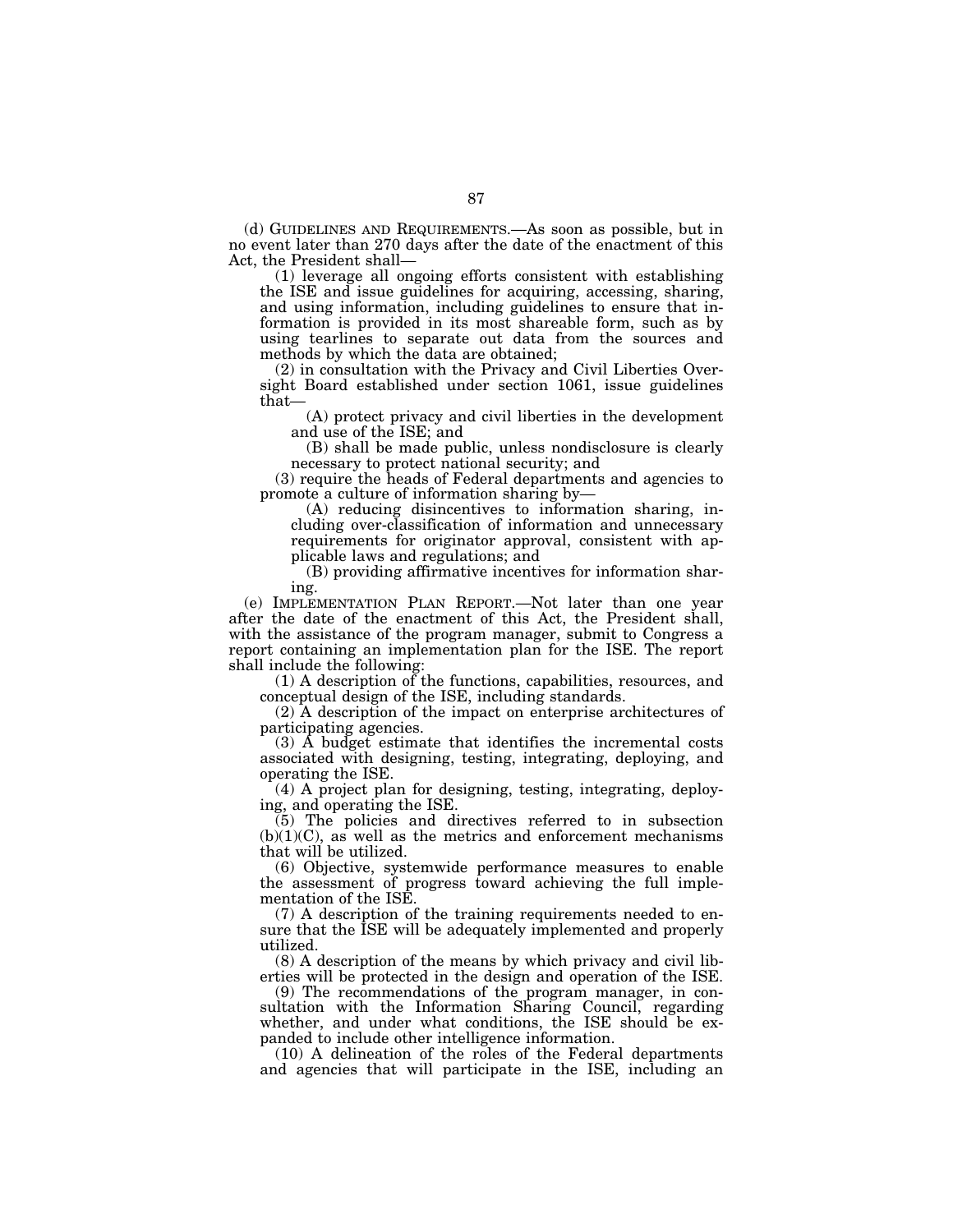(d) GUIDELINES AND REQUIREMENTS.—As soon as possible, but in no event later than 270 days after the date of the enactment of this Act, the President shall—

(1) leverage all ongoing efforts consistent with establishing the ISE and issue guidelines for acquiring, accessing, sharing, and using information, including guidelines to ensure that information is provided in its most shareable form, such as by using tearlines to separate out data from the sources and methods by which the data are obtained;

(2) in consultation with the Privacy and Civil Liberties Oversight Board established under section 1061, issue guidelines that—

(A) protect privacy and civil liberties in the development and use of the ISE; and

(B) shall be made public, unless nondisclosure is clearly necessary to protect national security; and

(3) require the heads of Federal departments and agencies to promote a culture of information sharing by—

(A) reducing disincentives to information sharing, including over-classification of information and unnecessary requirements for originator approval, consistent with applicable laws and regulations; and

(B) providing affirmative incentives for information sharing.

(e) IMPLEMENTATION PLAN REPORT.—Not later than one year after the date of the enactment of this Act, the President shall, with the assistance of the program manager, submit to Congress a report containing an implementation plan for the ISE. The report shall include the following:

(1) A description of the functions, capabilities, resources, and conceptual design of the ISE, including standards.

(2) A description of the impact on enterprise architectures of participating agencies.

(3) A budget estimate that identifies the incremental costs associated with designing, testing, integrating, deploying, and operating the ISE.

(4) A project plan for designing, testing, integrating, deploying, and operating the ISE.

(5) The policies and directives referred to in subsection (b)(1)(C), as well as the metrics and enforcement mechanisms that will be utilized.

(6) Objective, systemwide performance measures to enable the assessment of progress toward achieving the full implementation of the ISE.

(7) A description of the training requirements needed to ensure that the ISE will be adequately implemented and properly utilized.

(8) A description of the means by which privacy and civil liberties will be protected in the design and operation of the ISE.

(9) The recommendations of the program manager, in consultation with the Information Sharing Council, regarding whether, and under what conditions, the ISE should be expanded to include other intelligence information.

(10) A delineation of the roles of the Federal departments and agencies that will participate in the ISE, including an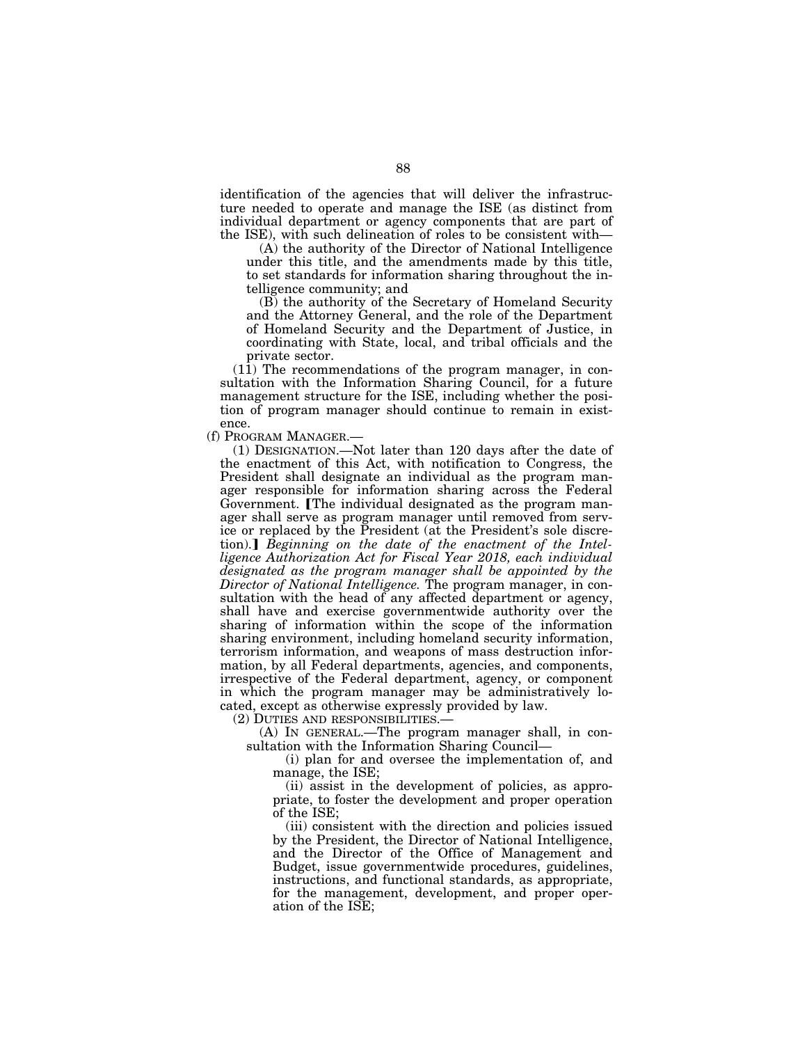identification of the agencies that will deliver the infrastructure needed to operate and manage the ISE (as distinct from individual department or agency components that are part of the ISE), with such delineation of roles to be consistent with—

(A) the authority of the Director of National Intelligence under this title, and the amendments made by this title, to set standards for information sharing throughout the intelligence community; and

(B) the authority of the Secretary of Homeland Security and the Attorney General, and the role of the Department of Homeland Security and the Department of Justice, in coordinating with State, local, and tribal officials and the private sector.

(11) The recommendations of the program manager, in consultation with the Information Sharing Council, for a future management structure for the ISE, including whether the position of program manager should continue to remain in existence.

(f) PROGRAM MANAGER.—

(1) DESIGNATION.—Not later than 120 days after the date of the enactment of this Act, with notification to Congress, the President shall designate an individual as the program manager responsible for information sharing across the Federal Government. [The individual designated as the program manager shall serve as program manager until removed from service or replaced by the President (at the President's sole discretion).] *Beginning on the date of the enactment of the Intelligence Authorization Act for Fiscal Year 2018, each individual designated as the program manager shall be appointed by the Director of National Intelligence.* The program manager, in consultation with the head of any affected department or agency, shall have and exercise governmentwide authority over the sharing of information within the scope of the information sharing environment, including homeland security information, terrorism information, and weapons of mass destruction information, by all Federal departments, agencies, and components, irrespective of the Federal department, agency, or component in which the program manager may be administratively located, except as otherwise expressly provided by law.

(2) DUTIES AND RESPONSIBILITIES.—

(A) IN GENERAL.—The program manager shall, in consultation with the Information Sharing Council—

(i) plan for and oversee the implementation of, and manage, the ISE;

(ii) assist in the development of policies, as appropriate, to foster the development and proper operation of the ISE;

(iii) consistent with the direction and policies issued by the President, the Director of National Intelligence, and the Director of the Office of Management and Budget, issue governmentwide procedures, guidelines, instructions, and functional standards, as appropriate, for the management, development, and proper operation of the ISE;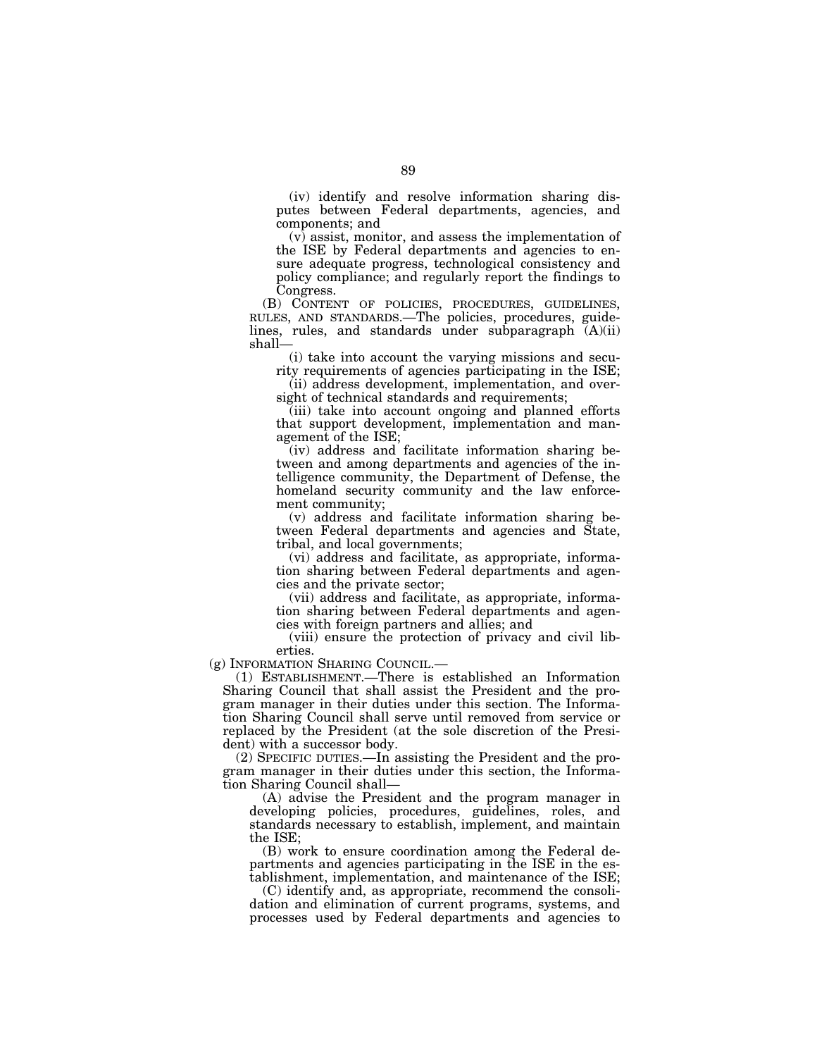(iv) identify and resolve information sharing disputes between Federal departments, agencies, and components; and

(v) assist, monitor, and assess the implementation of the ISE by Federal departments and agencies to ensure adequate progress, technological consistency and policy compliance; and regularly report the findings to Congress.

(B) CONTENT OF POLICIES, PROCEDURES, GUIDELINES, RULES, AND STANDARDS.—The policies, procedures, guidelines, rules, and standards under subparagraph (A)(ii) shall—

(i) take into account the varying missions and security requirements of agencies participating in the ISE;

(ii) address development, implementation, and oversight of technical standards and requirements;

(iii) take into account ongoing and planned efforts that support development, implementation and management of the ISE;

(iv) address and facilitate information sharing between and among departments and agencies of the intelligence community, the Department of Defense, the homeland security community and the law enforcement community;

(v) address and facilitate information sharing between Federal departments and agencies and State, tribal, and local governments;

(vi) address and facilitate, as appropriate, information sharing between Federal departments and agencies and the private sector;

(vii) address and facilitate, as appropriate, information sharing between Federal departments and agencies with foreign partners and allies; and

(viii) ensure the protection of privacy and civil liberties.

(g) INFORMATION SHARING COUNCIL.—

(1) ESTABLISHMENT.—There is established an Information Sharing Council that shall assist the President and the program manager in their duties under this section. The Information Sharing Council shall serve until removed from service or replaced by the President (at the sole discretion of the President) with a successor body.

(2) SPECIFIC DUTIES.—In assisting the President and the program manager in their duties under this section, the Information Sharing Council shall—

(A) advise the President and the program manager in developing policies, procedures, guidelines, roles, and standards necessary to establish, implement, and maintain the ISE;

(B) work to ensure coordination among the Federal departments and agencies participating in the ISE in the establishment, implementation, and maintenance of the ISE;

(C) identify and, as appropriate, recommend the consolidation and elimination of current programs, systems, and processes used by Federal departments and agencies to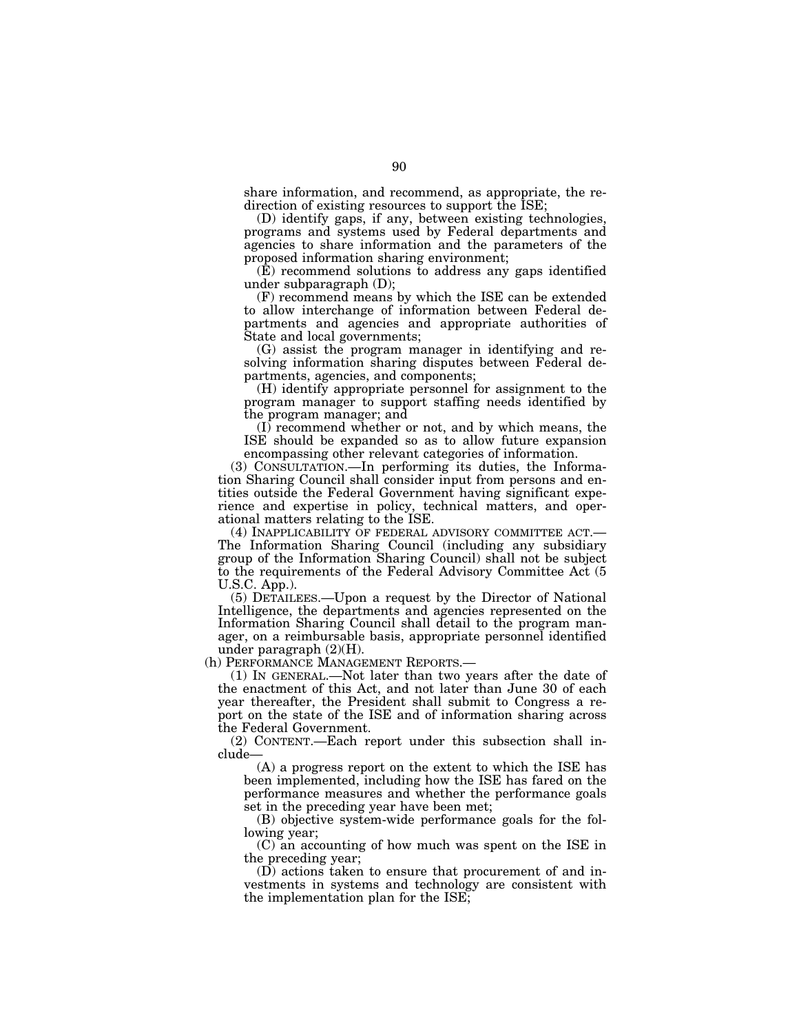share information, and recommend, as appropriate, the redirection of existing resources to support the ISE;

(D) identify gaps, if any, between existing technologies, programs and systems used by Federal departments and agencies to share information and the parameters of the proposed information sharing environment;

(E) recommend solutions to address any gaps identified under subparagraph (D);

(F) recommend means by which the ISE can be extended to allow interchange of information between Federal departments and agencies and appropriate authorities of State and local governments;

(G) assist the program manager in identifying and resolving information sharing disputes between Federal departments, agencies, and components;

(H) identify appropriate personnel for assignment to the program manager to support staffing needs identified by the program manager; and

(I) recommend whether or not, and by which means, the ISE should be expanded so as to allow future expansion encompassing other relevant categories of information.

(3) CONSULTATION.—In performing its duties, the Information Sharing Council shall consider input from persons and entities outside the Federal Government having significant experience and expertise in policy, technical matters, and operational matters relating to the ISE.

(4) INAPPLICABILITY OF FEDERAL ADVISORY COMMITTEE ACT.—The Information Sharing Council (including any subsidiary group of the Information Sharing Council) shall not be subject to the requirements of the Federal Advisory Committee Act (5 U.S.C. App.).

(5) DETAILEES.—Upon a request by the Director of National Intelligence, the departments and agencies represented on the Information Sharing Council shall detail to the program manager, on a reimbursable basis, appropriate personnel identified under paragraph (2)(H).

(h) PERFORMANCE MANAGEMENT REPORTS.—

(1) IN GENERAL.—Not later than two years after the date of the enactment of this Act, and not later than June 30 of each year thereafter, the President shall submit to Congress a report on the state of the ISE and of information sharing across the Federal Government.

(2) CONTENT.—Each report under this subsection shall include—

(A) a progress report on the extent to which the ISE has been implemented, including how the ISE has fared on the performance measures and whether the performance goals set in the preceding year have been met;

(B) objective system-wide performance goals for the following year;

(C) an accounting of how much was spent on the ISE in the preceding year;

(D) actions taken to ensure that procurement of and investments in systems and technology are consistent with the implementation plan for the ISE;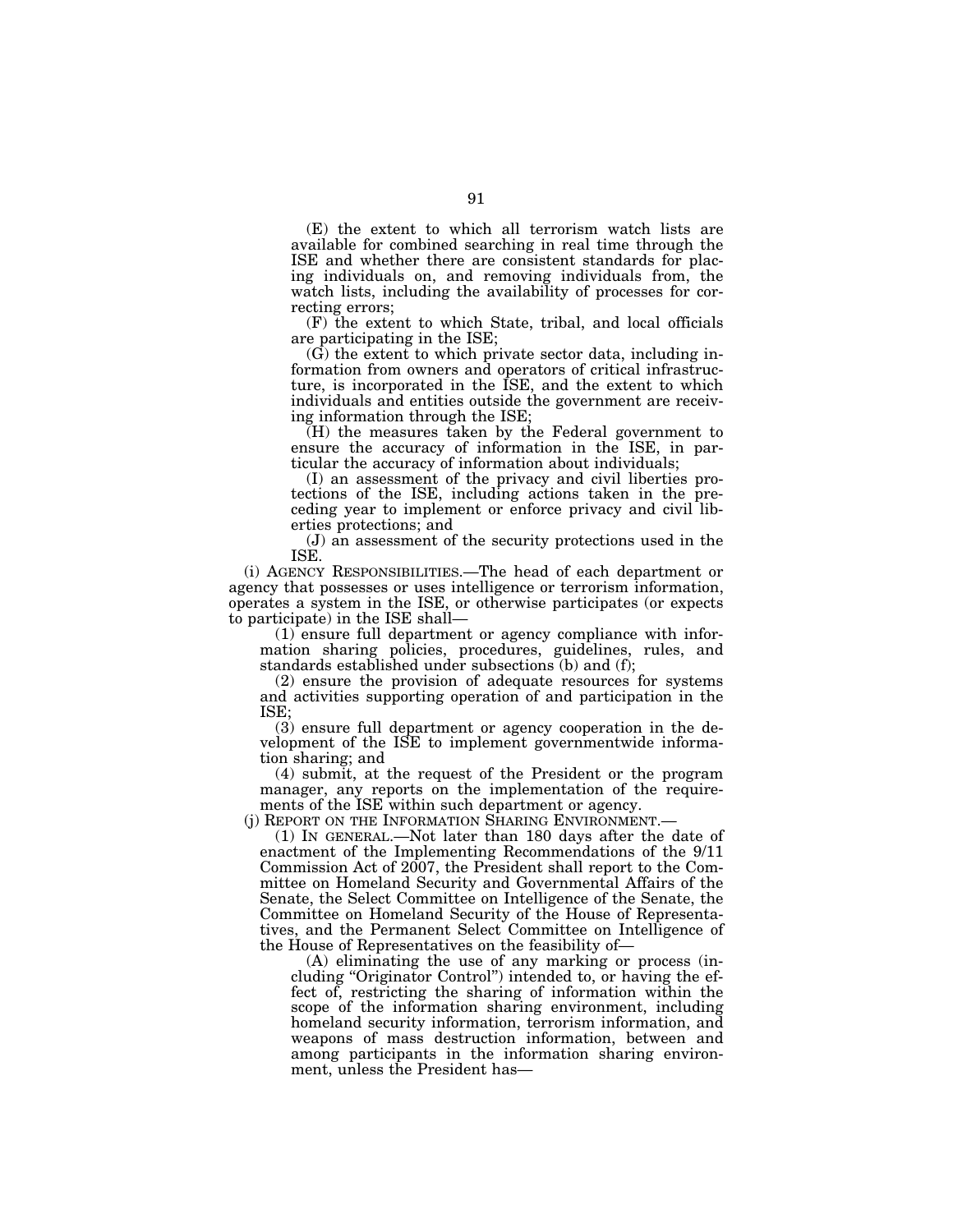(E) the extent to which all terrorism watch lists are available for combined searching in real time through the ISE and whether there are consistent standards for placing individuals on, and removing individuals from, the watch lists, including the availability of processes for correcting errors;

(F) the extent to which State, tribal, and local officials are participating in the ISE;

(G) the extent to which private sector data, including information from owners and operators of critical infrastructure, is incorporated in the ISE, and the extent to which individuals and entities outside the government are receiving information through the ISE;

(H) the measures taken by the Federal government to ensure the accuracy of information in the ISE, in particular the accuracy of information about individuals;

(I) an assessment of the privacy and civil liberties protections of the ISE, including actions taken in the preceding year to implement or enforce privacy and civil liberties protections; and

(J) an assessment of the security protections used in the ISE.

(i) AGENCY RESPONSIBILITIES.—The head of each department or agency that possesses or uses intelligence or terrorism information, operates a system in the ISE, or otherwise participates (or expects to participate) in the ISE shall—

(1) ensure full department or agency compliance with information sharing policies, procedures, guidelines, rules, and standards established under subsections (b) and (f);

(2) ensure the provision of adequate resources for systems and activities supporting operation of and participation in the ISE;

(3) ensure full department or agency cooperation in the development of the ISE to implement governmentwide information sharing; and

(4) submit, at the request of the President or the program manager, any reports on the implementation of the requirements of the ISE within such department or agency.

(j) REPORT ON THE INFORMATION SHARING ENVIRONMENT.—

(1) IN GENERAL.—Not later than 180 days after the date of enactment of the Implementing Recommendations of the 9/11 Commission Act of 2007, the President shall report to the Committee on Homeland Security and Governmental Affairs of the Senate, the Select Committee on Intelligence of the Senate, the Committee on Homeland Security of the House of Representatives, and the Permanent Select Committee on Intelligence of the House of Representatives on the feasibility of—

(A) eliminating the use of any marking or process (including "Originator Control") intended to, or having the effect of, restricting the sharing of information within the scope of the information sharing environment, including homeland security information, terrorism information, and weapons of mass destruction information, between and among participants in the information sharing environment, unless the President has—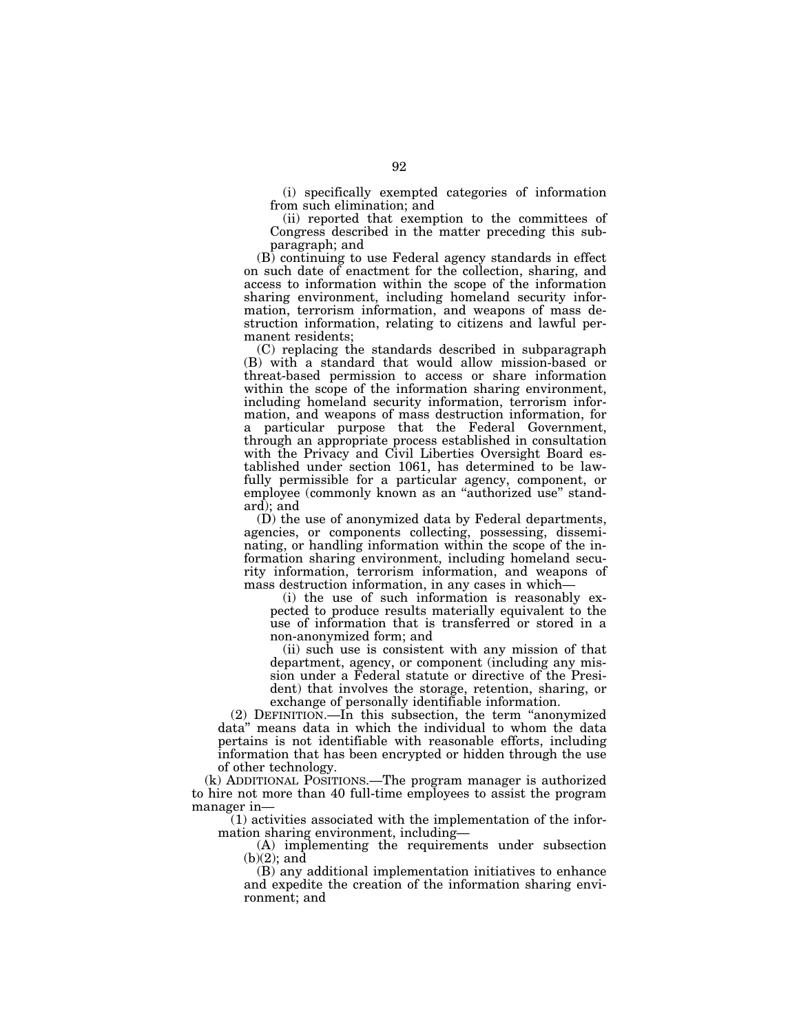(i) specifically exempted categories of information from such elimination; and

(ii) reported that exemption to the committees of Congress described in the matter preceding this subparagraph; and

(B) continuing to use Federal agency standards in effect on such date of enactment for the collection, sharing, and access to information within the scope of the information sharing environment, including homeland security information, terrorism information, and weapons of mass destruction information, relating to citizens and lawful permanent residents;

(C) replacing the standards described in subparagraph (B) with a standard that would allow mission-based or threat-based permission to access or share information within the scope of the information sharing environment, including homeland security information, terrorism information, and weapons of mass destruction information, for a particular purpose that the Federal Government, through an appropriate process established in consultation with the Privacy and Civil Liberties Oversight Board established under section 1061, has determined to be lawfully permissible for a particular agency, component, or employee (commonly known as an "authorized use" standard); and

(D) the use of anonymized data by Federal departments, agencies, or components collecting, possessing, disseminating, or handling information within the scope of the information sharing environment, including homeland security information, terrorism information, and weapons of mass destruction information, in any cases in which—

(i) the use of such information is reasonably expected to produce results materially equivalent to the use of information that is transferred or stored in a non-anonymized form; and

(ii) such use is consistent with any mission of that department, agency, or component (including any mission under a Federal statute or directive of the President) that involves the storage, retention, sharing, or exchange of personally identifiable information.

(2) DEFINITION.—In this subsection, the term "anonymized data" means data in which the individual to whom the data pertains is not identifiable with reasonable efforts, including information that has been encrypted or hidden through the use of other technology.

(k) ADDITIONAL POSITIONS.—The program manager is authorized to hire not more than 40 full-time employees to assist the program manager in—

(1) activities associated with the implementation of the information sharing environment, including—

(A) implementing the requirements under subsection (b)(2); and

(B) any additional implementation initiatives to enhance and expedite the creation of the information sharing environment; and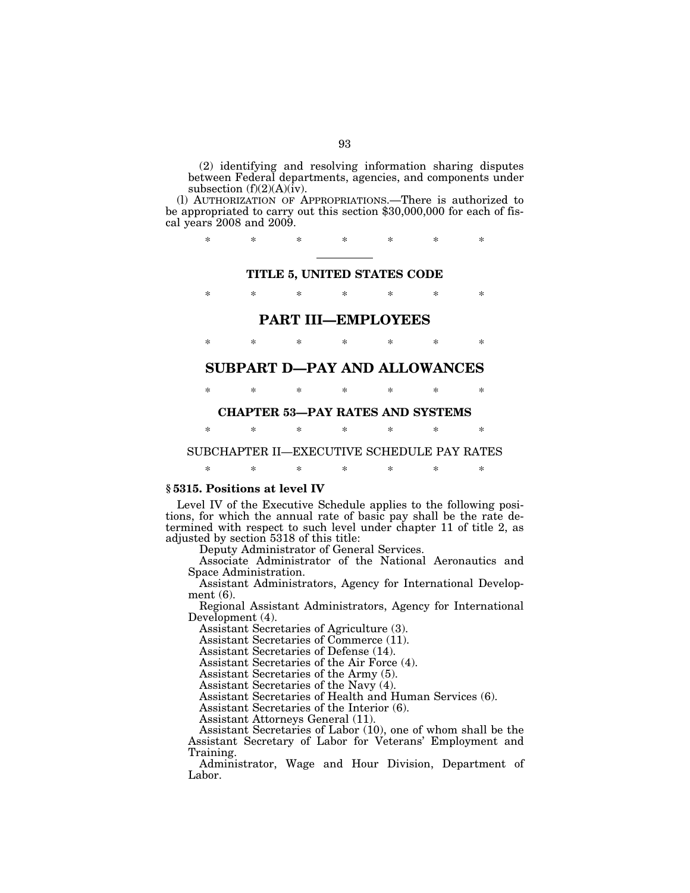(2) identifying and resolving information sharing disputes between Federal departments, agencies, and components under subsection (f)(2)(A)(iv).

(l) AUTHORIZATION OF APPROPRIATIONS.—There is authorized to be appropriated to carry out this section $30,000,000 for each of fiscal years 2008 and 2009.

\* \* \* \* \* \* \*

---

### TITLE 5, UNITED STATES CODE

\* \* \* \* \* \* \*

## PART III—EMPLOYEES

\* \* \* \* \* \* \*

## SUBPART D—PAY AND ALLOWANCES

\* \* \* \* \* \* \*

### CHAPTER 53—PAY RATES AND SYSTEMS

\* \* \* \* \* \* \*

SUBCHAPTER II—EXECUTIVE SCHEDULE PAY RATES

\* \* \* \* \* \* \*

**§ 5315. Positions at level IV**

Level IV of the Executive Schedule applies to the following positions, for which the annual rate of basic pay shall be the rate determined with respect to such level under chapter 11 of title 2, as adjusted by section 5318 of this title:

Deputy Administrator of General Services.

Associate Administrator of the National Aeronautics and Space Administration.

Assistant Administrators, Agency for International Development (6).

Regional Assistant Administrators, Agency for International Development (4).

Assistant Secretaries of Agriculture (3).

Assistant Secretaries of Commerce (11).

Assistant Secretaries of Defense (14).

Assistant Secretaries of the Air Force (4).

Assistant Secretaries of the Army (5).

Assistant Secretaries of the Navy (4).

Assistant Secretaries of Health and Human Services (6).

Assistant Secretaries of the Interior (6).

Assistant Attorneys General (11).

Assistant Secretaries of Labor (10), one of whom shall be the Assistant Secretary of Labor for Veterans' Employment and Training.

Administrator, Wage and Hour Division, Department of Labor.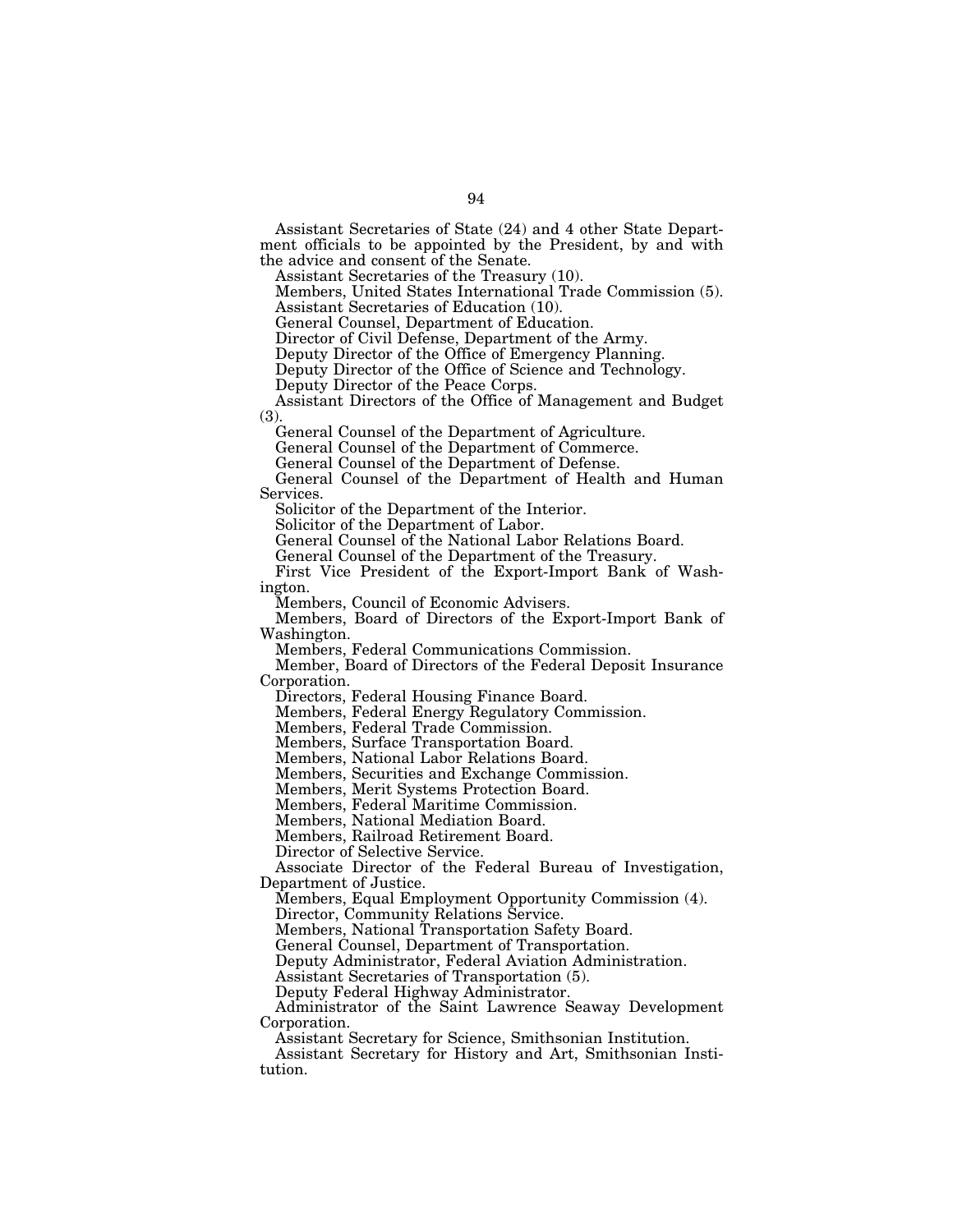Assistant Secretaries of State (24) and 4 other State Department officials to be appointed by the President, by and with the advice and consent of the Senate.

Assistant Secretaries of the Treasury (10).

Members, United States International Trade Commission (5).

Assistant Secretaries of Education (10).

General Counsel, Department of Education.

Director of Civil Defense, Department of the Army.

Deputy Director of the Office of Emergency Planning.

Deputy Director of the Office of Science and Technology.

Deputy Director of the Peace Corps.

Assistant Directors of the Office of Management and Budget (3).

General Counsel of the Department of Agriculture.

General Counsel of the Department of Commerce.

General Counsel of the Department of Defense.

General Counsel of the Department of Health and Human Services.

Solicitor of the Department of the Interior.

Solicitor of the Department of Labor.

General Counsel of the National Labor Relations Board.

General Counsel of the Department of the Treasury.

First Vice President of the Export-Import Bank of Washington.

Members, Council of Economic Advisers.

Members, Board of Directors of the Export-Import Bank of Washington.

Members, Federal Communications Commission.

Member, Board of Directors of the Federal Deposit Insurance Corporation.

Directors, Federal Housing Finance Board.

Members, Federal Energy Regulatory Commission.

Members, Federal Trade Commission.

Members, Surface Transportation Board.

Members, National Labor Relations Board.

Members, Securities and Exchange Commission.

Members, Merit Systems Protection Board.

Members, Federal Maritime Commission.

Members, National Mediation Board.

Members, Railroad Retirement Board.

Director of Selective Service.

Associate Director of the Federal Bureau of Investigation, Department of Justice.

Members, Equal Employment Opportunity Commission (4).

Director, Community Relations Service.

Members, National Transportation Safety Board.

General Counsel, Department of Transportation.

Deputy Administrator, Federal Aviation Administration.

Assistant Secretaries of Transportation (5).

Deputy Federal Highway Administrator.

Administrator of the Saint Lawrence Seaway Development Corporation.

Assistant Secretary for Science, Smithsonian Institution.

Assistant Secretary for History and Art, Smithsonian Institution.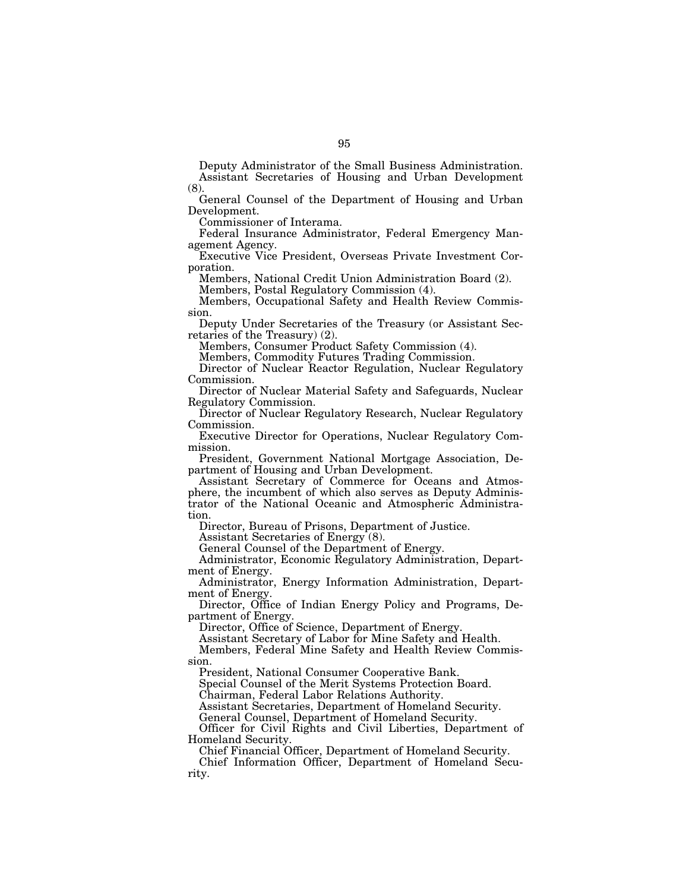Deputy Administrator of the Small Business Administration.

Assistant Secretaries of Housing and Urban Development (8).

General Counsel of the Department of Housing and Urban Development.

Commissioner of Interama.

Federal Insurance Administrator, Federal Emergency Management Agency.

Executive Vice President, Overseas Private Investment Corporation.

Members, National Credit Union Administration Board (2).

Members, Postal Regulatory Commission (4).

Members, Occupational Safety and Health Review Commission.

Deputy Under Secretaries of the Treasury (or Assistant Secretaries of the Treasury) (2).

Members, Consumer Product Safety Commission (4).

Members, Commodity Futures Trading Commission.

Director of Nuclear Reactor Regulation, Nuclear Regulatory Commission.

Director of Nuclear Material Safety and Safeguards, Nuclear Regulatory Commission.

Director of Nuclear Regulatory Research, Nuclear Regulatory Commission.

Executive Director for Operations, Nuclear Regulatory Commission.

President, Government National Mortgage Association, Department of Housing and Urban Development.

Assistant Secretary of Commerce for Oceans and Atmosphere, the incumbent of which also serves as Deputy Administrator of the National Oceanic and Atmospheric Administration.

Director, Bureau of Prisons, Department of Justice.

Assistant Secretaries of Energy (8).

General Counsel of the Department of Energy.

Administrator, Economic Regulatory Administration, Department of Energy.

Administrator, Energy Information Administration, Department of Energy.

Director, Office of Indian Energy Policy and Programs, Department of Energy.

Director, Office of Science, Department of Energy.

Assistant Secretary of Labor for Mine Safety and Health.

Members, Federal Mine Safety and Health Review Commission.

President, National Consumer Cooperative Bank.

Special Counsel of the Merit Systems Protection Board.

Chairman, Federal Labor Relations Authority.

Assistant Secretaries, Department of Homeland Security.

General Counsel, Department of Homeland Security.

Officer for Civil Rights and Civil Liberties, Department of Homeland Security.

Chief Financial Officer, Department of Homeland Security.

Chief Information Officer, Department of Homeland Security.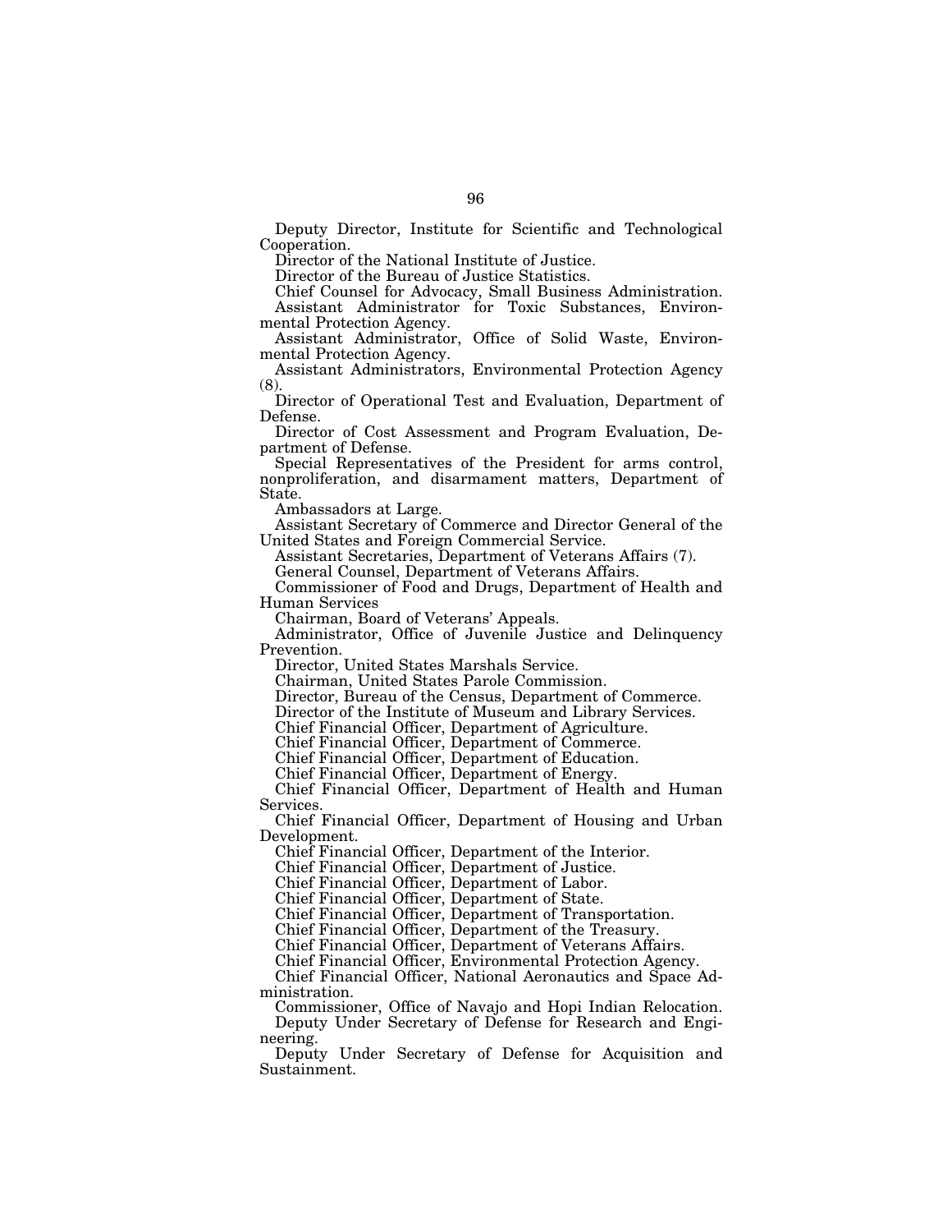Deputy Director, Institute for Scientific and Technological Cooperation.

Director of the National Institute of Justice.

Director of the Bureau of Justice Statistics.

Chief Counsel for Advocacy, Small Business Administration.

Assistant Administrator for Toxic Substances, Environmental Protection Agency.

Assistant Administrator, Office of Solid Waste, Environmental Protection Agency.

Assistant Administrators, Environmental Protection Agency (8).

Director of Operational Test and Evaluation, Department of Defense.

Director of Cost Assessment and Program Evaluation, Department of Defense.

Special Representatives of the President for arms control, nonproliferation, and disarmament matters, Department of State.

Ambassadors at Large.

Assistant Secretary of Commerce and Director General of the United States and Foreign Commercial Service.

Assistant Secretaries, Department of Veterans Affairs (7).

General Counsel, Department of Veterans Affairs.

Commissioner of Food and Drugs, Department of Health and Human Services

Chairman, Board of Veterans' Appeals.

Administrator, Office of Juvenile Justice and Delinquency Prevention.

Director, United States Marshals Service.

Chairman, United States Parole Commission.

Director, Bureau of the Census, Department of Commerce.

Director of the Institute of Museum and Library Services.

Chief Financial Officer, Department of Agriculture.

Chief Financial Officer, Department of Commerce.

Chief Financial Officer, Department of Education.

Chief Financial Officer, Department of Energy.

Chief Financial Officer, Department of Health and Human Services.

Chief Financial Officer, Department of Housing and Urban Development.

Chief Financial Officer, Department of the Interior.

Chief Financial Officer, Department of Justice.

Chief Financial Officer, Department of Labor.

Chief Financial Officer, Department of State.

Chief Financial Officer, Department of Transportation.

Chief Financial Officer, Department of the Treasury.

Chief Financial Officer, Department of Veterans Affairs.

Chief Financial Officer, Environmental Protection Agency.

Chief Financial Officer, National Aeronautics and Space Administration.

Commissioner, Office of Navajo and Hopi Indian Relocation.

Deputy Under Secretary of Defense for Research and Engineering.

Deputy Under Secretary of Defense for Acquisition and Sustainment.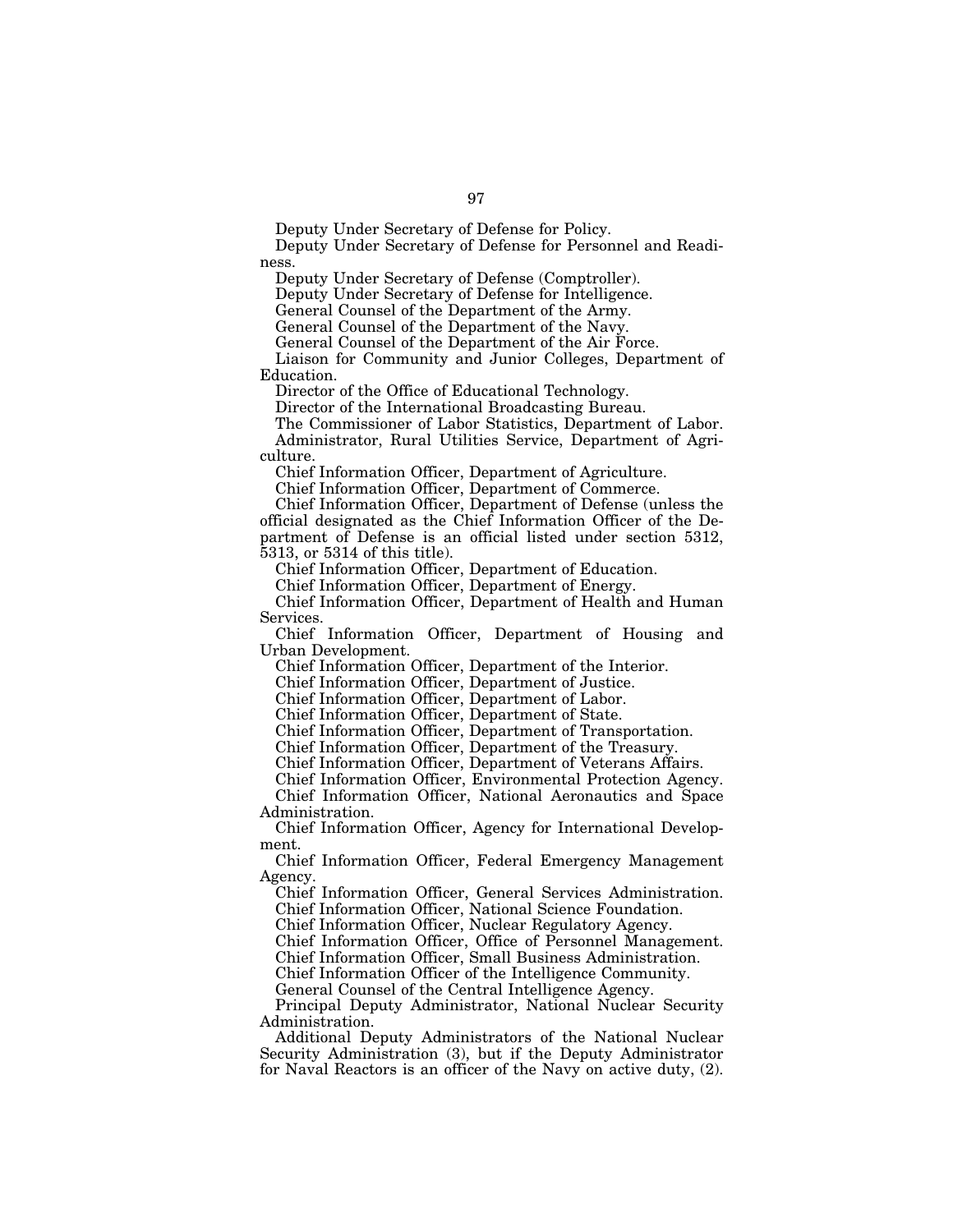Deputy Under Secretary of Defense for Policy.

Deputy Under Secretary of Defense for Personnel and Readiness.

Deputy Under Secretary of Defense (Comptroller).

Deputy Under Secretary of Defense for Intelligence.

General Counsel of the Department of the Army.

General Counsel of the Department of the Navy.

General Counsel of the Department of the Air Force.

Liaison for Community and Junior Colleges, Department of Education.

Director of the Office of Educational Technology.

Director of the International Broadcasting Bureau.

The Commissioner of Labor Statistics, Department of Labor.

Administrator, Rural Utilities Service, Department of Agriculture.

Chief Information Officer, Department of Agriculture.

Chief Information Officer, Department of Commerce.

Chief Information Officer, Department of Defense (unless the official designated as the Chief Information Officer of the Department of Defense is an official listed under section 5312, 5313, or 5314 of this title).

Chief Information Officer, Department of Education.

Chief Information Officer, Department of Energy.

Chief Information Officer, Department of Health and Human Services.

Chief Information Officer, Department of Housing and Urban Development.

Chief Information Officer, Department of the Interior.

Chief Information Officer, Department of Justice.

Chief Information Officer, Department of Labor.

Chief Information Officer, Department of State.

Chief Information Officer, Department of Transportation.

Chief Information Officer, Department of the Treasury.

Chief Information Officer, Department of Veterans Affairs.

Chief Information Officer, Environmental Protection Agency.

Chief Information Officer, National Aeronautics and Space Administration.

Chief Information Officer, Agency for International Development.

Chief Information Officer, Federal Emergency Management Agency.

Chief Information Officer, General Services Administration.

Chief Information Officer, National Science Foundation.

Chief Information Officer, Nuclear Regulatory Agency.

Chief Information Officer, Office of Personnel Management.

Chief Information Officer, Small Business Administration.

Chief Information Officer of the Intelligence Community.

General Counsel of the Central Intelligence Agency.

Principal Deputy Administrator, National Nuclear Security Administration.

Additional Deputy Administrators of the National Nuclear Security Administration (3), but if the Deputy Administrator for Naval Reactors is an officer of the Navy on active duty, (2).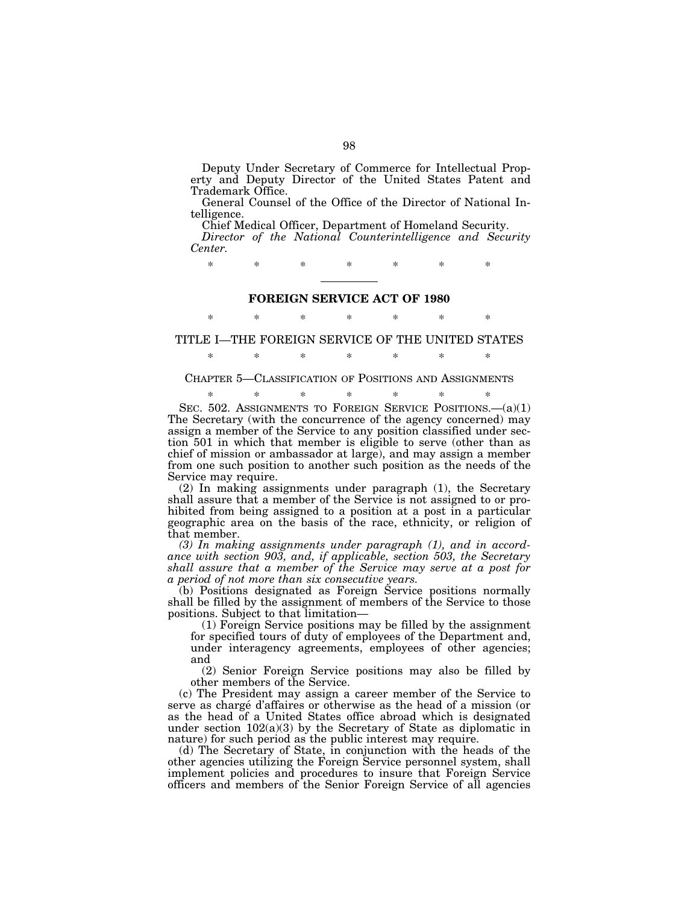Deputy Under Secretary of Commerce for Intellectual Property and Deputy Director of the United States Patent and Trademark Office.

General Counsel of the Office of the Director of National Intelligence.

Chief Medical Officer, Department of Homeland Security.

*Director of the National Counterintelligence and Security Center.*

\* \* \* \* \* \* \*

---

## FOREIGN SERVICE ACT OF 1980

\* \* \* \* \* \* \*

### TITLE I—THE FOREIGN SERVICE OF THE UNITED STATES

\* \* \* \* \* \* \*

#### CHAPTER 5—CLASSIFICATION OF POSITIONS AND ASSIGNMENTS

\* \* \* \* \* \* \*

SEC. 502. ASSIGNMENTS TO FOREIGN SERVICE POSITIONS.—(a)(1) The Secretary (with the concurrence of the agency concerned) may assign a member of the Service to any position classified under section 501 in which that member is eligible to serve (other than as chief of mission or ambassador at large), and may assign a member from one such position to another such position as the needs of the Service may require.

(2) In making assignments under paragraph (1), the Secretary shall assure that a member of the Service is not assigned to or prohibited from being assigned to a position at a post in a particular geographic area on the basis of the race, ethnicity, or religion of that member.

*(3) In making assignments under paragraph (1), and in accordance with section 903, and, if applicable, section 503, the Secretary shall assure that a member of the Service may serve at a post for a period of not more than six consecutive years.*

(b) Positions designated as Foreign Service positions normally shall be filled by the assignment of members of the Service to those positions. Subject to that limitation—

(1) Foreign Service positions may be filled by the assignment for specified tours of duty of employees of the Department and, under interagency agreements, employees of other agencies; and

(2) Senior Foreign Service positions may also be filled by other members of the Service.

(c) The President may assign a career member of the Service to serve as chargé d'affaires or otherwise as the head of a mission (or as the head of a United States office abroad which is designated under section 102(a)(3) by the Secretary of State as diplomatic in nature) for such period as the public interest may require.

(d) The Secretary of State, in conjunction with the heads of the other agencies utilizing the Foreign Service personnel system, shall implement policies and procedures to insure that Foreign Service officers and members of the Senior Foreign Service of all agencies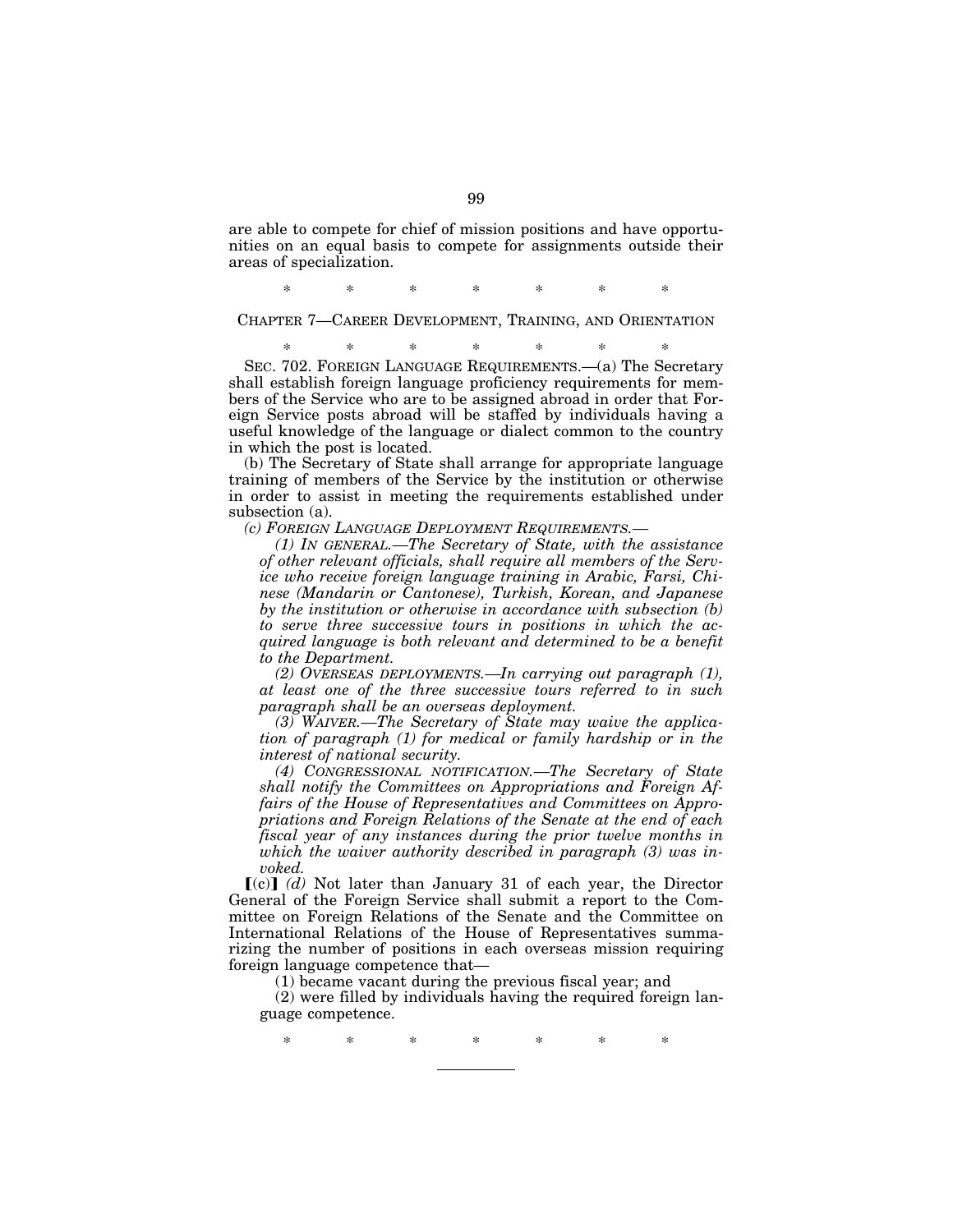are able to compete for chief of mission positions and have opportunities on an equal basis to compete for assignments outside their areas of specialization.

\* \* \* \* \* \* \*

CHAPTER 7—CAREER DEVELOPMENT, TRAINING, AND ORIENTATION

\* \* \* \* \* \* \*

SEC. 702. FOREIGN LANGUAGE REQUIREMENTS.—(a) The Secretary shall establish foreign language proficiency requirements for members of the Service who are to be assigned abroad in order that Foreign Service posts abroad will be staffed by individuals having a useful knowledge of the language or dialect common to the country in which the post is located.

(b) The Secretary of State shall arrange for appropriate language training of members of the Service by the institution or otherwise in order to assist in meeting the requirements established under subsection (a).

*(c) FOREIGN LANGUAGE DEPLOYMENT REQUIREMENTS.—*

*(1) IN GENERAL.—The Secretary of State, with the assistance of other relevant officials, shall require all members of the Service who receive foreign language training in Arabic, Farsi, Chinese (Mandarin or Cantonese), Turkish, Korean, and Japanese by the institution or otherwise in accordance with subsection (b) to serve three successive tours in positions in which the acquired language is both relevant and determined to be a benefit to the Department.*

*(2) OVERSEAS DEPLOYMENTS.—In carrying out paragraph (1), at least one of the three successive tours referred to in such paragraph shall be an overseas deployment.*

*(3) WAIVER.—The Secretary of State may waive the application of paragraph (1) for medical or family hardship or in the interest of national security.*

*(4) CONGRESSIONAL NOTIFICATION.—The Secretary of State shall notify the Committees on Appropriations and Foreign Affairs of the House of Representatives and Committees on Appropriations and Foreign Relations of the Senate at the end of each fiscal year of any instances during the prior twelve months in which the waiver authority described in paragraph (3) was invoked.*

⟦(c)⟧ *(d)* Not later than January 31 of each year, the Director General of the Foreign Service shall submit a report to the Committee on Foreign Relations of the Senate and the Committee on International Relations of the House of Representatives summarizing the number of positions in each overseas mission requiring foreign language competence that—

(1) became vacant during the previous fiscal year; and

(2) were filled by individuals having the required foreign language competence.

\* \* \* \* \* \* \*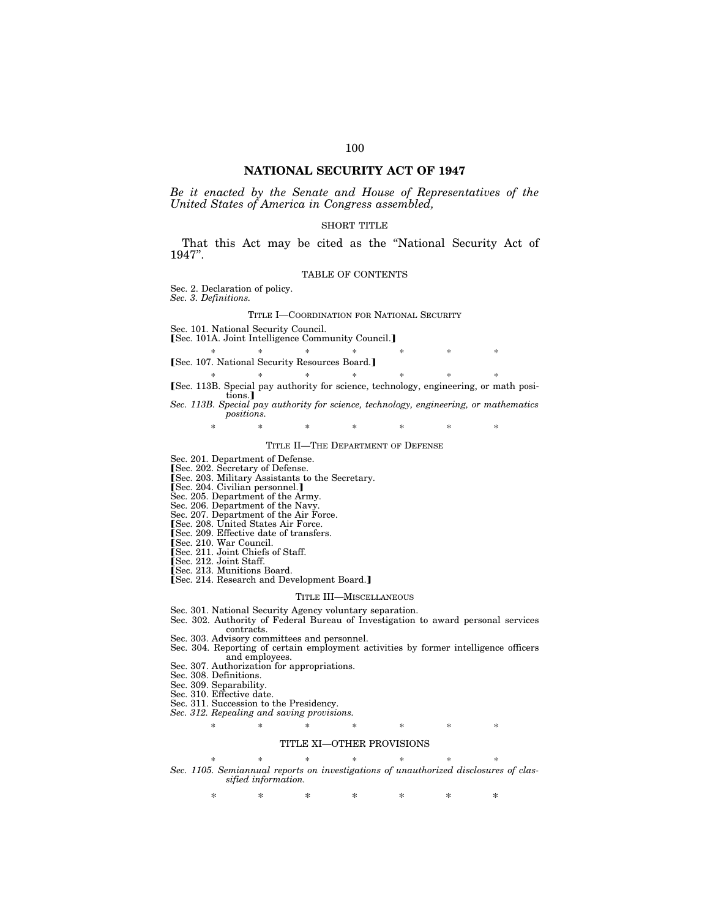## NATIONAL SECURITY ACT OF 1947

*Be it enacted by the Senate and House of Representatives of the United States of America in Congress assembled,*

SHORT TITLE

That this Act may be cited as the "National Security Act of 1947".

TABLE OF CONTENTS

Sec. 2. Declaration of policy.
*Sec. 3. Definitions.*

TITLE I—COORDINATION FOR NATIONAL SECURITY

Sec. 101. National Security Council.
【Sec. 101A. Joint Intelligence Community Council.】

\* \* \* \* \* \* \*

【Sec. 107. National Security Resources Board.】

\* \* \* \* \* \* \*

【Sec. 113B. Special pay authority for science, technology, engineering, or math positions.】
*Sec. 113B. Special pay authority for science, technology, engineering, or mathematics positions.*

\* \* \* \* \* \* \*

TITLE II—THE DEPARTMENT OF DEFENSE

Sec. 201. Department of Defense.
【Sec. 202. Secretary of Defense.
【Sec. 203. Military Assistants to the Secretary.
【Sec. 204. Civilian personnel.】
Sec. 205. Department of the Army.
Sec. 206. Department of the Navy.
Sec. 207. Department of the Air Force.
【Sec. 208. United States Air Force.
【Sec. 209. Effective date of transfers.
【Sec. 210. War Council.
【Sec. 211. Joint Chiefs of Staff.
【Sec. 212. Joint Staff.
【Sec. 213. Munitions Board.
【Sec. 214. Research and Development Board.】

TITLE III—MISCELLANEOUS

Sec. 301. National Security Agency voluntary separation.
Sec. 302. Authority of Federal Bureau of Investigation to award personal services contracts.
Sec. 303. Advisory committees and personnel.
Sec. 304. Reporting of certain employment activities by former intelligence officers and employees.
Sec. 307. Authorization for appropriations.
Sec. 308. Definitions.
Sec. 309. Separability.
Sec. 310. Effective date.
Sec. 311. Succession to the Presidency.
*Sec. 312. Repealing and saving provisions.*

\* \* \* \* \* \* \*

TITLE XI—OTHER PROVISIONS

\* \* \* \* \* \* \*

*Sec. 1105. Semiannual reports on investigations of unauthorized disclosures of classified information.*

\* \* \* \* \* \* \*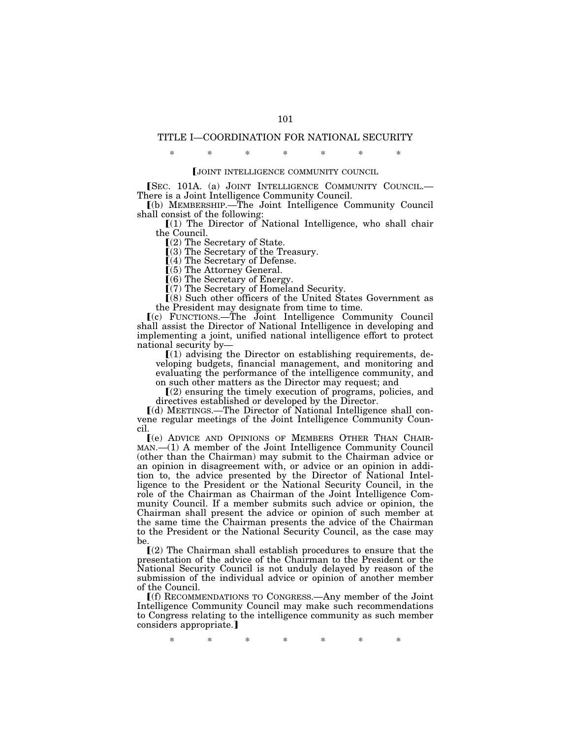## TITLE I—COORDINATION FOR NATIONAL SECURITY

\* \* \* \* \* \* \*

⟦JOINT INTELLIGENCE COMMUNITY COUNCIL

⟦SEC. 101A. (a) JOINT INTELLIGENCE COMMUNITY COUNCIL.—There is a Joint Intelligence Community Council.

⟦(b) MEMBERSHIP.—The Joint Intelligence Community Council shall consist of the following:

⟦(1) The Director of National Intelligence, who shall chair the Council.

⟦(2) The Secretary of State.

⟦(3) The Secretary of the Treasury.

⟦(4) The Secretary of Defense.

⟦(5) The Attorney General.

⟦(6) The Secretary of Energy.

⟦(7) The Secretary of Homeland Security.

⟦(8) Such other officers of the United States Government as the President may designate from time to time.

⟦(c) FUNCTIONS.—The Joint Intelligence Community Council shall assist the Director of National Intelligence in developing and implementing a joint, unified national intelligence effort to protect national security by—

⟦(1) advising the Director on establishing requirements, developing budgets, financial management, and monitoring and evaluating the performance of the intelligence community, and on such other matters as the Director may request; and

⟦(2) ensuring the timely execution of programs, policies, and directives established or developed by the Director.

⟦(d) MEETINGS.—The Director of National Intelligence shall convene regular meetings of the Joint Intelligence Community Council.

⟦(e) ADVICE AND OPINIONS OF MEMBERS OTHER THAN CHAIRMAN.—(1) A member of the Joint Intelligence Community Council (other than the Chairman) may submit to the Chairman advice or an opinion in disagreement with, or advice or an opinion in addition to, the advice presented by the Director of National Intelligence to the President or the National Security Council, in the role of the Chairman as Chairman of the Joint Intelligence Community Council. If a member submits such advice or opinion, the Chairman shall present the advice or opinion of such member at the same time the Chairman presents the advice of the Chairman to the President or the National Security Council, as the case may be.

⟦(2) The Chairman shall establish procedures to ensure that the presentation of the advice of the Chairman to the President or the National Security Council is not unduly delayed by reason of the submission of the individual advice or opinion of another member of the Council.

⟦(f) RECOMMENDATIONS TO CONGRESS.—Any member of the Joint Intelligence Community Council may make such recommendations to Congress relating to the intelligence community as such member considers appropriate.⟧

\* \* \* \* \* \* \*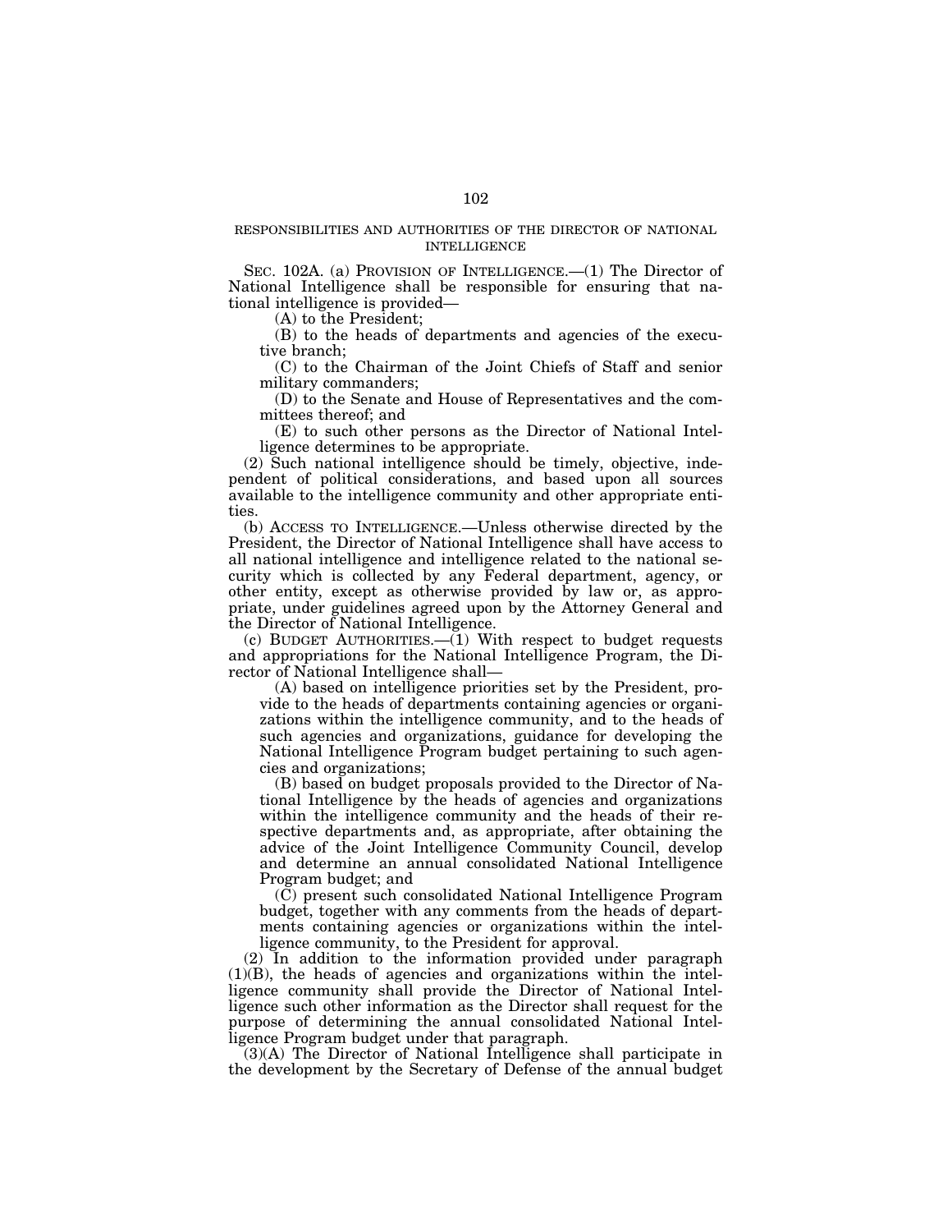RESPONSIBILITIES AND AUTHORITIES OF THE DIRECTOR OF NATIONAL INTELLIGENCE

SEC. 102A. (a) PROVISION OF INTELLIGENCE.—(1) The Director of National Intelligence shall be responsible for ensuring that national intelligence is provided—

(A) to the President;

(B) to the heads of departments and agencies of the executive branch;

(C) to the Chairman of the Joint Chiefs of Staff and senior military commanders;

(D) to the Senate and House of Representatives and the committees thereof; and

(E) to such other persons as the Director of National Intelligence determines to be appropriate.

(2) Such national intelligence should be timely, objective, independent of political considerations, and based upon all sources available to the intelligence community and other appropriate entities.

(b) ACCESS TO INTELLIGENCE.—Unless otherwise directed by the President, the Director of National Intelligence shall have access to all national intelligence and intelligence related to the national security which is collected by any Federal department, agency, or other entity, except as otherwise provided by law or, as appropriate, under guidelines agreed upon by the Attorney General and the Director of National Intelligence.

(c) BUDGET AUTHORITIES.—(1) With respect to budget requests and appropriations for the National Intelligence Program, the Director of National Intelligence shall—

(A) based on intelligence priorities set by the President, provide to the heads of departments containing agencies or organizations within the intelligence community, and to the heads of such agencies and organizations, guidance for developing the National Intelligence Program budget pertaining to such agencies and organizations;

(B) based on budget proposals provided to the Director of National Intelligence by the heads of agencies and organizations within the intelligence community and the heads of their respective departments and, as appropriate, after obtaining the advice of the Joint Intelligence Community Council, develop and determine an annual consolidated National Intelligence Program budget; and

(C) present such consolidated National Intelligence Program budget, together with any comments from the heads of departments containing agencies or organizations within the intelligence community, to the President for approval.

(2) In addition to the information provided under paragraph (1)(B), the heads of agencies and organizations within the intelligence community shall provide the Director of National Intelligence such other information as the Director shall request for the purpose of determining the annual consolidated National Intelligence Program budget under that paragraph.

(3)(A) The Director of National Intelligence shall participate in the development by the Secretary of Defense of the annual budget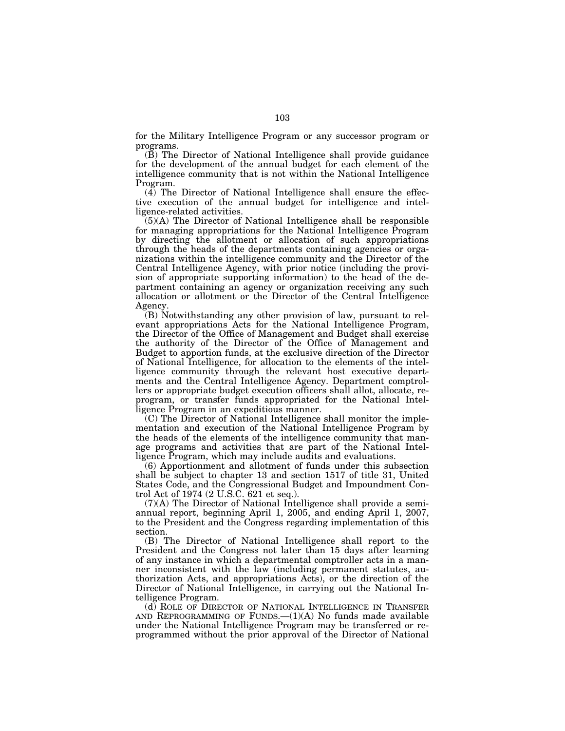for the Military Intelligence Program or any successor program or programs.

(B) The Director of National Intelligence shall provide guidance for the development of the annual budget for each element of the intelligence community that is not within the National Intelligence Program.

(4) The Director of National Intelligence shall ensure the effective execution of the annual budget for intelligence and intelligence-related activities.

(5)(A) The Director of National Intelligence shall be responsible for managing appropriations for the National Intelligence Program by directing the allotment or allocation of such appropriations through the heads of the departments containing agencies or organizations within the intelligence community and the Director of the Central Intelligence Agency, with prior notice (including the provision of appropriate supporting information) to the head of the department containing an agency or organization receiving any such allocation or allotment or the Director of the Central Intelligence Agency.

(B) Notwithstanding any other provision of law, pursuant to relevant appropriations Acts for the National Intelligence Program, the Director of the Office of Management and Budget shall exercise the authority of the Director of the Office of Management and Budget to apportion funds, at the exclusive direction of the Director of National Intelligence, for allocation to the elements of the intelligence community through the relevant host executive departments and the Central Intelligence Agency. Department comptrollers or appropriate budget execution officers shall allot, allocate, reprogram, or transfer funds appropriated for the National Intelligence Program in an expeditious manner.

(C) The Director of National Intelligence shall monitor the implementation and execution of the National Intelligence Program by the heads of the elements of the intelligence community that manage programs and activities that are part of the National Intelligence Program, which may include audits and evaluations.

(6) Apportionment and allotment of funds under this subsection shall be subject to chapter 13 and section 1517 of title 31, United States Code, and the Congressional Budget and Impoundment Control Act of 1974 (2 U.S.C. 621 et seq.).

(7)(A) The Director of National Intelligence shall provide a semiannual report, beginning April 1, 2005, and ending April 1, 2007, to the President and the Congress regarding implementation of this section.

(B) The Director of National Intelligence shall report to the President and the Congress not later than 15 days after learning of any instance in which a departmental comptroller acts in a manner inconsistent with the law (including permanent statutes, authorization Acts, and appropriations Acts), or the direction of the Director of National Intelligence, in carrying out the National Intelligence Program.

(d) ROLE OF DIRECTOR OF NATIONAL INTELLIGENCE IN TRANSFER AND REPROGRAMMING OF FUNDS.—(1)(A) No funds made available under the National Intelligence Program may be transferred or reprogrammed without the prior approval of the Director of National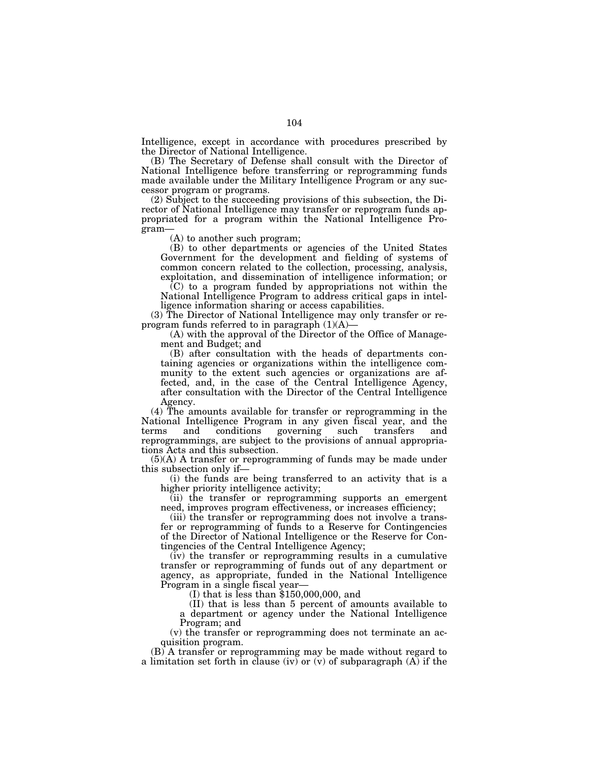Intelligence, except in accordance with procedures prescribed by the Director of National Intelligence.

(B) The Secretary of Defense shall consult with the Director of National Intelligence before transferring or reprogramming funds made available under the Military Intelligence Program or any successor program or programs.

(2) Subject to the succeeding provisions of this subsection, the Director of National Intelligence may transfer or reprogram funds appropriated for a program within the National Intelligence Program—

(A) to another such program;

(B) to other departments or agencies of the United States Government for the development and fielding of systems of common concern related to the collection, processing, analysis, exploitation, and dissemination of intelligence information; or

(C) to a program funded by appropriations not within the National Intelligence Program to address critical gaps in intelligence information sharing or access capabilities.

(3) The Director of National Intelligence may only transfer or reprogram funds referred to in paragraph (1)(A)—

(A) with the approval of the Director of the Office of Management and Budget; and

(B) after consultation with the heads of departments containing agencies or organizations within the intelligence community to the extent such agencies or organizations are affected, and, in the case of the Central Intelligence Agency, after consultation with the Director of the Central Intelligence Agency.

(4) The amounts available for transfer or reprogramming in the National Intelligence Program in any given fiscal year, and the terms and conditions governing such transfers and reprogrammings, are subject to the provisions of annual appropriations Acts and this subsection.

(5)(A) A transfer or reprogramming of funds may be made under this subsection only if—

(i) the funds are being transferred to an activity that is a higher priority intelligence activity;

(ii) the transfer or reprogramming supports an emergent need, improves program effectiveness, or increases efficiency;

(iii) the transfer or reprogramming does not involve a transfer or reprogramming of funds to a Reserve for Contingencies of the Director of National Intelligence or the Reserve for Contingencies of the Central Intelligence Agency;

(iv) the transfer or reprogramming results in a cumulative transfer or reprogramming of funds out of any department or agency, as appropriate, funded in the National Intelligence Program in a single fiscal year—

(I) that is less than $150,000,000, and

(II) that is less than 5 percent of amounts available to a department or agency under the National Intelligence Program; and

(v) the transfer or reprogramming does not terminate an acquisition program.

(B) A transfer or reprogramming may be made without regard to a limitation set forth in clause (iv) or (v) of subparagraph (A) if the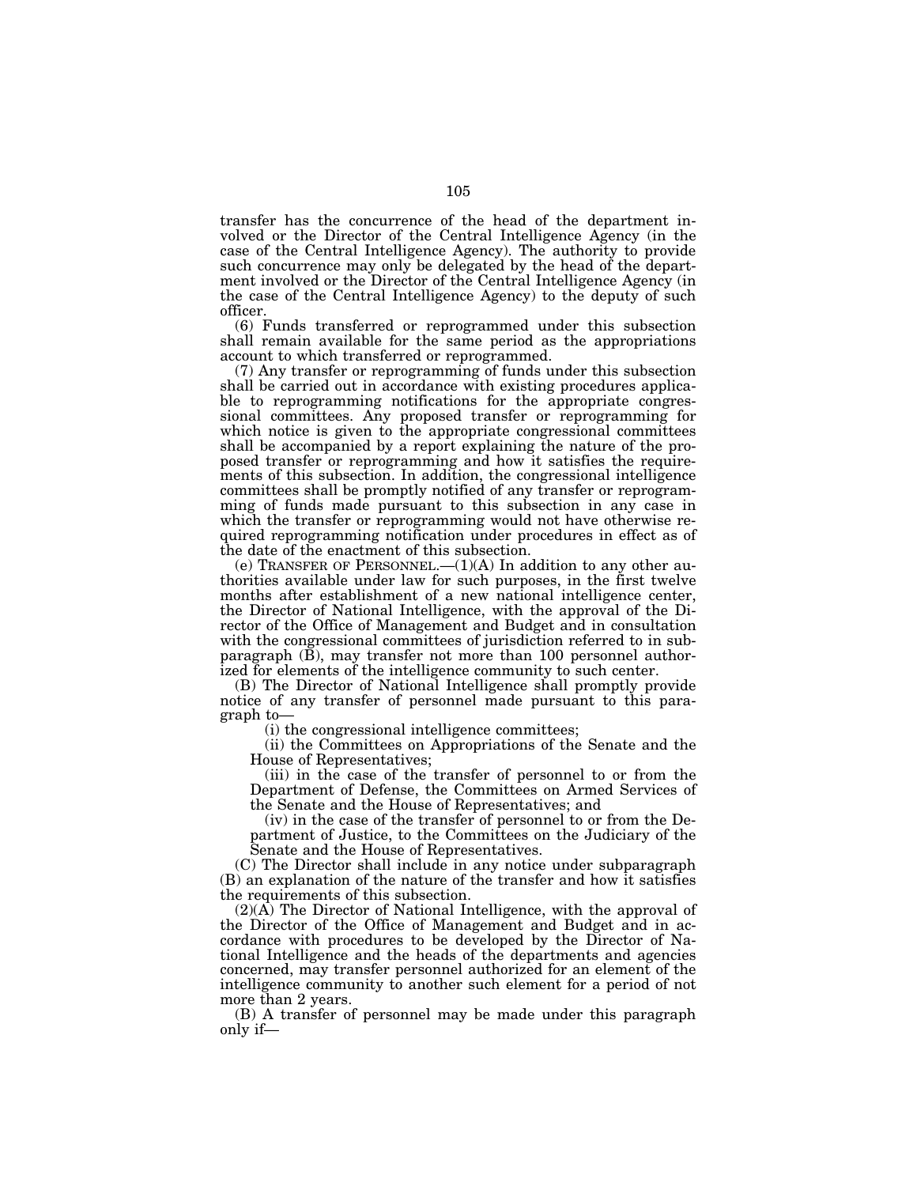transfer has the concurrence of the head of the department involved or the Director of the Central Intelligence Agency (in the case of the Central Intelligence Agency). The authority to provide such concurrence may only be delegated by the head of the department involved or the Director of the Central Intelligence Agency (in the case of the Central Intelligence Agency) to the deputy of such officer.

(6) Funds transferred or reprogrammed under this subsection shall remain available for the same period as the appropriations account to which transferred or reprogrammed.

(7) Any transfer or reprogramming of funds under this subsection shall be carried out in accordance with existing procedures applicable to reprogramming notifications for the appropriate congressional committees. Any proposed transfer or reprogramming for which notice is given to the appropriate congressional committees shall be accompanied by a report explaining the nature of the proposed transfer or reprogramming and how it satisfies the requirements of this subsection. In addition, the congressional intelligence committees shall be promptly notified of any transfer or reprogramming of funds made pursuant to this subsection in any case in which the transfer or reprogramming would not have otherwise required reprogramming notification under procedures in effect as of the date of the enactment of this subsection.

(e) TRANSFER OF PERSONNEL.—(1)(A) In addition to any other authorities available under law for such purposes, in the first twelve months after establishment of a new national intelligence center, the Director of National Intelligence, with the approval of the Director of the Office of Management and Budget and in consultation with the congressional committees of jurisdiction referred to in subparagraph (B), may transfer not more than 100 personnel authorized for elements of the intelligence community to such center.

(B) The Director of National Intelligence shall promptly provide notice of any transfer of personnel made pursuant to this paragraph to—

(i) the congressional intelligence committees;

(ii) the Committees on Appropriations of the Senate and the House of Representatives;

(iii) in the case of the transfer of personnel to or from the Department of Defense, the Committees on Armed Services of the Senate and the House of Representatives; and

(iv) in the case of the transfer of personnel to or from the Department of Justice, to the Committees on the Judiciary of the Senate and the House of Representatives.

(C) The Director shall include in any notice under subparagraph (B) an explanation of the nature of the transfer and how it satisfies the requirements of this subsection.

(2)(A) The Director of National Intelligence, with the approval of the Director of the Office of Management and Budget and in accordance with procedures to be developed by the Director of National Intelligence and the heads of the departments and agencies concerned, may transfer personnel authorized for an element of the intelligence community to another such element for a period of not more than 2 years.

(B) A transfer of personnel may be made under this paragraph only if—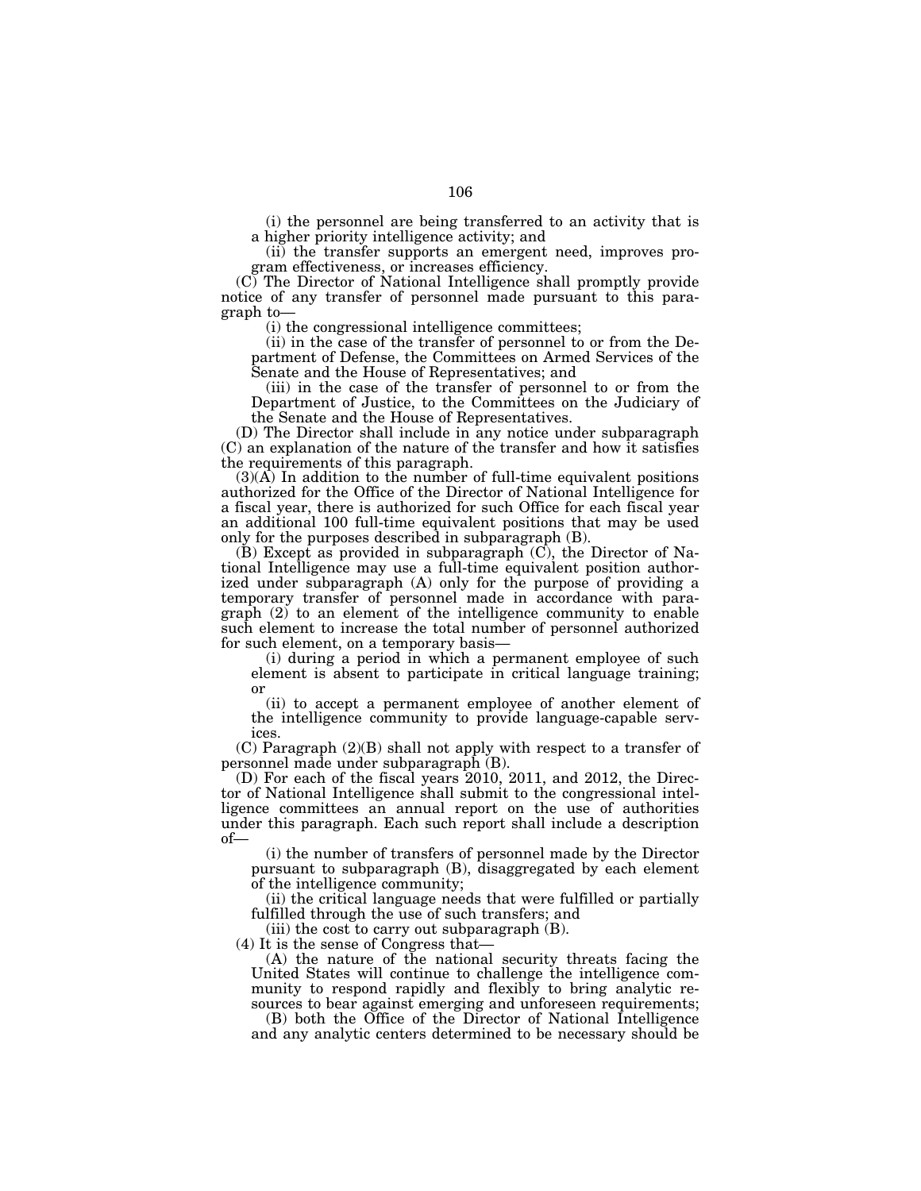(i) the personnel are being transferred to an activity that is a higher priority intelligence activity; and

(ii) the transfer supports an emergent need, improves program effectiveness, or increases efficiency.

(C) The Director of National Intelligence shall promptly provide notice of any transfer of personnel made pursuant to this paragraph to—

(i) the congressional intelligence committees;

(ii) in the case of the transfer of personnel to or from the Department of Defense, the Committees on Armed Services of the Senate and the House of Representatives; and

(iii) in the case of the transfer of personnel to or from the Department of Justice, to the Committees on the Judiciary of the Senate and the House of Representatives.

(D) The Director shall include in any notice under subparagraph (C) an explanation of the nature of the transfer and how it satisfies the requirements of this paragraph.

(3)(A) In addition to the number of full-time equivalent positions authorized for the Office of the Director of National Intelligence for a fiscal year, there is authorized for such Office for each fiscal year an additional 100 full-time equivalent positions that may be used only for the purposes described in subparagraph (B).

(B) Except as provided in subparagraph (C), the Director of National Intelligence may use a full-time equivalent position authorized under subparagraph (A) only for the purpose of providing a temporary transfer of personnel made in accordance with paragraph (2) to an element of the intelligence community to enable such element to increase the total number of personnel authorized for such element, on a temporary basis—

(i) during a period in which a permanent employee of such element is absent to participate in critical language training; or

(ii) to accept a permanent employee of another element of the intelligence community to provide language-capable services.

(C) Paragraph (2)(B) shall not apply with respect to a transfer of personnel made under subparagraph (B).

(D) For each of the fiscal years 2010, 2011, and 2012, the Director of National Intelligence shall submit to the congressional intelligence committees an annual report on the use of authorities under this paragraph. Each such report shall include a description of—

(i) the number of transfers of personnel made by the Director pursuant to subparagraph (B), disaggregated by each element of the intelligence community;

(ii) the critical language needs that were fulfilled or partially fulfilled through the use of such transfers; and

(iii) the cost to carry out subparagraph (B).

(4) It is the sense of Congress that—

(A) the nature of the national security threats facing the United States will continue to challenge the intelligence community to respond rapidly and flexibly to bring analytic resources to bear against emerging and unforeseen requirements;

(B) both the Office of the Director of National Intelligence and any analytic centers determined to be necessary should be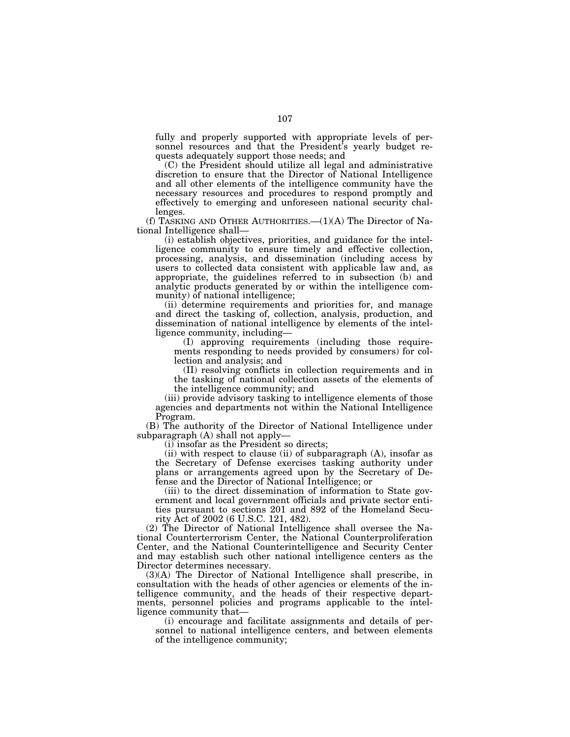fully and properly supported with appropriate levels of personnel resources and that the President's yearly budget requests adequately support those needs; and

(C) the President should utilize all legal and administrative discretion to ensure that the Director of National Intelligence and all other elements of the intelligence community have the necessary resources and procedures to respond promptly and effectively to emerging and unforeseen national security challenges.

(f) TASKING AND OTHER AUTHORITIES.—(1)(A) The Director of National Intelligence shall—

(i) establish objectives, priorities, and guidance for the intelligence community to ensure timely and effective collection, processing, analysis, and dissemination (including access by users to collected data consistent with applicable law and, as appropriate, the guidelines referred to in subsection (b) and analytic products generated by or within the intelligence community) of national intelligence;

(ii) determine requirements and priorities for, and manage and direct the tasking of, collection, analysis, production, and dissemination of national intelligence by elements of the intelligence community, including—

(I) approving requirements (including those requirements responding to needs provided by consumers) for collection and analysis; and

(II) resolving conflicts in collection requirements and in the tasking of national collection assets of the elements of the intelligence community; and

(iii) provide advisory tasking to intelligence elements of those agencies and departments not within the National Intelligence Program.

(B) The authority of the Director of National Intelligence under subparagraph (A) shall not apply—

(i) insofar as the President so directs;

(ii) with respect to clause (ii) of subparagraph (A), insofar as the Secretary of Defense exercises tasking authority under plans or arrangements agreed upon by the Secretary of Defense and the Director of National Intelligence; or

(iii) to the direct dissemination of information to State government and local government officials and private sector entities pursuant to sections 201 and 892 of the Homeland Security Act of 2002 (6 U.S.C. 121, 482).

(2) The Director of National Intelligence shall oversee the National Counterterrorism Center, the National Counterproliferation Center, and the National Counterintelligence and Security Center and may establish such other national intelligence centers as the Director determines necessary.

(3)(A) The Director of National Intelligence shall prescribe, in consultation with the heads of other agencies or elements of the intelligence community, and the heads of their respective departments, personnel policies and programs applicable to the intelligence community that—

(i) encourage and facilitate assignments and details of personnel to national intelligence centers, and between elements of the intelligence community;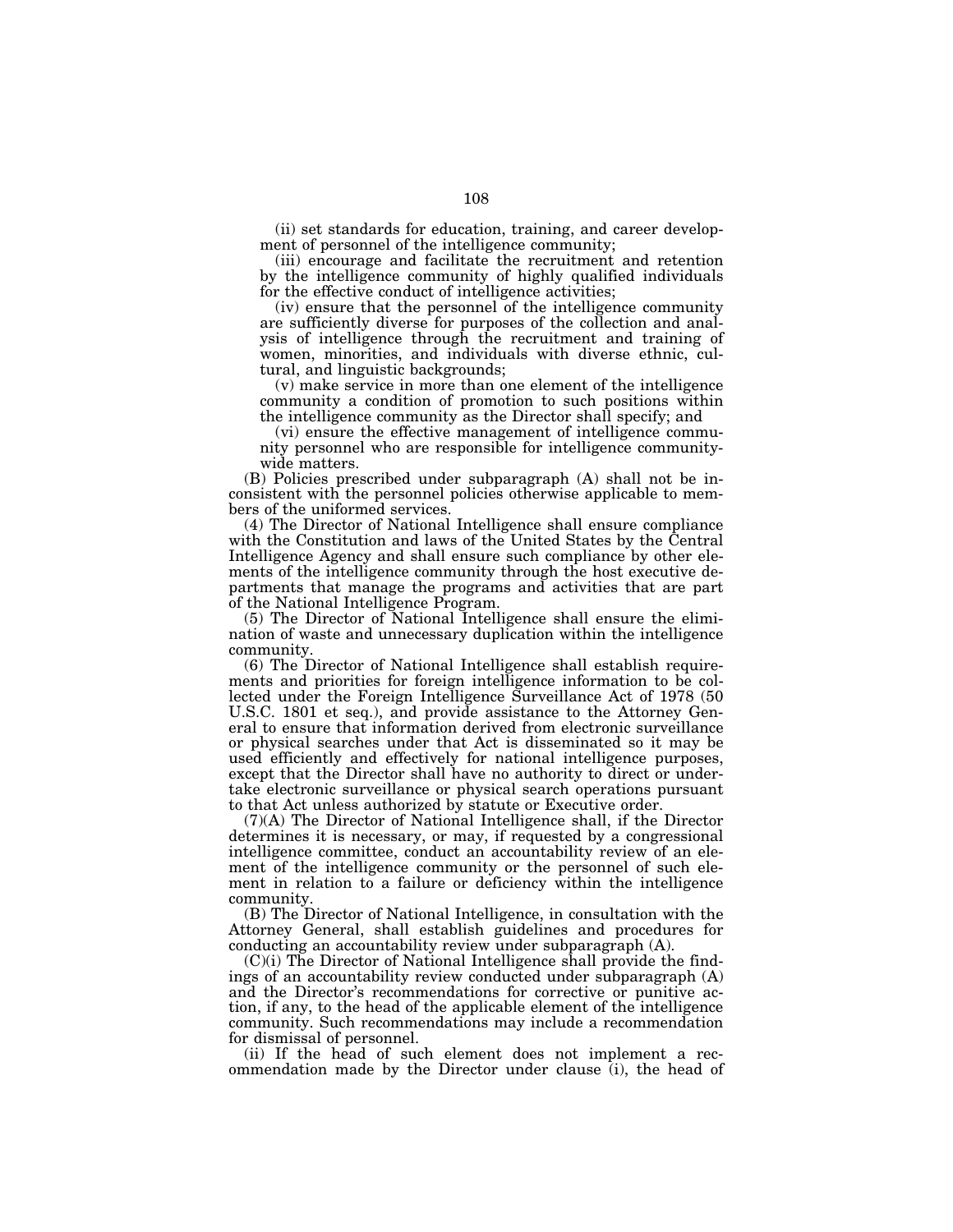(ii) set standards for education, training, and career development of personnel of the intelligence community;

(iii) encourage and facilitate the recruitment and retention by the intelligence community of highly qualified individuals for the effective conduct of intelligence activities;

(iv) ensure that the personnel of the intelligence community are sufficiently diverse for purposes of the collection and analysis of intelligence through the recruitment and training of women, minorities, and individuals with diverse ethnic, cultural, and linguistic backgrounds;

(v) make service in more than one element of the intelligence community a condition of promotion to such positions within the intelligence community as the Director shall specify; and

(vi) ensure the effective management of intelligence community personnel who are responsible for intelligence community-wide matters.

(B) Policies prescribed under subparagraph (A) shall not be inconsistent with the personnel policies otherwise applicable to members of the uniformed services.

(4) The Director of National Intelligence shall ensure compliance with the Constitution and laws of the United States by the Central Intelligence Agency and shall ensure such compliance by other elements of the intelligence community through the host executive departments that manage the programs and activities that are part of the National Intelligence Program.

(5) The Director of National Intelligence shall ensure the elimination of waste and unnecessary duplication within the intelligence community.

(6) The Director of National Intelligence shall establish requirements and priorities for foreign intelligence information to be collected under the Foreign Intelligence Surveillance Act of 1978 (50 U.S.C. 1801 et seq.), and provide assistance to the Attorney General to ensure that information derived from electronic surveillance or physical searches under that Act is disseminated so it may be used efficiently and effectively for national intelligence purposes, except that the Director shall have no authority to direct or undertake electronic surveillance or physical search operations pursuant to that Act unless authorized by statute or Executive order.

(7)(A) The Director of National Intelligence shall, if the Director determines it is necessary, or may, if requested by a congressional intelligence committee, conduct an accountability review of an element of the intelligence community or the personnel of such element in relation to a failure or deficiency within the intelligence community.

(B) The Director of National Intelligence, in consultation with the Attorney General, shall establish guidelines and procedures for conducting an accountability review under subparagraph (A).

(C)(i) The Director of National Intelligence shall provide the findings of an accountability review conducted under subparagraph (A) and the Director's recommendations for corrective or punitive action, if any, to the head of the applicable element of the intelligence community. Such recommendations may include a recommendation for dismissal of personnel.

(ii) If the head of such element does not implement a recommendation made by the Director under clause (i), the head of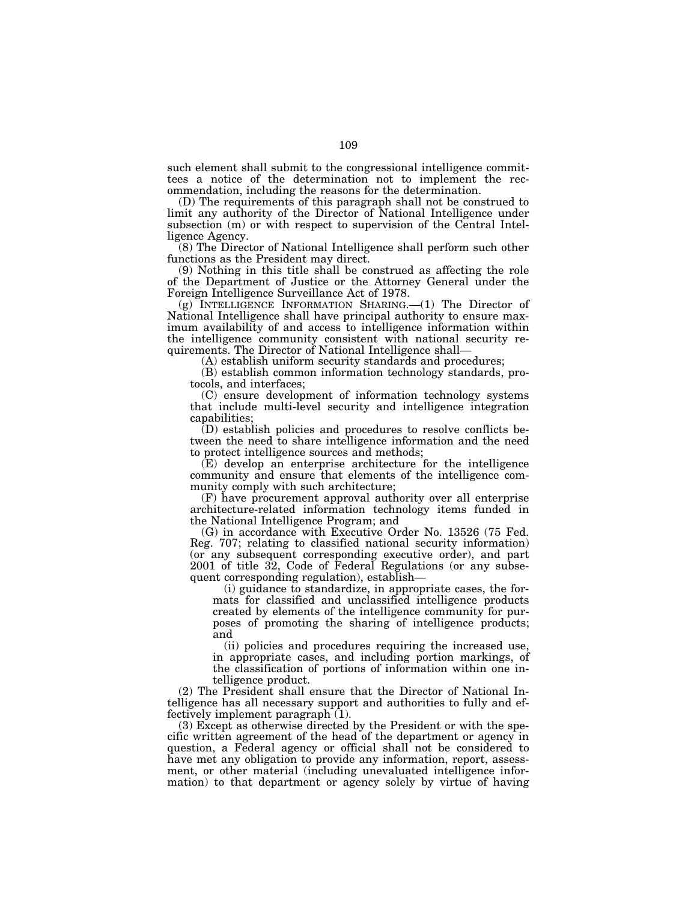such element shall submit to the congressional intelligence committees a notice of the determination not to implement the recommendation, including the reasons for the determination.

(D) The requirements of this paragraph shall not be construed to limit any authority of the Director of National Intelligence under subsection (m) or with respect to supervision of the Central Intelligence Agency.

(8) The Director of National Intelligence shall perform such other functions as the President may direct.

(9) Nothing in this title shall be construed as affecting the role of the Department of Justice or the Attorney General under the Foreign Intelligence Surveillance Act of 1978.

(g) INTELLIGENCE INFORMATION SHARING.—(1) The Director of National Intelligence shall have principal authority to ensure maximum availability of and access to intelligence information within the intelligence community consistent with national security requirements. The Director of National Intelligence shall—

(A) establish uniform security standards and procedures;

(B) establish common information technology standards, protocols, and interfaces;

(C) ensure development of information technology systems that include multi-level security and intelligence integration capabilities;

(D) establish policies and procedures to resolve conflicts between the need to share intelligence information and the need to protect intelligence sources and methods;

(E) develop an enterprise architecture for the intelligence community and ensure that elements of the intelligence community comply with such architecture;

(F) have procurement approval authority over all enterprise architecture-related information technology items funded in the National Intelligence Program; and

(G) in accordance with Executive Order No. 13526 (75 Fed. Reg. 707; relating to classified national security information) (or any subsequent corresponding executive order), and part 2001 of title 32, Code of Federal Regulations (or any subsequent corresponding regulation), establish—

(i) guidance to standardize, in appropriate cases, the formats for classified and unclassified intelligence products created by elements of the intelligence community for purposes of promoting the sharing of intelligence products; and

(ii) policies and procedures requiring the increased use, in appropriate cases, and including portion markings, of the classification of portions of information within one intelligence product.

(2) The President shall ensure that the Director of National Intelligence has all necessary support and authorities to fully and effectively implement paragraph (1).

(3) Except as otherwise directed by the President or with the specific written agreement of the head of the department or agency in question, a Federal agency or official shall not be considered to have met any obligation to provide any information, report, assessment, or other material (including unevaluated intelligence information) to that department or agency solely by virtue of having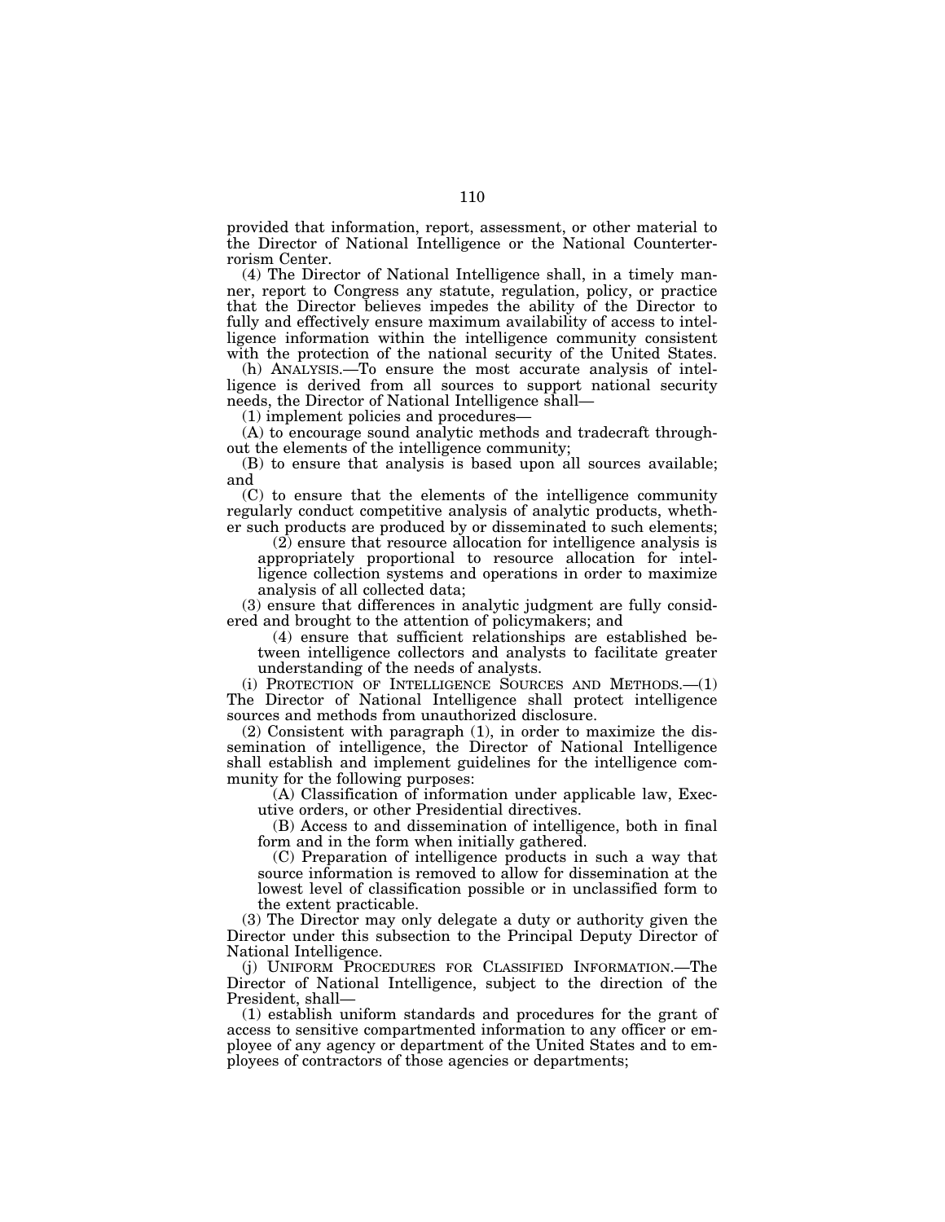provided that information, report, assessment, or other material to the Director of National Intelligence or the National Counterterrorism Center.

(4) The Director of National Intelligence shall, in a timely manner, report to Congress any statute, regulation, policy, or practice that the Director believes impedes the ability of the Director to fully and effectively ensure maximum availability of access to intelligence information within the intelligence community consistent with the protection of the national security of the United States.

(h) ANALYSIS.—To ensure the most accurate analysis of intelligence is derived from all sources to support national security needs, the Director of National Intelligence shall—

(1) implement policies and procedures—

(A) to encourage sound analytic methods and tradecraft throughout the elements of the intelligence community;

(B) to ensure that analysis is based upon all sources available; and

(C) to ensure that the elements of the intelligence community regularly conduct competitive analysis of analytic products, whether such products are produced by or disseminated to such elements;

(2) ensure that resource allocation for intelligence analysis is appropriately proportional to resource allocation for intelligence collection systems and operations in order to maximize analysis of all collected data;

(3) ensure that differences in analytic judgment are fully considered and brought to the attention of policymakers; and

(4) ensure that sufficient relationships are established between intelligence collectors and analysts to facilitate greater understanding of the needs of analysts.

(i) PROTECTION OF INTELLIGENCE SOURCES AND METHODS.—(1) The Director of National Intelligence shall protect intelligence sources and methods from unauthorized disclosure.

(2) Consistent with paragraph (1), in order to maximize the dissemination of intelligence, the Director of National Intelligence shall establish and implement guidelines for the intelligence community for the following purposes:

(A) Classification of information under applicable law, Executive orders, or other Presidential directives.

(B) Access to and dissemination of intelligence, both in final form and in the form when initially gathered.

(C) Preparation of intelligence products in such a way that source information is removed to allow for dissemination at the lowest level of classification possible or in unclassified form to the extent practicable.

(3) The Director may only delegate a duty or authority given the Director under this subsection to the Principal Deputy Director of National Intelligence.

(j) UNIFORM PROCEDURES FOR CLASSIFIED INFORMATION.—The Director of National Intelligence, subject to the direction of the President, shall—

(1) establish uniform standards and procedures for the grant of access to sensitive compartmented information to any officer or employee of any agency or department of the United States and to employees of contractors of those agencies or departments;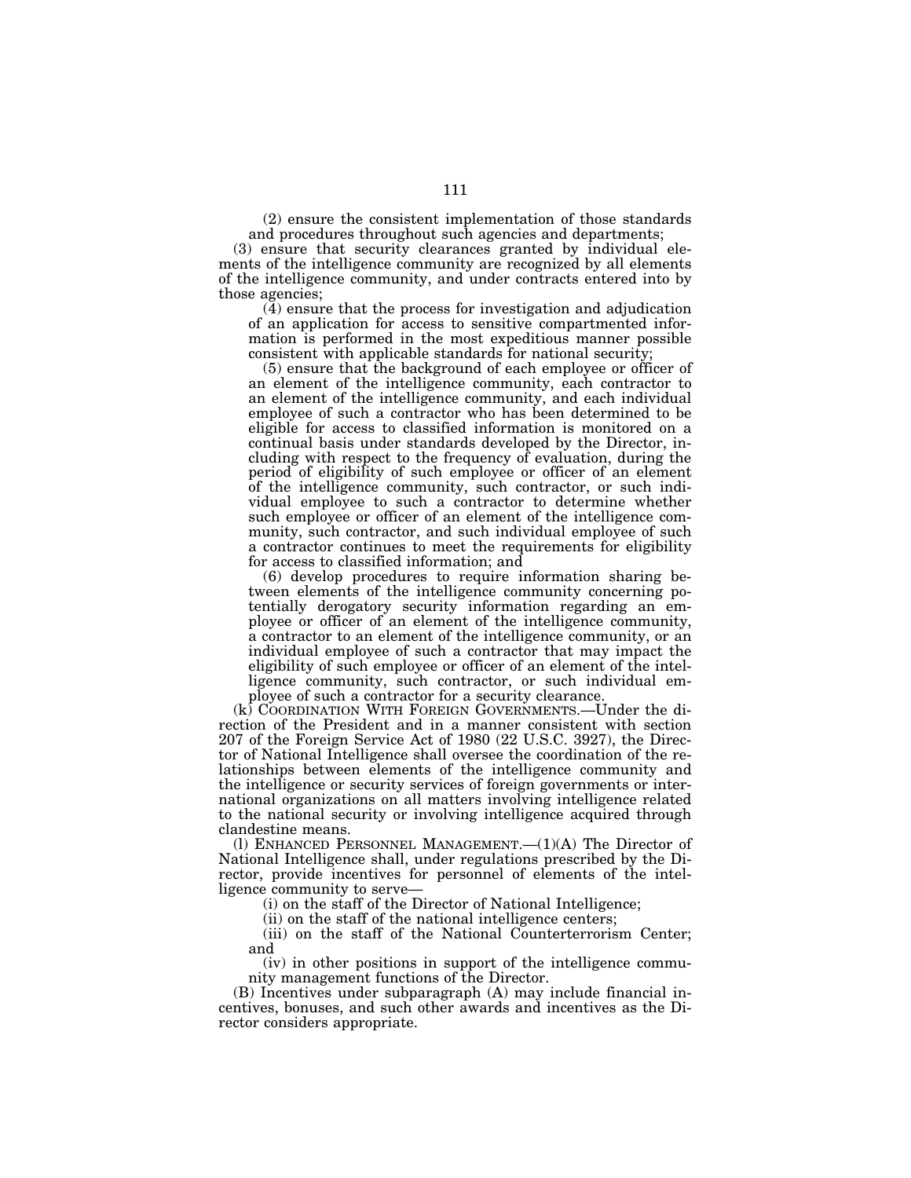(2) ensure the consistent implementation of those standards and procedures throughout such agencies and departments;

(3) ensure that security clearances granted by individual elements of the intelligence community are recognized by all elements of the intelligence community, and under contracts entered into by those agencies;

(4) ensure that the process for investigation and adjudication of an application for access to sensitive compartmented information is performed in the most expeditious manner possible consistent with applicable standards for national security;

(5) ensure that the background of each employee or officer of an element of the intelligence community, each contractor to an element of the intelligence community, and each individual employee of such a contractor who has been determined to be eligible for access to classified information is monitored on a continual basis under standards developed by the Director, including with respect to the frequency of evaluation, during the period of eligibility of such employee or officer of an element of the intelligence community, such contractor, or such individual employee to such a contractor to determine whether such employee or officer of an element of the intelligence community, such contractor, and such individual employee of such a contractor continues to meet the requirements for eligibility for access to classified information; and

(6) develop procedures to require information sharing between elements of the intelligence community concerning potentially derogatory security information regarding an employee or officer of an element of the intelligence community, a contractor to an element of the intelligence community, or an individual employee of such a contractor that may impact the eligibility of such employee or officer of an element of the intelligence community, such contractor, or such individual employee of such a contractor for a security clearance.

(k) COORDINATION WITH FOREIGN GOVERNMENTS.—Under the direction of the President and in a manner consistent with section 207 of the Foreign Service Act of 1980 (22 U.S.C. 3927), the Director of National Intelligence shall oversee the coordination of the relationships between elements of the intelligence community and the intelligence or security services of foreign governments or international organizations on all matters involving intelligence related to the national security or involving intelligence acquired through clandestine means.

(l) ENHANCED PERSONNEL MANAGEMENT.—(1)(A) The Director of National Intelligence shall, under regulations prescribed by the Director, provide incentives for personnel of elements of the intelligence community to serve—

(i) on the staff of the Director of National Intelligence;

(ii) on the staff of the national intelligence centers;

(iii) on the staff of the National Counterterrorism Center; and

(iv) in other positions in support of the intelligence community management functions of the Director.

(B) Incentives under subparagraph (A) may include financial incentives, bonuses, and such other awards and incentives as the Director considers appropriate.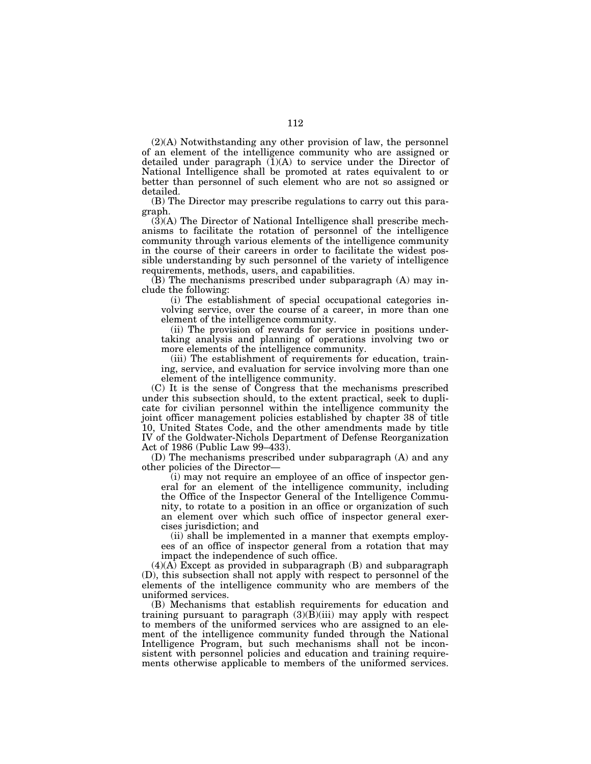(2)(A) Notwithstanding any other provision of law, the personnel of an element of the intelligence community who are assigned or detailed under paragraph (1)(A) to service under the Director of National Intelligence shall be promoted at rates equivalent to or better than personnel of such element who are not so assigned or detailed.

(B) The Director may prescribe regulations to carry out this paragraph.

(3)(A) The Director of National Intelligence shall prescribe mechanisms to facilitate the rotation of personnel of the intelligence community through various elements of the intelligence community in the course of their careers in order to facilitate the widest possible understanding by such personnel of the variety of intelligence requirements, methods, users, and capabilities.

(B) The mechanisms prescribed under subparagraph (A) may include the following:

(i) The establishment of special occupational categories involving service, over the course of a career, in more than one element of the intelligence community.

(ii) The provision of rewards for service in positions undertaking analysis and planning of operations involving two or more elements of the intelligence community.

(iii) The establishment of requirements for education, training, service, and evaluation for service involving more than one element of the intelligence community.

(C) It is the sense of Congress that the mechanisms prescribed under this subsection should, to the extent practical, seek to duplicate for civilian personnel within the intelligence community the joint officer management policies established by chapter 38 of title 10, United States Code, and the other amendments made by title IV of the Goldwater-Nichols Department of Defense Reorganization Act of 1986 (Public Law 99–433).

(D) The mechanisms prescribed under subparagraph (A) and any other policies of the Director—

(i) may not require an employee of an office of inspector general for an element of the intelligence community, including the Office of the Inspector General of the Intelligence Community, to rotate to a position in an office or organization of such an element over which such office of inspector general exercises jurisdiction; and

(ii) shall be implemented in a manner that exempts employees of an office of inspector general from a rotation that may impact the independence of such office.

(4)(A) Except as provided in subparagraph (B) and subparagraph (D), this subsection shall not apply with respect to personnel of the elements of the intelligence community who are members of the uniformed services.

(B) Mechanisms that establish requirements for education and training pursuant to paragraph (3)(B)(iii) may apply with respect to members of the uniformed services who are assigned to an element of the intelligence community funded through the National Intelligence Program, but such mechanisms shall not be inconsistent with personnel policies and education and training requirements otherwise applicable to members of the uniformed services.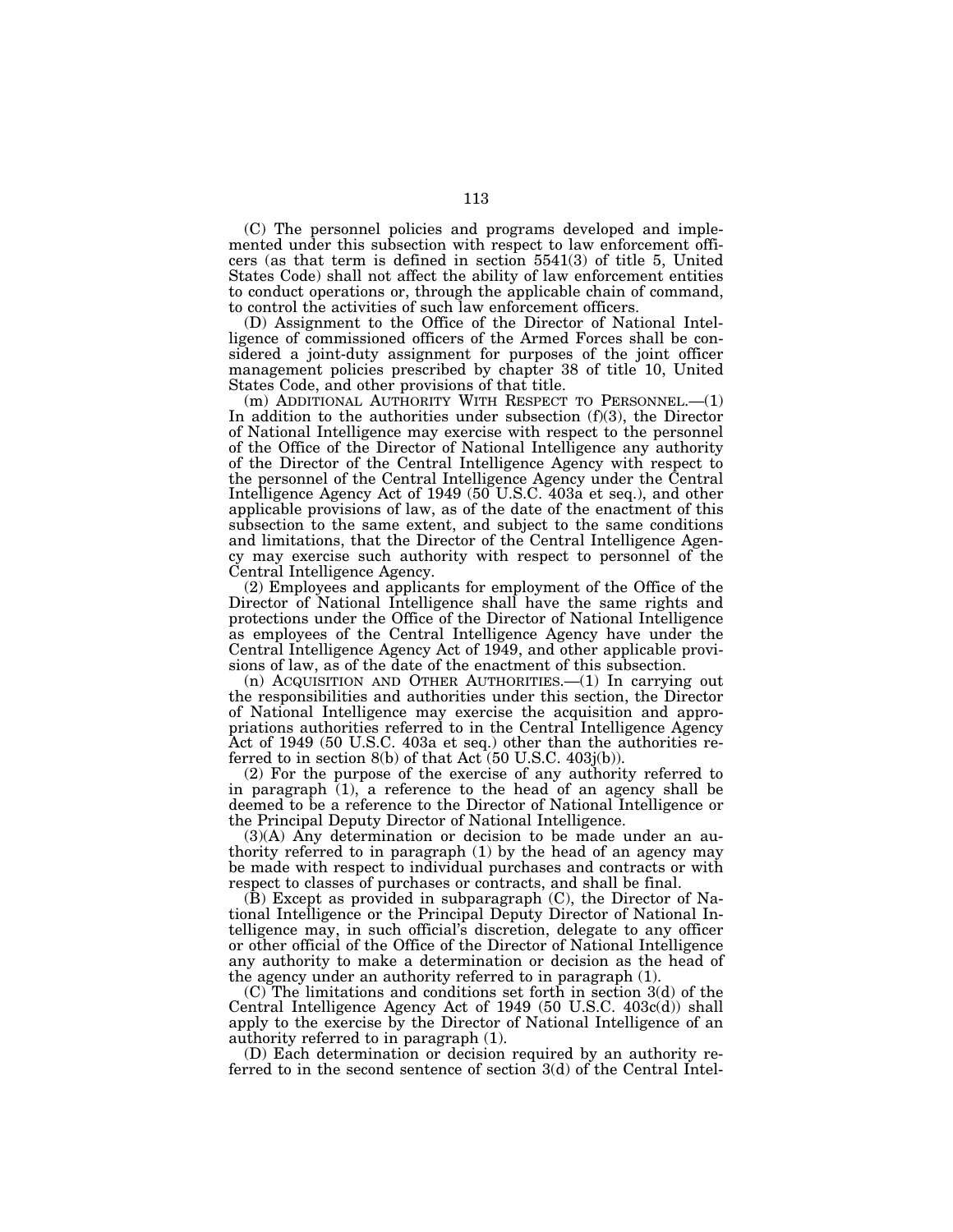(C) The personnel policies and programs developed and implemented under this subsection with respect to law enforcement officers (as that term is defined in section 5541(3) of title 5, United States Code) shall not affect the ability of law enforcement entities to conduct operations or, through the applicable chain of command, to control the activities of such law enforcement officers.

(D) Assignment to the Office of the Director of National Intelligence of commissioned officers of the Armed Forces shall be considered a joint-duty assignment for purposes of the joint officer management policies prescribed by chapter 38 of title 10, United States Code, and other provisions of that title.

(m) ADDITIONAL AUTHORITY WITH RESPECT TO PERSONNEL.—(1) In addition to the authorities under subsection (f)(3), the Director of National Intelligence may exercise with respect to the personnel of the Office of the Director of National Intelligence any authority of the Director of the Central Intelligence Agency with respect to the personnel of the Central Intelligence Agency under the Central Intelligence Agency Act of 1949 (50 U.S.C. 403a et seq.), and other applicable provisions of law, as of the date of the enactment of this subsection to the same extent, and subject to the same conditions and limitations, that the Director of the Central Intelligence Agency may exercise such authority with respect to personnel of the Central Intelligence Agency.

(2) Employees and applicants for employment of the Office of the Director of National Intelligence shall have the same rights and protections under the Office of the Director of National Intelligence as employees of the Central Intelligence Agency have under the Central Intelligence Agency Act of 1949, and other applicable provisions of law, as of the date of the enactment of this subsection.

(n) ACQUISITION AND OTHER AUTHORITIES.—(1) In carrying out the responsibilities and authorities under this section, the Director of National Intelligence may exercise the acquisition and appropriations authorities referred to in the Central Intelligence Agency Act of 1949 (50 U.S.C. 403a et seq.) other than the authorities referred to in section 8(b) of that Act (50 U.S.C. 403j(b)).

(2) For the purpose of the exercise of any authority referred to in paragraph (1), a reference to the head of an agency shall be deemed to be a reference to the Director of National Intelligence or the Principal Deputy Director of National Intelligence.

(3)(A) Any determination or decision to be made under an authority referred to in paragraph (1) by the head of an agency may be made with respect to individual purchases and contracts or with respect to classes of purchases or contracts, and shall be final.

(B) Except as provided in subparagraph (C), the Director of National Intelligence or the Principal Deputy Director of National Intelligence may, in such official's discretion, delegate to any officer or other official of the Office of the Director of National Intelligence any authority to make a determination or decision as the head of the agency under an authority referred to in paragraph (1).

(C) The limitations and conditions set forth in section 3(d) of the Central Intelligence Agency Act of 1949 (50 U.S.C. 403c(d)) shall apply to the exercise by the Director of National Intelligence of an authority referred to in paragraph (1).

(D) Each determination or decision required by an authority referred to in the second sentence of section 3(d) of the Central Intel-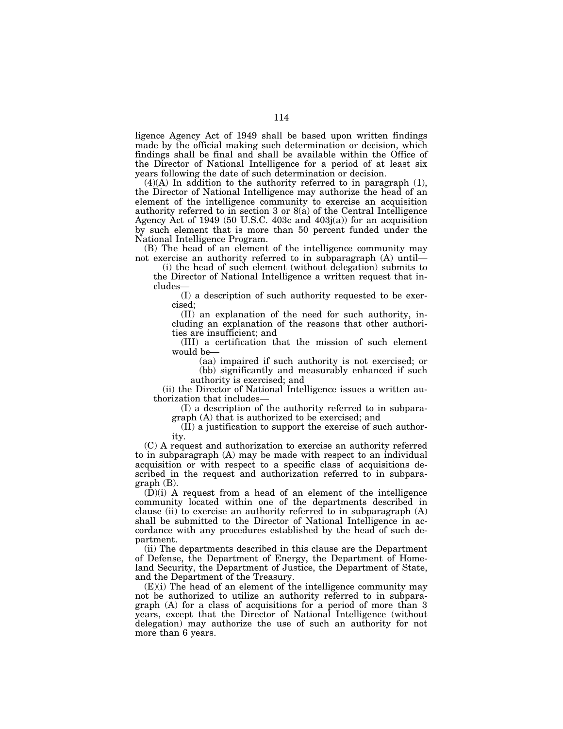ligence Agency Act of 1949 shall be based upon written findings made by the official making such determination or decision, which findings shall be final and shall be available within the Office of the Director of National Intelligence for a period of at least six years following the date of such determination or decision.

(4)(A) In addition to the authority referred to in paragraph (1), the Director of National Intelligence may authorize the head of an element of the intelligence community to exercise an acquisition authority referred to in section 3 or 8(a) of the Central Intelligence Agency Act of 1949 (50 U.S.C. 403c and 403j(a)) for an acquisition by such element that is more than 50 percent funded under the National Intelligence Program.

(B) The head of an element of the intelligence community may not exercise an authority referred to in subparagraph (A) until—

(i) the head of such element (without delegation) submits to the Director of National Intelligence a written request that includes—

(I) a description of such authority requested to be exercised;

(II) an explanation of the need for such authority, including an explanation of the reasons that other authorities are insufficient; and

(III) a certification that the mission of such element would be—

(aa) impaired if such authority is not exercised; or

(bb) significantly and measurably enhanced if such authority is exercised; and

(ii) the Director of National Intelligence issues a written authorization that includes—

(I) a description of the authority referred to in subparagraph (A) that is authorized to be exercised; and

(II) a justification to support the exercise of such authority.

(C) A request and authorization to exercise an authority referred to in subparagraph (A) may be made with respect to an individual acquisition or with respect to a specific class of acquisitions described in the request and authorization referred to in subparagraph (B).

(D)(i) A request from a head of an element of the intelligence community located within one of the departments described in clause (ii) to exercise an authority referred to in subparagraph (A) shall be submitted to the Director of National Intelligence in accordance with any procedures established by the head of such department.

(ii) The departments described in this clause are the Department of Defense, the Department of Energy, the Department of Homeland Security, the Department of Justice, the Department of State, and the Department of the Treasury.

(E)(i) The head of an element of the intelligence community may not be authorized to utilize an authority referred to in subparagraph (A) for a class of acquisitions for a period of more than 3 years, except that the Director of National Intelligence (without delegation) may authorize the use of such an authority for not more than 6 years.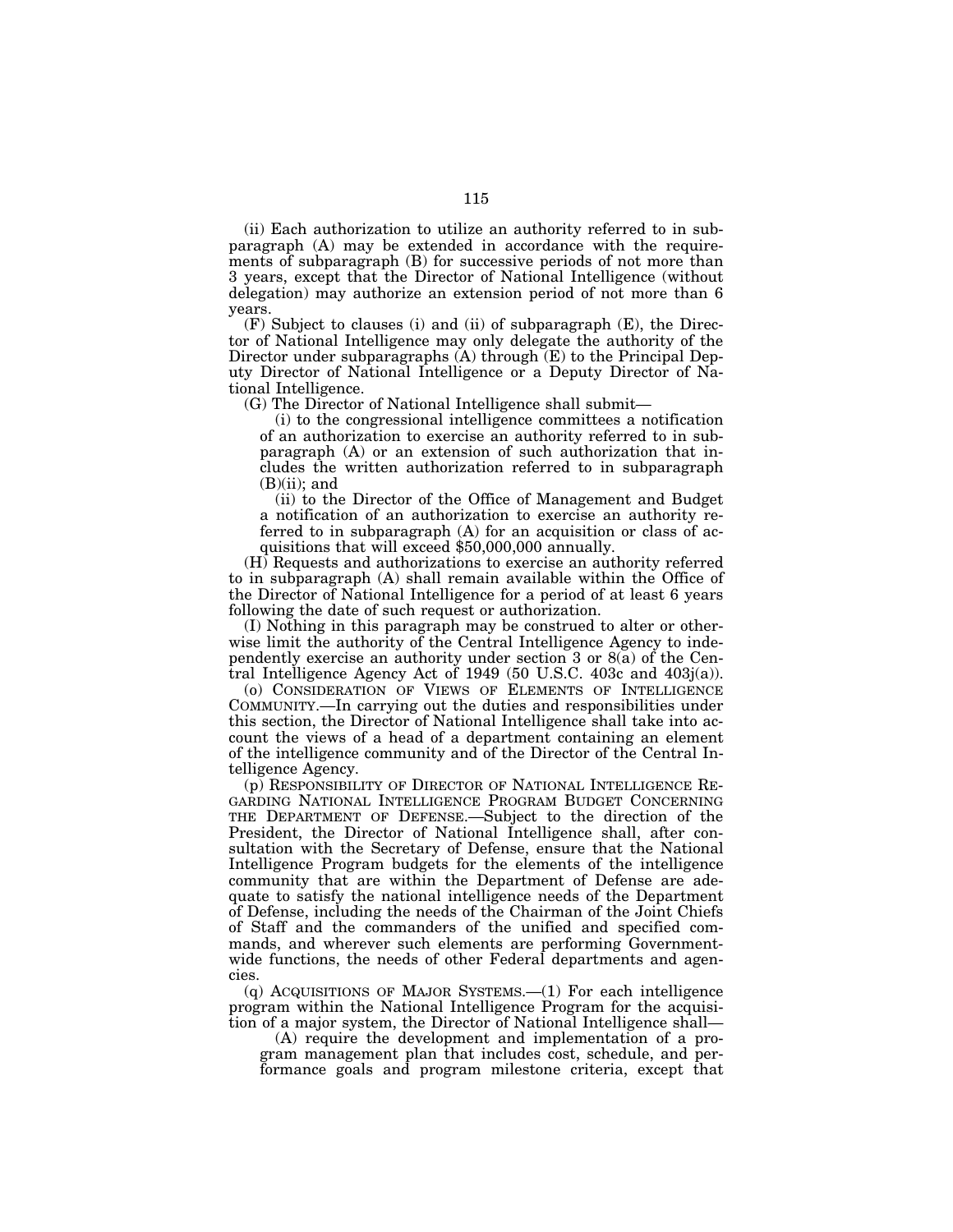(ii) Each authorization to utilize an authority referred to in subparagraph (A) may be extended in accordance with the requirements of subparagraph (B) for successive periods of not more than 3 years, except that the Director of National Intelligence (without delegation) may authorize an extension period of not more than 6 years.

(F) Subject to clauses (i) and (ii) of subparagraph (E), the Director of National Intelligence may only delegate the authority of the Director under subparagraphs (A) through (E) to the Principal Deputy Director of National Intelligence or a Deputy Director of National Intelligence.

(G) The Director of National Intelligence shall submit—

(i) to the congressional intelligence committees a notification of an authorization to exercise an authority referred to in subparagraph (A) or an extension of such authorization that includes the written authorization referred to in subparagraph (B)(ii); and

(ii) to the Director of the Office of Management and Budget a notification of an authorization to exercise an authority referred to in subparagraph (A) for an acquisition or class of acquisitions that will exceed $50,000,000 annually.

(H) Requests and authorizations to exercise an authority referred to in subparagraph (A) shall remain available within the Office of the Director of National Intelligence for a period of at least 6 years following the date of such request or authorization.

(I) Nothing in this paragraph may be construed to alter or otherwise limit the authority of the Central Intelligence Agency to independently exercise an authority under section 3 or 8(a) of the Central Intelligence Agency Act of 1949 (50 U.S.C. 403c and 403j(a)).

(o) CONSIDERATION OF VIEWS OF ELEMENTS OF INTELLIGENCE COMMUNITY.—In carrying out the duties and responsibilities under this section, the Director of National Intelligence shall take into account the views of a head of a department containing an element of the intelligence community and of the Director of the Central Intelligence Agency.

(p) RESPONSIBILITY OF DIRECTOR OF NATIONAL INTELLIGENCE REGARDING NATIONAL INTELLIGENCE PROGRAM BUDGET CONCERNING THE DEPARTMENT OF DEFENSE.—Subject to the direction of the President, the Director of National Intelligence shall, after consultation with the Secretary of Defense, ensure that the National Intelligence Program budgets for the elements of the intelligence community that are within the Department of Defense are adequate to satisfy the national intelligence needs of the Department of Defense, including the needs of the Chairman of the Joint Chiefs of Staff and the commanders of the unified and specified commands, and wherever such elements are performing Government-wide functions, the needs of other Federal departments and agencies.

(q) ACQUISITIONS OF MAJOR SYSTEMS.—(1) For each intelligence program within the National Intelligence Program for the acquisition of a major system, the Director of National Intelligence shall—

(A) require the development and implementation of a program management plan that includes cost, schedule, and performance goals and program milestone criteria, except that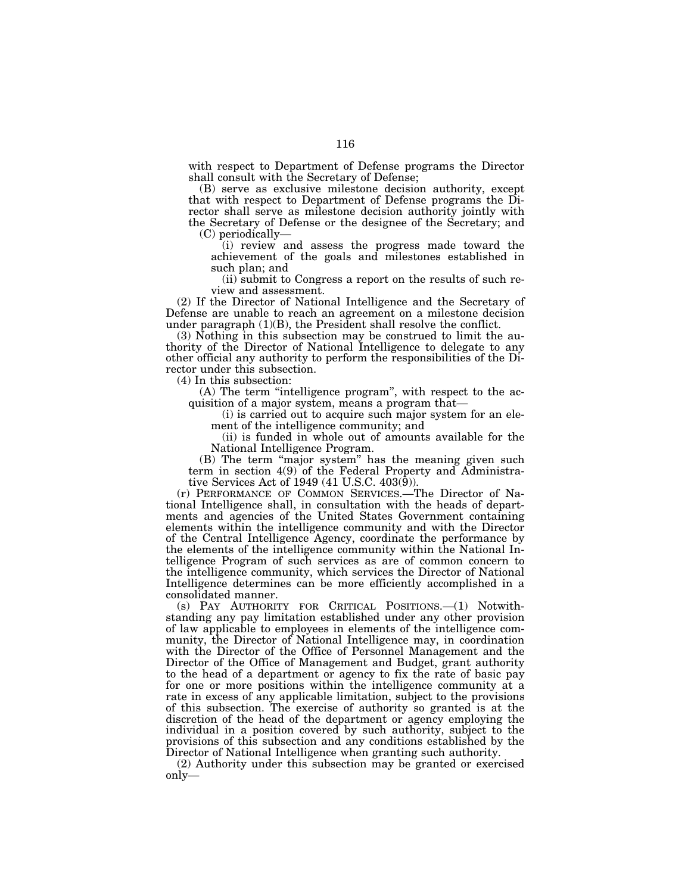with respect to Department of Defense programs the Director shall consult with the Secretary of Defense;

(B) serve as exclusive milestone decision authority, except that with respect to Department of Defense programs the Director shall serve as milestone decision authority jointly with the Secretary of Defense or the designee of the Secretary; and

(C) periodically—

(i) review and assess the progress made toward the achievement of the goals and milestones established in such plan; and

(ii) submit to Congress a report on the results of such review and assessment.

(2) If the Director of National Intelligence and the Secretary of Defense are unable to reach an agreement on a milestone decision under paragraph (1)(B), the President shall resolve the conflict.

(3) Nothing in this subsection may be construed to limit the authority of the Director of National Intelligence to delegate to any other official any authority to perform the responsibilities of the Director under this subsection.

(4) In this subsection:

(A) The term "intelligence program", with respect to the acquisition of a major system, means a program that—

(i) is carried out to acquire such major system for an element of the intelligence community; and

(ii) is funded in whole out of amounts available for the National Intelligence Program.

(B) The term "major system" has the meaning given such term in section 4(9) of the Federal Property and Administrative Services Act of 1949 (41 U.S.C. 403(9)).

(r) PERFORMANCE OF COMMON SERVICES.—The Director of National Intelligence shall, in consultation with the heads of departments and agencies of the United States Government containing elements within the intelligence community and with the Director of the Central Intelligence Agency, coordinate the performance by the elements of the intelligence community within the National Intelligence Program of such services as are of common concern to the intelligence community, which services the Director of National Intelligence determines can be more efficiently accomplished in a consolidated manner.

(s) PAY AUTHORITY FOR CRITICAL POSITIONS.—(1) Notwithstanding any pay limitation established under any other provision of law applicable to employees in elements of the intelligence community, the Director of National Intelligence may, in coordination with the Director of the Office of Personnel Management and the Director of the Office of Management and Budget, grant authority to the head of a department or agency to fix the rate of basic pay for one or more positions within the intelligence community at a rate in excess of any applicable limitation, subject to the provisions of this subsection. The exercise of authority so granted is at the discretion of the head of the department or agency employing the individual in a position covered by such authority, subject to the provisions of this subsection and any conditions established by the Director of National Intelligence when granting such authority.

(2) Authority under this subsection may be granted or exercised only—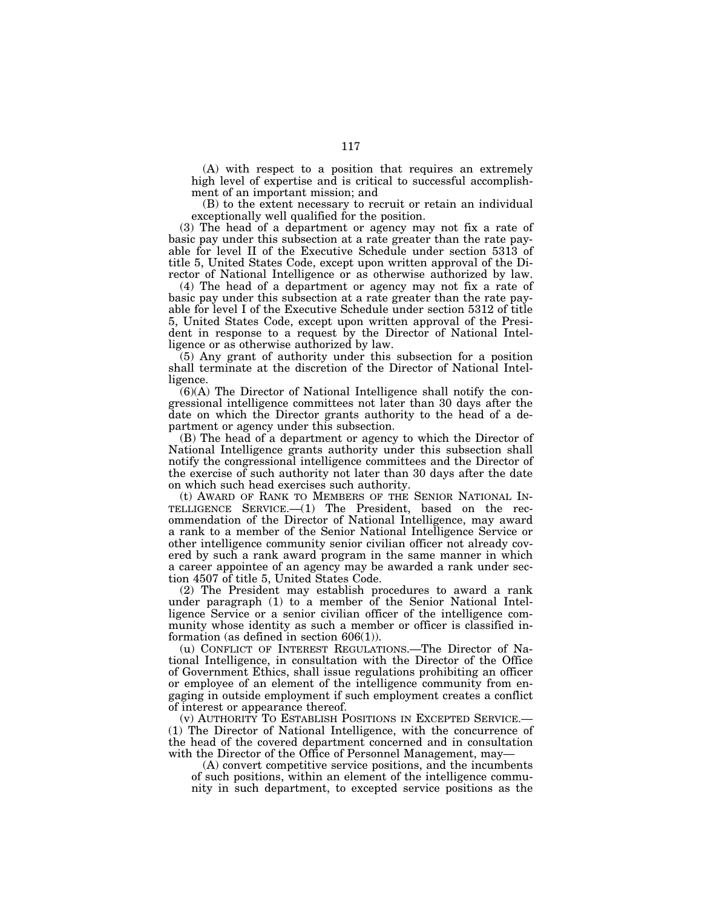(A) with respect to a position that requires an extremely high level of expertise and is critical to successful accomplishment of an important mission; and

(B) to the extent necessary to recruit or retain an individual exceptionally well qualified for the position.

(3) The head of a department or agency may not fix a rate of basic pay under this subsection at a rate greater than the rate payable for level II of the Executive Schedule under section 5313 of title 5, United States Code, except upon written approval of the Director of National Intelligence or as otherwise authorized by law.

(4) The head of a department or agency may not fix a rate of basic pay under this subsection at a rate greater than the rate payable for level I of the Executive Schedule under section 5312 of title 5, United States Code, except upon written approval of the President in response to a request by the Director of National Intelligence or as otherwise authorized by law.

(5) Any grant of authority under this subsection for a position shall terminate at the discretion of the Director of National Intelligence.

(6)(A) The Director of National Intelligence shall notify the congressional intelligence committees not later than 30 days after the date on which the Director grants authority to the head of a department or agency under this subsection.

(B) The head of a department or agency to which the Director of National Intelligence grants authority under this subsection shall notify the congressional intelligence committees and the Director of the exercise of such authority not later than 30 days after the date on which such head exercises such authority.

(t) AWARD OF RANK TO MEMBERS OF THE SENIOR NATIONAL INTELLIGENCE SERVICE.—(1) The President, based on the recommendation of the Director of National Intelligence, may award a rank to a member of the Senior National Intelligence Service or other intelligence community senior civilian officer not already covered by such a rank award program in the same manner in which a career appointee of an agency may be awarded a rank under section 4507 of title 5, United States Code.

(2) The President may establish procedures to award a rank under paragraph (1) to a member of the Senior National Intelligence Service or a senior civilian officer of the intelligence community whose identity as such a member or officer is classified information (as defined in section 606(1)).

(u) CONFLICT OF INTEREST REGULATIONS.—The Director of National Intelligence, in consultation with the Director of the Office of Government Ethics, shall issue regulations prohibiting an officer or employee of an element of the intelligence community from engaging in outside employment if such employment creates a conflict of interest or appearance thereof.

(v) AUTHORITY TO ESTABLISH POSITIONS IN EXCEPTED SERVICE.—(1) The Director of National Intelligence, with the concurrence of the head of the covered department concerned and in consultation with the Director of the Office of Personnel Management, may—

(A) convert competitive service positions, and the incumbents of such positions, within an element of the intelligence community in such department, to excepted service positions as the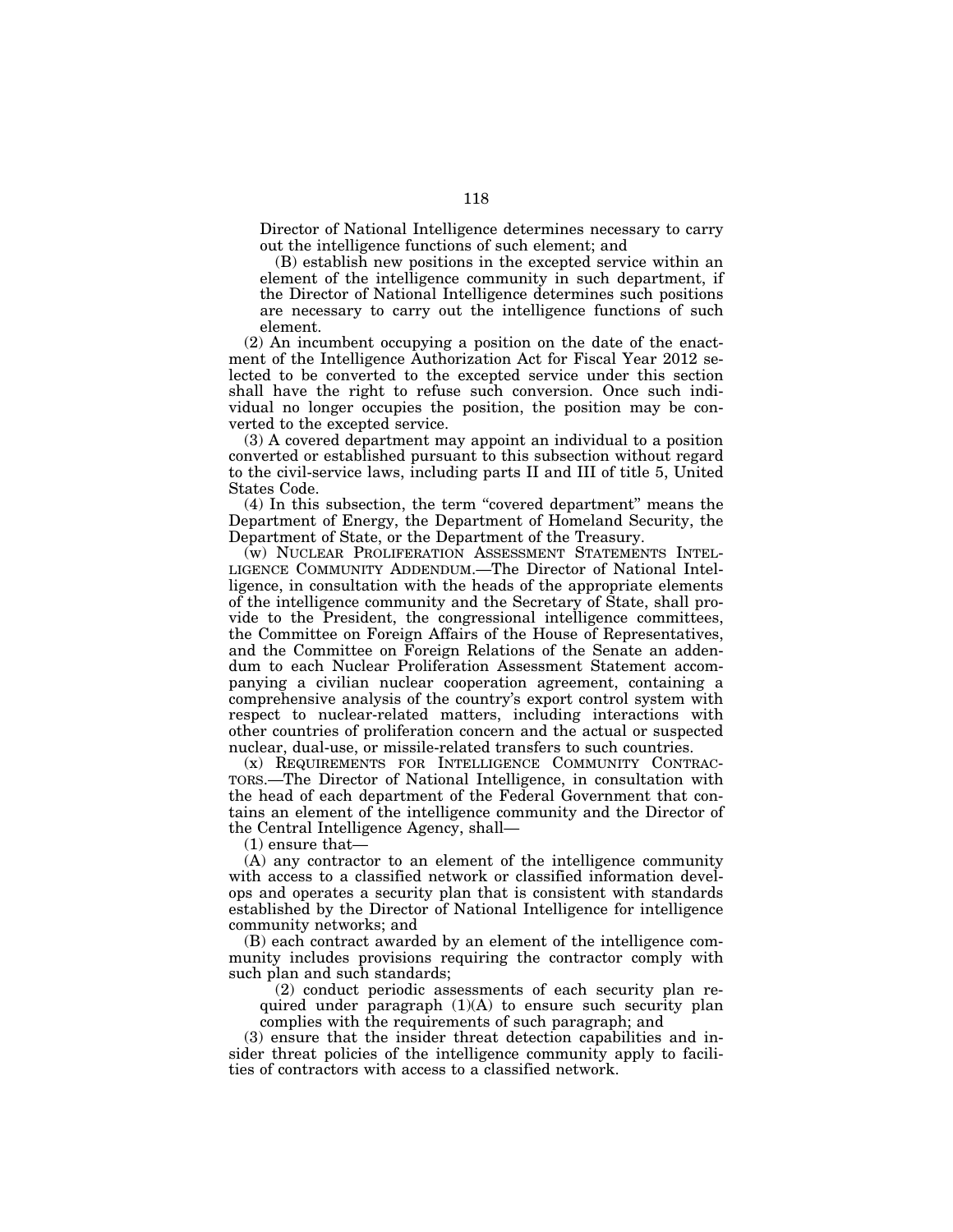Director of National Intelligence determines necessary to carry out the intelligence functions of such element; and

(B) establish new positions in the excepted service within an element of the intelligence community in such department, if the Director of National Intelligence determines such positions are necessary to carry out the intelligence functions of such element.

(2) An incumbent occupying a position on the date of the enactment of the Intelligence Authorization Act for Fiscal Year 2012 selected to be converted to the excepted service under this section shall have the right to refuse such conversion. Once such individual no longer occupies the position, the position may be converted to the excepted service.

(3) A covered department may appoint an individual to a position converted or established pursuant to this subsection without regard to the civil-service laws, including parts II and III of title 5, United States Code.

(4) In this subsection, the term "covered department" means the Department of Energy, the Department of Homeland Security, the Department of State, or the Department of the Treasury.

(w) NUCLEAR PROLIFERATION ASSESSMENT STATEMENTS INTELLIGENCE COMMUNITY ADDENDUM.—The Director of National Intelligence, in consultation with the heads of the appropriate elements of the intelligence community and the Secretary of State, shall provide to the President, the congressional intelligence committees, the Committee on Foreign Affairs of the House of Representatives, and the Committee on Foreign Relations of the Senate an addendum to each Nuclear Proliferation Assessment Statement accompanying a civilian nuclear cooperation agreement, containing a comprehensive analysis of the country's export control system with respect to nuclear-related matters, including interactions with other countries of proliferation concern and the actual or suspected nuclear, dual-use, or missile-related transfers to such countries.

(x) REQUIREMENTS FOR INTELLIGENCE COMMUNITY CONTRACTORS.—The Director of National Intelligence, in consultation with the head of each department of the Federal Government that contains an element of the intelligence community and the Director of the Central Intelligence Agency, shall—

(1) ensure that—

(A) any contractor to an element of the intelligence community with access to a classified network or classified information develops and operates a security plan that is consistent with standards established by the Director of National Intelligence for intelligence community networks; and

(B) each contract awarded by an element of the intelligence community includes provisions requiring the contractor comply with such plan and such standards;

(2) conduct periodic assessments of each security plan required under paragraph (1)(A) to ensure such security plan complies with the requirements of such paragraph; and

(3) ensure that the insider threat detection capabilities and insider threat policies of the intelligence community apply to facilities of contractors with access to a classified network.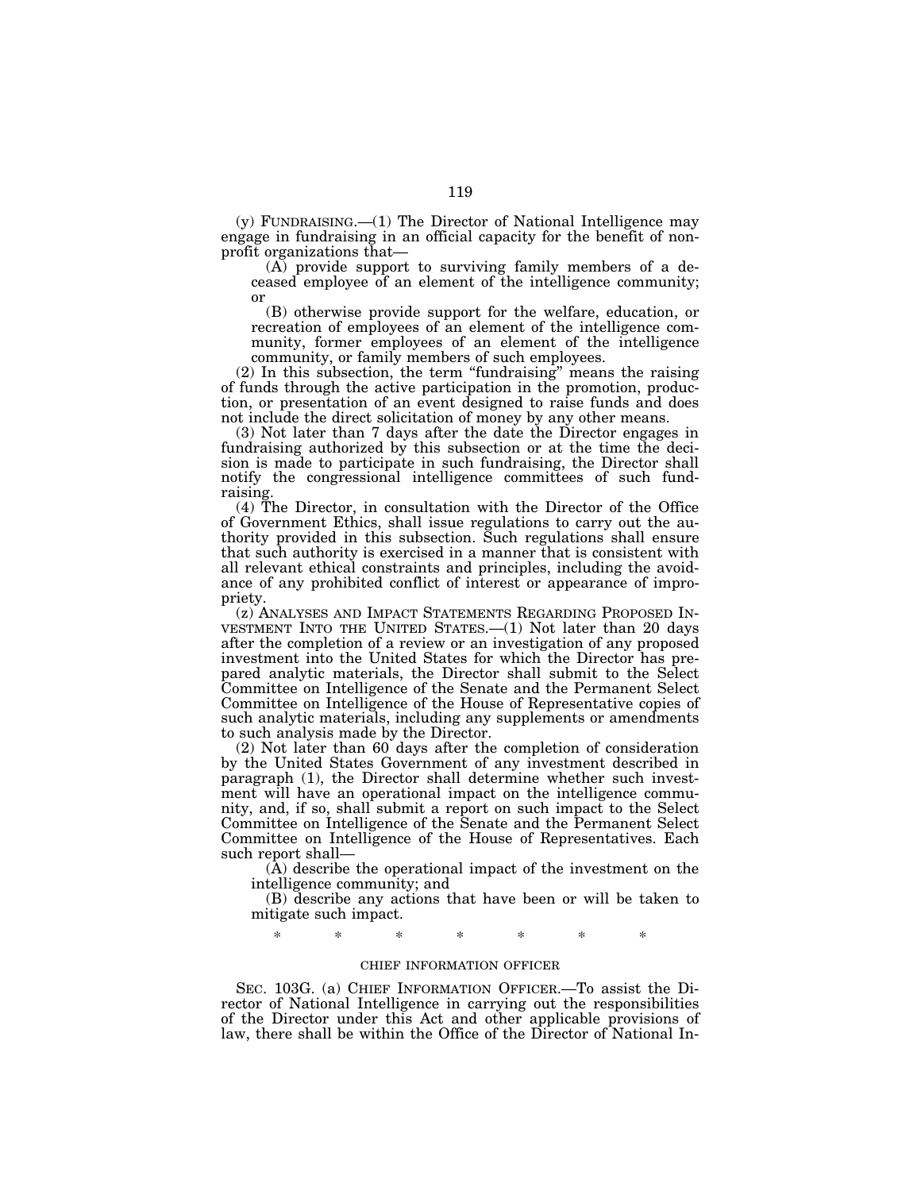(y) FUNDRAISING.—(1) The Director of National Intelligence may engage in fundraising in an official capacity for the benefit of nonprofit organizations that—

(A) provide support to surviving family members of a deceased employee of an element of the intelligence community; or

(B) otherwise provide support for the welfare, education, or recreation of employees of an element of the intelligence community, former employees of an element of the intelligence community, or family members of such employees.

(2) In this subsection, the term "fundraising" means the raising of funds through the active participation in the promotion, production, or presentation of an event designed to raise funds and does not include the direct solicitation of money by any other means.

(3) Not later than 7 days after the date the Director engages in fundraising authorized by this subsection or at the time the decision is made to participate in such fundraising, the Director shall notify the congressional intelligence committees of such fundraising.

(4) The Director, in consultation with the Director of the Office of Government Ethics, shall issue regulations to carry out the authority provided in this subsection. Such regulations shall ensure that such authority is exercised in a manner that is consistent with all relevant ethical constraints and principles, including the avoidance of any prohibited conflict of interest or appearance of impropriety.

(z) ANALYSES AND IMPACT STATEMENTS REGARDING PROPOSED INVESTMENT INTO THE UNITED STATES.—(1) Not later than 20 days after the completion of a review or an investigation of any proposed investment into the United States for which the Director has prepared analytic materials, the Director shall submit to the Select Committee on Intelligence of the Senate and the Permanent Select Committee on Intelligence of the House of Representative copies of such analytic materials, including any supplements or amendments to such analysis made by the Director.

(2) Not later than 60 days after the completion of consideration by the United States Government of any investment described in paragraph (1), the Director shall determine whether such investment will have an operational impact on the intelligence community, and, if so, shall submit a report on such impact to the Select Committee on Intelligence of the Senate and the Permanent Select Committee on Intelligence of the House of Representatives. Each such report shall—

(A) describe the operational impact of the investment on the intelligence community; and

(B) describe any actions that have been or will be taken to mitigate such impact.

\* \* \* \* \* \* \*

CHIEF INFORMATION OFFICER

SEC. 103G. (a) CHIEF INFORMATION OFFICER.—To assist the Director of National Intelligence in carrying out the responsibilities of the Director under this Act and other applicable provisions of law, there shall be within the Office of the Director of National In-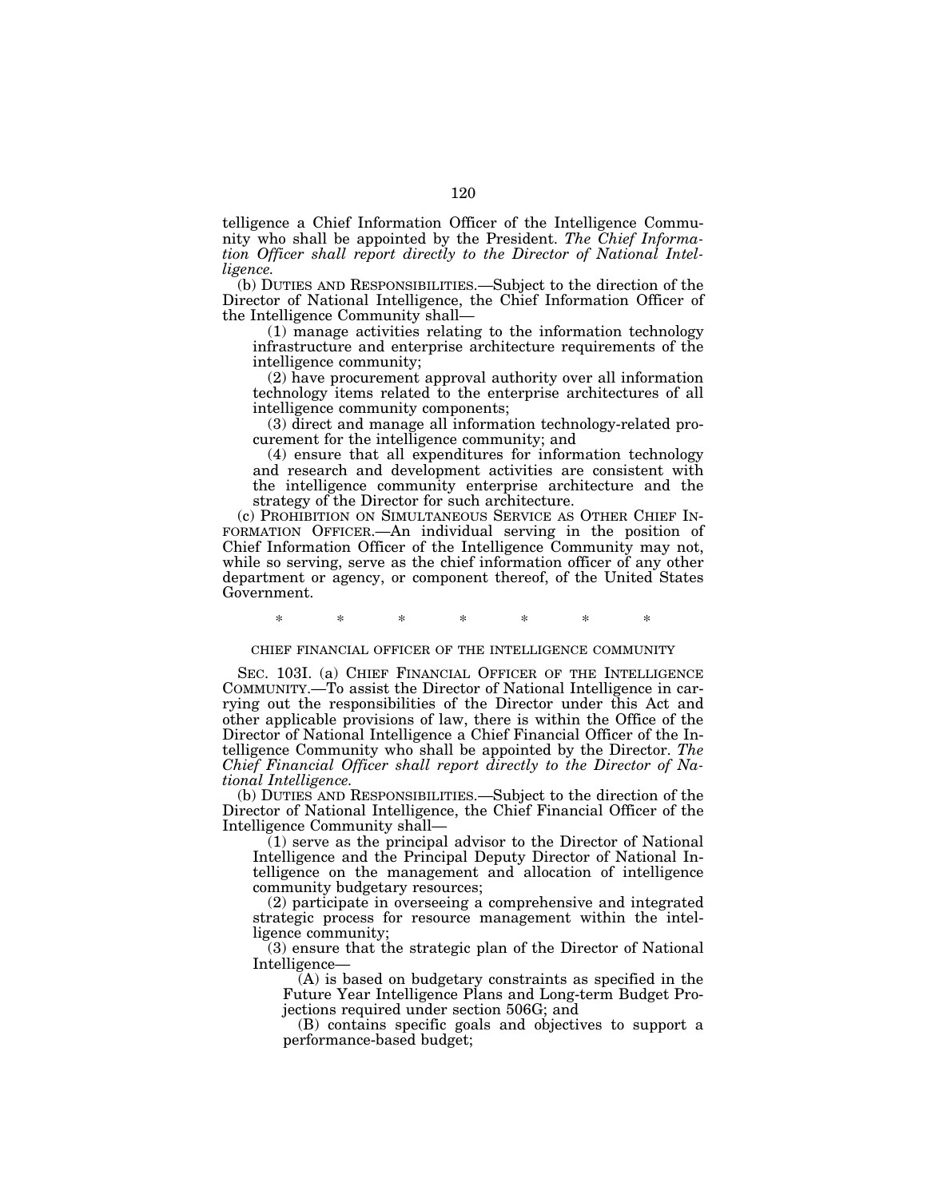telligence a Chief Information Officer of the Intelligence Community who shall be appointed by the President. *The Chief Information Officer shall report directly to the Director of National Intelligence.*

(b) DUTIES AND RESPONSIBILITIES.—Subject to the direction of the Director of National Intelligence, the Chief Information Officer of the Intelligence Community shall—

(1) manage activities relating to the information technology infrastructure and enterprise architecture requirements of the intelligence community;

(2) have procurement approval authority over all information technology items related to the enterprise architectures of all intelligence community components;

(3) direct and manage all information technology-related procurement for the intelligence community; and

(4) ensure that all expenditures for information technology and research and development activities are consistent with the intelligence community enterprise architecture and the strategy of the Director for such architecture.

(c) PROHIBITION ON SIMULTANEOUS SERVICE AS OTHER CHIEF INFORMATION OFFICER.—An individual serving in the position of Chief Information Officer of the Intelligence Community may not, while so serving, serve as the chief information officer of any other department or agency, or component thereof, of the United States Government.

\* \* \* \* \* \* \*

CHIEF FINANCIAL OFFICER OF THE INTELLIGENCE COMMUNITY

SEC. 103I. (a) CHIEF FINANCIAL OFFICER OF THE INTELLIGENCE COMMUNITY.—To assist the Director of National Intelligence in carrying out the responsibilities of the Director under this Act and other applicable provisions of law, there is within the Office of the Director of National Intelligence a Chief Financial Officer of the Intelligence Community who shall be appointed by the Director. *The Chief Financial Officer shall report directly to the Director of National Intelligence.*

(b) DUTIES AND RESPONSIBILITIES.—Subject to the direction of the Director of National Intelligence, the Chief Financial Officer of the Intelligence Community shall—

(1) serve as the principal advisor to the Director of National Intelligence and the Principal Deputy Director of National Intelligence on the management and allocation of intelligence community budgetary resources;

(2) participate in overseeing a comprehensive and integrated strategic process for resource management within the intelligence community;

(3) ensure that the strategic plan of the Director of National Intelligence—

(A) is based on budgetary constraints as specified in the Future Year Intelligence Plans and Long-term Budget Projections required under section 506G; and

(B) contains specific goals and objectives to support a performance-based budget;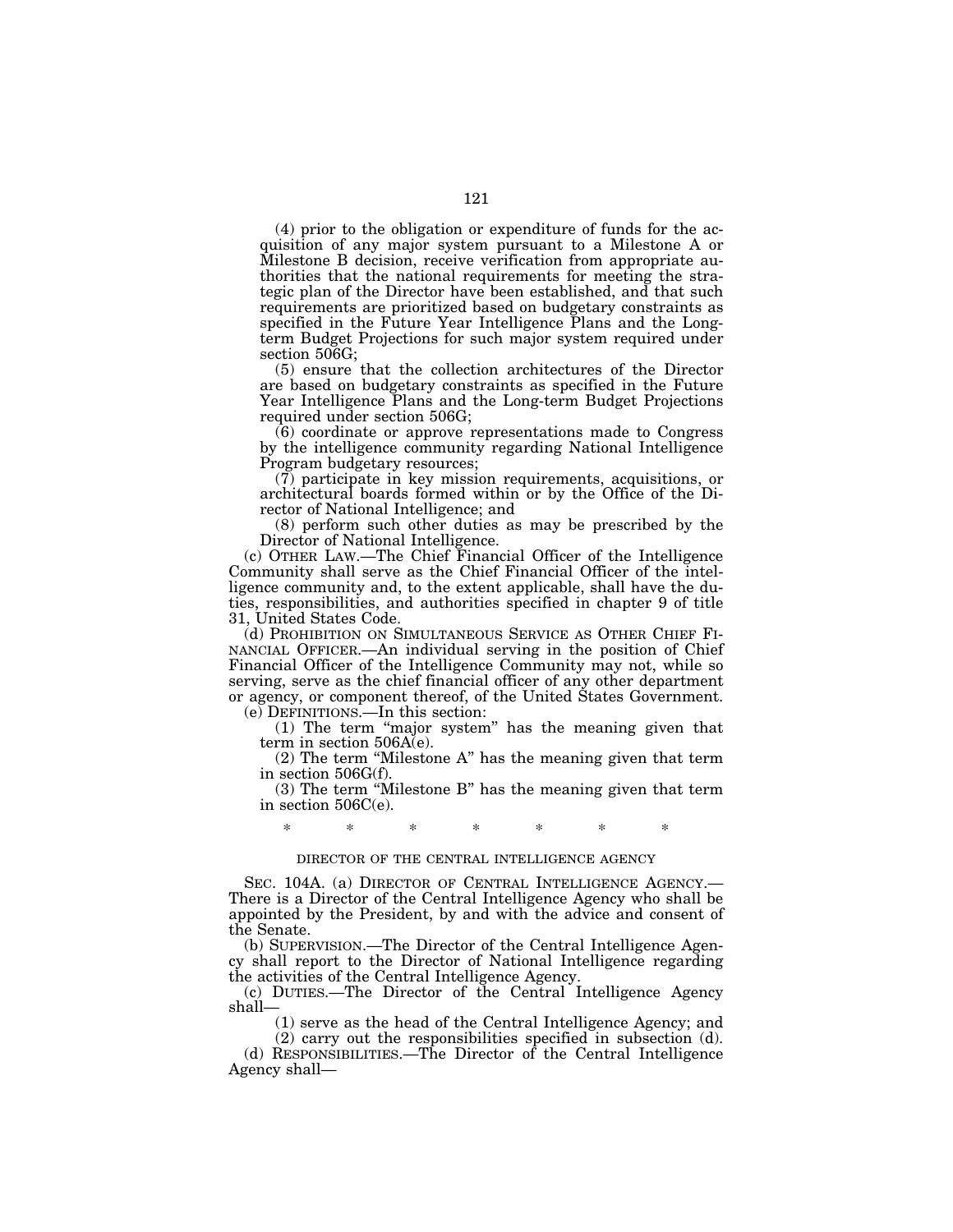(4) prior to the obligation or expenditure of funds for the acquisition of any major system pursuant to a Milestone A or Milestone B decision, receive verification from appropriate authorities that the national requirements for meeting the strategic plan of the Director have been established, and that such requirements are prioritized based on budgetary constraints as specified in the Future Year Intelligence Plans and the Long-term Budget Projections for such major system required under section 506G;

(5) ensure that the collection architectures of the Director are based on budgetary constraints as specified in the Future Year Intelligence Plans and the Long-term Budget Projections required under section 506G;

(6) coordinate or approve representations made to Congress by the intelligence community regarding National Intelligence Program budgetary resources;

(7) participate in key mission requirements, acquisitions, or architectural boards formed within or by the Office of the Director of National Intelligence; and

(8) perform such other duties as may be prescribed by the Director of National Intelligence.

(c) OTHER LAW.—The Chief Financial Officer of the Intelligence Community shall serve as the Chief Financial Officer of the intelligence community and, to the extent applicable, shall have the duties, responsibilities, and authorities specified in chapter 9 of title 31, United States Code.

(d) PROHIBITION ON SIMULTANEOUS SERVICE AS OTHER CHIEF FINANCIAL OFFICER.—An individual serving in the position of Chief Financial Officer of the Intelligence Community may not, while so serving, serve as the chief financial officer of any other department or agency, or component thereof, of the United States Government.

(e) DEFINITIONS.—In this section:

(1) The term "major system" has the meaning given that term in section 506A(e).

(2) The term "Milestone A" has the meaning given that term in section 506G(f).

(3) The term "Milestone B" has the meaning given that term in section 506C(e).

\* \* \* \* \* \* \*

DIRECTOR OF THE CENTRAL INTELLIGENCE AGENCY

SEC. 104A. (a) DIRECTOR OF CENTRAL INTELLIGENCE AGENCY.—There is a Director of the Central Intelligence Agency who shall be appointed by the President, by and with the advice and consent of the Senate.

(b) SUPERVISION.—The Director of the Central Intelligence Agency shall report to the Director of National Intelligence regarding the activities of the Central Intelligence Agency.

(c) DUTIES.—The Director of the Central Intelligence Agency shall—

(1) serve as the head of the Central Intelligence Agency; and

(2) carry out the responsibilities specified in subsection (d).

(d) RESPONSIBILITIES.—The Director of the Central Intelligence Agency shall—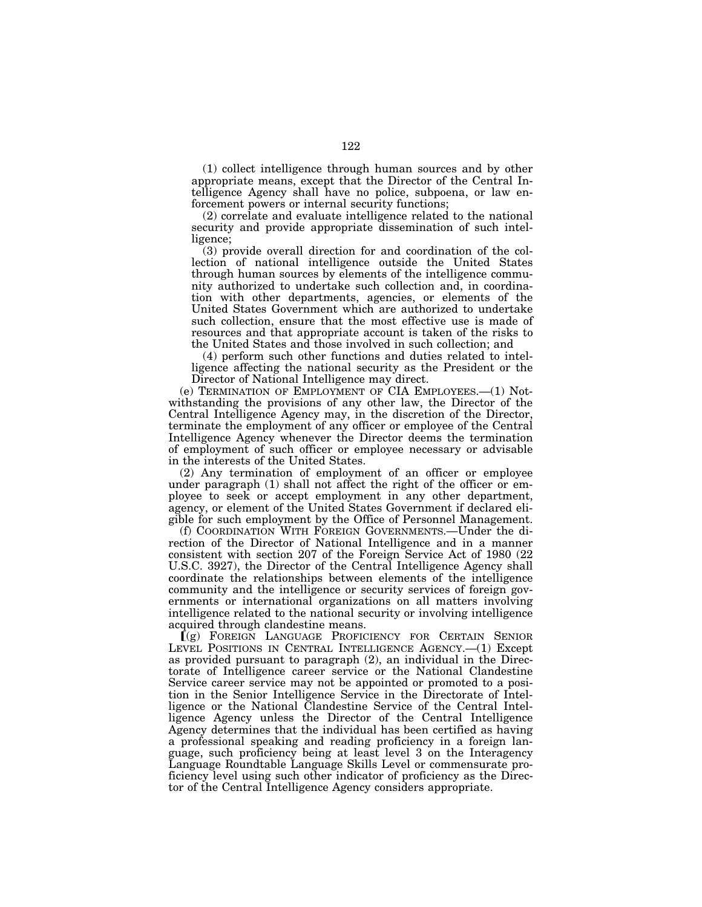(1) collect intelligence through human sources and by other appropriate means, except that the Director of the Central Intelligence Agency shall have no police, subpoena, or law enforcement powers or internal security functions;

(2) correlate and evaluate intelligence related to the national security and provide appropriate dissemination of such intelligence;

(3) provide overall direction for and coordination of the collection of national intelligence outside the United States through human sources by elements of the intelligence community authorized to undertake such collection and, in coordination with other departments, agencies, or elements of the United States Government which are authorized to undertake such collection, ensure that the most effective use is made of resources and that appropriate account is taken of the risks to the United States and those involved in such collection; and

(4) perform such other functions and duties related to intelligence affecting the national security as the President or the Director of National Intelligence may direct.

(e) TERMINATION OF EMPLOYMENT OF CIA EMPLOYEES.—(1) Notwithstanding the provisions of any other law, the Director of the Central Intelligence Agency may, in the discretion of the Director, terminate the employment of any officer or employee of the Central Intelligence Agency whenever the Director deems the termination of employment of such officer or employee necessary or advisable in the interests of the United States.

(2) Any termination of employment of an officer or employee under paragraph (1) shall not affect the right of the officer or employee to seek or accept employment in any other department, agency, or element of the United States Government if declared eligible for such employment by the Office of Personnel Management.

(f) COORDINATION WITH FOREIGN GOVERNMENTS.—Under the direction of the Director of National Intelligence and in a manner consistent with section 207 of the Foreign Service Act of 1980 (22 U.S.C. 3927), the Director of the Central Intelligence Agency shall coordinate the relationships between elements of the intelligence community and the intelligence or security services of foreign governments or international organizations on all matters involving intelligence related to the national security or involving intelligence acquired through clandestine means.

⟦(g) FOREIGN LANGUAGE PROFICIENCY FOR CERTAIN SENIOR LEVEL POSITIONS IN CENTRAL INTELLIGENCE AGENCY.—(1) Except as provided pursuant to paragraph (2), an individual in the Directorate of Intelligence career service or the National Clandestine Service career service may not be appointed or promoted to a position in the Senior Intelligence Service in the Directorate of Intelligence or the National Clandestine Service of the Central Intelligence Agency unless the Director of the Central Intelligence Agency determines that the individual has been certified as having a professional speaking and reading proficiency in a foreign language, such proficiency being at least level 3 on the Interagency Language Roundtable Language Skills Level or commensurate proficiency level using such other indicator of proficiency as the Director of the Central Intelligence Agency considers appropriate.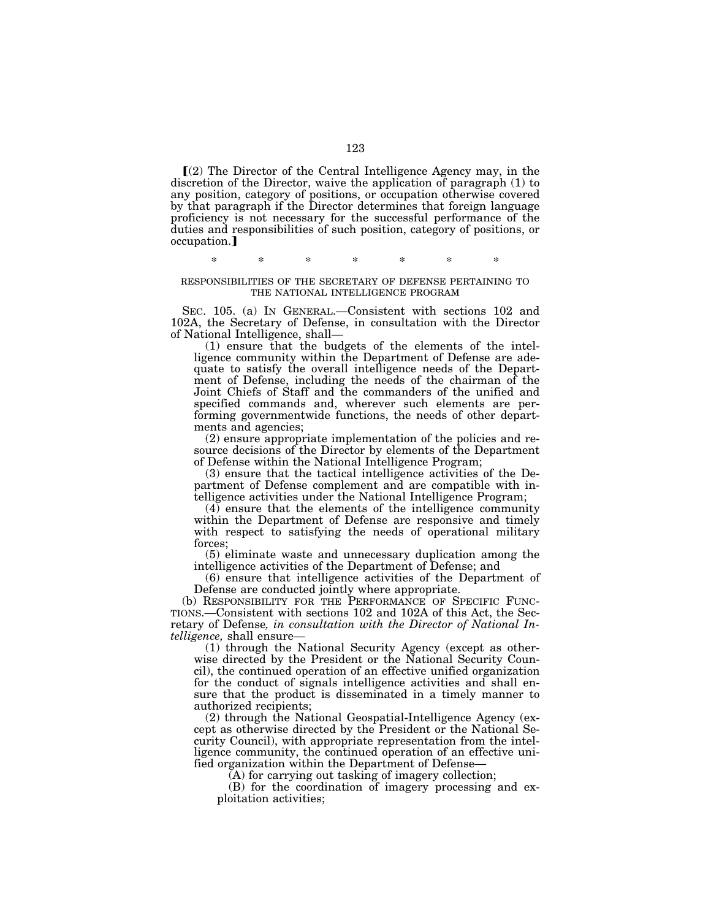⟦(2) The Director of the Central Intelligence Agency may, in the discretion of the Director, waive the application of paragraph (1) to any position, category of positions, or occupation otherwise covered by that paragraph if the Director determines that foreign language proficiency is not necessary for the successful performance of the duties and responsibilities of such position, category of positions, or occupation.⟧

\* \* \* \* \* \* \*

RESPONSIBILITIES OF THE SECRETARY OF DEFENSE PERTAINING TO THE NATIONAL INTELLIGENCE PROGRAM

SEC. 105. (a) IN GENERAL.—Consistent with sections 102 and 102A, the Secretary of Defense, in consultation with the Director of National Intelligence, shall—

(1) ensure that the budgets of the elements of the intelligence community within the Department of Defense are adequate to satisfy the overall intelligence needs of the Department of Defense, including the needs of the chairman of the Joint Chiefs of Staff and the commanders of the unified and specified commands and, wherever such elements are performing governmentwide functions, the needs of other departments and agencies;

(2) ensure appropriate implementation of the policies and resource decisions of the Director by elements of the Department of Defense within the National Intelligence Program;

(3) ensure that the tactical intelligence activities of the Department of Defense complement and are compatible with intelligence activities under the National Intelligence Program;

(4) ensure that the elements of the intelligence community within the Department of Defense are responsive and timely with respect to satisfying the needs of operational military forces;

(5) eliminate waste and unnecessary duplication among the intelligence activities of the Department of Defense; and

(6) ensure that intelligence activities of the Department of Defense are conducted jointly where appropriate.

(b) RESPONSIBILITY FOR THE PERFORMANCE OF SPECIFIC FUNCTIONS.—Consistent with sections 102 and 102A of this Act, the Secretary of Defense*, in consultation with the Director of National Intelligence,* shall ensure—

(1) through the National Security Agency (except as otherwise directed by the President or the National Security Council), the continued operation of an effective unified organization for the conduct of signals intelligence activities and shall ensure that the product is disseminated in a timely manner to authorized recipients;

(2) through the National Geospatial-Intelligence Agency (except as otherwise directed by the President or the National Security Council), with appropriate representation from the intelligence community, the continued operation of an effective unified organization within the Department of Defense—

(A) for carrying out tasking of imagery collection;

(B) for the coordination of imagery processing and exploitation activities;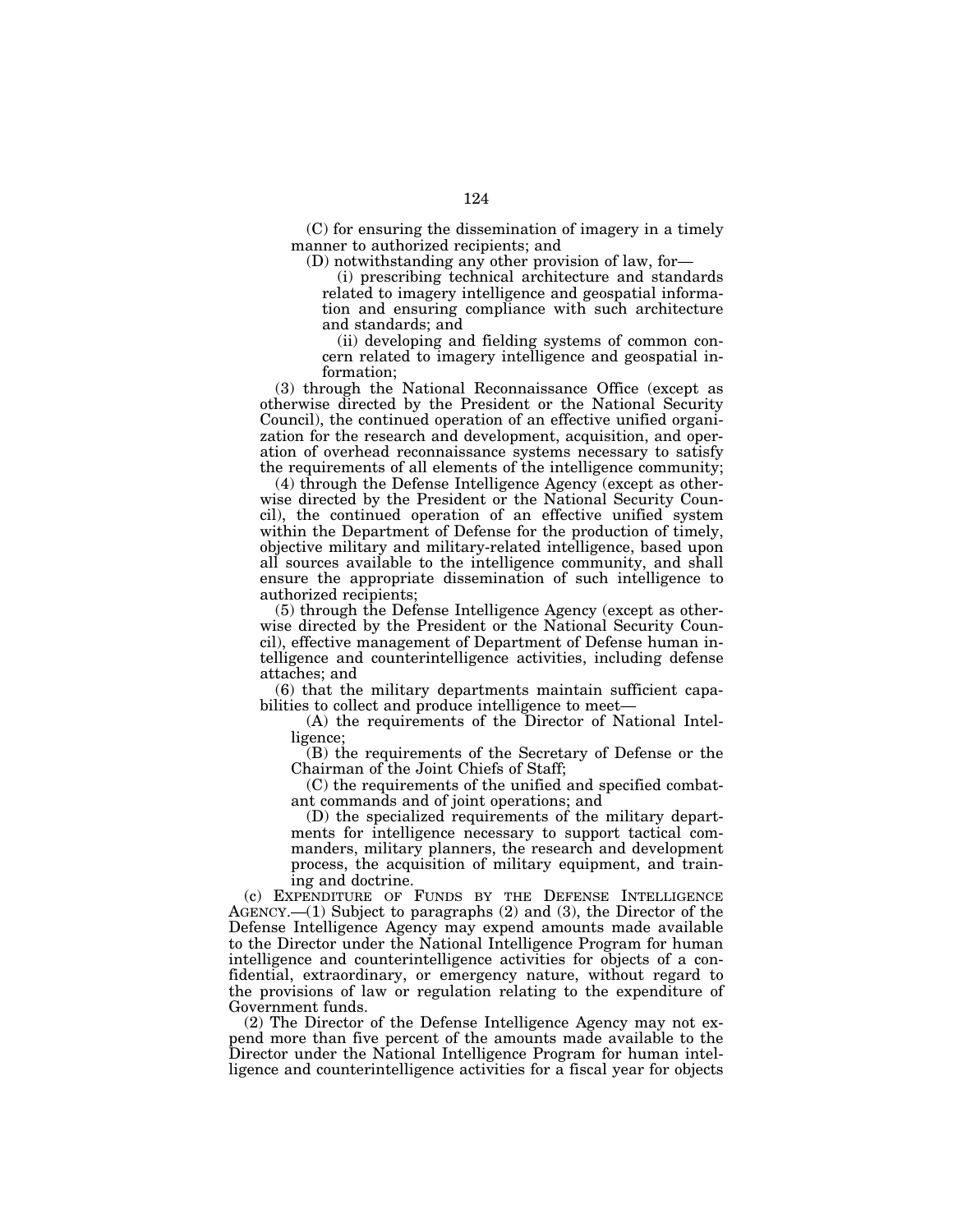(C) for ensuring the dissemination of imagery in a timely manner to authorized recipients; and

(D) notwithstanding any other provision of law, for—

(i) prescribing technical architecture and standards related to imagery intelligence and geospatial information and ensuring compliance with such architecture and standards; and

(ii) developing and fielding systems of common concern related to imagery intelligence and geospatial information;

(3) through the National Reconnaissance Office (except as otherwise directed by the President or the National Security Council), the continued operation of an effective unified organization for the research and development, acquisition, and operation of overhead reconnaissance systems necessary to satisfy the requirements of all elements of the intelligence community;

(4) through the Defense Intelligence Agency (except as otherwise directed by the President or the National Security Council), the continued operation of an effective unified system within the Department of Defense for the production of timely, objective military and military-related intelligence, based upon all sources available to the intelligence community, and shall ensure the appropriate dissemination of such intelligence to authorized recipients;

(5) through the Defense Intelligence Agency (except as otherwise directed by the President or the National Security Council), effective management of Department of Defense human intelligence and counterintelligence activities, including defense attaches; and

(6) that the military departments maintain sufficient capabilities to collect and produce intelligence to meet—

(A) the requirements of the Director of National Intelligence;

(B) the requirements of the Secretary of Defense or the Chairman of the Joint Chiefs of Staff;

(C) the requirements of the unified and specified combatant commands and of joint operations; and

(D) the specialized requirements of the military departments for intelligence necessary to support tactical commanders, military planners, the research and development process, the acquisition of military equipment, and training and doctrine.

(c) EXPENDITURE OF FUNDS BY THE DEFENSE INTELLIGENCE AGENCY.—(1) Subject to paragraphs (2) and (3), the Director of the Defense Intelligence Agency may expend amounts made available to the Director under the National Intelligence Program for human intelligence and counterintelligence activities for objects of a confidential, extraordinary, or emergency nature, without regard to the provisions of law or regulation relating to the expenditure of Government funds.

(2) The Director of the Defense Intelligence Agency may not expend more than five percent of the amounts made available to the Director under the National Intelligence Program for human intelligence and counterintelligence activities for a fiscal year for objects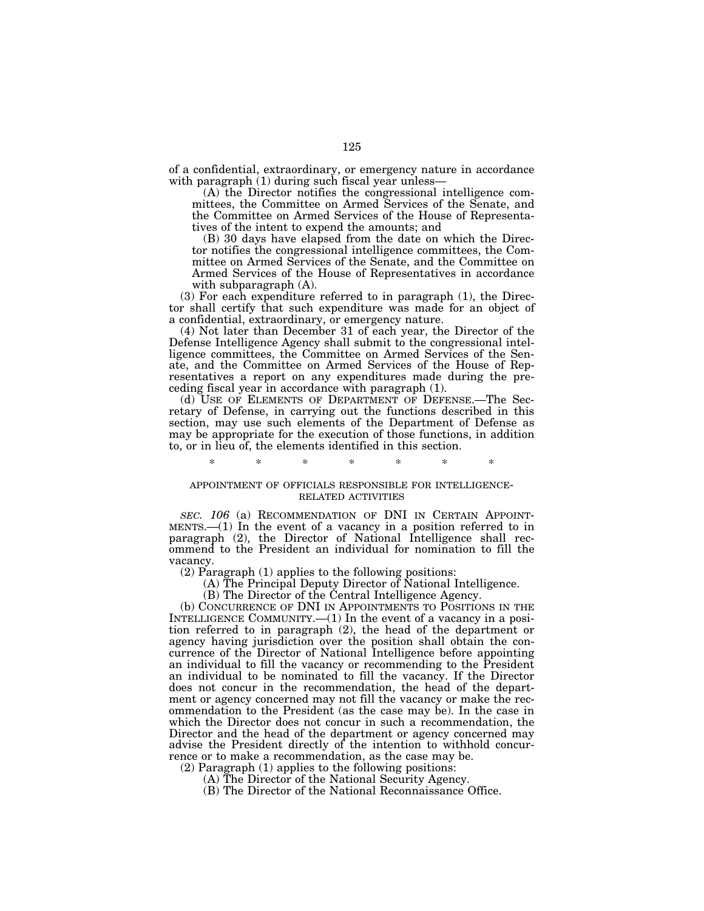of a confidential, extraordinary, or emergency nature in accordance with paragraph (1) during such fiscal year unless—

(A) the Director notifies the congressional intelligence committees, the Committee on Armed Services of the Senate, and the Committee on Armed Services of the House of Representatives of the intent to expend the amounts; and

(B) 30 days have elapsed from the date on which the Director notifies the congressional intelligence committees, the Committee on Armed Services of the Senate, and the Committee on Armed Services of the House of Representatives in accordance with subparagraph (A).

(3) For each expenditure referred to in paragraph (1), the Director shall certify that such expenditure was made for an object of a confidential, extraordinary, or emergency nature.

(4) Not later than December 31 of each year, the Director of the Defense Intelligence Agency shall submit to the congressional intelligence committees, the Committee on Armed Services of the Senate, and the Committee on Armed Services of the House of Representatives a report on any expenditures made during the preceding fiscal year in accordance with paragraph (1).

(d) USE OF ELEMENTS OF DEPARTMENT OF DEFENSE.—The Secretary of Defense, in carrying out the functions described in this section, may use such elements of the Department of Defense as may be appropriate for the execution of those functions, in addition to, or in lieu of, the elements identified in this section.

\* \* \* \* \* \* \*

APPOINTMENT OF OFFICIALS RESPONSIBLE FOR INTELLIGENCE-RELATED ACTIVITIES

*SEC. 106* (a) RECOMMENDATION OF DNI IN CERTAIN APPOINTMENTS.—(1) In the event of a vacancy in a position referred to in paragraph (2), the Director of National Intelligence shall recommend to the President an individual for nomination to fill the vacancy.

(2) Paragraph (1) applies to the following positions:

(A) The Principal Deputy Director of National Intelligence.

(B) The Director of the Central Intelligence Agency.

(b) CONCURRENCE OF DNI IN APPOINTMENTS TO POSITIONS IN THE INTELLIGENCE COMMUNITY.—(1) In the event of a vacancy in a position referred to in paragraph (2), the head of the department or agency having jurisdiction over the position shall obtain the concurrence of the Director of National Intelligence before appointing an individual to fill the vacancy or recommending to the President an individual to be nominated to fill the vacancy. If the Director does not concur in the recommendation, the head of the department or agency concerned may not fill the vacancy or make the recommendation to the President (as the case may be). In the case in which the Director does not concur in such a recommendation, the Director and the head of the department or agency concerned may advise the President directly of the intention to withhold concurrence or to make a recommendation, as the case may be.

(2) Paragraph (1) applies to the following positions:

(A) The Director of the National Security Agency.

(B) The Director of the National Reconnaissance Office.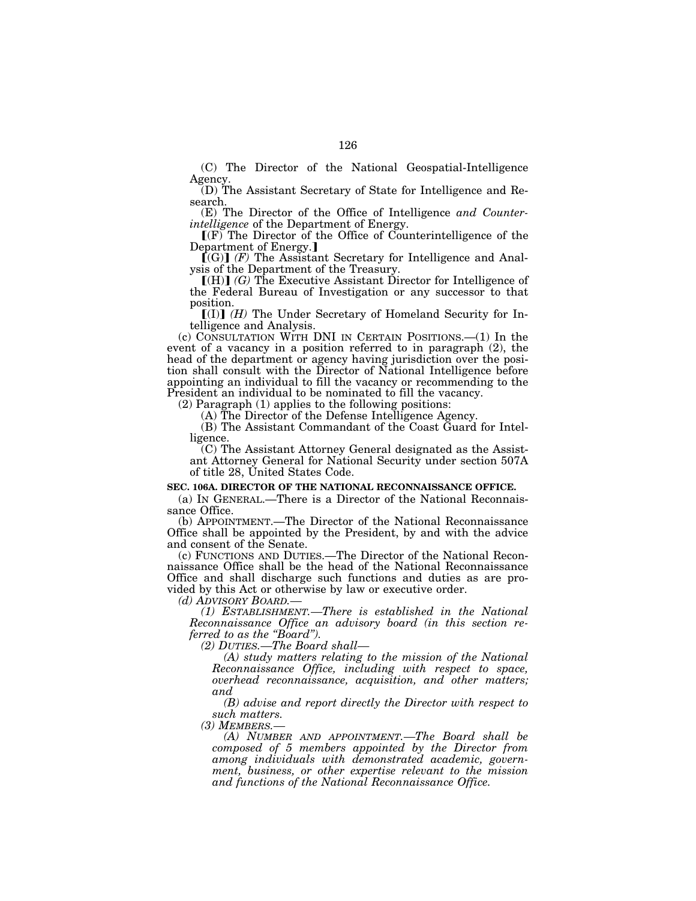(C) The Director of the National Geospatial-Intelligence Agency.

(D) The Assistant Secretary of State for Intelligence and Research.

(E) The Director of the Office of Intelligence *and Counterintelligence* of the Department of Energy.

⟦(F) The Director of the Office of Counterintelligence of the Department of Energy.⟧

⟦(G)⟧ *(F)* The Assistant Secretary for Intelligence and Analysis of the Department of the Treasury.

⟦(H)⟧ *(G)* The Executive Assistant Director for Intelligence of the Federal Bureau of Investigation or any successor to that position.

⟦(I)⟧ *(H)* The Under Secretary of Homeland Security for Intelligence and Analysis.

(c) CONSULTATION WITH DNI IN CERTAIN POSITIONS.—(1) In the event of a vacancy in a position referred to in paragraph (2), the head of the department or agency having jurisdiction over the position shall consult with the Director of National Intelligence before appointing an individual to fill the vacancy or recommending to the President an individual to be nominated to fill the vacancy.

(2) Paragraph (1) applies to the following positions:

(A) The Director of the Defense Intelligence Agency.

(B) The Assistant Commandant of the Coast Guard for Intelligence.

(C) The Assistant Attorney General designated as the Assistant Attorney General for National Security under section 507A of title 28, United States Code.

**SEC. 106A. DIRECTOR OF THE NATIONAL RECONNAISSANCE OFFICE.**

(a) IN GENERAL.—There is a Director of the National Reconnaissance Office.

(b) APPOINTMENT.—The Director of the National Reconnaissance Office shall be appointed by the President, by and with the advice and consent of the Senate.

(c) FUNCTIONS AND DUTIES.—The Director of the National Reconnaissance Office shall be the head of the National Reconnaissance Office and shall discharge such functions and duties as are provided by this Act or otherwise by law or executive order.

*(d) ADVISORY BOARD.—*

*(1) ESTABLISHMENT.—There is established in the National Reconnaissance Office an advisory board (in this section referred to as the "Board").*

*(2) DUTIES.—The Board shall—*

*(A) study matters relating to the mission of the National Reconnaissance Office, including with respect to space, overhead reconnaissance, acquisition, and other matters; and*

*(B) advise and report directly the Director with respect to such matters.*

*(3) MEMBERS.—*

*(A) NUMBER AND APPOINTMENT.—The Board shall be composed of 5 members appointed by the Director from among individuals with demonstrated academic, government, business, or other expertise relevant to the mission and functions of the National Reconnaissance Office.*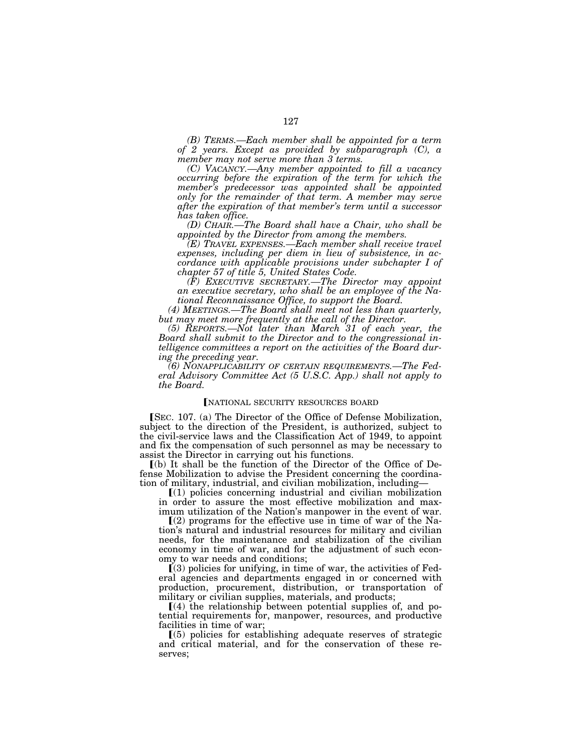*(B) TERMS.—Each member shall be appointed for a term of 2 years. Except as provided by subparagraph (C), a member may not serve more than 3 terms.*

*(C) VACANCY.—Any member appointed to fill a vacancy occurring before the expiration of the term for which the member's predecessor was appointed shall be appointed only for the remainder of that term. A member may serve after the expiration of that member's term until a successor has taken office.*

*(D) CHAIR.—The Board shall have a Chair, who shall be appointed by the Director from among the members.*

*(E) TRAVEL EXPENSES.—Each member shall receive travel expenses, including per diem in lieu of subsistence, in accordance with applicable provisions under subchapter I of chapter 57 of title 5, United States Code.*

*(F) EXECUTIVE SECRETARY.—The Director may appoint an executive secretary, who shall be an employee of the National Reconnaissance Office, to support the Board.*

*(4) MEETINGS.—The Board shall meet not less than quarterly, but may meet more frequently at the call of the Director.*

*(5) REPORTS.—Not later than March 31 of each year, the Board shall submit to the Director and to the congressional intelligence committees a report on the activities of the Board during the preceding year.*

*(6) NONAPPLICABILITY OF CERTAIN REQUIREMENTS.—The Federal Advisory Committee Act (5 U.S.C. App.) shall not apply to the Board.*

⟦NATIONAL SECURITY RESOURCES BOARD

⟦SEC. 107. (a) The Director of the Office of Defense Mobilization, subject to the direction of the President, is authorized, subject to the civil-service laws and the Classification Act of 1949, to appoint and fix the compensation of such personnel as may be necessary to assist the Director in carrying out his functions.

⟦(b) It shall be the function of the Director of the Office of Defense Mobilization to advise the President concerning the coordination of military, industrial, and civilian mobilization, including—

⟦(1) policies concerning industrial and civilian mobilization in order to assure the most effective mobilization and maximum utilization of the Nation's manpower in the event of war.

⟦(2) programs for the effective use in time of war of the Nation's natural and industrial resources for military and civilian needs, for the maintenance and stabilization of the civilian economy in time of war, and for the adjustment of such economy to war needs and conditions;

⟦(3) policies for unifying, in time of war, the activities of Federal agencies and departments engaged in or concerned with production, procurement, distribution, or transportation of military or civilian supplies, materials, and products;

⟦(4) the relationship between potential supplies of, and potential requirements for, manpower, resources, and productive facilities in time of war;

⟦(5) policies for establishing adequate reserves of strategic and critical material, and for the conservation of these reserves;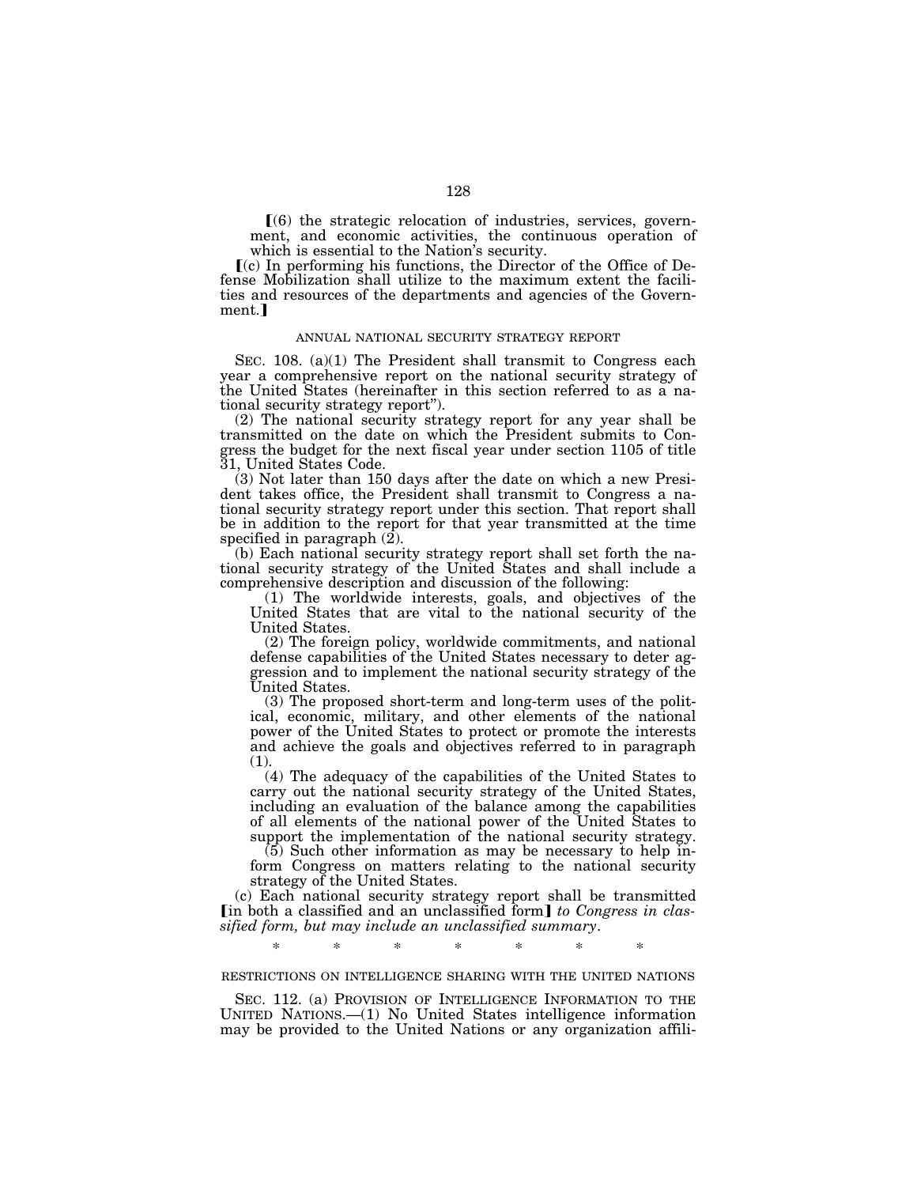【(6) the strategic relocation of industries, services, government, and economic activities, the continuous operation of which is essential to the Nation's security.

【(c) In performing his functions, the Director of the Office of Defense Mobilization shall utilize to the maximum extent the facilities and resources of the departments and agencies of the Government.】

ANNUAL NATIONAL SECURITY STRATEGY REPORT

SEC. 108. (a)(1) The President shall transmit to Congress each year a comprehensive report on the national security strategy of the United States (hereinafter in this section referred to as a national security strategy report").

(2) The national security strategy report for any year shall be transmitted on the date on which the President submits to Congress the budget for the next fiscal year under section 1105 of title 31, United States Code.

(3) Not later than 150 days after the date on which a new President takes office, the President shall transmit to Congress a national security strategy report under this section. That report shall be in addition to the report for that year transmitted at the time specified in paragraph (2).

(b) Each national security strategy report shall set forth the national security strategy of the United States and shall include a comprehensive description and discussion of the following:

(1) The worldwide interests, goals, and objectives of the United States that are vital to the national security of the United States.

(2) The foreign policy, worldwide commitments, and national defense capabilities of the United States necessary to deter aggression and to implement the national security strategy of the United States.

(3) The proposed short-term and long-term uses of the political, economic, military, and other elements of the national power of the United States to protect or promote the interests and achieve the goals and objectives referred to in paragraph (1).

(4) The adequacy of the capabilities of the United States to carry out the national security strategy of the United States, including an evaluation of the balance among the capabilities of all elements of the national power of the United States to support the implementation of the national security strategy.

(5) Such other information as may be necessary to help inform Congress on matters relating to the national security strategy of the United States.

(c) Each national security strategy report shall be transmitted 【in both a classified and an unclassified form】 *to Congress in classified form, but may include an unclassified summary*.

\* \* \* \* \* \* \*

RESTRICTIONS ON INTELLIGENCE SHARING WITH THE UNITED NATIONS

SEC. 112. (a) PROVISION OF INTELLIGENCE INFORMATION TO THE UNITED NATIONS.—(1) No United States intelligence information may be provided to the United Nations or any organization affili-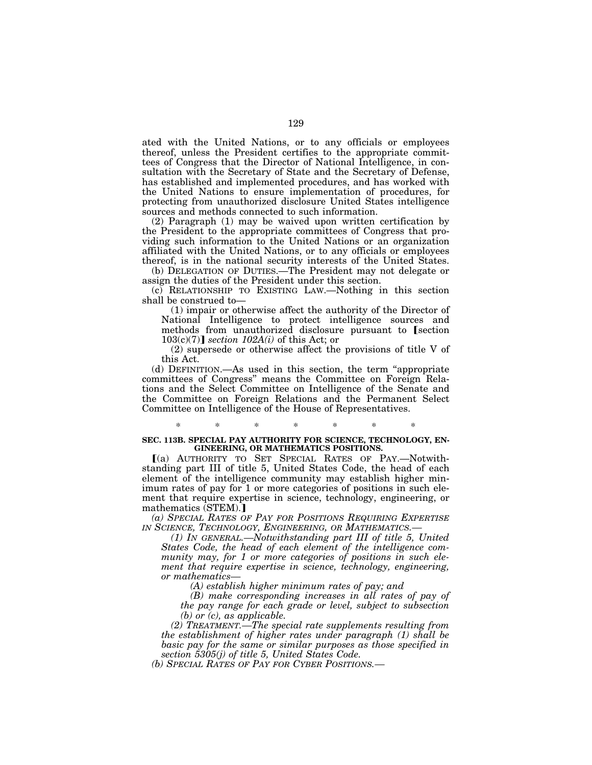ated with the United Nations, or to any officials or employees thereof, unless the President certifies to the appropriate committees of Congress that the Director of National Intelligence, in consultation with the Secretary of State and the Secretary of Defense, has established and implemented procedures, and has worked with the United Nations to ensure implementation of procedures, for protecting from unauthorized disclosure United States intelligence sources and methods connected to such information.

(2) Paragraph (1) may be waived upon written certification by the President to the appropriate committees of Congress that providing such information to the United Nations or an organization affiliated with the United Nations, or to any officials or employees thereof, is in the national security interests of the United States.

(b) DELEGATION OF DUTIES.—The President may not delegate or assign the duties of the President under this section.

(c) RELATIONSHIP TO EXISTING LAW.—Nothing in this section shall be construed to—

(1) impair or otherwise affect the authority of the Director of National Intelligence to protect intelligence sources and methods from unauthorized disclosure pursuant to ⟦section 103(c)(7)⟧ *section 102A(i)* of this Act; or

(2) supersede or otherwise affect the provisions of title V of this Act.

(d) DEFINITION.—As used in this section, the term "appropriate committees of Congress" means the Committee on Foreign Relations and the Select Committee on Intelligence of the Senate and the Committee on Foreign Relations and the Permanent Select Committee on Intelligence of the House of Representatives.

\* \* \* \* \* \* \*

**SEC. 113B. SPECIAL PAY AUTHORITY FOR SCIENCE, TECHNOLOGY, ENGINEERING, OR MATHEMATICS POSITIONS.**

⟦(a) AUTHORITY TO SET SPECIAL RATES OF PAY.—Notwithstanding part III of title 5, United States Code, the head of each element of the intelligence community may establish higher minimum rates of pay for 1 or more categories of positions in such element that require expertise in science, technology, engineering, or mathematics (STEM).⟧

*(a) SPECIAL RATES OF PAY FOR POSITIONS REQUIRING EXPERTISE IN SCIENCE, TECHNOLOGY, ENGINEERING, OR MATHEMATICS.—*

*(1) IN GENERAL.—Notwithstanding part III of title 5, United States Code, the head of each element of the intelligence community may, for 1 or more categories of positions in such element that require expertise in science, technology, engineering, or mathematics—*

*(A) establish higher minimum rates of pay; and*

*(B) make corresponding increases in all rates of pay of the pay range for each grade or level, subject to subsection (b) or (c), as applicable.*

*(2) TREATMENT.—The special rate supplements resulting from the establishment of higher rates under paragraph (1) shall be basic pay for the same or similar purposes as those specified in section 5305(j) of title 5, United States Code.*

*(b) SPECIAL RATES OF PAY FOR CYBER POSITIONS.—*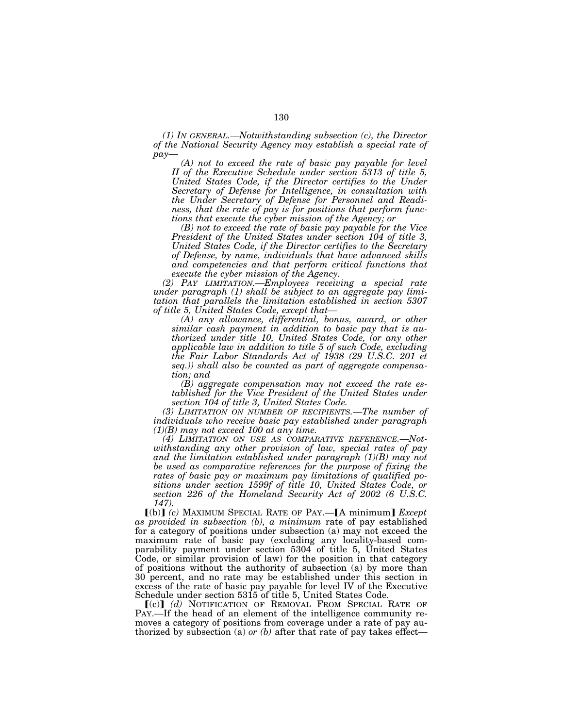*(1) IN GENERAL.—Notwithstanding subsection (c), the Director of the National Security Agency may establish a special rate of pay—*

*(A) not to exceed the rate of basic pay payable for level II of the Executive Schedule under section 5313 of title 5, United States Code, if the Director certifies to the Under Secretary of Defense for Intelligence, in consultation with the Under Secretary of Defense for Personnel and Readiness, that the rate of pay is for positions that perform functions that execute the cyber mission of the Agency; or*

*(B) not to exceed the rate of basic pay payable for the Vice President of the United States under section 104 of title 3, United States Code, if the Director certifies to the Secretary of Defense, by name, individuals that have advanced skills and competencies and that perform critical functions that execute the cyber mission of the Agency.*

*(2) PAY LIMITATION.—Employees receiving a special rate under paragraph (1) shall be subject to an aggregate pay limitation that parallels the limitation established in section 5307 of title 5, United States Code, except that—*

*(A) any allowance, differential, bonus, award, or other similar cash payment in addition to basic pay that is authorized under title 10, United States Code, (or any other applicable law in addition to title 5 of such Code, excluding the Fair Labor Standards Act of 1938 (29 U.S.C. 201 et seq.)) shall also be counted as part of aggregate compensation; and*

*(B) aggregate compensation may not exceed the rate established for the Vice President of the United States under section 104 of title 3, United States Code.*

*(3) LIMITATION ON NUMBER OF RECIPIENTS.—The number of individuals who receive basic pay established under paragraph (1)(B) may not exceed 100 at any time.*

*(4) LIMITATION ON USE AS COMPARATIVE REFERENCE.—Notwithstanding any other provision of law, special rates of pay and the limitation established under paragraph (1)(B) may not be used as comparative references for the purpose of fixing the rates of basic pay or maximum pay limitations of qualified positions under section 1599f of title 10, United States Code, or section 226 of the Homeland Security Act of 2002 (6 U.S.C. 147).*

【(b)】 *(c)* MAXIMUM SPECIAL RATE OF PAY.—【A minimum】 *Except as provided in subsection (b), a minimum* rate of pay established for a category of positions under subsection (a) may not exceed the maximum rate of basic pay (excluding any locality-based comparability payment under section 5304 of title 5, United States Code, or similar provision of law) for the position in that category of positions without the authority of subsection (a) by more than 30 percent, and no rate may be established under this section in excess of the rate of basic pay payable for level IV of the Executive Schedule under section 5315 of title 5, United States Code.

【(c)】 *(d)* NOTIFICATION OF REMOVAL FROM SPECIAL RATE OF PAY.—If the head of an element of the intelligence community removes a category of positions from coverage under a rate of pay authorized by subsection (a) *or (b)* after that rate of pay takes effect—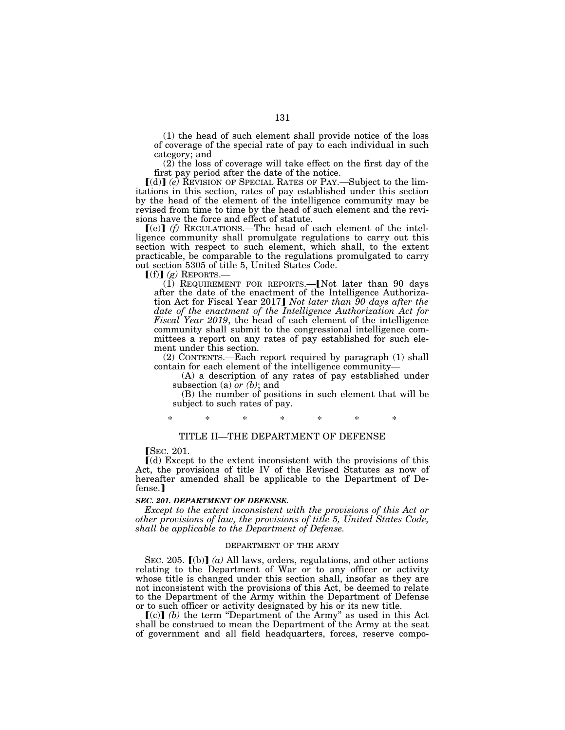(1) the head of such element shall provide notice of the loss of coverage of the special rate of pay to each individual in such category; and

(2) the loss of coverage will take effect on the first day of the first pay period after the date of the notice.

【(d)】 *(e)* REVISION OF SPECIAL RATES OF PAY.—Subject to the limitations in this section, rates of pay established under this section by the head of the element of the intelligence community may be revised from time to time by the head of such element and the revisions have the force and effect of statute.

【(e)】 *(f)* REGULATIONS.—The head of each element of the intelligence community shall promulgate regulations to carry out this section with respect to such element, which shall, to the extent practicable, be comparable to the regulations promulgated to carry out section 5305 of title 5, United States Code.

【(f)】 *(g)* REPORTS.—

(1) REQUIREMENT FOR REPORTS.—【Not later than 90 days after the date of the enactment of the Intelligence Authorization Act for Fiscal Year 2017】 *Not later than 90 days after the date of the enactment of the Intelligence Authorization Act for Fiscal Year 2019*, the head of each element of the intelligence community shall submit to the congressional intelligence committees a report on any rates of pay established for such element under this section.

(2) CONTENTS.—Each report required by paragraph (1) shall contain for each element of the intelligence community—

(A) a description of any rates of pay established under subsection (a) *or (b)*; and

(B) the number of positions in such element that will be subject to such rates of pay.

\* \* \* \* \* \* \*

## TITLE II—THE DEPARTMENT OF DEFENSE

【SEC. 201.

【(d) Except to the extent inconsistent with the provisions of this Act, the provisions of title IV of the Revised Statutes as now of hereafter amended shall be applicable to the Department of Defense.】

***SEC. 201. DEPARTMENT OF DEFENSE.***

*Except to the extent inconsistent with the provisions of this Act or other provisions of law, the provisions of title 5, United States Code, shall be applicable to the Department of Defense.*

### DEPARTMENT OF THE ARMY

SEC. 205. 【(b)】 *(a)* All laws, orders, regulations, and other actions relating to the Department of War or to any officer or activity whose title is changed under this section shall, insofar as they are not inconsistent with the provisions of this Act, be deemed to relate to the Department of the Army within the Department of Defense or to such officer or activity designated by his or its new title.

【(c)】 *(b)* the term "Department of the Army" as used in this Act shall be construed to mean the Department of the Army at the seat of government and all field headquarters, forces, reserve compo-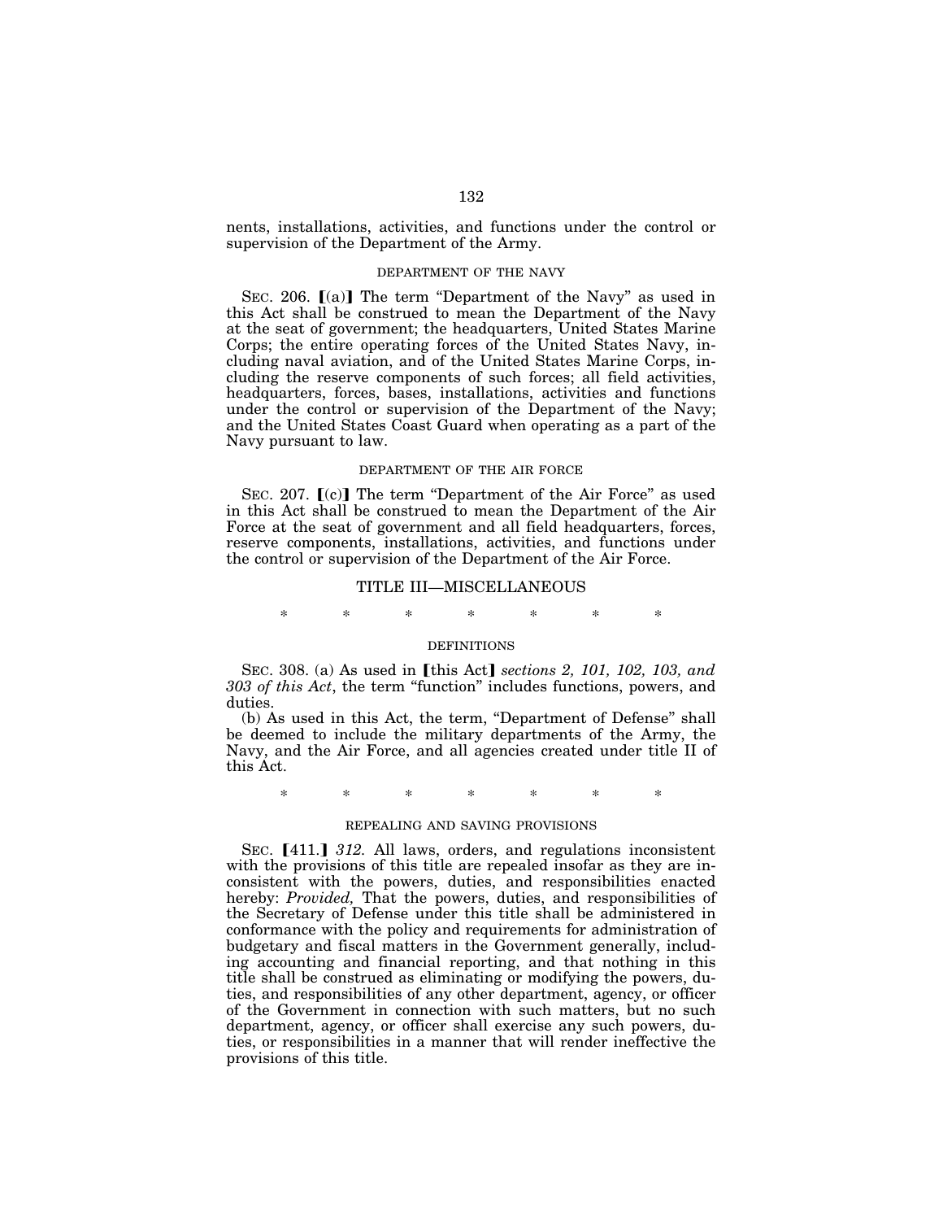nents, installations, activities, and functions under the control or supervision of the Department of the Army.

DEPARTMENT OF THE NAVY

SEC. 206. [(a)] The term "Department of the Navy" as used in this Act shall be construed to mean the Department of the Navy at the seat of government; the headquarters, United States Marine Corps; the entire operating forces of the United States Navy, including naval aviation, and of the United States Marine Corps, including the reserve components of such forces; all field activities, headquarters, forces, bases, installations, activities and functions under the control or supervision of the Department of the Navy; and the United States Coast Guard when operating as a part of the Navy pursuant to law.

DEPARTMENT OF THE AIR FORCE

SEC. 207. [(c)] The term "Department of the Air Force" as used in this Act shall be construed to mean the Department of the Air Force at the seat of government and all field headquarters, forces, reserve components, installations, activities, and functions under the control or supervision of the Department of the Air Force.

## TITLE III—MISCELLANEOUS

\* \* \* \* \* \* \*

DEFINITIONS

SEC. 308. (a) As used in [this Act] *sections 2, 101, 102, 103, and 303 of this Act*, the term "function" includes functions, powers, and duties.

(b) As used in this Act, the term, "Department of Defense" shall be deemed to include the military departments of the Army, the Navy, and the Air Force, and all agencies created under title II of this Act.

\* \* \* \* \* \* \*

REPEALING AND SAVING PROVISIONS

SEC. [411.] *312.* All laws, orders, and regulations inconsistent with the provisions of this title are repealed insofar as they are inconsistent with the powers, duties, and responsibilities enacted hereby: *Provided,* That the powers, duties, and responsibilities of the Secretary of Defense under this title shall be administered in conformance with the policy and requirements for administration of budgetary and fiscal matters in the Government generally, including accounting and financial reporting, and that nothing in this title shall be construed as eliminating or modifying the powers, duties, and responsibilities of any other department, agency, or officer of the Government in connection with such matters, but no such department, agency, or officer shall exercise any such powers, duties, or responsibilities in a manner that will render ineffective the provisions of this title.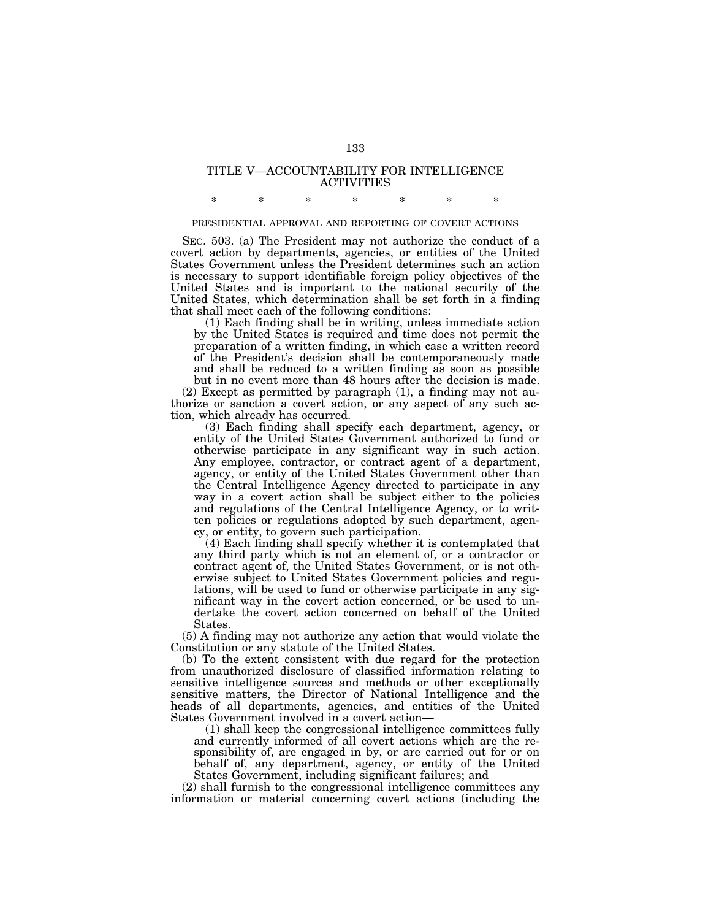## TITLE V—ACCOUNTABILITY FOR INTELLIGENCE ACTIVITIES

\* \* \* \* \* \* \*

### PRESIDENTIAL APPROVAL AND REPORTING OF COVERT ACTIONS

SEC. 503. (a) The President may not authorize the conduct of a covert action by departments, agencies, or entities of the United States Government unless the President determines such an action is necessary to support identifiable foreign policy objectives of the United States and is important to the national security of the United States, which determination shall be set forth in a finding that shall meet each of the following conditions:

(1) Each finding shall be in writing, unless immediate action by the United States is required and time does not permit the preparation of a written finding, in which case a written record of the President's decision shall be contemporaneously made and shall be reduced to a written finding as soon as possible but in no event more than 48 hours after the decision is made.

(2) Except as permitted by paragraph (1), a finding may not authorize or sanction a covert action, or any aspect of any such action, which already has occurred.

(3) Each finding shall specify each department, agency, or entity of the United States Government authorized to fund or otherwise participate in any significant way in such action. Any employee, contractor, or contract agent of a department, agency, or entity of the United States Government other than the Central Intelligence Agency directed to participate in any way in a covert action shall be subject either to the policies and regulations of the Central Intelligence Agency, or to written policies or regulations adopted by such department, agency, or entity, to govern such participation.

(4) Each finding shall specify whether it is contemplated that any third party which is not an element of, or a contractor or contract agent of, the United States Government, or is not otherwise subject to United States Government policies and regulations, will be used to fund or otherwise participate in any significant way in the covert action concerned, or be used to undertake the covert action concerned on behalf of the United States.

(5) A finding may not authorize any action that would violate the Constitution or any statute of the United States.

(b) To the extent consistent with due regard for the protection from unauthorized disclosure of classified information relating to sensitive intelligence sources and methods or other exceptionally sensitive matters, the Director of National Intelligence and the heads of all departments, agencies, and entities of the United States Government involved in a covert action—

(1) shall keep the congressional intelligence committees fully and currently informed of all covert actions which are the responsibility of, are engaged in by, or are carried out for or on behalf of, any department, agency, or entity of the United States Government, including significant failures; and

(2) shall furnish to the congressional intelligence committees any information or material concerning covert actions (including the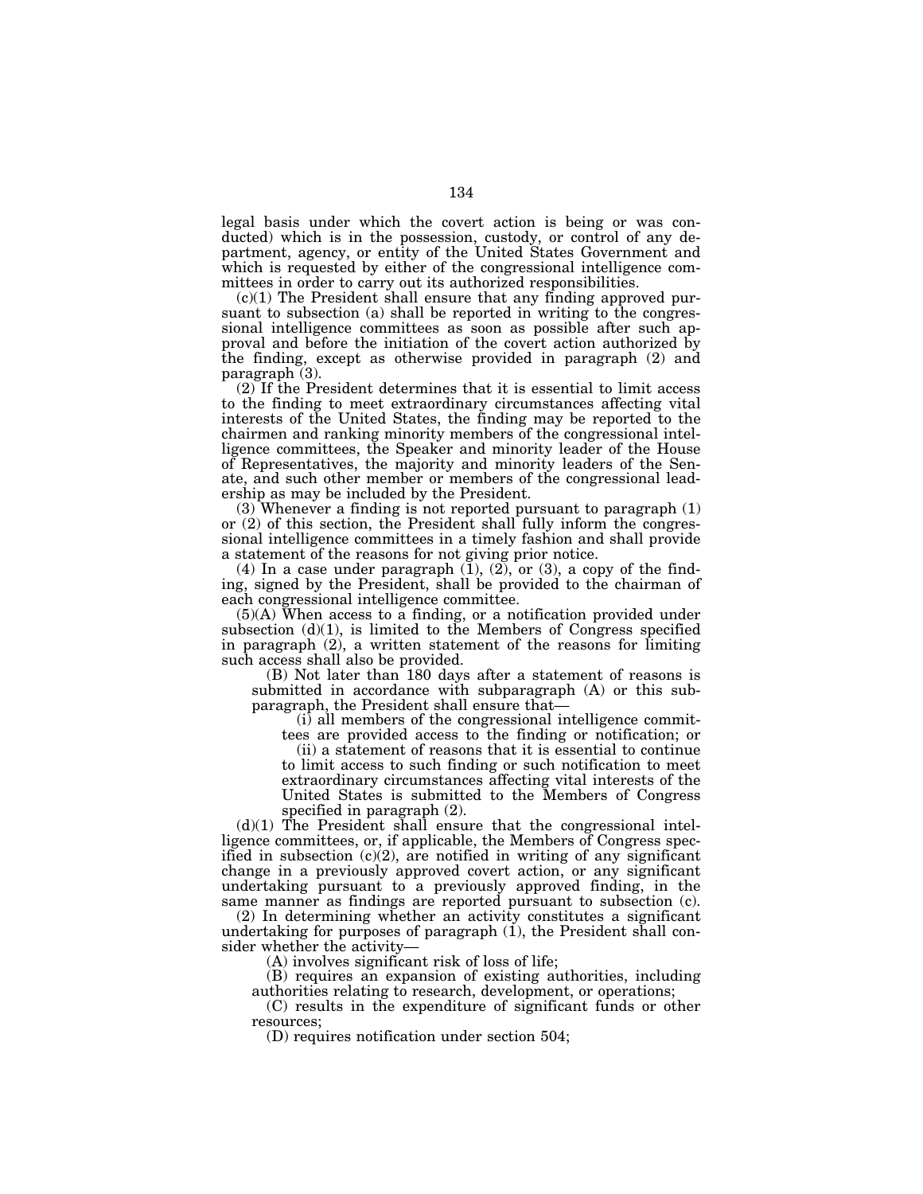legal basis under which the covert action is being or was conducted) which is in the possession, custody, or control of any department, agency, or entity of the United States Government and which is requested by either of the congressional intelligence committees in order to carry out its authorized responsibilities.

(c)(1) The President shall ensure that any finding approved pursuant to subsection (a) shall be reported in writing to the congressional intelligence committees as soon as possible after such approval and before the initiation of the covert action authorized by the finding, except as otherwise provided in paragraph (2) and paragraph (3).

(2) If the President determines that it is essential to limit access to the finding to meet extraordinary circumstances affecting vital interests of the United States, the finding may be reported to the chairmen and ranking minority members of the congressional intelligence committees, the Speaker and minority leader of the House of Representatives, the majority and minority leaders of the Senate, and such other member or members of the congressional leadership as may be included by the President.

(3) Whenever a finding is not reported pursuant to paragraph (1) or (2) of this section, the President shall fully inform the congressional intelligence committees in a timely fashion and shall provide a statement of the reasons for not giving prior notice.

(4) In a case under paragraph (1), (2), or (3), a copy of the finding, signed by the President, shall be provided to the chairman of each congressional intelligence committee.

(5)(A) When access to a finding, or a notification provided under subsection (d)(1), is limited to the Members of Congress specified in paragraph (2), a written statement of the reasons for limiting such access shall also be provided.

(B) Not later than 180 days after a statement of reasons is submitted in accordance with subparagraph (A) or this subparagraph, the President shall ensure that—

(i) all members of the congressional intelligence committees are provided access to the finding or notification; or

(ii) a statement of reasons that it is essential to continue to limit access to such finding or such notification to meet extraordinary circumstances affecting vital interests of the United States is submitted to the Members of Congress specified in paragraph (2).

(d)(1) The President shall ensure that the congressional intelligence committees, or, if applicable, the Members of Congress specified in subsection (c)(2), are notified in writing of any significant change in a previously approved covert action, or any significant undertaking pursuant to a previously approved finding, in the same manner as findings are reported pursuant to subsection (c).

(2) In determining whether an activity constitutes a significant undertaking for purposes of paragraph (1), the President shall consider whether the activity—

(A) involves significant risk of loss of life;

(B) requires an expansion of existing authorities, including authorities relating to research, development, or operations;

(C) results in the expenditure of significant funds or other resources;

(D) requires notification under section 504;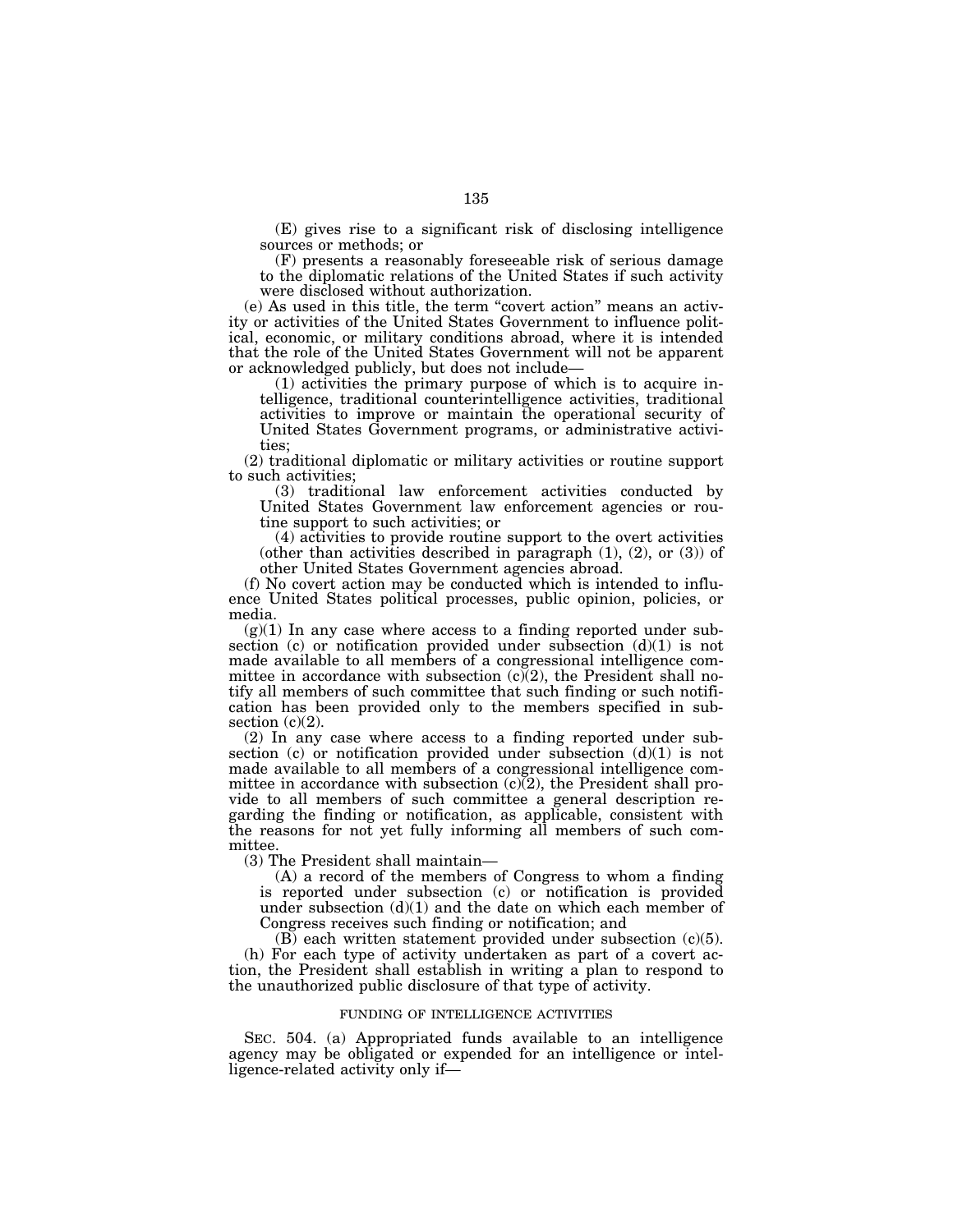(E) gives rise to a significant risk of disclosing intelligence sources or methods; or

(F) presents a reasonably foreseeable risk of serious damage to the diplomatic relations of the United States if such activity were disclosed without authorization.

(e) As used in this title, the term "covert action" means an activity or activities of the United States Government to influence political, economic, or military conditions abroad, where it is intended that the role of the United States Government will not be apparent or acknowledged publicly, but does not include—

(1) activities the primary purpose of which is to acquire intelligence, traditional counterintelligence activities, traditional activities to improve or maintain the operational security of United States Government programs, or administrative activities;

(2) traditional diplomatic or military activities or routine support to such activities;

(3) traditional law enforcement activities conducted by United States Government law enforcement agencies or routine support to such activities; or

(4) activities to provide routine support to the overt activities (other than activities described in paragraph (1), (2), or (3)) of other United States Government agencies abroad.

(f) No covert action may be conducted which is intended to influence United States political processes, public opinion, policies, or media.

(g)(1) In any case where access to a finding reported under subsection (c) or notification provided under subsection (d)(1) is not made available to all members of a congressional intelligence committee in accordance with subsection (c)(2), the President shall notify all members of such committee that such finding or such notification has been provided only to the members specified in subsection (c)(2).

(2) In any case where access to a finding reported under subsection (c) or notification provided under subsection (d)(1) is not made available to all members of a congressional intelligence committee in accordance with subsection (c)(2), the President shall provide to all members of such committee a general description regarding the finding or notification, as applicable, consistent with the reasons for not yet fully informing all members of such committee.

(3) The President shall maintain—

(A) a record of the members of Congress to whom a finding is reported under subsection (c) or notification is provided under subsection (d)(1) and the date on which each member of Congress receives such finding or notification; and

(B) each written statement provided under subsection (c)(5).

(h) For each type of activity undertaken as part of a covert action, the President shall establish in writing a plan to respond to the unauthorized public disclosure of that type of activity.

FUNDING OF INTELLIGENCE ACTIVITIES

SEC. 504. (a) Appropriated funds available to an intelligence agency may be obligated or expended for an intelligence or intelligence-related activity only if—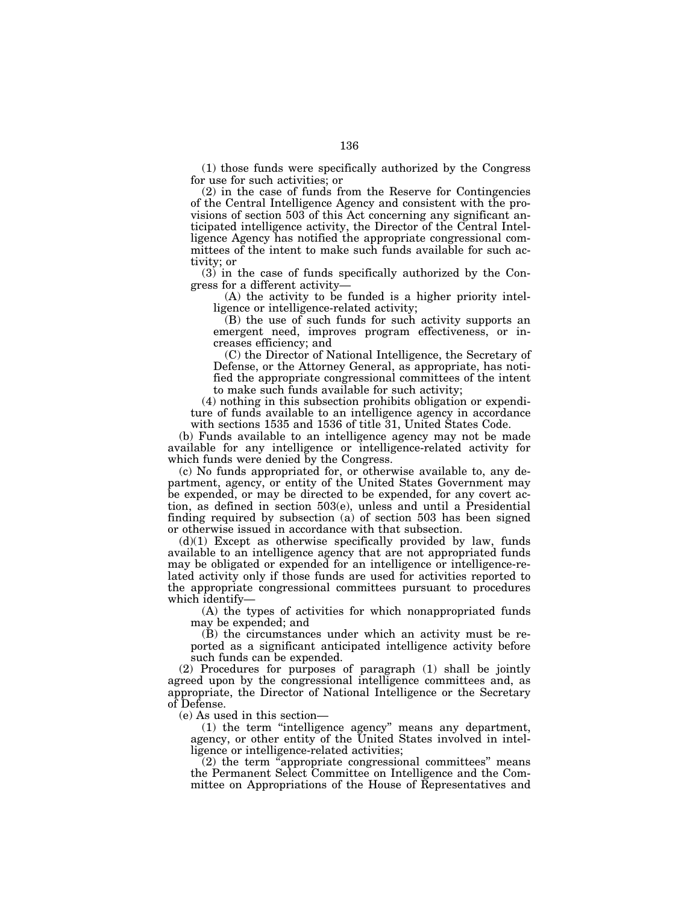(1) those funds were specifically authorized by the Congress for use for such activities; or

(2) in the case of funds from the Reserve for Contingencies of the Central Intelligence Agency and consistent with the provisions of section 503 of this Act concerning any significant anticipated intelligence activity, the Director of the Central Intelligence Agency has notified the appropriate congressional committees of the intent to make such funds available for such activity; or

(3) in the case of funds specifically authorized by the Congress for a different activity—

(A) the activity to be funded is a higher priority intelligence or intelligence-related activity;

(B) the use of such funds for such activity supports an emergent need, improves program effectiveness, or increases efficiency; and

(C) the Director of National Intelligence, the Secretary of Defense, or the Attorney General, as appropriate, has notified the appropriate congressional committees of the intent to make such funds available for such activity;

(4) nothing in this subsection prohibits obligation or expenditure of funds available to an intelligence agency in accordance with sections 1535 and 1536 of title 31, United States Code.

(b) Funds available to an intelligence agency may not be made available for any intelligence or intelligence-related activity for which funds were denied by the Congress.

(c) No funds appropriated for, or otherwise available to, any department, agency, or entity of the United States Government may be expended, or may be directed to be expended, for any covert action, as defined in section 503(e), unless and until a Presidential finding required by subsection (a) of section 503 has been signed or otherwise issued in accordance with that subsection.

(d)(1) Except as otherwise specifically provided by law, funds available to an intelligence agency that are not appropriated funds may be obligated or expended for an intelligence or intelligence-related activity only if those funds are used for activities reported to the appropriate congressional committees pursuant to procedures which identify—

(A) the types of activities for which nonappropriated funds may be expended; and

(B) the circumstances under which an activity must be reported as a significant anticipated intelligence activity before such funds can be expended.

(2) Procedures for purposes of paragraph (1) shall be jointly agreed upon by the congressional intelligence committees and, as appropriate, the Director of National Intelligence or the Secretary of Defense.

(e) As used in this section—

(1) the term "intelligence agency" means any department, agency, or other entity of the United States involved in intelligence or intelligence-related activities;

(2) the term "appropriate congressional committees" means the Permanent Select Committee on Intelligence and the Committee on Appropriations of the House of Representatives and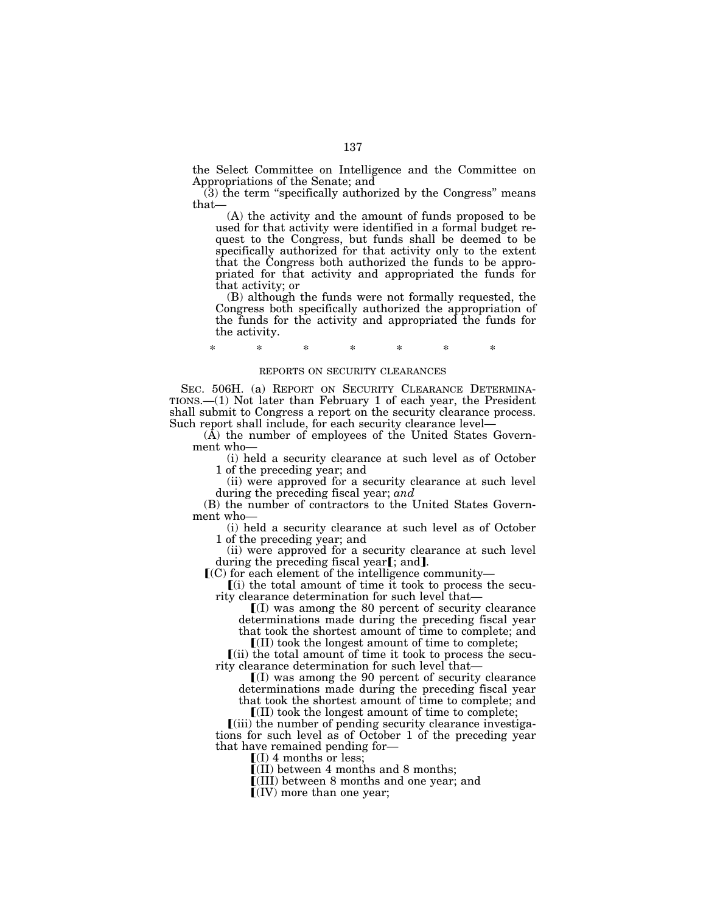the Select Committee on Intelligence and the Committee on Appropriations of the Senate; and

(3) the term "specifically authorized by the Congress" means that—

(A) the activity and the amount of funds proposed to be used for that activity were identified in a formal budget request to the Congress, but funds shall be deemed to be specifically authorized for that activity only to the extent that the Congress both authorized the funds to be appropriated for that activity and appropriated the funds for that activity; or

(B) although the funds were not formally requested, the Congress both specifically authorized the appropriation of the funds for the activity and appropriated the funds for the activity.

\* \* \* \* \* \* \*

REPORTS ON SECURITY CLEARANCES

SEC. 506H. (a) REPORT ON SECURITY CLEARANCE DETERMINATIONS.—(1) Not later than February 1 of each year, the President shall submit to Congress a report on the security clearance process. Such report shall include, for each security clearance level—

(A) the number of employees of the United States Government who—

(i) held a security clearance at such level as of October 1 of the preceding year; and

(ii) were approved for a security clearance at such level during the preceding fiscal year; *and*

(B) the number of contractors to the United States Government who—

(i) held a security clearance at such level as of October 1 of the preceding year; and

(ii) were approved for a security clearance at such level during the preceding fiscal year【; and】.

【(C) for each element of the intelligence community—

【(i) the total amount of time it took to process the security clearance determination for such level that—

【(I) was among the 80 percent of security clearance determinations made during the preceding fiscal year that took the shortest amount of time to complete; and

【(II) took the longest amount of time to complete;

【(ii) the total amount of time it took to process the security clearance determination for such level that—

【(I) was among the 90 percent of security clearance determinations made during the preceding fiscal year that took the shortest amount of time to complete; and

【(II) took the longest amount of time to complete;

【(iii) the number of pending security clearance investigations for such level as of October 1 of the preceding year that have remained pending for—

【(I) 4 months or less;

【(II) between 4 months and 8 months;

【(III) between 8 months and one year; and

【(IV) more than one year;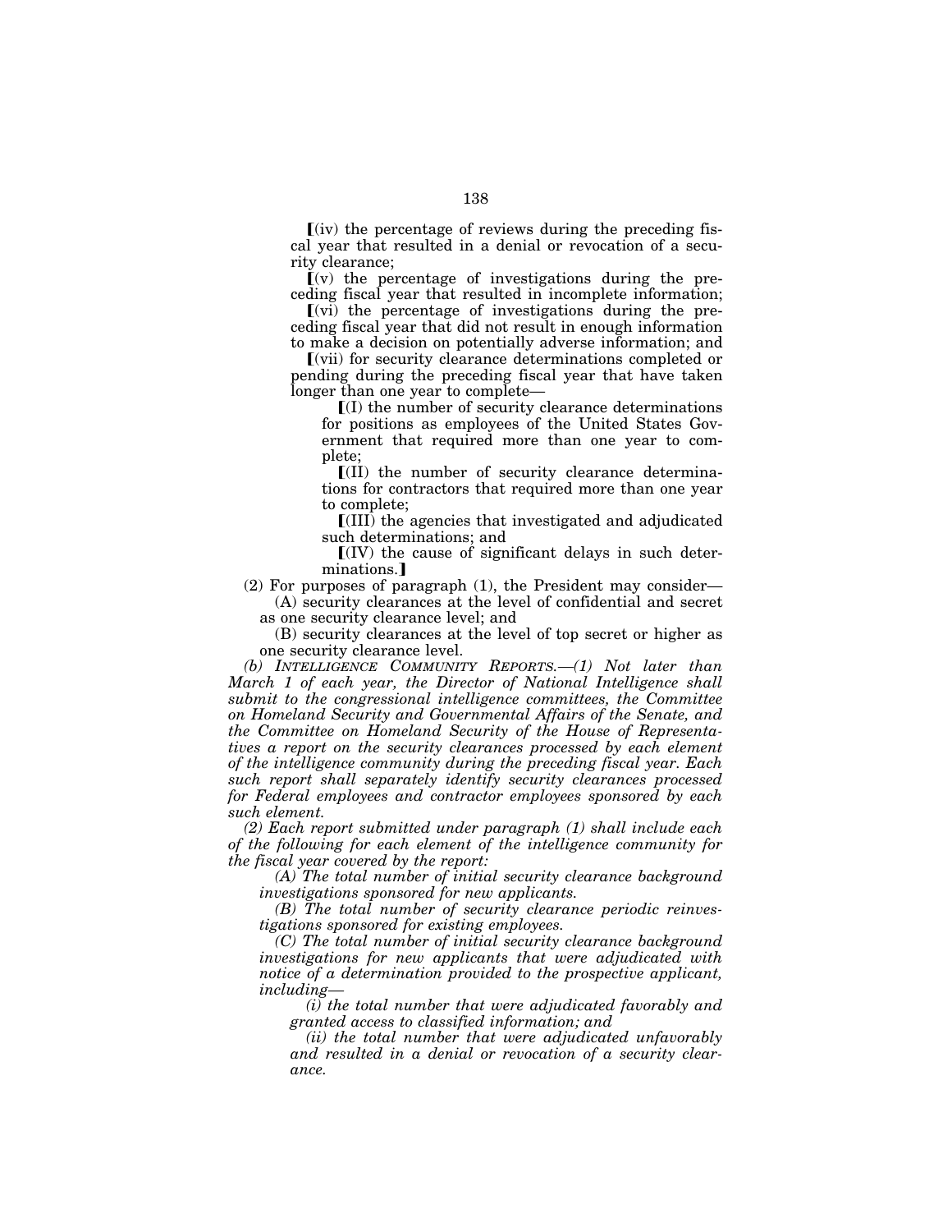⟦(iv) the percentage of reviews during the preceding fiscal year that resulted in a denial or revocation of a security clearance;

⟦(v) the percentage of investigations during the preceding fiscal year that resulted in incomplete information;

⟦(vi) the percentage of investigations during the preceding fiscal year that did not result in enough information to make a decision on potentially adverse information; and

⟦(vii) for security clearance determinations completed or pending during the preceding fiscal year that have taken longer than one year to complete—

⟦(I) the number of security clearance determinations for positions as employees of the United States Government that required more than one year to complete;

⟦(II) the number of security clearance determinations for contractors that required more than one year to complete;

⟦(III) the agencies that investigated and adjudicated such determinations; and

⟦(IV) the cause of significant delays in such determinations.⟧

(2) For purposes of paragraph (1), the President may consider—

(A) security clearances at the level of confidential and secret as one security clearance level; and

(B) security clearances at the level of top secret or higher as one security clearance level.

*(b) INTELLIGENCE COMMUNITY REPORTS.—(1) Not later than March 1 of each year, the Director of National Intelligence shall submit to the congressional intelligence committees, the Committee on Homeland Security and Governmental Affairs of the Senate, and the Committee on Homeland Security of the House of Representatives a report on the security clearances processed by each element of the intelligence community during the preceding fiscal year. Each such report shall separately identify security clearances processed for Federal employees and contractor employees sponsored by each such element.*

*(2) Each report submitted under paragraph (1) shall include each of the following for each element of the intelligence community for the fiscal year covered by the report:*

*(A) The total number of initial security clearance background investigations sponsored for new applicants.*

*(B) The total number of security clearance periodic reinvestigations sponsored for existing employees.*

*(C) The total number of initial security clearance background investigations for new applicants that were adjudicated with notice of a determination provided to the prospective applicant, including—*

*(i) the total number that were adjudicated favorably and granted access to classified information; and*

*(ii) the total number that were adjudicated unfavorably and resulted in a denial or revocation of a security clearance.*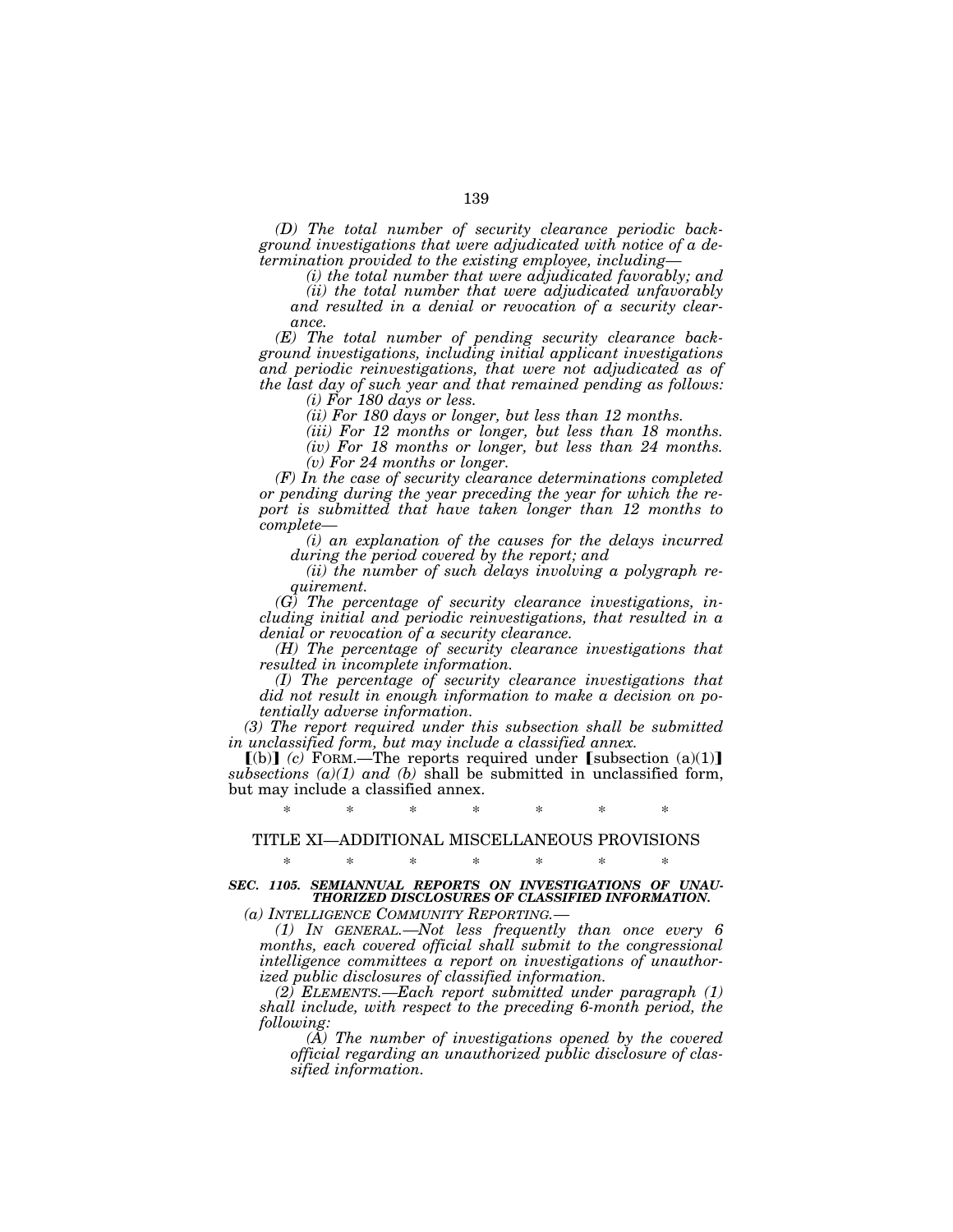*(D) The total number of security clearance periodic background investigations that were adjudicated with notice of a determination provided to the existing employee, including—*

*(i) the total number that were adjudicated favorably; and*

*(ii) the total number that were adjudicated unfavorably and resulted in a denial or revocation of a security clearance.*

*(E) The total number of pending security clearance background investigations, including initial applicant investigations and periodic reinvestigations, that were not adjudicated as of the last day of such year and that remained pending as follows:*

*(i) For 180 days or less.*

*(ii) For 180 days or longer, but less than 12 months.*

*(iii) For 12 months or longer, but less than 18 months.*

*(iv) For 18 months or longer, but less than 24 months.*

*(v) For 24 months or longer.*

*(F) In the case of security clearance determinations completed or pending during the year preceding the year for which the report is submitted that have taken longer than 12 months to complete—*

*(i) an explanation of the causes for the delays incurred during the period covered by the report; and*

*(ii) the number of such delays involving a polygraph requirement.*

*(G) The percentage of security clearance investigations, including initial and periodic reinvestigations, that resulted in a denial or revocation of a security clearance.*

*(H) The percentage of security clearance investigations that resulted in incomplete information.*

*(I) The percentage of security clearance investigations that did not result in enough information to make a decision on potentially adverse information.*

*(3) The report required under this subsection shall be submitted in unclassified form, but may include a classified annex.*

⟦(b)⟧ *(c)* FORM.—The reports required under ⟦subsection (a)(1)⟧ *subsections (a)(1) and (b)* shall be submitted in unclassified form, but may include a classified annex.

\* \* \* \* \* \* \*

## TITLE XI—ADDITIONAL MISCELLANEOUS PROVISIONS

\* \* \* \* \* \* \*

### *SEC. 1105. SEMIANNUAL REPORTS ON INVESTIGATIONS OF UNAUTHORIZED DISCLOSURES OF CLASSIFIED INFORMATION.*

*(a) INTELLIGENCE COMMUNITY REPORTING.—*

*(1) IN GENERAL.—Not less frequently than once every 6 months, each covered official shall submit to the congressional intelligence committees a report on investigations of unauthorized public disclosures of classified information.*

*(2) ELEMENTS.—Each report submitted under paragraph (1) shall include, with respect to the preceding 6-month period, the following:*

*(A) The number of investigations opened by the covered official regarding an unauthorized public disclosure of classified information.*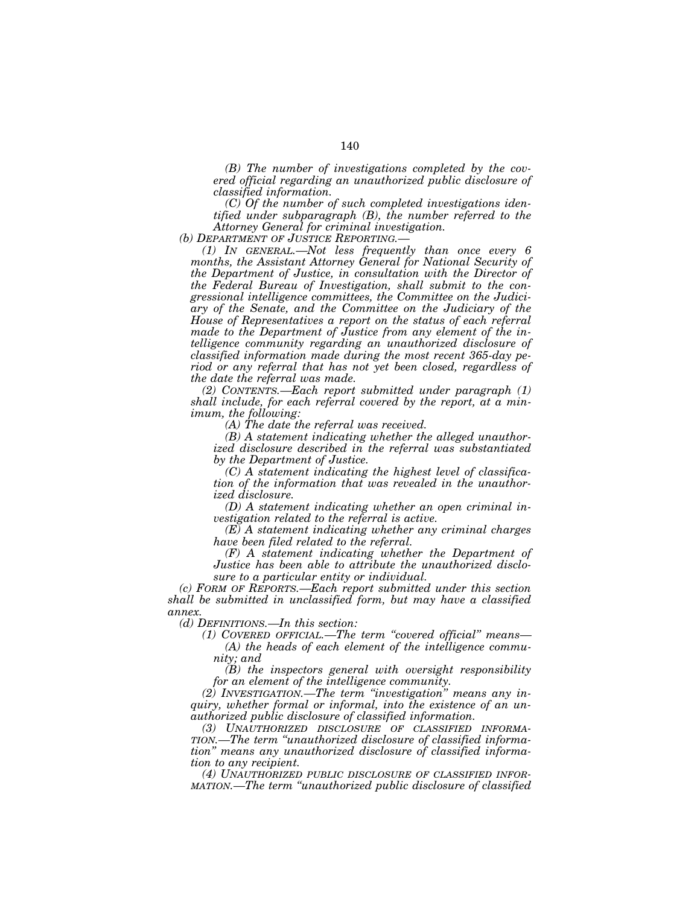*(B) The number of investigations completed by the covered official regarding an unauthorized public disclosure of classified information.*

*(C) Of the number of such completed investigations identified under subparagraph (B), the number referred to the Attorney General for criminal investigation.*

*(b) DEPARTMENT OF JUSTICE REPORTING.—*

*(1) IN GENERAL.—Not less frequently than once every 6 months, the Assistant Attorney General for National Security of the Department of Justice, in consultation with the Director of the Federal Bureau of Investigation, shall submit to the congressional intelligence committees, the Committee on the Judiciary of the Senate, and the Committee on the Judiciary of the House of Representatives a report on the status of each referral made to the Department of Justice from any element of the intelligence community regarding an unauthorized disclosure of classified information made during the most recent 365-day period or any referral that has not yet been closed, regardless of the date the referral was made.*

*(2) CONTENTS.—Each report submitted under paragraph (1) shall include, for each referral covered by the report, at a minimum, the following:*

*(A) The date the referral was received.*

*(B) A statement indicating whether the alleged unauthorized disclosure described in the referral was substantiated by the Department of Justice.*

*(C) A statement indicating the highest level of classification of the information that was revealed in the unauthorized disclosure.*

*(D) A statement indicating whether an open criminal investigation related to the referral is active.*

*(E) A statement indicating whether any criminal charges have been filed related to the referral.*

*(F) A statement indicating whether the Department of Justice has been able to attribute the unauthorized disclosure to a particular entity or individual.*

*(c) FORM OF REPORTS.—Each report submitted under this section shall be submitted in unclassified form, but may have a classified annex.*

*(d) DEFINITIONS.—In this section:*

*(1) COVERED OFFICIAL.—The term "covered official" means—*

*(A) the heads of each element of the intelligence community; and*

*(B) the inspectors general with oversight responsibility for an element of the intelligence community.*

*(2) INVESTIGATION.—The term "investigation" means any inquiry, whether formal or informal, into the existence of an unauthorized public disclosure of classified information.*

*(3) UNAUTHORIZED DISCLOSURE OF CLASSIFIED INFORMATION.—The term "unauthorized disclosure of classified information" means any unauthorized disclosure of classified information to any recipient.*

*(4) UNAUTHORIZED PUBLIC DISCLOSURE OF CLASSIFIED INFORMATION.—The term "unauthorized public disclosure of classified*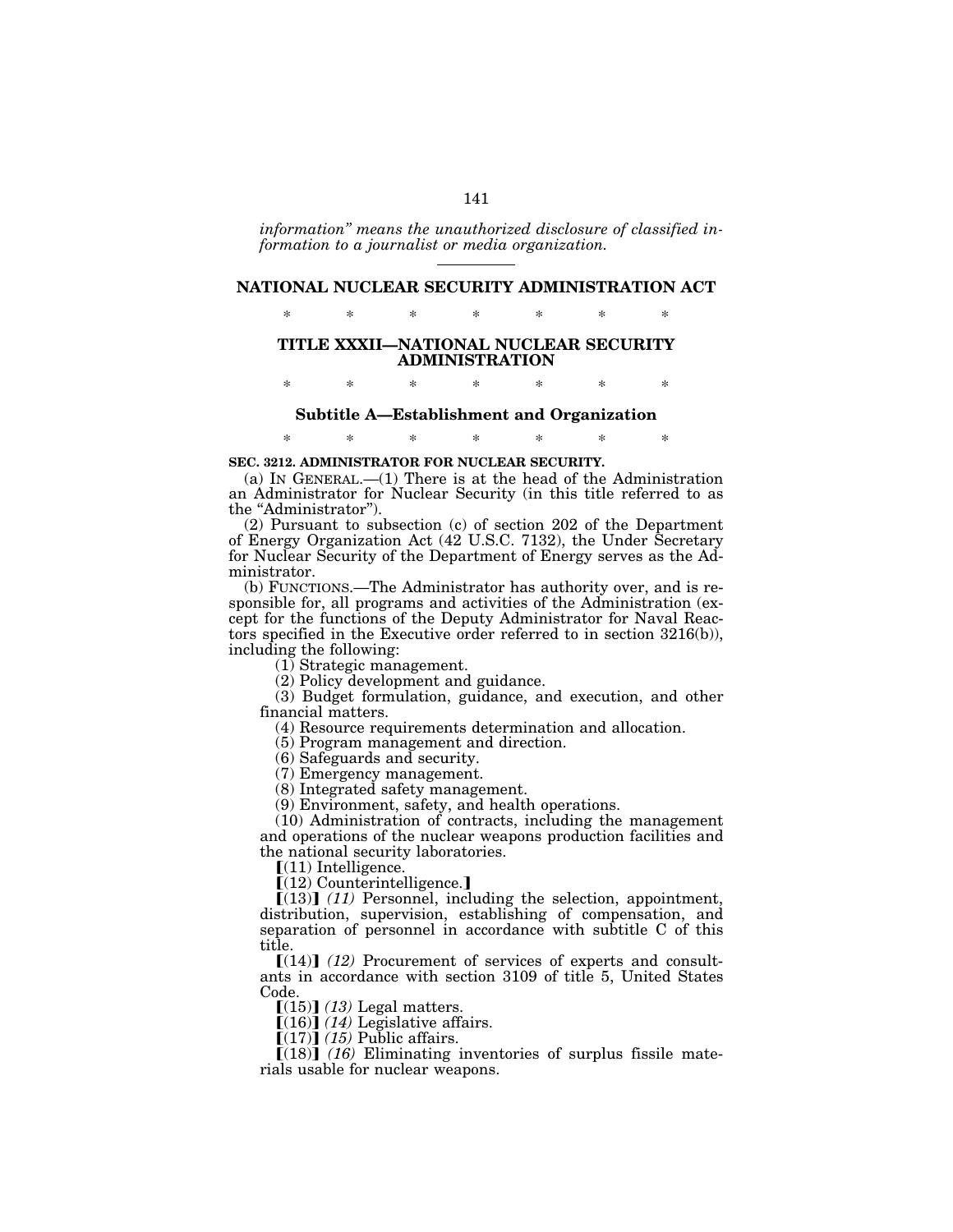*information" means the unauthorized disclosure of classified information to a journalist or media organization.*

---

## NATIONAL NUCLEAR SECURITY ADMINISTRATION ACT

\* \* \* \* \* \* \*

### TITLE XXXII—NATIONAL NUCLEAR SECURITY ADMINISTRATION

\* \* \* \* \* \* \*

### Subtitle A—Establishment and Organization

\* \* \* \* \* \* \*

**SEC. 3212. ADMINISTRATOR FOR NUCLEAR SECURITY.**

(a) IN GENERAL.—(1) There is at the head of the Administration an Administrator for Nuclear Security (in this title referred to as the "Administrator").

(2) Pursuant to subsection (c) of section 202 of the Department of Energy Organization Act (42 U.S.C. 7132), the Under Secretary for Nuclear Security of the Department of Energy serves as the Administrator.

(b) FUNCTIONS.—The Administrator has authority over, and is responsible for, all programs and activities of the Administration (except for the functions of the Deputy Administrator for Naval Reactors specified in the Executive order referred to in section 3216(b)), including the following:

(1) Strategic management.

(2) Policy development and guidance.

(3) Budget formulation, guidance, and execution, and other financial matters.

(4) Resource requirements determination and allocation.

(5) Program management and direction.

(6) Safeguards and security.

(7) Emergency management.

(8) Integrated safety management.

(9) Environment, safety, and health operations.

(10) Administration of contracts, including the management and operations of the nuclear weapons production facilities and the national security laboratories.

【(11) Intelligence.

【(12) Counterintelligence.】

【(13)】 *(11)* Personnel, including the selection, appointment, distribution, supervision, establishing of compensation, and separation of personnel in accordance with subtitle C of this title.

【(14)】 *(12)* Procurement of services of experts and consultants in accordance with section 3109 of title 5, United States Code.

【(15)】 *(13)* Legal matters.

【(16)】 *(14)* Legislative affairs.

【(17)】 *(15)* Public affairs.

【(18)】 *(16)* Eliminating inventories of surplus fissile materials usable for nuclear weapons.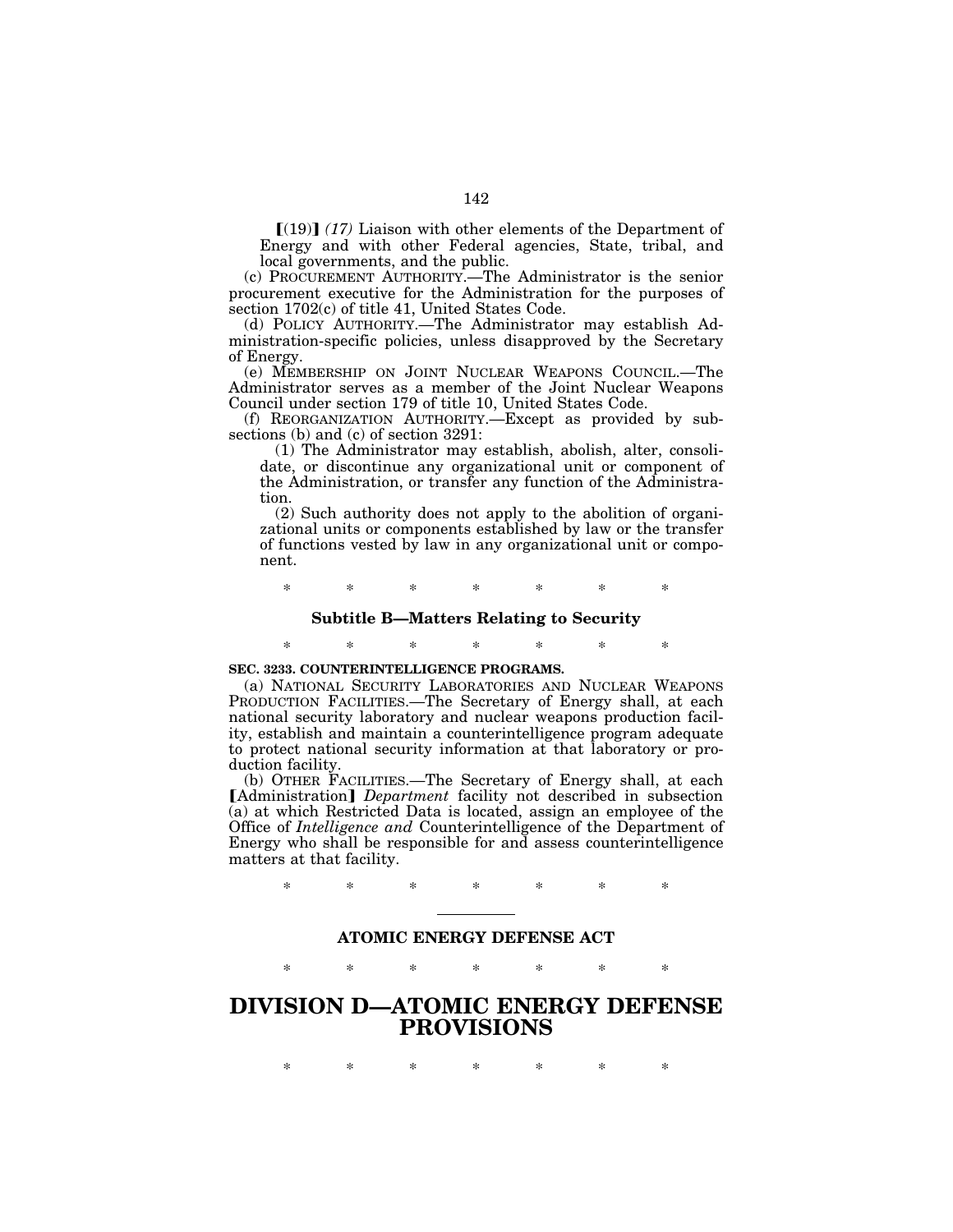【(19)】 *(17)* Liaison with other elements of the Department of Energy and with other Federal agencies, State, tribal, and local governments, and the public.

(c) PROCUREMENT AUTHORITY.—The Administrator is the senior procurement executive for the Administration for the purposes of section 1702(c) of title 41, United States Code.

(d) POLICY AUTHORITY.—The Administrator may establish Administration-specific policies, unless disapproved by the Secretary of Energy.

(e) MEMBERSHIP ON JOINT NUCLEAR WEAPONS COUNCIL.—The Administrator serves as a member of the Joint Nuclear Weapons Council under section 179 of title 10, United States Code.

(f) REORGANIZATION AUTHORITY.—Except as provided by subsections (b) and (c) of section 3291:

(1) The Administrator may establish, abolish, alter, consolidate, or discontinue any organizational unit or component of the Administration, or transfer any function of the Administration.

(2) Such authority does not apply to the abolition of organizational units or components established by law or the transfer of functions vested by law in any organizational unit or component.

\* \* \* \* \* \* \*

### Subtitle B—Matters Relating to Security

\* \* \* \* \* \* \*

**SEC. 3233. COUNTERINTELLIGENCE PROGRAMS.**

(a) NATIONAL SECURITY LABORATORIES AND NUCLEAR WEAPONS PRODUCTION FACILITIES.—The Secretary of Energy shall, at each national security laboratory and nuclear weapons production facility, establish and maintain a counterintelligence program adequate to protect national security information at that laboratory or production facility.

(b) OTHER FACILITIES.—The Secretary of Energy shall, at each 【Administration】 *Department* facility not described in subsection (a) at which Restricted Data is located, assign an employee of the Office of *Intelligence and* Counterintelligence of the Department of Energy who shall be responsible for and assess counterintelligence matters at that facility.

\* \* \* \* \* \* \*

---

### ATOMIC ENERGY DEFENSE ACT

\* \* \* \* \* \* \*

# DIVISION D—ATOMIC ENERGY DEFENSE PROVISIONS

\* \* \* \* \* \* \*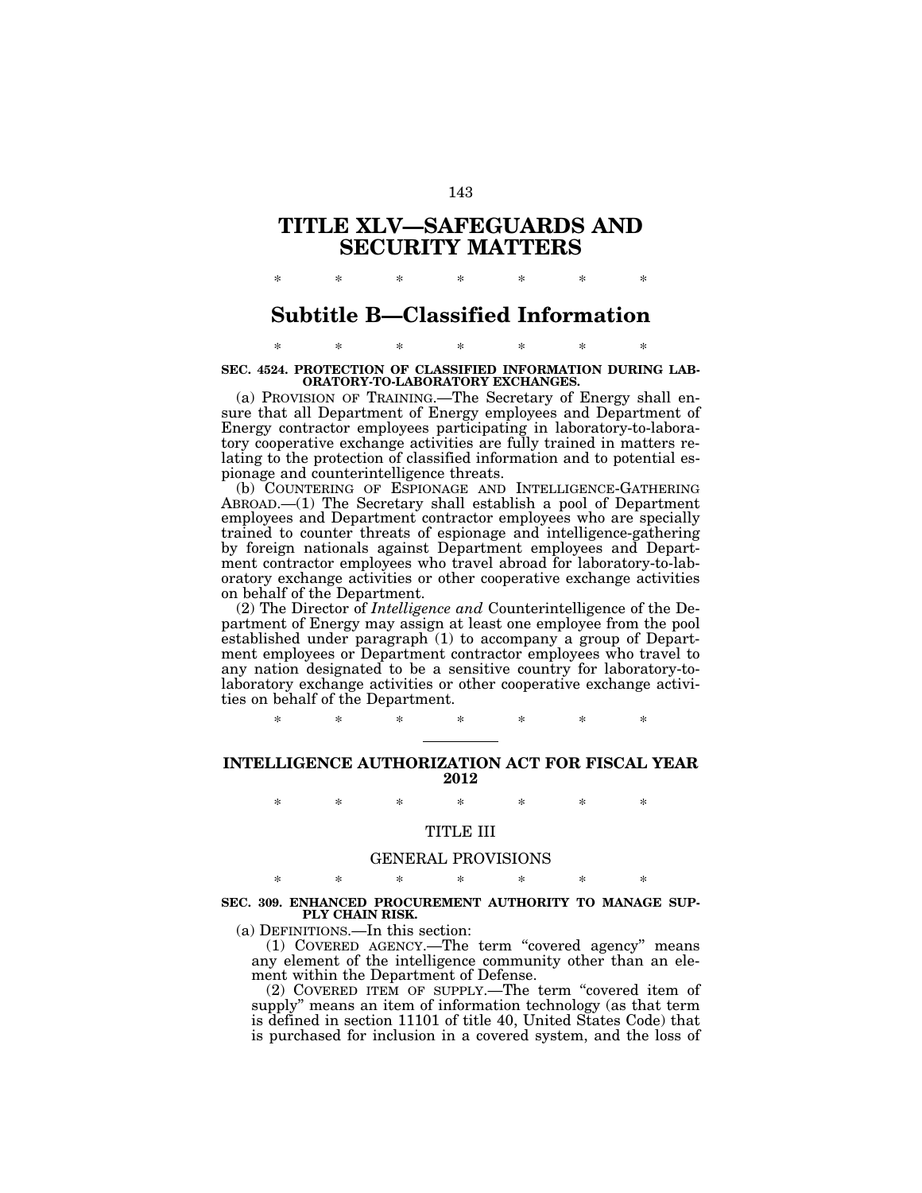# TITLE XLV—SAFEGUARDS AND SECURITY MATTERS

\* \* \* \* \* \* \*

## Subtitle B—Classified Information

\* \* \* \* \* \* \*

**SEC. 4524. PROTECTION OF CLASSIFIED INFORMATION DURING LABORATORY-TO-LABORATORY EXCHANGES.**

(a) PROVISION OF TRAINING.—The Secretary of Energy shall ensure that all Department of Energy employees and Department of Energy contractor employees participating in laboratory-to-laboratory cooperative exchange activities are fully trained in matters relating to the protection of classified information and to potential espionage and counterintelligence threats.

(b) COUNTERING OF ESPIONAGE AND INTELLIGENCE-GATHERING ABROAD.—(1) The Secretary shall establish a pool of Department employees and Department contractor employees who are specially trained to counter threats of espionage and intelligence-gathering by foreign nationals against Department employees and Department contractor employees who travel abroad for laboratory-to-laboratory exchange activities or other cooperative exchange activities on behalf of the Department.

(2) The Director of *Intelligence and* Counterintelligence of the Department of Energy may assign at least one employee from the pool established under paragraph (1) to accompany a group of Department employees or Department contractor employees who travel to any nation designated to be a sensitive country for laboratory-to-laboratory exchange activities or other cooperative exchange activities on behalf of the Department.

\* \* \* \* \* \* \*

---

**INTELLIGENCE AUTHORIZATION ACT FOR FISCAL YEAR 2012**

\* \* \* \* \* \* \*

TITLE III

GENERAL PROVISIONS

\* \* \* \* \* \* \*

**SEC. 309. ENHANCED PROCUREMENT AUTHORITY TO MANAGE SUPPLY CHAIN RISK.**

(a) DEFINITIONS.—In this section:

(1) COVERED AGENCY.—The term "covered agency" means any element of the intelligence community other than an element within the Department of Defense.

(2) COVERED ITEM OF SUPPLY.—The term "covered item of supply" means an item of information technology (as that term is defined in section 11101 of title 40, United States Code) that is purchased for inclusion in a covered system, and the loss of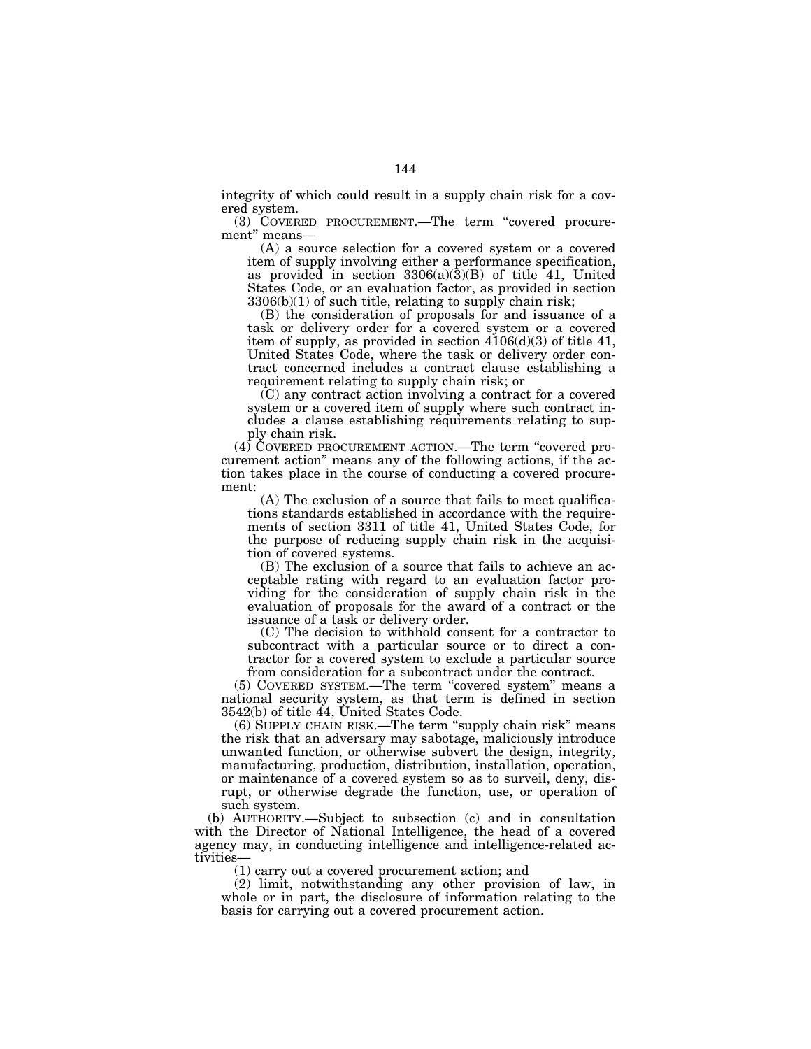integrity of which could result in a supply chain risk for a covered system.

(3) COVERED PROCUREMENT.—The term "covered procurement" means—

(A) a source selection for a covered system or a covered item of supply involving either a performance specification, as provided in section 3306(a)(3)(B) of title 41, United States Code, or an evaluation factor, as provided in section 3306(b)(1) of such title, relating to supply chain risk;

(B) the consideration of proposals for and issuance of a task or delivery order for a covered system or a covered item of supply, as provided in section 4106(d)(3) of title 41, United States Code, where the task or delivery order contract concerned includes a contract clause establishing a requirement relating to supply chain risk; or

(C) any contract action involving a contract for a covered system or a covered item of supply where such contract includes a clause establishing requirements relating to supply chain risk.

(4) COVERED PROCUREMENT ACTION.—The term "covered procurement action" means any of the following actions, if the action takes place in the course of conducting a covered procurement:

(A) The exclusion of a source that fails to meet qualifications standards established in accordance with the requirements of section 3311 of title 41, United States Code, for the purpose of reducing supply chain risk in the acquisition of covered systems.

(B) The exclusion of a source that fails to achieve an acceptable rating with regard to an evaluation factor providing for the consideration of supply chain risk in the evaluation of proposals for the award of a contract or the issuance of a task or delivery order.

(C) The decision to withhold consent for a contractor to subcontract with a particular source or to direct a contractor for a covered system to exclude a particular source from consideration for a subcontract under the contract.

(5) COVERED SYSTEM.—The term "covered system" means a national security system, as that term is defined in section 3542(b) of title 44, United States Code.

(6) SUPPLY CHAIN RISK.—The term "supply chain risk" means the risk that an adversary may sabotage, maliciously introduce unwanted function, or otherwise subvert the design, integrity, manufacturing, production, distribution, installation, operation, or maintenance of a covered system so as to surveil, deny, disrupt, or otherwise degrade the function, use, or operation of such system.

(b) AUTHORITY.—Subject to subsection (c) and in consultation with the Director of National Intelligence, the head of a covered agency may, in conducting intelligence and intelligence-related activities—

(1) carry out a covered procurement action; and

(2) limit, notwithstanding any other provision of law, in whole or in part, the disclosure of information relating to the basis for carrying out a covered procurement action.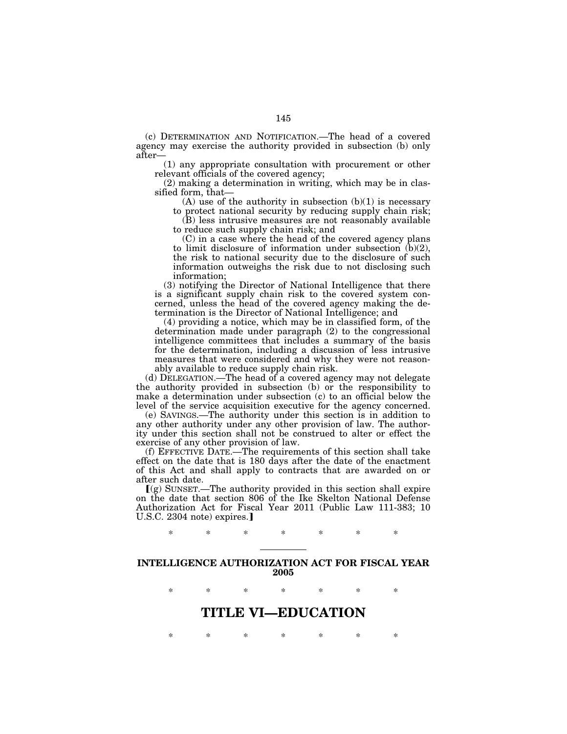(c) DETERMINATION AND NOTIFICATION.—The head of a covered agency may exercise the authority provided in subsection (b) only after—

(1) any appropriate consultation with procurement or other relevant officials of the covered agency;

(2) making a determination in writing, which may be in classified form, that—

(A) use of the authority in subsection (b)(1) is necessary to protect national security by reducing supply chain risk;

(B) less intrusive measures are not reasonably available to reduce such supply chain risk; and

(C) in a case where the head of the covered agency plans to limit disclosure of information under subsection (b)(2), the risk to national security due to the disclosure of such information outweighs the risk due to not disclosing such information;

(3) notifying the Director of National Intelligence that there is a significant supply chain risk to the covered system concerned, unless the head of the covered agency making the determination is the Director of National Intelligence; and

(4) providing a notice, which may be in classified form, of the determination made under paragraph (2) to the congressional intelligence committees that includes a summary of the basis for the determination, including a discussion of less intrusive measures that were considered and why they were not reasonably available to reduce supply chain risk.

(d) DELEGATION.—The head of a covered agency may not delegate the authority provided in subsection (b) or the responsibility to make a determination under subsection (c) to an official below the level of the service acquisition executive for the agency concerned.

(e) SAVINGS.—The authority under this section is in addition to any other authority under any other provision of law. The authority under this section shall not be construed to alter or effect the exercise of any other provision of law.

(f) EFFECTIVE DATE.—The requirements of this section shall take effect on the date that is 180 days after the date of the enactment of this Act and shall apply to contracts that are awarded on or after such date.

【(g) SUNSET.—The authority provided in this section shall expire on the date that section 806 of the Ike Skelton National Defense Authorization Act for Fiscal Year 2011 (Public Law 111-383; 10 U.S.C. 2304 note) expires.】

\* \* \* \* \* \* \*

## INTELLIGENCE AUTHORIZATION ACT FOR FISCAL YEAR 2005

\* \* \* \* \* \* \*

# TITLE VI—EDUCATION

\* \* \* \* \* \* \*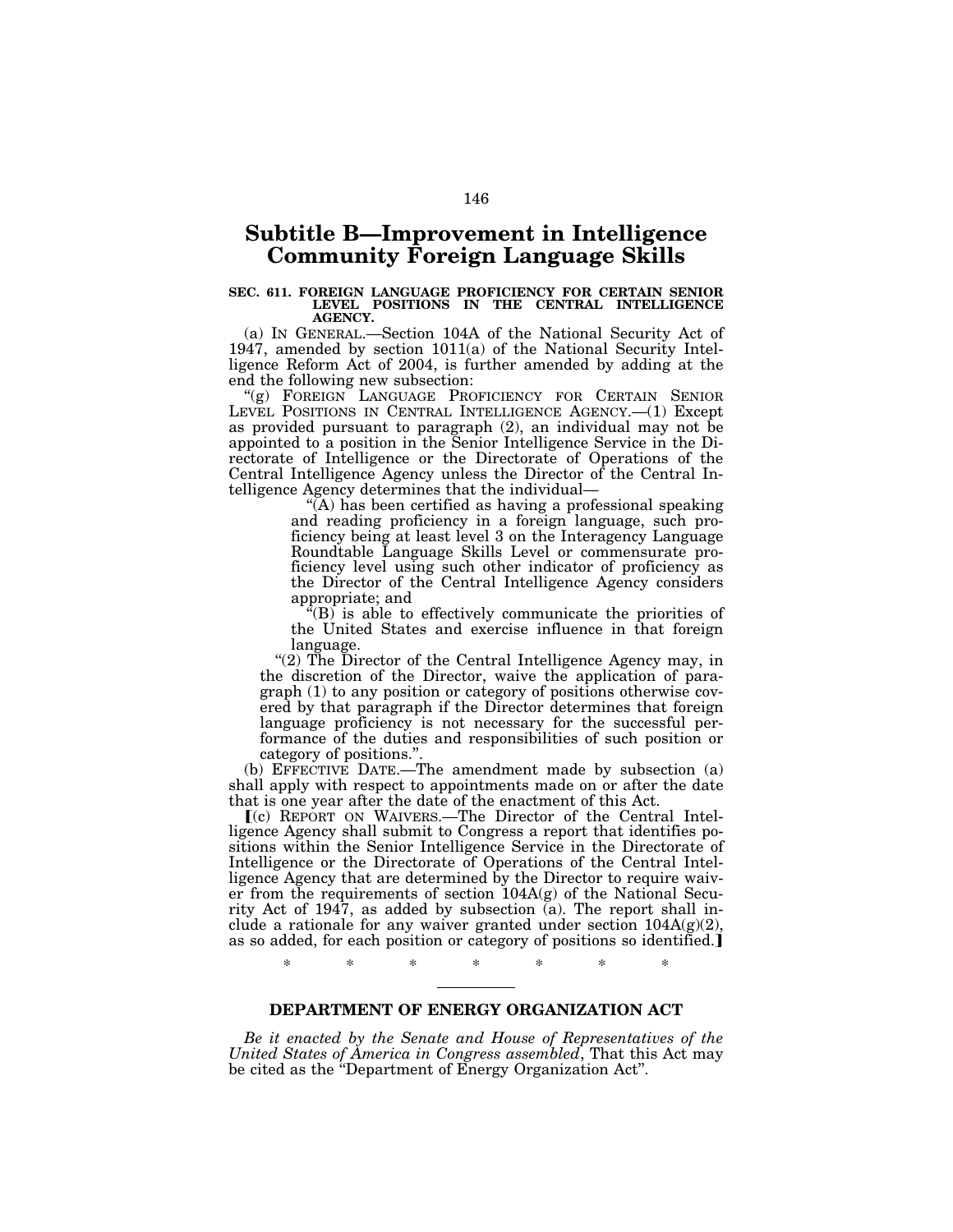# Subtitle B—Improvement in Intelligence Community Foreign Language Skills

**SEC. 611. FOREIGN LANGUAGE PROFICIENCY FOR CERTAIN SENIOR LEVEL POSITIONS IN THE CENTRAL INTELLIGENCE AGENCY.**

(a) IN GENERAL.—Section 104A of the National Security Act of 1947, amended by section 1011(a) of the National Security Intelligence Reform Act of 2004, is further amended by adding at the end the following new subsection:

"(g) FOREIGN LANGUAGE PROFICIENCY FOR CERTAIN SENIOR LEVEL POSITIONS IN CENTRAL INTELLIGENCE AGENCY.—(1) Except as provided pursuant to paragraph (2), an individual may not be appointed to a position in the Senior Intelligence Service in the Directorate of Intelligence or the Directorate of Operations of the Central Intelligence Agency unless the Director of the Central Intelligence Agency determines that the individual—

"(A) has been certified as having a professional speaking and reading proficiency in a foreign language, such proficiency being at least level 3 on the Interagency Language Roundtable Language Skills Level or commensurate proficiency level using such other indicator of proficiency as the Director of the Central Intelligence Agency considers appropriate; and

"(B) is able to effectively communicate the priorities of the United States and exercise influence in that foreign language.

"(2) The Director of the Central Intelligence Agency may, in the discretion of the Director, waive the application of paragraph (1) to any position or category of positions otherwise covered by that paragraph if the Director determines that foreign language proficiency is not necessary for the successful performance of the duties and responsibilities of such position or category of positions.".

(b) EFFECTIVE DATE.—The amendment made by subsection (a) shall apply with respect to appointments made on or after the date that is one year after the date of the enactment of this Act.

[(c) REPORT ON WAIVERS.—The Director of the Central Intelligence Agency shall submit to Congress a report that identifies positions within the Senior Intelligence Service in the Directorate of Intelligence or the Directorate of Operations of the Central Intelligence Agency that are determined by the Director to require waiver from the requirements of section 104A(g) of the National Security Act of 1947, as added by subsection (a). The report shall include a rationale for any waiver granted under section 104A(g)(2), as so added, for each position or category of positions so identified.]

\* \* \* \* \* \* \*

---

## DEPARTMENT OF ENERGY ORGANIZATION ACT

*Be it enacted by the Senate and House of Representatives of the United States of America in Congress assembled*, That this Act may be cited as the "Department of Energy Organization Act".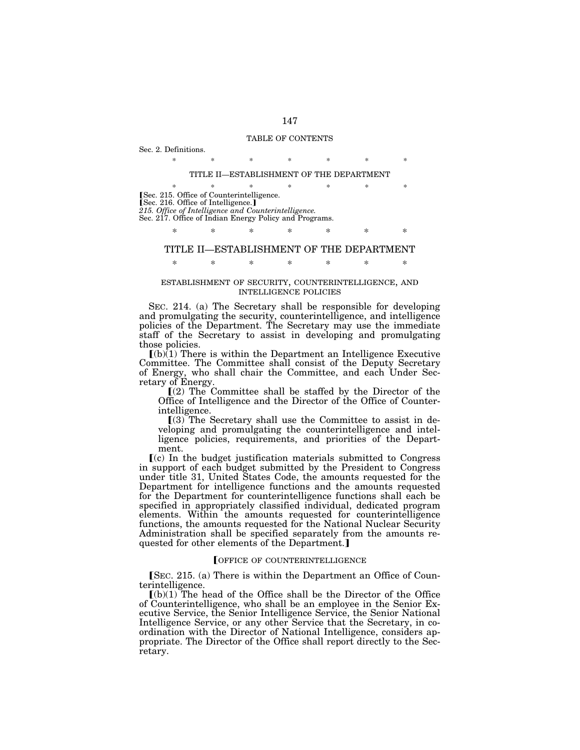TABLE OF CONTENTS

Sec. 2. Definitions.

\*            \*            \*            \*            \*            \*            \*

TITLE II—ESTABLISHMENT OF THE DEPARTMENT

\*            \*            \*            \*            \*            \*            \*

【Sec. 215. Office of Counterintelligence.
【Sec. 216. Office of Intelligence.】
*215. Office of Intelligence and Counterintelligence.*
Sec. 217. Office of Indian Energy Policy and Programs.

\*            \*            \*            \*            \*            \*            \*

## TITLE II—ESTABLISHMENT OF THE DEPARTMENT

\*            \*            \*            \*            \*            \*            \*

### ESTABLISHMENT OF SECURITY, COUNTERINTELLIGENCE, AND INTELLIGENCE POLICIES

SEC. 214. (a) The Secretary shall be responsible for developing and promulgating the security, counterintelligence, and intelligence policies of the Department. The Secretary may use the immediate staff of the Secretary to assist in developing and promulgating those policies.

【(b)(1) There is within the Department an Intelligence Executive Committee. The Committee shall consist of the Deputy Secretary of Energy, who shall chair the Committee, and each Under Secretary of Energy.

【(2) The Committee shall be staffed by the Director of the Office of Intelligence and the Director of the Office of Counterintelligence.

【(3) The Secretary shall use the Committee to assist in developing and promulgating the counterintelligence and intelligence policies, requirements, and priorities of the Department.

【(c) In the budget justification materials submitted to Congress in support of each budget submitted by the President to Congress under title 31, United States Code, the amounts requested for the Department for intelligence functions and the amounts requested for the Department for counterintelligence functions shall each be specified in appropriately classified individual, dedicated program elements. Within the amounts requested for counterintelligence functions, the amounts requested for the National Nuclear Security Administration shall be specified separately from the amounts requested for other elements of the Department.】

### 【OFFICE OF COUNTERINTELLIGENCE

【SEC. 215. (a) There is within the Department an Office of Counterintelligence.

【(b)(1) The head of the Office shall be the Director of the Office of Counterintelligence, who shall be an employee in the Senior Executive Service, the Senior Intelligence Service, the Senior National Intelligence Service, or any other Service that the Secretary, in coordination with the Director of National Intelligence, considers appropriate. The Director of the Office shall report directly to the Secretary.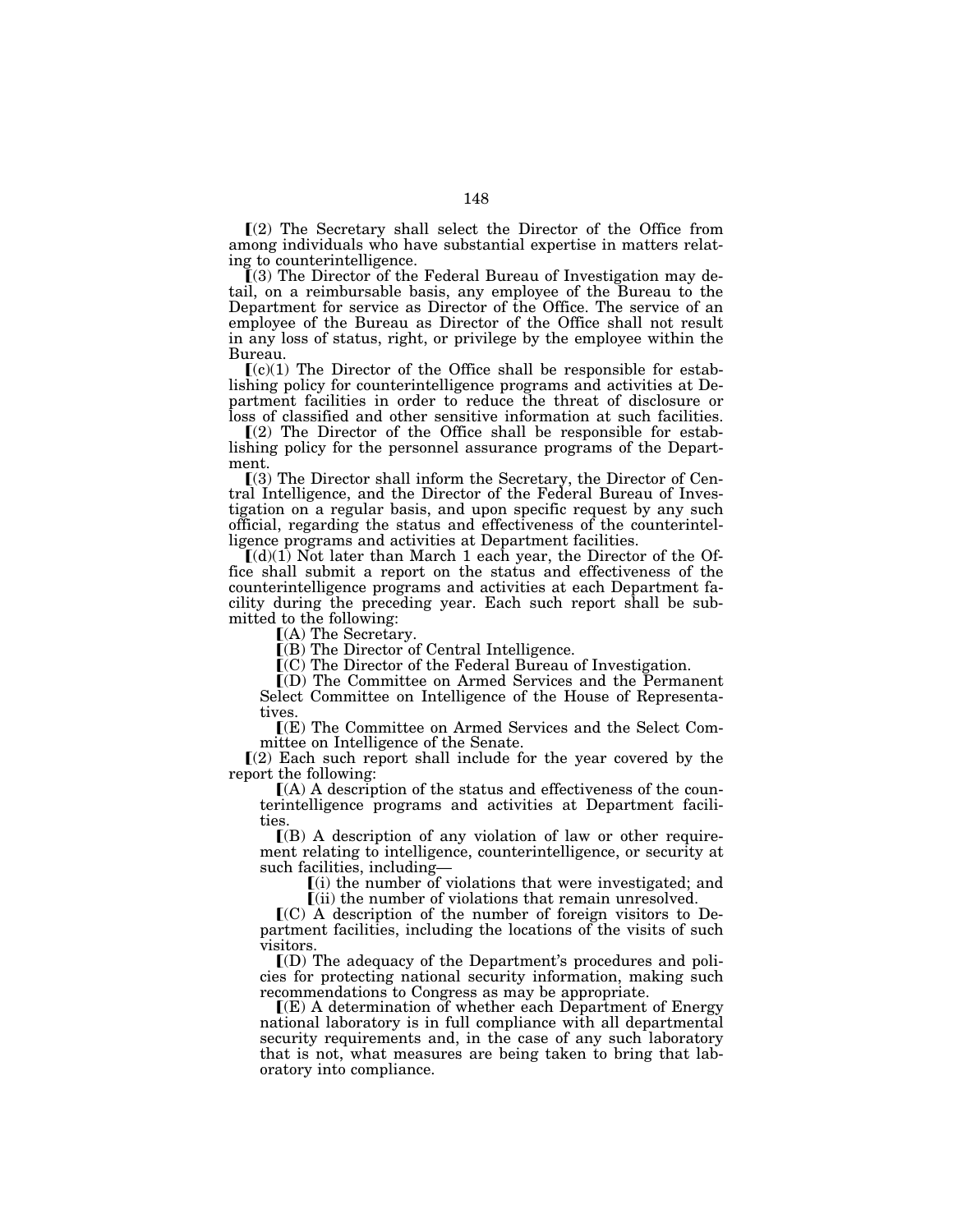⟦(2) The Secretary shall select the Director of the Office from among individuals who have substantial expertise in matters relating to counterintelligence.

⟦(3) The Director of the Federal Bureau of Investigation may detail, on a reimbursable basis, any employee of the Bureau to the Department for service as Director of the Office. The service of an employee of the Bureau as Director of the Office shall not result in any loss of status, right, or privilege by the employee within the Bureau.

⟦(c)(1) The Director of the Office shall be responsible for establishing policy for counterintelligence programs and activities at Department facilities in order to reduce the threat of disclosure or loss of classified and other sensitive information at such facilities.

⟦(2) The Director of the Office shall be responsible for establishing policy for the personnel assurance programs of the Department.

⟦(3) The Director shall inform the Secretary, the Director of Central Intelligence, and the Director of the Federal Bureau of Investigation on a regular basis, and upon specific request by any such official, regarding the status and effectiveness of the counterintelligence programs and activities at Department facilities.

⟦(d)(1) Not later than March 1 each year, the Director of the Office shall submit a report on the status and effectiveness of the counterintelligence programs and activities at each Department facility during the preceding year. Each such report shall be submitted to the following:

⟦(A) The Secretary.

⟦(B) The Director of Central Intelligence.

⟦(C) The Director of the Federal Bureau of Investigation.

⟦(D) The Committee on Armed Services and the Permanent Select Committee on Intelligence of the House of Representatives.

⟦(E) The Committee on Armed Services and the Select Committee on Intelligence of the Senate.

⟦(2) Each such report shall include for the year covered by the report the following:

⟦(A) A description of the status and effectiveness of the counterintelligence programs and activities at Department facilities.

⟦(B) A description of any violation of law or other requirement relating to intelligence, counterintelligence, or security at such facilities, including—

⟦(i) the number of violations that were investigated; and

⟦(ii) the number of violations that remain unresolved.

⟦(C) A description of the number of foreign visitors to Department facilities, including the locations of the visits of such visitors.

⟦(D) The adequacy of the Department's procedures and policies for protecting national security information, making such recommendations to Congress as may be appropriate.

⟦(E) A determination of whether each Department of Energy national laboratory is in full compliance with all departmental security requirements and, in the case of any such laboratory that is not, what measures are being taken to bring that laboratory into compliance.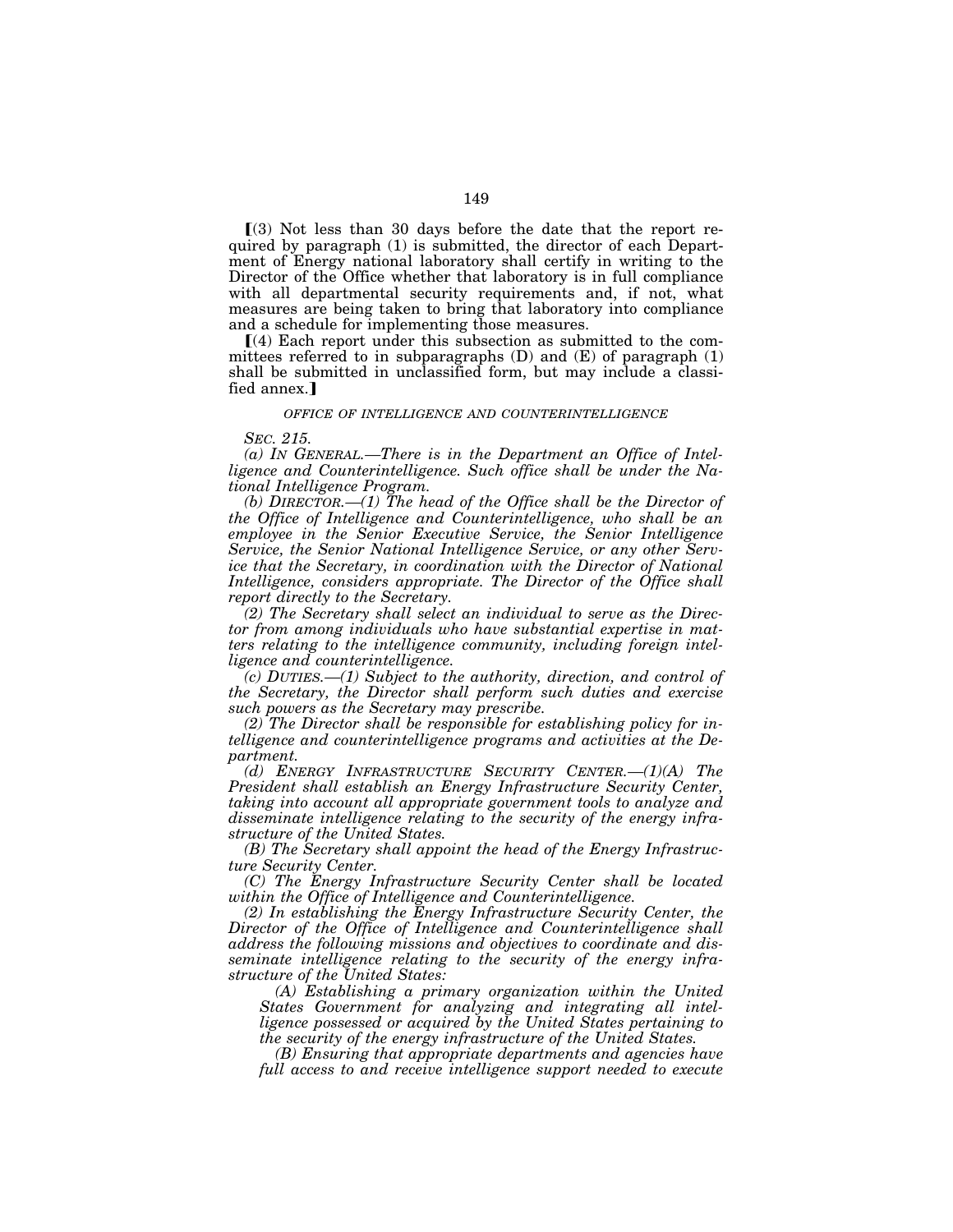[(3) Not less than 30 days before the date that the report required by paragraph (1) is submitted, the director of each Department of Energy national laboratory shall certify in writing to the Director of the Office whether that laboratory is in full compliance with all departmental security requirements and, if not, what measures are being taken to bring that laboratory into compliance and a schedule for implementing those measures.

[(4) Each report under this subsection as submitted to the committees referred to in subparagraphs (D) and (E) of paragraph (1) shall be submitted in unclassified form, but may include a classified annex.]

*OFFICE OF INTELLIGENCE AND COUNTERINTELLIGENCE*

*SEC. 215.*

*(a) IN GENERAL.—There is in the Department an Office of Intelligence and Counterintelligence. Such office shall be under the National Intelligence Program.*

*(b) DIRECTOR.—(1) The head of the Office shall be the Director of the Office of Intelligence and Counterintelligence, who shall be an employee in the Senior Executive Service, the Senior Intelligence Service, the Senior National Intelligence Service, or any other Service that the Secretary, in coordination with the Director of National Intelligence, considers appropriate. The Director of the Office shall report directly to the Secretary.*

*(2) The Secretary shall select an individual to serve as the Director from among individuals who have substantial expertise in matters relating to the intelligence community, including foreign intelligence and counterintelligence.*

*(c) DUTIES.—(1) Subject to the authority, direction, and control of the Secretary, the Director shall perform such duties and exercise such powers as the Secretary may prescribe.*

*(2) The Director shall be responsible for establishing policy for intelligence and counterintelligence programs and activities at the Department.*

*(d) ENERGY INFRASTRUCTURE SECURITY CENTER.—(1)(A) The President shall establish an Energy Infrastructure Security Center, taking into account all appropriate government tools to analyze and disseminate intelligence relating to the security of the energy infrastructure of the United States.*

*(B) The Secretary shall appoint the head of the Energy Infrastructure Security Center.*

*(C) The Energy Infrastructure Security Center shall be located within the Office of Intelligence and Counterintelligence.*

*(2) In establishing the Energy Infrastructure Security Center, the Director of the Office of Intelligence and Counterintelligence shall address the following missions and objectives to coordinate and disseminate intelligence relating to the security of the energy infrastructure of the United States:*

*(A) Establishing a primary organization within the United States Government for analyzing and integrating all intelligence possessed or acquired by the United States pertaining to the security of the energy infrastructure of the United States.*

*(B) Ensuring that appropriate departments and agencies have full access to and receive intelligence support needed to execute*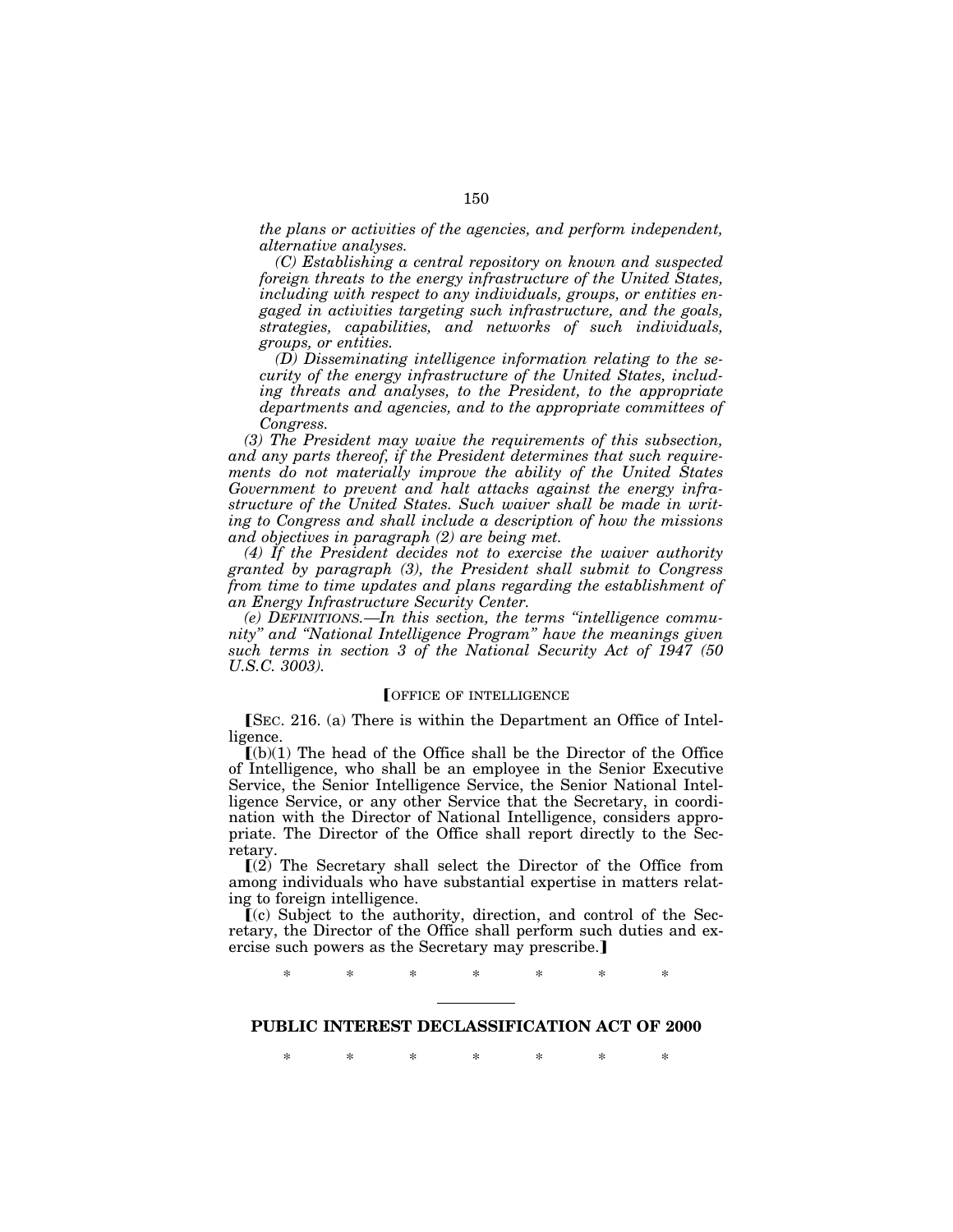*the plans or activities of the agencies, and perform independent, alternative analyses.*

*(C) Establishing a central repository on known and suspected foreign threats to the energy infrastructure of the United States, including with respect to any individuals, groups, or entities engaged in activities targeting such infrastructure, and the goals, strategies, capabilities, and networks of such individuals, groups, or entities.*

*(D) Disseminating intelligence information relating to the security of the energy infrastructure of the United States, including threats and analyses, to the President, to the appropriate departments and agencies, and to the appropriate committees of Congress.*

*(3) The President may waive the requirements of this subsection, and any parts thereof, if the President determines that such requirements do not materially improve the ability of the United States Government to prevent and halt attacks against the energy infrastructure of the United States. Such waiver shall be made in writing to Congress and shall include a description of how the missions and objectives in paragraph (2) are being met.*

*(4) If the President decides not to exercise the waiver authority granted by paragraph (3), the President shall submit to Congress from time to time updates and plans regarding the establishment of an Energy Infrastructure Security Center.*

*(e) DEFINITIONS.—In this section, the terms "intelligence community" and "National Intelligence Program" have the meanings given such terms in section 3 of the National Security Act of 1947 (50 U.S.C. 3003).*

【OFFICE OF INTELLIGENCE

【SEC. 216. (a) There is within the Department an Office of Intelligence.

【(b)(1) The head of the Office shall be the Director of the Office of Intelligence, who shall be an employee in the Senior Executive Service, the Senior Intelligence Service, the Senior National Intelligence Service, or any other Service that the Secretary, in coordination with the Director of National Intelligence, considers appropriate. The Director of the Office shall report directly to the Secretary.

【(2) The Secretary shall select the Director of the Office from among individuals who have substantial expertise in matters relating to foreign intelligence.

【(c) Subject to the authority, direction, and control of the Secretary, the Director of the Office shall perform such duties and exercise such powers as the Secretary may prescribe.】

\* \* \* \* \* \* \*

## PUBLIC INTEREST DECLASSIFICATION ACT OF 2000

\* \* \* \* \* \* \*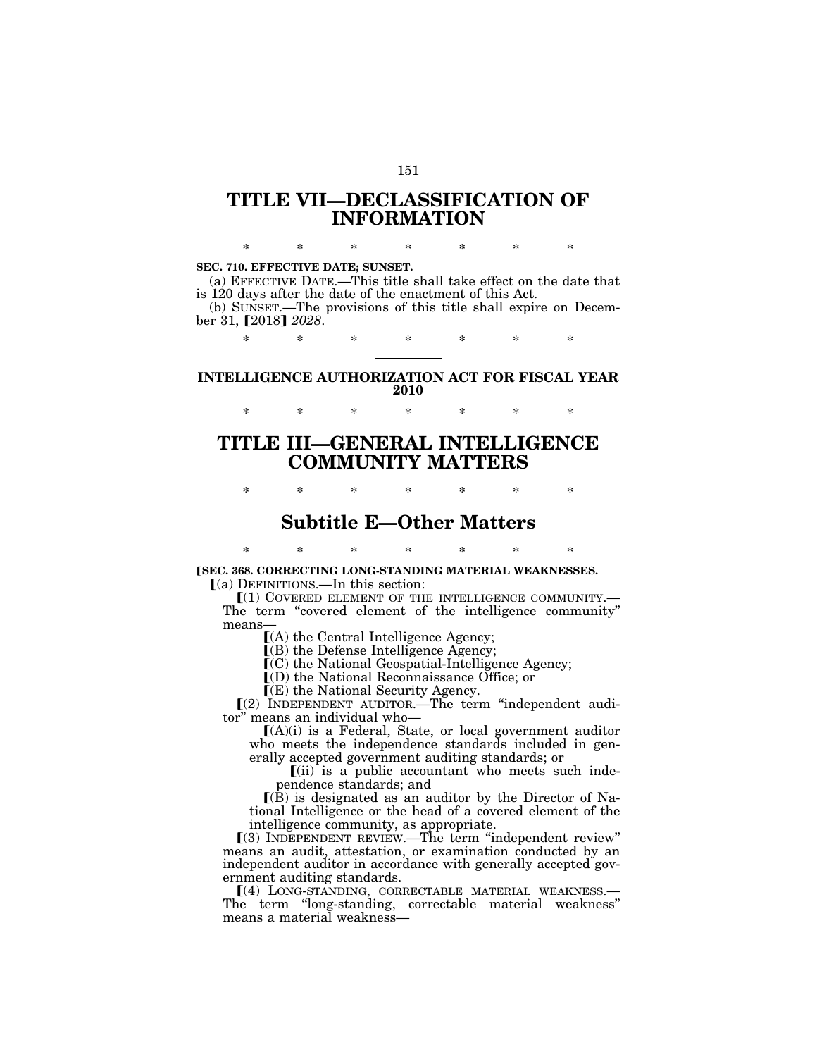# TITLE VII—DECLASSIFICATION OF INFORMATION

\* \* \* \* \* \* \*

**SEC. 710. EFFECTIVE DATE; SUNSET.**

(a) EFFECTIVE DATE.—This title shall take effect on the date that is 120 days after the date of the enactment of this Act.

(b) SUNSET.—The provisions of this title shall expire on December 31, ⟦2018⟧ *2028*.

\* \* \* \* \* \* \*

---

## INTELLIGENCE AUTHORIZATION ACT FOR FISCAL YEAR 2010

\* \* \* \* \* \* \*

# TITLE III—GENERAL INTELLIGENCE COMMUNITY MATTERS

\* \* \* \* \* \* \*

## Subtitle E—Other Matters

\* \* \* \* \* \* \*

**⟦SEC. 368. CORRECTING LONG-STANDING MATERIAL WEAKNESSES.**

⟦(a) DEFINITIONS.—In this section:

⟦(1) COVERED ELEMENT OF THE INTELLIGENCE COMMUNITY.—The term "covered element of the intelligence community" means—

⟦(A) the Central Intelligence Agency;

⟦(B) the Defense Intelligence Agency;

⟦(C) the National Geospatial-Intelligence Agency;

⟦(D) the National Reconnaissance Office; or

⟦(E) the National Security Agency.

⟦(2) INDEPENDENT AUDITOR.—The term "independent auditor" means an individual who—

⟦(A)(i) is a Federal, State, or local government auditor who meets the independence standards included in generally accepted government auditing standards; or

⟦(ii) is a public accountant who meets such independence standards; and

⟦(B) is designated as an auditor by the Director of National Intelligence or the head of a covered element of the intelligence community, as appropriate.

⟦(3) INDEPENDENT REVIEW.—The term "independent review" means an audit, attestation, or examination conducted by an independent auditor in accordance with generally accepted government auditing standards.

⟦(4) LONG-STANDING, CORRECTABLE MATERIAL WEAKNESS.—The term "long-standing, correctable material weakness" means a material weakness—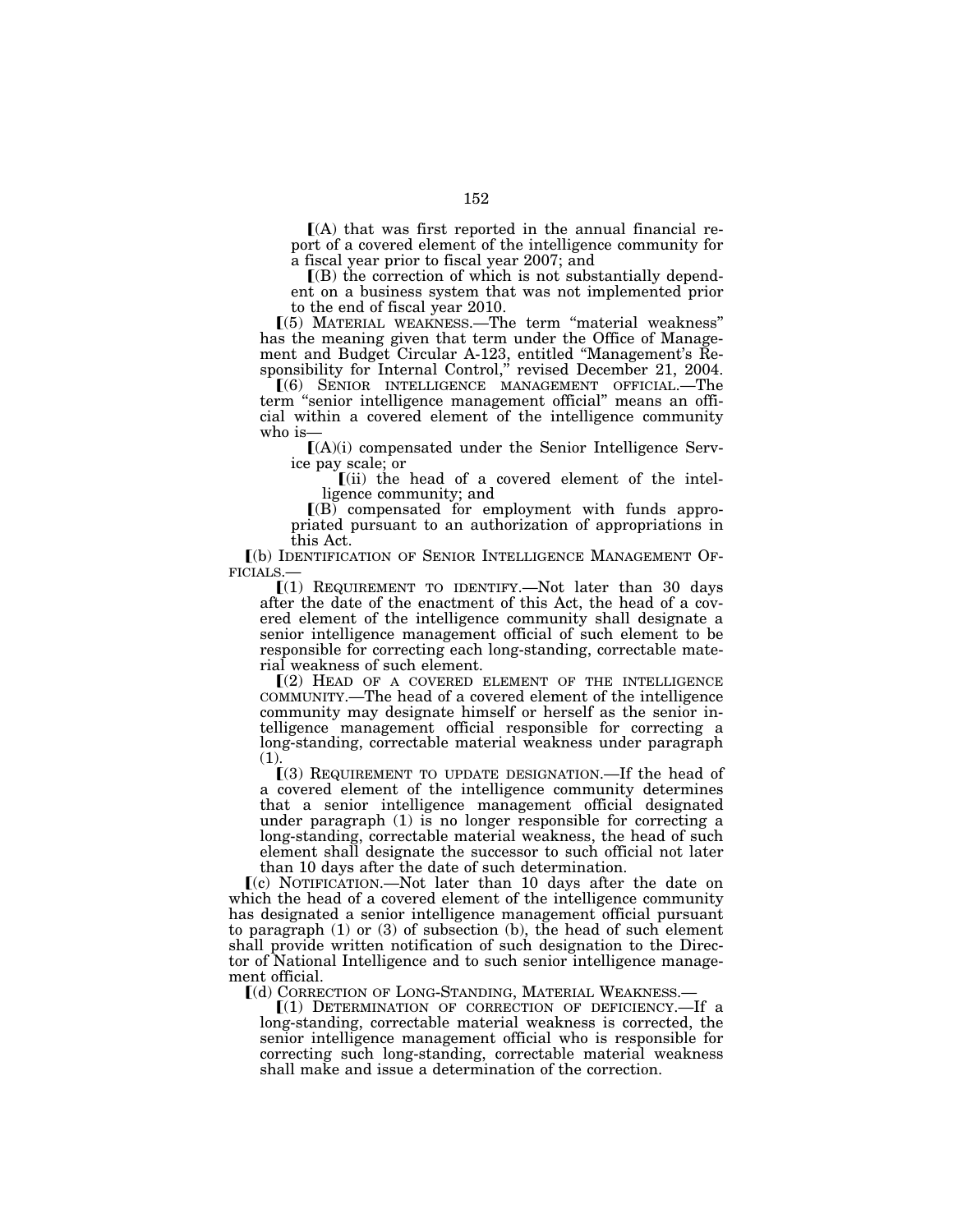⟦(A) that was first reported in the annual financial report of a covered element of the intelligence community for a fiscal year prior to fiscal year 2007; and

⟦(B) the correction of which is not substantially dependent on a business system that was not implemented prior to the end of fiscal year 2010.

⟦(5) MATERIAL WEAKNESS.—The term "material weakness" has the meaning given that term under the Office of Management and Budget Circular A-123, entitled "Management's Responsibility for Internal Control," revised December 21, 2004.

⟦(6) SENIOR INTELLIGENCE MANAGEMENT OFFICIAL.—The term "senior intelligence management official" means an official within a covered element of the intelligence community who is—

⟦(A)(i) compensated under the Senior Intelligence Service pay scale; or

⟦(ii) the head of a covered element of the intelligence community; and

⟦(B) compensated for employment with funds appropriated pursuant to an authorization of appropriations in this Act.

⟦(b) IDENTIFICATION OF SENIOR INTELLIGENCE MANAGEMENT OFFICIALS.—

⟦(1) REQUIREMENT TO IDENTIFY.—Not later than 30 days after the date of the enactment of this Act, the head of a covered element of the intelligence community shall designate a senior intelligence management official of such element to be responsible for correcting each long-standing, correctable material weakness of such element.

⟦(2) HEAD OF A COVERED ELEMENT OF THE INTELLIGENCE COMMUNITY.—The head of a covered element of the intelligence community may designate himself or herself as the senior intelligence management official responsible for correcting a long-standing, correctable material weakness under paragraph (1).

⟦(3) REQUIREMENT TO UPDATE DESIGNATION.—If the head of a covered element of the intelligence community determines that a senior intelligence management official designated under paragraph (1) is no longer responsible for correcting a long-standing, correctable material weakness, the head of such element shall designate the successor to such official not later than 10 days after the date of such determination.

⟦(c) NOTIFICATION.—Not later than 10 days after the date on which the head of a covered element of the intelligence community has designated a senior intelligence management official pursuant to paragraph (1) or (3) of subsection (b), the head of such element shall provide written notification of such designation to the Director of National Intelligence and to such senior intelligence management official.

⟦(d) CORRECTION OF LONG-STANDING, MATERIAL WEAKNESS.—

⟦(1) DETERMINATION OF CORRECTION OF DEFICIENCY.—If a long-standing, correctable material weakness is corrected, the senior intelligence management official who is responsible for correcting such long-standing, correctable material weakness shall make and issue a determination of the correction.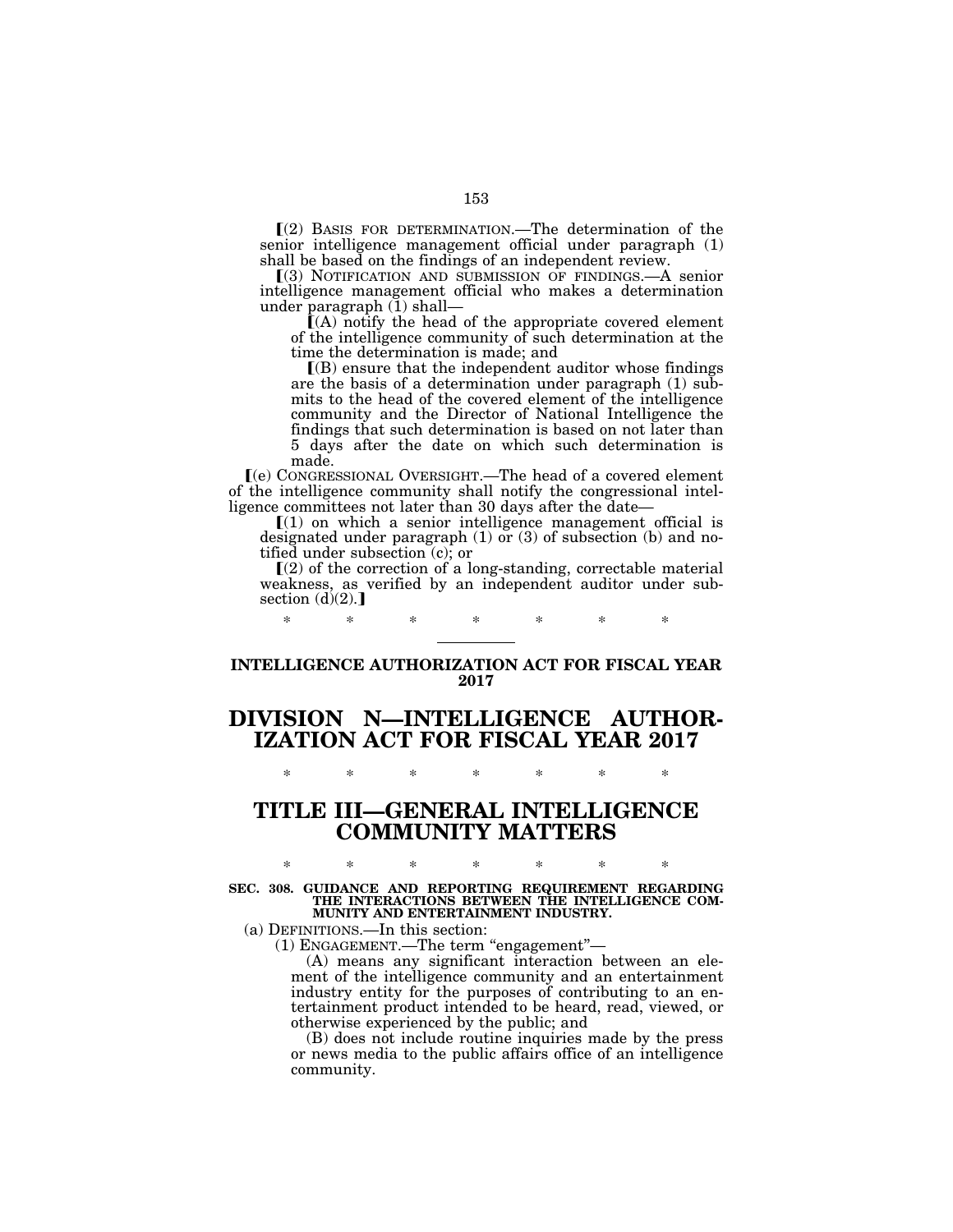⟦(2) BASIS FOR DETERMINATION.—The determination of the senior intelligence management official under paragraph (1) shall be based on the findings of an independent review.

⟦(3) NOTIFICATION AND SUBMISSION OF FINDINGS.—A senior intelligence management official who makes a determination under paragraph (1) shall—

⟦(A) notify the head of the appropriate covered element of the intelligence community of such determination at the time the determination is made; and

⟦(B) ensure that the independent auditor whose findings are the basis of a determination under paragraph (1) submits to the head of the covered element of the intelligence community and the Director of National Intelligence the findings that such determination is based on not later than 5 days after the date on which such determination is made.

⟦(e) CONGRESSIONAL OVERSIGHT.—The head of a covered element of the intelligence community shall notify the congressional intelligence committees not later than 30 days after the date—

⟦(1) on which a senior intelligence management official is designated under paragraph (1) or (3) of subsection (b) and notified under subsection (c); or

⟦(2) of the correction of a long-standing, correctable material weakness, as verified by an independent auditor under subsection (d)(2).⟧

\* \* \* \* \* \* \*

---

**INTELLIGENCE AUTHORIZATION ACT FOR FISCAL YEAR 2017**

# DIVISION N—INTELLIGENCE AUTHORIZATION ACT FOR FISCAL YEAR 2017

\* \* \* \* \* \* \*

# TITLE III—GENERAL INTELLIGENCE COMMUNITY MATTERS

\* \* \* \* \* \* \*

**SEC. 308. GUIDANCE AND REPORTING REQUIREMENT REGARDING THE INTERACTIONS BETWEEN THE INTELLIGENCE COMMUNITY AND ENTERTAINMENT INDUSTRY.**

(a) DEFINITIONS.—In this section:

(1) ENGAGEMENT.—The term "engagement"—

(A) means any significant interaction between an element of the intelligence community and an entertainment industry entity for the purposes of contributing to an entertainment product intended to be heard, read, viewed, or otherwise experienced by the public; and

(B) does not include routine inquiries made by the press or news media to the public affairs office of an intelligence community.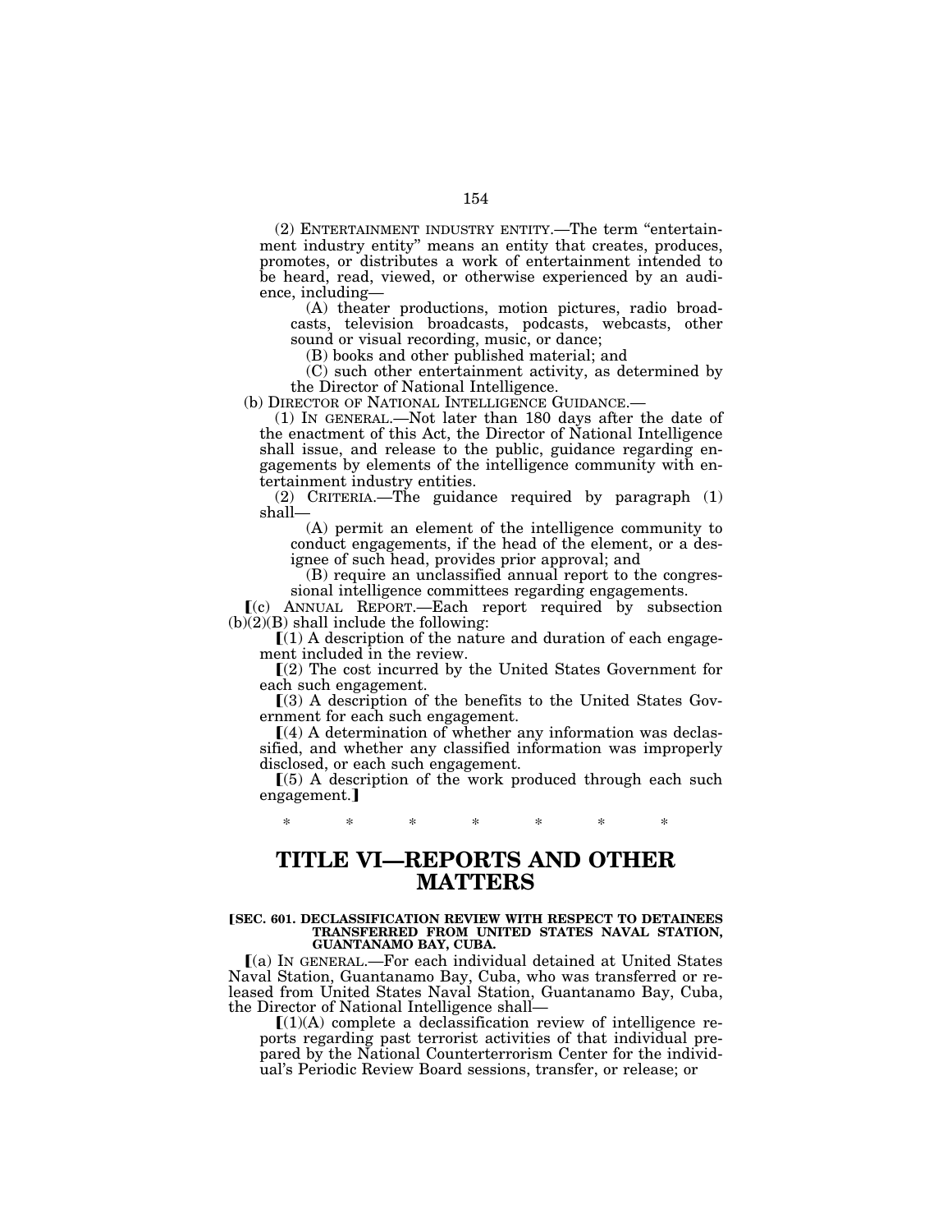(2) ENTERTAINMENT INDUSTRY ENTITY.—The term "entertainment industry entity" means an entity that creates, produces, promotes, or distributes a work of entertainment intended to be heard, read, viewed, or otherwise experienced by an audience, including—

(A) theater productions, motion pictures, radio broadcasts, television broadcasts, podcasts, webcasts, other sound or visual recording, music, or dance;

(B) books and other published material; and

(C) such other entertainment activity, as determined by the Director of National Intelligence.

(b) DIRECTOR OF NATIONAL INTELLIGENCE GUIDANCE.—

(1) IN GENERAL.—Not later than 180 days after the date of the enactment of this Act, the Director of National Intelligence shall issue, and release to the public, guidance regarding engagements by elements of the intelligence community with entertainment industry entities.

(2) CRITERIA.—The guidance required by paragraph (1) shall—

(A) permit an element of the intelligence community to conduct engagements, if the head of the element, or a designee of such head, provides prior approval; and

(B) require an unclassified annual report to the congressional intelligence committees regarding engagements.

[(c) ANNUAL REPORT.—Each report required by subsection (b)(2)(B) shall include the following:

[(1) A description of the nature and duration of each engagement included in the review.

[(2) The cost incurred by the United States Government for each such engagement.

[(3) A description of the benefits to the United States Government for each such engagement.

[(4) A determination of whether any information was declassified, and whether any classified information was improperly disclosed, or each such engagement.

[(5) A description of the work produced through each such engagement.]

\* \* \* \* \* \* \*

# TITLE VI—REPORTS AND OTHER MATTERS

**[SEC. 601. DECLASSIFICATION REVIEW WITH RESPECT TO DETAINEES TRANSFERRED FROM UNITED STATES NAVAL STATION, GUANTANAMO BAY, CUBA.**

[(a) IN GENERAL.—For each individual detained at United States Naval Station, Guantanamo Bay, Cuba, who was transferred or released from United States Naval Station, Guantanamo Bay, Cuba, the Director of National Intelligence shall—

[(1)(A) complete a declassification review of intelligence reports regarding past terrorist activities of that individual prepared by the National Counterterrorism Center for the individual's Periodic Review Board sessions, transfer, or release; or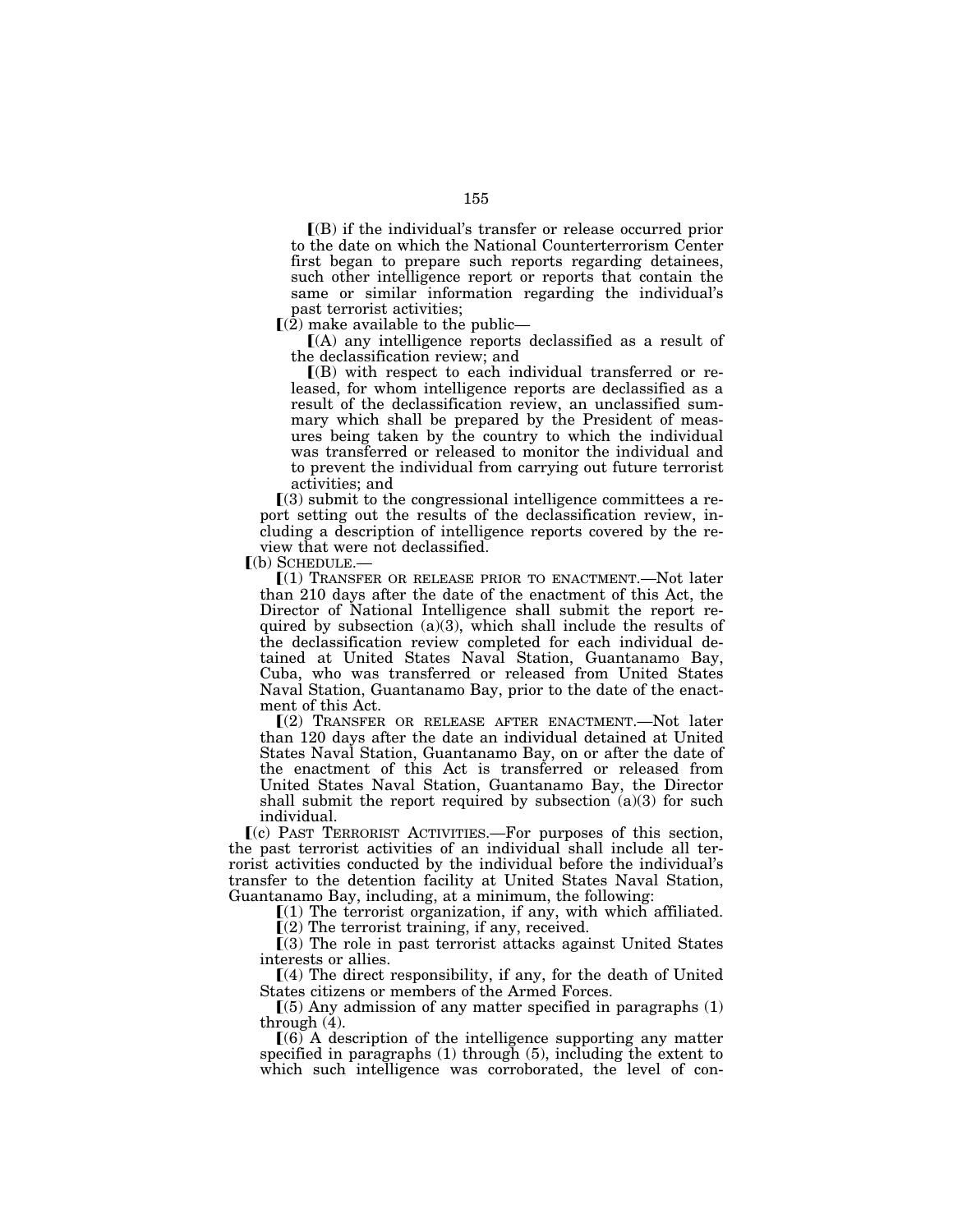⟦(B) if the individual's transfer or release occurred prior to the date on which the National Counterterrorism Center first began to prepare such reports regarding detainees, such other intelligence report or reports that contain the same or similar information regarding the individual's past terrorist activities;

⟦(2) make available to the public—

⟦(A) any intelligence reports declassified as a result of the declassification review; and

⟦(B) with respect to each individual transferred or released, for whom intelligence reports are declassified as a result of the declassification review, an unclassified summary which shall be prepared by the President of measures being taken by the country to which the individual was transferred or released to monitor the individual and to prevent the individual from carrying out future terrorist activities; and

⟦(3) submit to the congressional intelligence committees a report setting out the results of the declassification review, including a description of intelligence reports covered by the review that were not declassified.

⟦(b) SCHEDULE.—

⟦(1) TRANSFER OR RELEASE PRIOR TO ENACTMENT.—Not later than 210 days after the date of the enactment of this Act, the Director of National Intelligence shall submit the report required by subsection (a)(3), which shall include the results of the declassification review completed for each individual detained at United States Naval Station, Guantanamo Bay, Cuba, who was transferred or released from United States Naval Station, Guantanamo Bay, prior to the date of the enactment of this Act.

⟦(2) TRANSFER OR RELEASE AFTER ENACTMENT.—Not later than 120 days after the date an individual detained at United States Naval Station, Guantanamo Bay, on or after the date of the enactment of this Act is transferred or released from United States Naval Station, Guantanamo Bay, the Director shall submit the report required by subsection (a)(3) for such individual.

⟦(c) PAST TERRORIST ACTIVITIES.—For purposes of this section, the past terrorist activities of an individual shall include all terrorist activities conducted by the individual before the individual's transfer to the detention facility at United States Naval Station, Guantanamo Bay, including, at a minimum, the following:

⟦(1) The terrorist organization, if any, with which affiliated.

⟦(2) The terrorist training, if any, received.

⟦(3) The role in past terrorist attacks against United States interests or allies.

⟦(4) The direct responsibility, if any, for the death of United States citizens or members of the Armed Forces.

⟦(5) Any admission of any matter specified in paragraphs (1) through (4).

⟦(6) A description of the intelligence supporting any matter specified in paragraphs (1) through (5), including the extent to which such intelligence was corroborated, the level of con-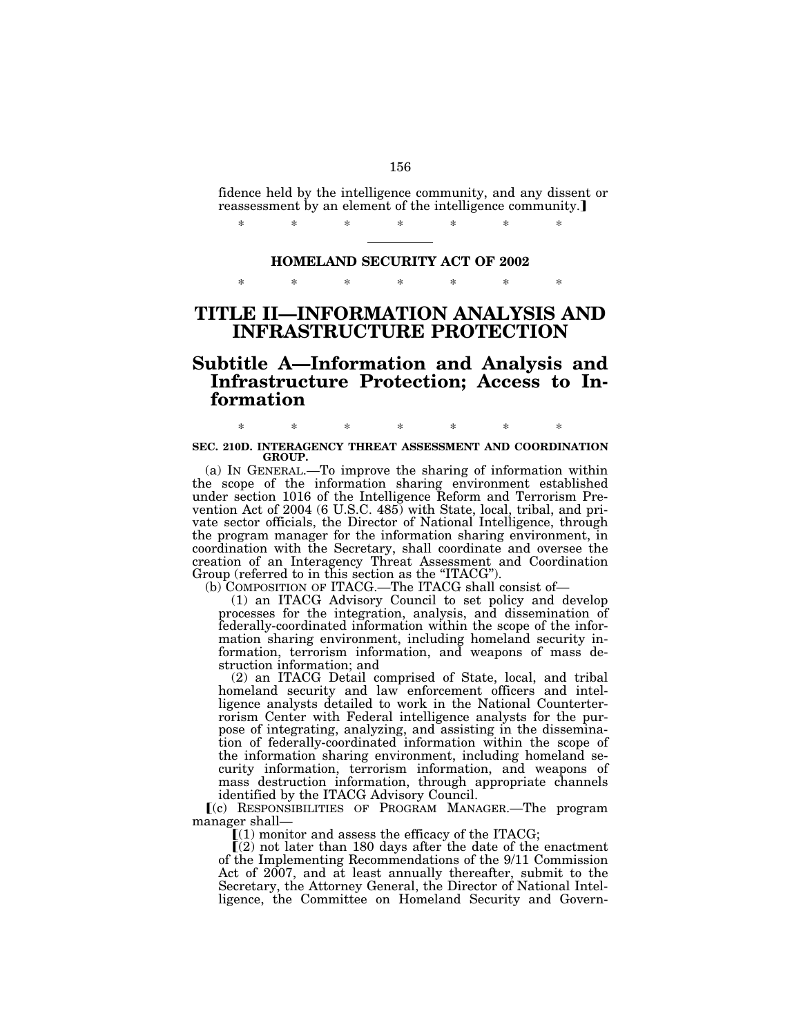fidence held by the intelligence community, and any dissent or reassessment by an element of the intelligence community.】

\* \* \* \* \* \* \*

---

## HOMELAND SECURITY ACT OF 2002

\* \* \* \* \* \* \*

# TITLE II—INFORMATION ANALYSIS AND INFRASTRUCTURE PROTECTION

## Subtitle A—Information and Analysis and Infrastructure Protection; Access to Information

\* \* \* \* \* \* \*

### SEC. 210D. INTERAGENCY THREAT ASSESSMENT AND COORDINATION GROUP.

(a) IN GENERAL.—To improve the sharing of information within the scope of the information sharing environment established under section 1016 of the Intelligence Reform and Terrorism Prevention Act of 2004 (6 U.S.C. 485) with State, local, tribal, and private sector officials, the Director of National Intelligence, through the program manager for the information sharing environment, in coordination with the Secretary, shall coordinate and oversee the creation of an Interagency Threat Assessment and Coordination Group (referred to in this section as the "ITACG").

(b) COMPOSITION OF ITACG.—The ITACG shall consist of—

(1) an ITACG Advisory Council to set policy and develop processes for the integration, analysis, and dissemination of federally-coordinated information within the scope of the information sharing environment, including homeland security information, terrorism information, and weapons of mass destruction information; and

(2) an ITACG Detail comprised of State, local, and tribal homeland security and law enforcement officers and intelligence analysts detailed to work in the National Counterterrorism Center with Federal intelligence analysts for the purpose of integrating, analyzing, and assisting in the dissemination of federally-coordinated information within the scope of the information sharing environment, including homeland security information, terrorism information, and weapons of mass destruction information, through appropriate channels identified by the ITACG Advisory Council.

【(c) RESPONSIBILITIES OF PROGRAM MANAGER.—The program manager shall—

【(1) monitor and assess the efficacy of the ITACG;

【(2) not later than 180 days after the date of the enactment of the Implementing Recommendations of the 9/11 Commission Act of 2007, and at least annually thereafter, submit to the Secretary, the Attorney General, the Director of National Intelligence, the Committee on Homeland Security and Govern-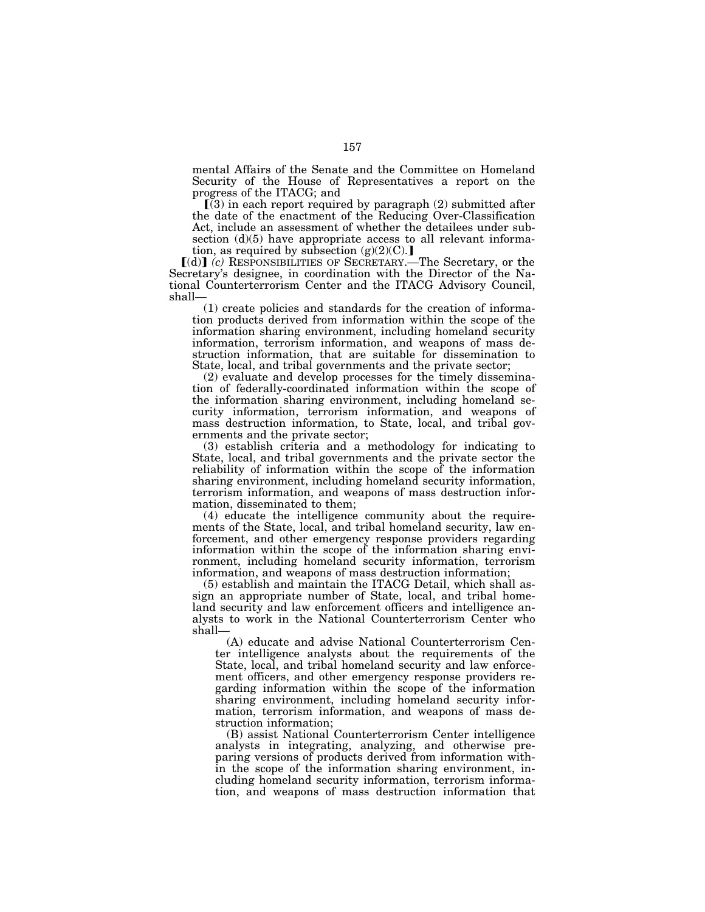mental Affairs of the Senate and the Committee on Homeland Security of the House of Representatives a report on the progress of the ITACG; and

【(3) in each report required by paragraph (2) submitted after the date of the enactment of the Reducing Over-Classification Act, include an assessment of whether the detailees under subsection (d)(5) have appropriate access to all relevant information, as required by subsection (g)(2)(C).】

【(d)】 *(c)* RESPONSIBILITIES OF SECRETARY.—The Secretary, or the Secretary's designee, in coordination with the Director of the National Counterterrorism Center and the ITACG Advisory Council, shall—

(1) create policies and standards for the creation of information products derived from information within the scope of the information sharing environment, including homeland security information, terrorism information, and weapons of mass destruction information, that are suitable for dissemination to State, local, and tribal governments and the private sector;

(2) evaluate and develop processes for the timely dissemination of federally-coordinated information within the scope of the information sharing environment, including homeland security information, terrorism information, and weapons of mass destruction information, to State, local, and tribal governments and the private sector;

(3) establish criteria and a methodology for indicating to State, local, and tribal governments and the private sector the reliability of information within the scope of the information sharing environment, including homeland security information, terrorism information, and weapons of mass destruction information, disseminated to them;

(4) educate the intelligence community about the requirements of the State, local, and tribal homeland security, law enforcement, and other emergency response providers regarding information within the scope of the information sharing environment, including homeland security information, terrorism information, and weapons of mass destruction information;

(5) establish and maintain the ITACG Detail, which shall assign an appropriate number of State, local, and tribal homeland security and law enforcement officers and intelligence analysts to work in the National Counterterrorism Center who shall—

(A) educate and advise National Counterterrorism Center intelligence analysts about the requirements of the State, local, and tribal homeland security and law enforcement officers, and other emergency response providers regarding information within the scope of the information sharing environment, including homeland security information, terrorism information, and weapons of mass destruction information;

(B) assist National Counterterrorism Center intelligence analysts in integrating, analyzing, and otherwise preparing versions of products derived from information within the scope of the information sharing environment, including homeland security information, terrorism information, and weapons of mass destruction information that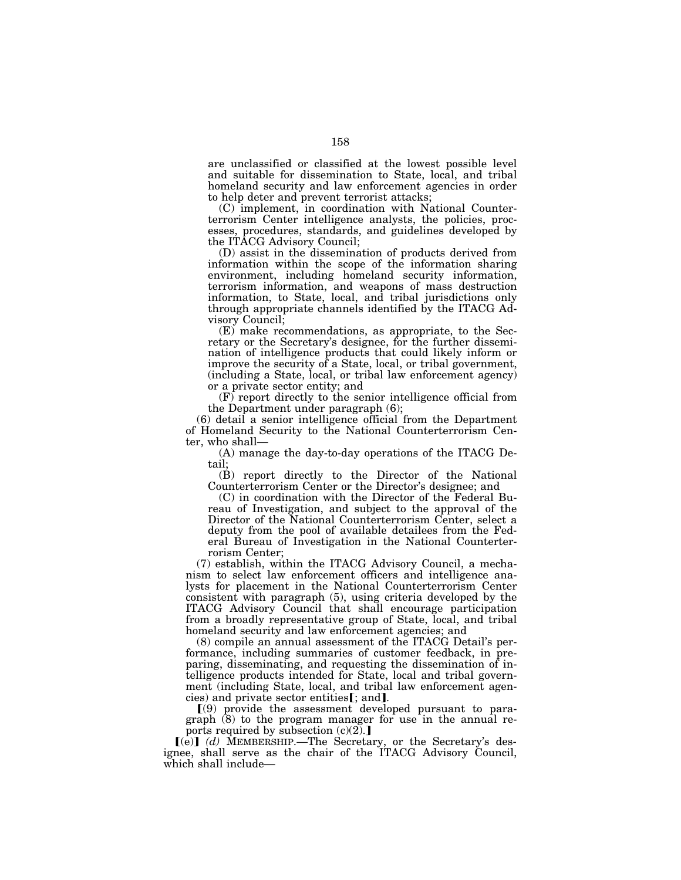are unclassified or classified at the lowest possible level and suitable for dissemination to State, local, and tribal homeland security and law enforcement agencies in order to help deter and prevent terrorist attacks;

(C) implement, in coordination with National Counterterrorism Center intelligence analysts, the policies, processes, procedures, standards, and guidelines developed by the ITACG Advisory Council;

(D) assist in the dissemination of products derived from information within the scope of the information sharing environment, including homeland security information, terrorism information, and weapons of mass destruction information, to State, local, and tribal jurisdictions only through appropriate channels identified by the ITACG Advisory Council;

(E) make recommendations, as appropriate, to the Secretary or the Secretary's designee, for the further dissemination of intelligence products that could likely inform or improve the security of a State, local, or tribal government, (including a State, local, or tribal law enforcement agency) or a private sector entity; and

(F) report directly to the senior intelligence official from the Department under paragraph (6);

(6) detail a senior intelligence official from the Department of Homeland Security to the National Counterterrorism Center, who shall—

(A) manage the day-to-day operations of the ITACG Detail;

(B) report directly to the Director of the National Counterterrorism Center or the Director's designee; and

(C) in coordination with the Director of the Federal Bureau of Investigation, and subject to the approval of the Director of the National Counterterrorism Center, select a deputy from the pool of available detailees from the Federal Bureau of Investigation in the National Counterterrorism Center;

(7) establish, within the ITACG Advisory Council, a mechanism to select law enforcement officers and intelligence analysts for placement in the National Counterterrorism Center consistent with paragraph (5), using criteria developed by the ITACG Advisory Council that shall encourage participation from a broadly representative group of State, local, and tribal homeland security and law enforcement agencies; and

(8) compile an annual assessment of the ITACG Detail's performance, including summaries of customer feedback, in preparing, disseminating, and requesting the dissemination of intelligence products intended for State, local and tribal government (including State, local, and tribal law enforcement agencies) and private sector entities【; and】.

【(9) provide the assessment developed pursuant to paragraph (8) to the program manager for use in the annual reports required by subsection (c)(2).】

【(e)】 *(d)* MEMBERSHIP.—The Secretary, or the Secretary's designee, shall serve as the chair of the ITACG Advisory Council, which shall include—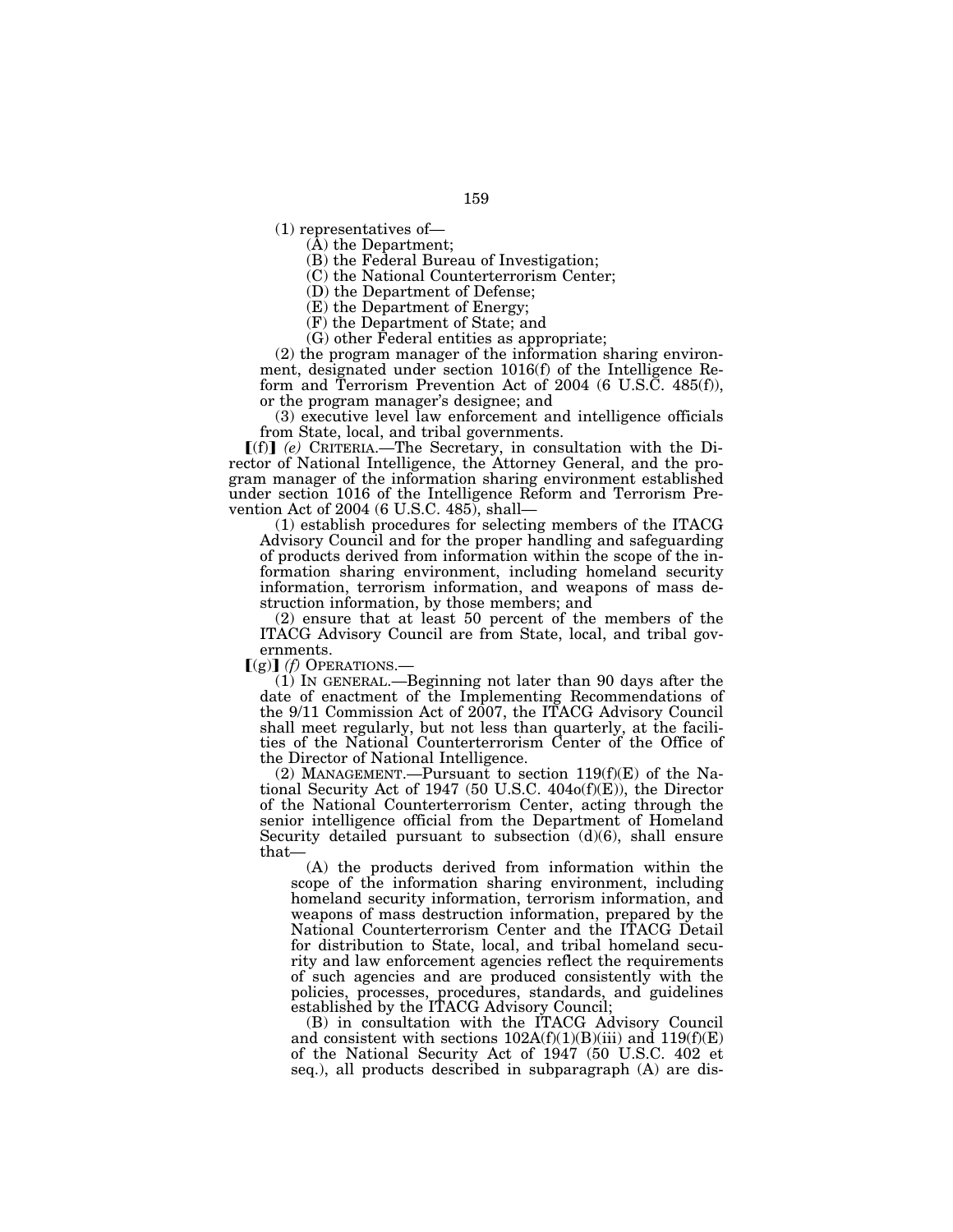(1) representatives of—

(A) the Department;

(B) the Federal Bureau of Investigation;

(C) the National Counterterrorism Center;

(D) the Department of Defense;

(E) the Department of Energy;

(F) the Department of State; and

(G) other Federal entities as appropriate;

(2) the program manager of the information sharing environment, designated under section 1016(f) of the Intelligence Reform and Terrorism Prevention Act of 2004 (6 U.S.C. 485(f)), or the program manager's designee; and

(3) executive level law enforcement and intelligence officials from State, local, and tribal governments.

【(f)】 *(e)* CRITERIA.—The Secretary, in consultation with the Director of National Intelligence, the Attorney General, and the program manager of the information sharing environment established under section 1016 of the Intelligence Reform and Terrorism Prevention Act of 2004 (6 U.S.C. 485), shall—

(1) establish procedures for selecting members of the ITACG Advisory Council and for the proper handling and safeguarding of products derived from information within the scope of the information sharing environment, including homeland security information, terrorism information, and weapons of mass destruction information, by those members; and

(2) ensure that at least 50 percent of the members of the ITACG Advisory Council are from State, local, and tribal governments.

【(g)】 *(f)* OPERATIONS.—

(1) IN GENERAL.—Beginning not later than 90 days after the date of enactment of the Implementing Recommendations of the 9/11 Commission Act of 2007, the ITACG Advisory Council shall meet regularly, but not less than quarterly, at the facilities of the National Counterterrorism Center of the Office of the Director of National Intelligence.

(2) MANAGEMENT.—Pursuant to section 119(f)(E) of the National Security Act of 1947 (50 U.S.C. 404o(f)(E)), the Director of the National Counterterrorism Center, acting through the senior intelligence official from the Department of Homeland Security detailed pursuant to subsection (d)(6), shall ensure that—

(A) the products derived from information within the scope of the information sharing environment, including homeland security information, terrorism information, and weapons of mass destruction information, prepared by the National Counterterrorism Center and the ITACG Detail for distribution to State, local, and tribal homeland security and law enforcement agencies reflect the requirements of such agencies and are produced consistently with the policies, processes, procedures, standards, and guidelines established by the ITACG Advisory Council;

(B) in consultation with the ITACG Advisory Council and consistent with sections 102A(f)(1)(B)(iii) and 119(f)(E) of the National Security Act of 1947 (50 U.S.C. 402 et seq.), all products described in subparagraph (A) are dis-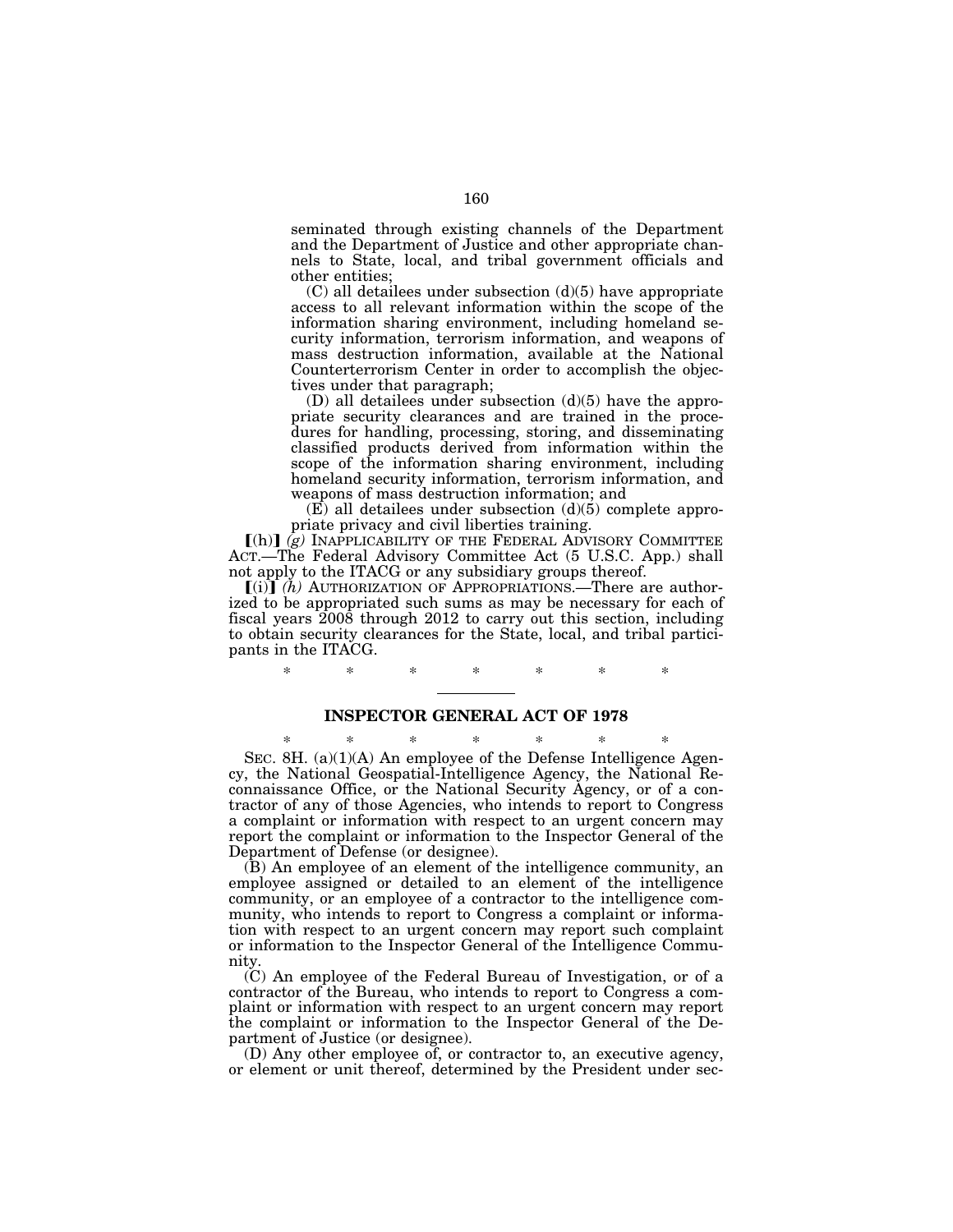seminated through existing channels of the Department and the Department of Justice and other appropriate channels to State, local, and tribal government officials and other entities;

(C) all detailees under subsection (d)(5) have appropriate access to all relevant information within the scope of the information sharing environment, including homeland security information, terrorism information, and weapons of mass destruction information, available at the National Counterterrorism Center in order to accomplish the objectives under that paragraph;

(D) all detailees under subsection (d)(5) have the appropriate security clearances and are trained in the procedures for handling, processing, storing, and disseminating classified products derived from information within the scope of the information sharing environment, including homeland security information, terrorism information, and weapons of mass destruction information; and

(E) all detailees under subsection (d)(5) complete appropriate privacy and civil liberties training.

【(h)】 *(g)* INAPPLICABILITY OF THE FEDERAL ADVISORY COMMITTEE ACT.—The Federal Advisory Committee Act (5 U.S.C. App.) shall not apply to the ITACG or any subsidiary groups thereof.

【(i)】 *(h)* AUTHORIZATION OF APPROPRIATIONS.—There are authorized to be appropriated such sums as may be necessary for each of fiscal years 2008 through 2012 to carry out this section, including to obtain security clearances for the State, local, and tribal participants in the ITACG.

\* \* \* \* \* \* \*

## INSPECTOR GENERAL ACT OF 1978

\* \* \* \* \* \* \*

SEC. 8H. (a)(1)(A) An employee of the Defense Intelligence Agency, the National Geospatial-Intelligence Agency, the National Reconnaissance Office, or the National Security Agency, or of a contractor of any of those Agencies, who intends to report to Congress a complaint or information with respect to an urgent concern may report the complaint or information to the Inspector General of the Department of Defense (or designee).

(B) An employee of an element of the intelligence community, an employee assigned or detailed to an element of the intelligence community, or an employee of a contractor to the intelligence community, who intends to report to Congress a complaint or information with respect to an urgent concern may report such complaint or information to the Inspector General of the Intelligence Community.

(C) An employee of the Federal Bureau of Investigation, or of a contractor of the Bureau, who intends to report to Congress a complaint or information with respect to an urgent concern may report the complaint or information to the Inspector General of the Department of Justice (or designee).

(D) Any other employee of, or contractor to, an executive agency, or element or unit thereof, determined by the President under sec-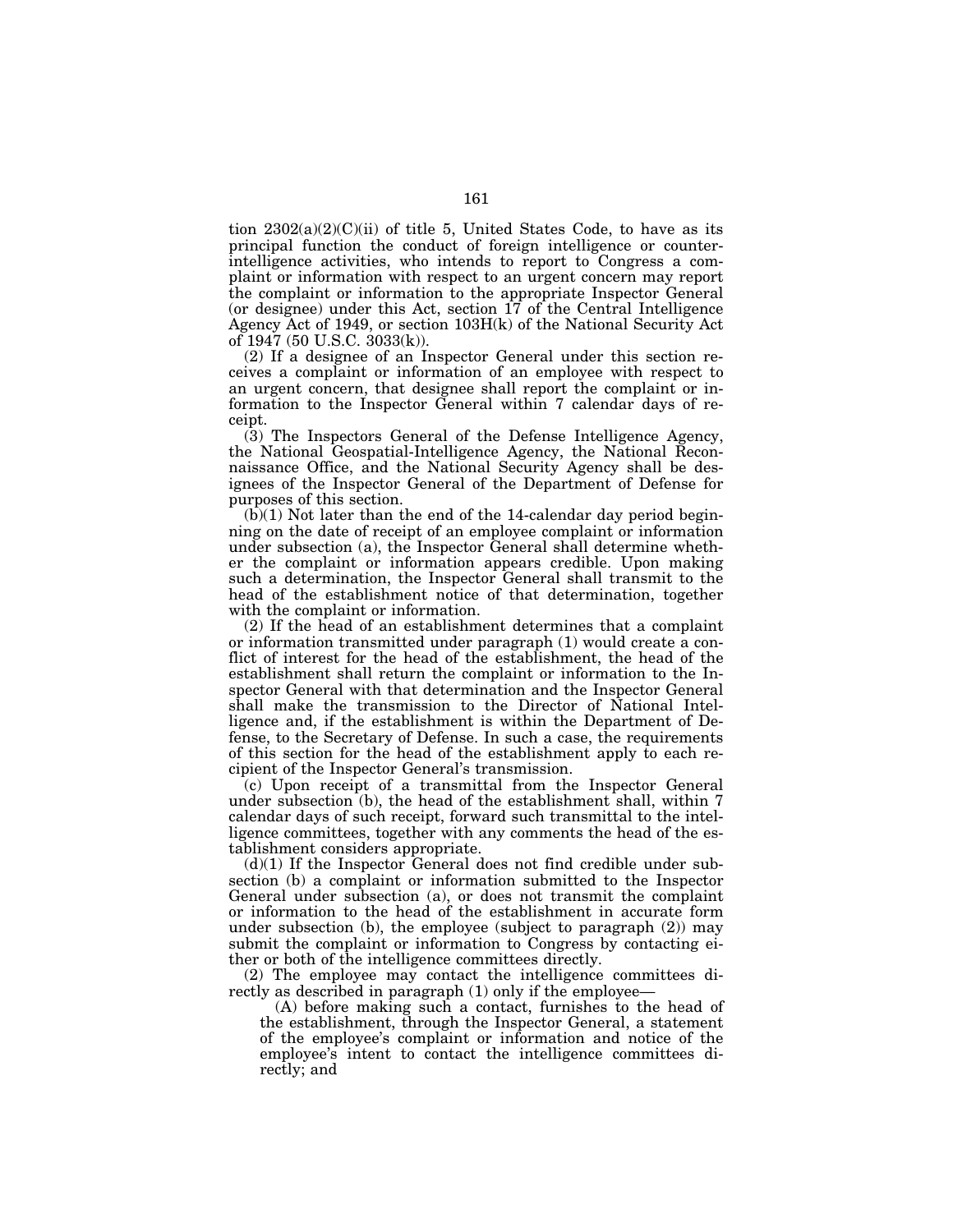tion 2302(a)(2)(C)(ii) of title 5, United States Code, to have as its principal function the conduct of foreign intelligence or counterintelligence activities, who intends to report to Congress a complaint or information with respect to an urgent concern may report the complaint or information to the appropriate Inspector General (or designee) under this Act, section 17 of the Central Intelligence Agency Act of 1949, or section 103H(k) of the National Security Act of 1947 (50 U.S.C. 3033(k)).

(2) If a designee of an Inspector General under this section receives a complaint or information of an employee with respect to an urgent concern, that designee shall report the complaint or information to the Inspector General within 7 calendar days of receipt.

(3) The Inspectors General of the Defense Intelligence Agency, the National Geospatial-Intelligence Agency, the National Reconnaissance Office, and the National Security Agency shall be designees of the Inspector General of the Department of Defense for purposes of this section.

(b)(1) Not later than the end of the 14-calendar day period beginning on the date of receipt of an employee complaint or information under subsection (a), the Inspector General shall determine whether the complaint or information appears credible. Upon making such a determination, the Inspector General shall transmit to the head of the establishment notice of that determination, together with the complaint or information.

(2) If the head of an establishment determines that a complaint or information transmitted under paragraph (1) would create a conflict of interest for the head of the establishment, the head of the establishment shall return the complaint or information to the Inspector General with that determination and the Inspector General shall make the transmission to the Director of National Intelligence and, if the establishment is within the Department of Defense, to the Secretary of Defense. In such a case, the requirements of this section for the head of the establishment apply to each recipient of the Inspector General's transmission.

(c) Upon receipt of a transmittal from the Inspector General under subsection (b), the head of the establishment shall, within 7 calendar days of such receipt, forward such transmittal to the intelligence committees, together with any comments the head of the establishment considers appropriate.

(d)(1) If the Inspector General does not find credible under subsection (b) a complaint or information submitted to the Inspector General under subsection (a), or does not transmit the complaint or information to the head of the establishment in accurate form under subsection (b), the employee (subject to paragraph (2)) may submit the complaint or information to Congress by contacting either or both of the intelligence committees directly.

(2) The employee may contact the intelligence committees directly as described in paragraph (1) only if the employee—

(A) before making such a contact, furnishes to the head of the establishment, through the Inspector General, a statement of the employee's complaint or information and notice of the employee's intent to contact the intelligence committees directly; and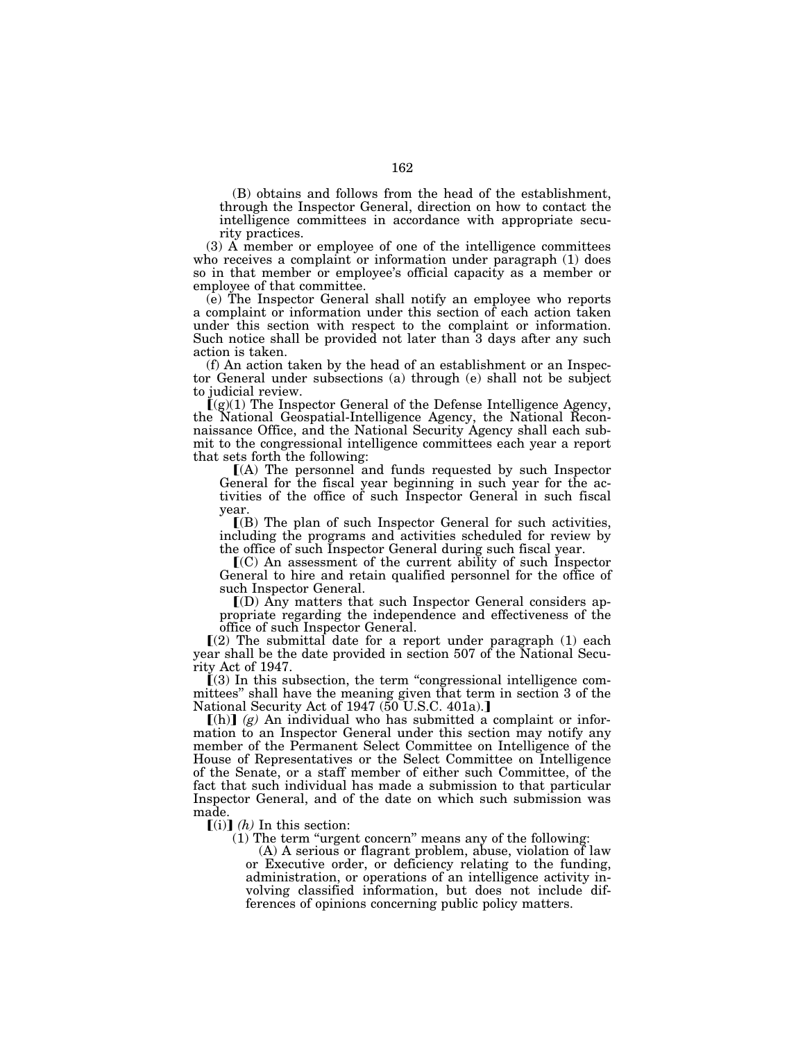(B) obtains and follows from the head of the establishment, through the Inspector General, direction on how to contact the intelligence committees in accordance with appropriate security practices.

(3) A member or employee of one of the intelligence committees who receives a complaint or information under paragraph (1) does so in that member or employee's official capacity as a member or employee of that committee.

(e) The Inspector General shall notify an employee who reports a complaint or information under this section of each action taken under this section with respect to the complaint or information. Such notice shall be provided not later than 3 days after any such action is taken.

(f) An action taken by the head of an establishment or an Inspector General under subsections (a) through (e) shall not be subject to judicial review.

【(g)(1) The Inspector General of the Defense Intelligence Agency, the National Geospatial-Intelligence Agency, the National Reconnaissance Office, and the National Security Agency shall each submit to the congressional intelligence committees each year a report that sets forth the following:

【(A) The personnel and funds requested by such Inspector General for the fiscal year beginning in such year for the activities of the office of such Inspector General in such fiscal year.

【(B) The plan of such Inspector General for such activities, including the programs and activities scheduled for review by the office of such Inspector General during such fiscal year.

【(C) An assessment of the current ability of such Inspector General to hire and retain qualified personnel for the office of such Inspector General.

【(D) Any matters that such Inspector General considers appropriate regarding the independence and effectiveness of the office of such Inspector General.

【(2) The submittal date for a report under paragraph (1) each year shall be the date provided in section 507 of the National Security Act of 1947.

【(3) In this subsection, the term "congressional intelligence committees" shall have the meaning given that term in section 3 of the National Security Act of 1947 (50 U.S.C. 401a).】

【(h)】 *(g)* An individual who has submitted a complaint or information to an Inspector General under this section may notify any member of the Permanent Select Committee on Intelligence of the House of Representatives or the Select Committee on Intelligence of the Senate, or a staff member of either such Committee, of the fact that such individual has made a submission to that particular Inspector General, and of the date on which such submission was made.

【(i)】 *(h)* In this section:

(1) The term "urgent concern" means any of the following:

(A) A serious or flagrant problem, abuse, violation of law or Executive order, or deficiency relating to the funding, administration, or operations of an intelligence activity involving classified information, but does not include differences of opinions concerning public policy matters.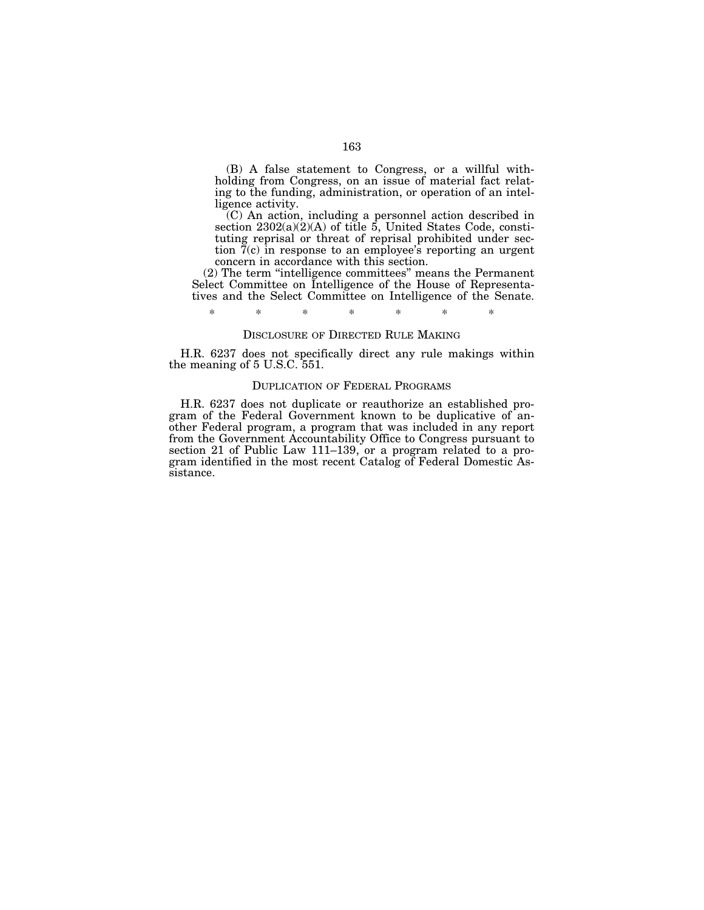(B) A false statement to Congress, or a willful withholding from Congress, on an issue of material fact relating to the funding, administration, or operation of an intelligence activity.

(C) An action, including a personnel action described in section 2302(a)(2)(A) of title 5, United States Code, constituting reprisal or threat of reprisal prohibited under section 7(c) in response to an employee's reporting an urgent concern in accordance with this section.

(2) The term "intelligence committees" means the Permanent Select Committee on Intelligence of the House of Representatives and the Select Committee on Intelligence of the Senate.

\* \* \* \* \* \* \*

## DISCLOSURE OF DIRECTED RULE MAKING

H.R. 6237 does not specifically direct any rule makings within the meaning of 5 U.S.C. 551.

## DUPLICATION OF FEDERAL PROGRAMS

H.R. 6237 does not duplicate or reauthorize an established program of the Federal Government known to be duplicative of another Federal program, a program that was included in any report from the Government Accountability Office to Congress pursuant to section 21 of Public Law 111–139, or a program related to a program identified in the most recent Catalog of Federal Domestic Assistance.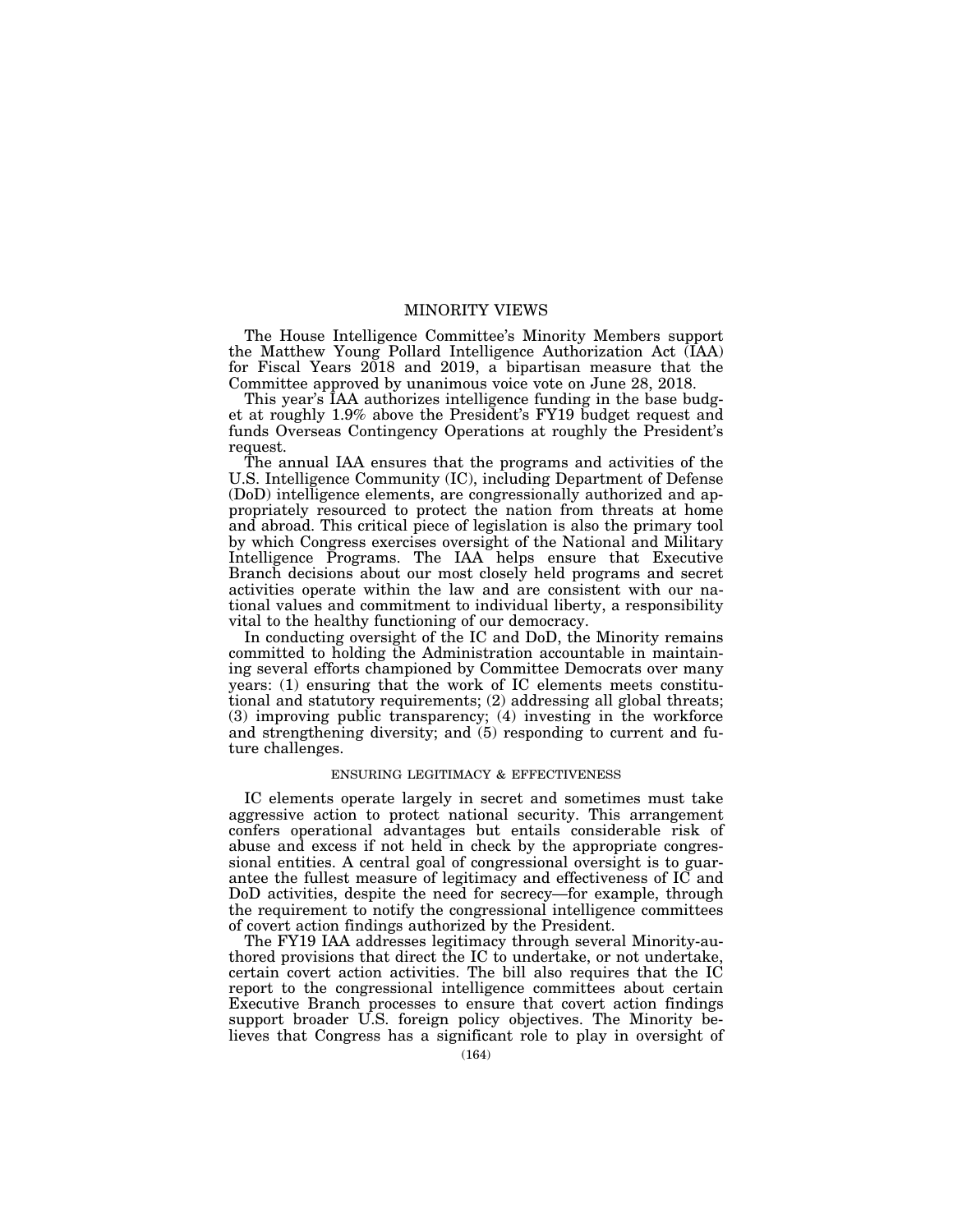# MINORITY VIEWS

The House Intelligence Committee's Minority Members support the Matthew Young Pollard Intelligence Authorization Act (IAA) for Fiscal Years 2018 and 2019, a bipartisan measure that the Committee approved by unanimous voice vote on June 28, 2018.

This year's IAA authorizes intelligence funding in the base budget at roughly 1.9% above the President's FY19 budget request and funds Overseas Contingency Operations at roughly the President's request.

The annual IAA ensures that the programs and activities of the U.S. Intelligence Community (IC), including Department of Defense (DoD) intelligence elements, are congressionally authorized and appropriately resourced to protect the nation from threats at home and abroad. This critical piece of legislation is also the primary tool by which Congress exercises oversight of the National and Military Intelligence Programs. The IAA helps ensure that Executive Branch decisions about our most closely held programs and secret activities operate within the law and are consistent with our national values and commitment to individual liberty, a responsibility vital to the healthy functioning of our democracy.

In conducting oversight of the IC and DoD, the Minority remains committed to holding the Administration accountable in maintaining several efforts championed by Committee Democrats over many years: (1) ensuring that the work of IC elements meets constitutional and statutory requirements; (2) addressing all global threats; (3) improving public transparency; (4) investing in the workforce and strengthening diversity; and (5) responding to current and future challenges.

## ENSURING LEGITIMACY & EFFECTIVENESS

IC elements operate largely in secret and sometimes must take aggressive action to protect national security. This arrangement confers operational advantages but entails considerable risk of abuse and excess if not held in check by the appropriate congressional entities. A central goal of congressional oversight is to guarantee the fullest measure of legitimacy and effectiveness of IC and DoD activities, despite the need for secrecy—for example, through the requirement to notify the congressional intelligence committees of covert action findings authorized by the President.

The FY19 IAA addresses legitimacy through several Minority-authored provisions that direct the IC to undertake, or not undertake, certain covert action activities. The bill also requires that the IC report to the congressional intelligence committees about certain Executive Branch processes to ensure that covert action findings support broader U.S. foreign policy objectives. The Minority believes that Congress has a significant role to play in oversight of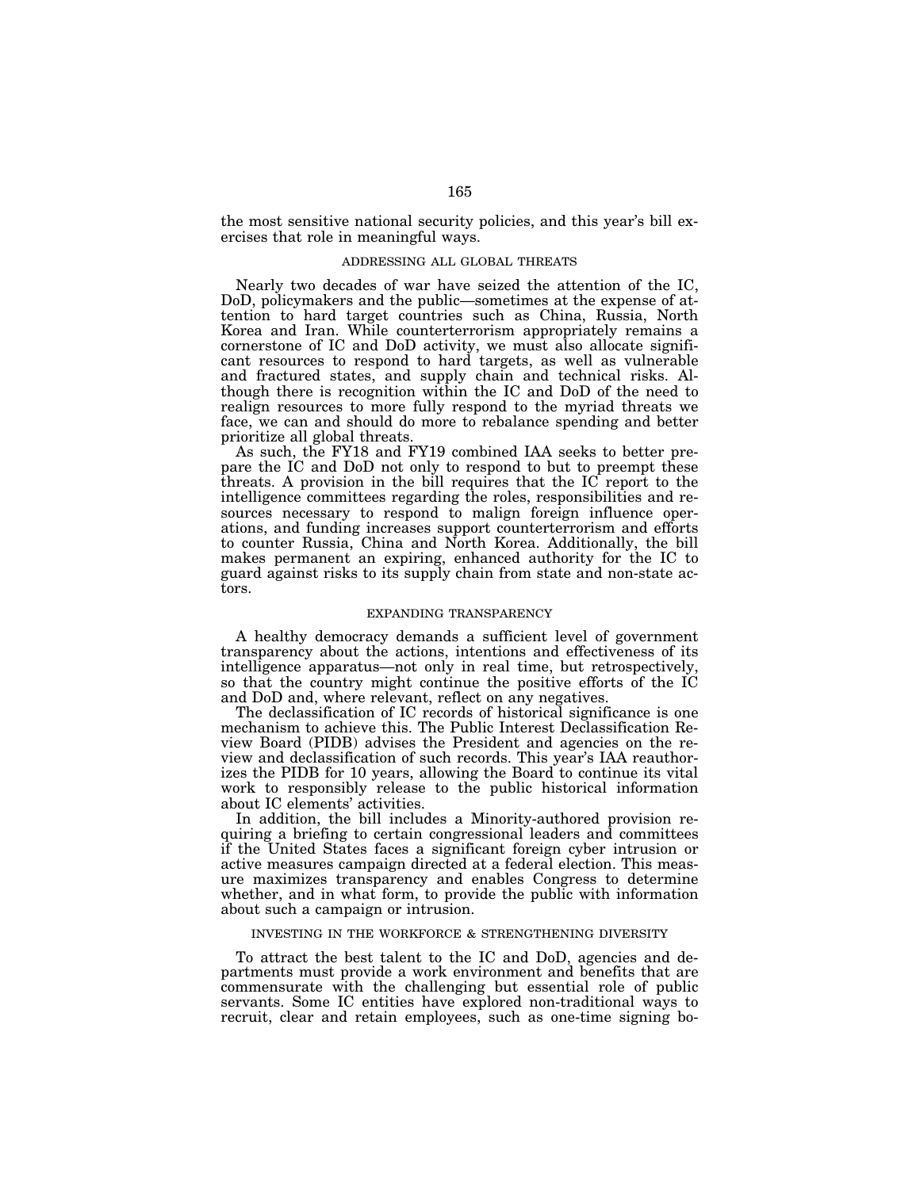the most sensitive national security policies, and this year's bill exercises that role in meaningful ways.

### ADDRESSING ALL GLOBAL THREATS

Nearly two decades of war have seized the attention of the IC, DoD, policymakers and the public—sometimes at the expense of attention to hard target countries such as China, Russia, North Korea and Iran. While counterterrorism appropriately remains a cornerstone of IC and DoD activity, we must also allocate significant resources to respond to hard targets, as well as vulnerable and fractured states, and supply chain and technical risks. Although there is recognition within the IC and DoD of the need to realign resources to more fully respond to the myriad threats we face, we can and should do more to rebalance spending and better prioritize all global threats.

As such, the FY18 and FY19 combined IAA seeks to better prepare the IC and DoD not only to respond to but to preempt these threats. A provision in the bill requires that the IC report to the intelligence committees regarding the roles, responsibilities and resources necessary to respond to malign foreign influence operations, and funding increases support counterterrorism and efforts to counter Russia, China and North Korea. Additionally, the bill makes permanent an expiring, enhanced authority for the IC to guard against risks to its supply chain from state and non-state actors.

### EXPANDING TRANSPARENCY

A healthy democracy demands a sufficient level of government transparency about the actions, intentions and effectiveness of its intelligence apparatus—not only in real time, but retrospectively, so that the country might continue the positive efforts of the IC and DoD and, where relevant, reflect on any negatives.

The declassification of IC records of historical significance is one mechanism to achieve this. The Public Interest Declassification Review Board (PIDB) advises the President and agencies on the review and declassification of such records. This year's IAA reauthorizes the PIDB for 10 years, allowing the Board to continue its vital work to responsibly release to the public historical information about IC elements' activities.

In addition, the bill includes a Minority-authored provision requiring a briefing to certain congressional leaders and committees if the United States faces a significant foreign cyber intrusion or active measures campaign directed at a federal election. This measure maximizes transparency and enables Congress to determine whether, and in what form, to provide the public with information about such a campaign or intrusion.

### INVESTING IN THE WORKFORCE & STRENGTHENING DIVERSITY

To attract the best talent to the IC and DoD, agencies and departments must provide a work environment and benefits that are commensurate with the challenging but essential role of public servants. Some IC entities have explored non-traditional ways to recruit, clear and retain employees, such as one-time signing bo-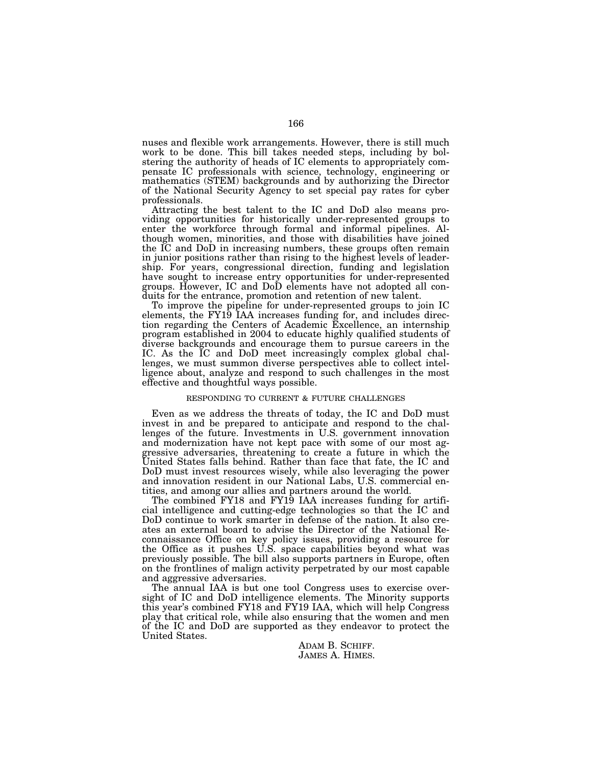nuses and flexible work arrangements. However, there is still much work to be done. This bill takes needed steps, including by bolstering the authority of heads of IC elements to appropriately compensate IC professionals with science, technology, engineering or mathematics (STEM) backgrounds and by authorizing the Director of the National Security Agency to set special pay rates for cyber professionals.

Attracting the best talent to the IC and DoD also means providing opportunities for historically under-represented groups to enter the workforce through formal and informal pipelines. Although women, minorities, and those with disabilities have joined the IC and DoD in increasing numbers, these groups often remain in junior positions rather than rising to the highest levels of leadership. For years, congressional direction, funding and legislation have sought to increase entry opportunities for under-represented groups. However, IC and DoD elements have not adopted all conduits for the entrance, promotion and retention of new talent.

To improve the pipeline for under-represented groups to join IC elements, the FY19 IAA increases funding for, and includes direction regarding the Centers of Academic Excellence, an internship program established in 2004 to educate highly qualified students of diverse backgrounds and encourage them to pursue careers in the IC. As the IC and DoD meet increasingly complex global challenges, we must summon diverse perspectives able to collect intelligence about, analyze and respond to such challenges in the most effective and thoughtful ways possible.

### RESPONDING TO CURRENT & FUTURE CHALLENGES

Even as we address the threats of today, the IC and DoD must invest in and be prepared to anticipate and respond to the challenges of the future. Investments in U.S. government innovation and modernization have not kept pace with some of our most aggressive adversaries, threatening to create a future in which the United States falls behind. Rather than face that fate, the IC and DoD must invest resources wisely, while also leveraging the power and innovation resident in our National Labs, U.S. commercial entities, and among our allies and partners around the world.

The combined FY18 and FY19 IAA increases funding for artificial intelligence and cutting-edge technologies so that the IC and DoD continue to work smarter in defense of the nation. It also creates an external board to advise the Director of the National Reconnaissance Office on key policy issues, providing a resource for the Office as it pushes U.S. space capabilities beyond what was previously possible. The bill also supports partners in Europe, often on the frontlines of malign activity perpetrated by our most capable and aggressive adversaries.

The annual IAA is but one tool Congress uses to exercise oversight of IC and DoD intelligence elements. The Minority supports this year's combined FY18 and FY19 IAA, which will help Congress play that critical role, while also ensuring that the women and men of the IC and DoD are supported as they endeavor to protect the United States.

ADAM B. SCHIFF.
JAMES A. HIMES.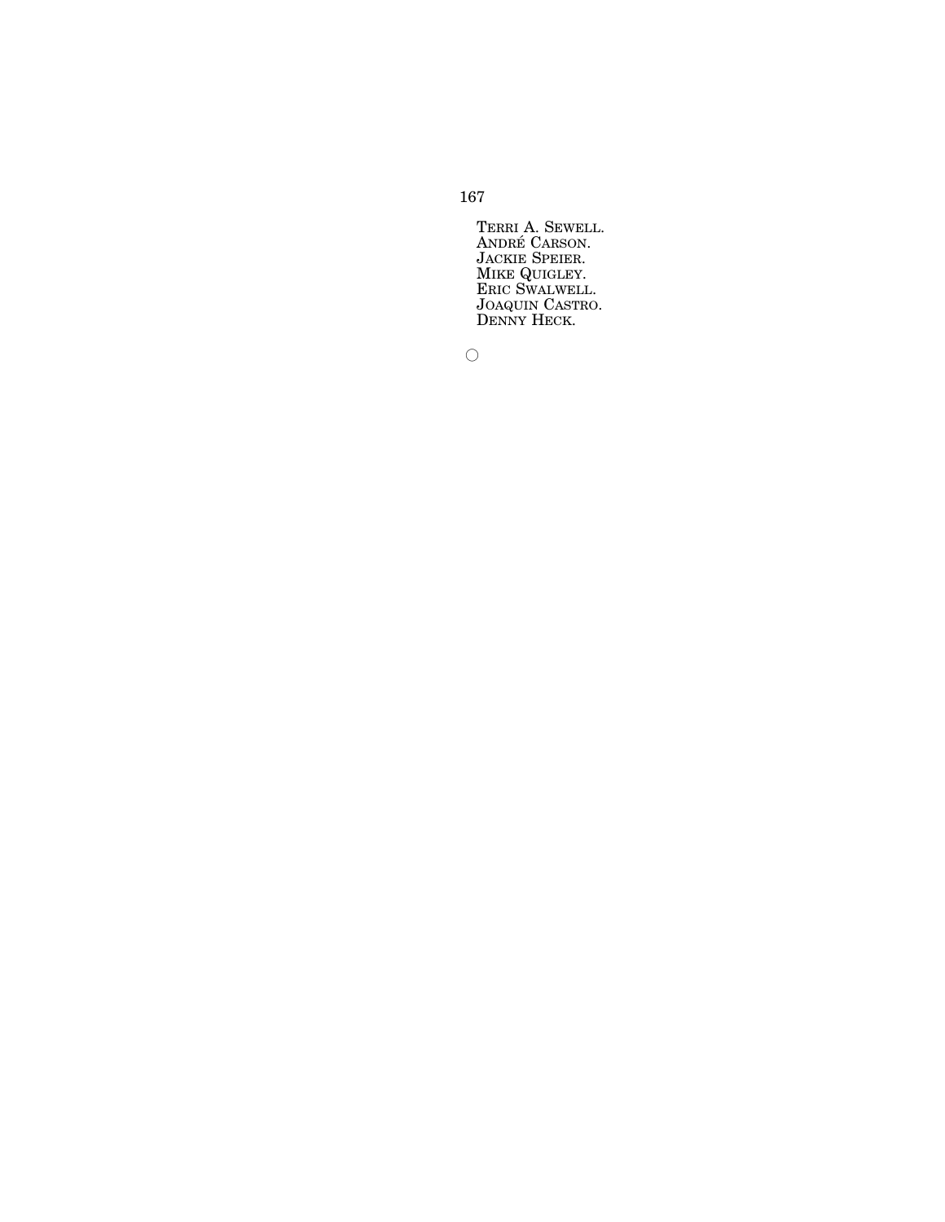TERRI A. SEWELL.
ANDRÉ CARSON.
JACKIE SPEIER.
MIKE QUIGLEY.
ERIC SWALWELL.
JOAQUIN CASTRO.
DENNY HECK.